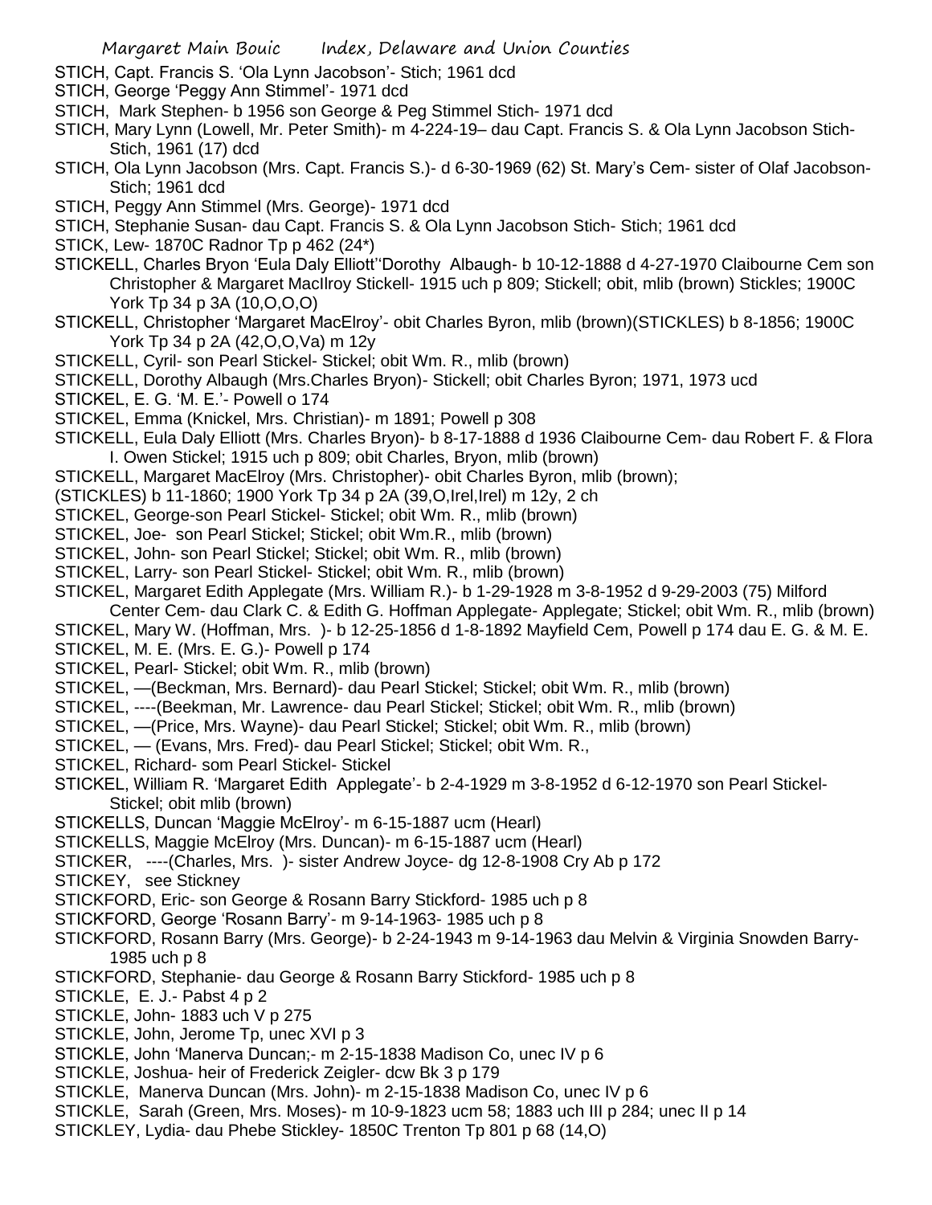STICH, Capt. Francis S. 'Ola Lynn Jacobson'- Stich; 1961 dcd

STICH, George 'Peggy Ann Stimmel'- 1971 dcd

STICH, Mark Stephen- b 1956 son George & Peg Stimmel Stich- 1971 dcd

STICH, Mary Lynn (Lowell, Mr. Peter Smith)- m 4-224-19– dau Capt. Francis S. & Ola Lynn Jacobson Stich- Stich, 1961 (17) dcd

STICH, Ola Lynn Jacobson (Mrs. Capt. Francis S.)- d 6-30-1969 (62) St. Mary's Cem- sister of Olaf Jacobson- Stich; 1961 dcd

STICH, Peggy Ann Stimmel (Mrs. George)- 1971 dcd

STICH, Stephanie Susan- dau Capt. Francis S. & Ola Lynn Jacobson Stich- Stich; 1961 dcd

STICK, Lew- 1870C Radnor Tp p 462 (24*)

STICKELL, Charles Bryon 'Eula Daly Elliott''Dorothy Albaugh- b 10-12-1888 d 4-27-1970 Claibourne Cem son Christopher & Margaret MacIlroy Stickell- 1915 uch p 809; Stickell; obit, mlib (brown) Stickles; 1900C York Tp 34 p 3A (10,O,O,O)

STICKELL, Christopher 'Margaret MacElroy'- obit Charles Byron, mlib (brown)(STICKLES) b 8-1856; 1900C York Tp 34 p 2A (42,O,O,Va) m 12y

STICKELL, Cyril- son Pearl Stickel- Stickel; obit Wm. R., mlib (brown)

STICKELL, Dorothy Albaugh (Mrs.Charles Bryon)- Stickell; obit Charles Byron; 1971, 1973 ucd

STICKEL, E. G. 'M. E.'- Powell o 174

STICKEL, Emma (Knickel, Mrs. Christian)- m 1891; Powell p 308

STICKELL, Eula Daly Elliott (Mrs. Charles Bryon)- b 8-17-1888 d 1936 Claibourne Cem- dau Robert F. & Flora I. Owen Stickel; 1915 uch p 809; obit Charles, Bryon, mlib (brown)

STICKELL, Margaret MacElroy (Mrs. Christopher)- obit Charles Byron, mlib (brown);

(STICKLES) b 11-1860; 1900 York Tp 34 p 2A (39,O,Irel,Irel) m 12y, 2 ch

STICKEL, George-son Pearl Stickel- Stickel; obit Wm. R., mlib (brown)

STICKEL, Joe- son Pearl Stickel; Stickel; obit Wm.R., mlib (brown)

STICKEL, John- son Pearl Stickel; Stickel; obit Wm. R., mlib (brown)

STICKEL, Larry- son Pearl Stickel- Stickel; obit Wm. R., mlib (brown)

STICKEL, Margaret Edith Applegate (Mrs. William R.)- b 1-29-1928 m 3-8-1952 d 9-29-2003 (75) Milford Center Cem- dau Clark C. & Edith G. Hoffman Applegate- Applegate; Stickel; obit Wm. R., mlib (brown)

STICKEL, Mary W. (Hoffman, Mrs. )- b 12-25-1856 d 1-8-1892 Mayfield Cem, Powell p 174 dau E. G. & M. E.

STICKEL, M. E. (Mrs. E. G.)- Powell p 174

STICKEL, Pearl- Stickel; obit Wm. R., mlib (brown)

STICKEL, —(Beckman, Mrs. Bernard)- dau Pearl Stickel; Stickel; obit Wm. R., mlib (brown)

STICKEL, ----(Beekman, Mr. Lawrence- dau Pearl Stickel; Stickel; obit Wm. R., mlib (brown)

STICKEL, —(Price, Mrs. Wayne)- dau Pearl Stickel; Stickel; obit Wm. R., mlib (brown)

STICKEL, — (Evans, Mrs. Fred)- dau Pearl Stickel; Stickel; obit Wm. R.,

STICKEL, Richard- som Pearl Stickel- Stickel

STICKEL, William R. 'Margaret Edith Applegate'- b 2-4-1929 m 3-8-1952 d 6-12-1970 son Pearl Stickel- Stickel; obit mlib (brown)

STICKELLS, Duncan 'Maggie McElroy'- m 6-15-1887 ucm (Hearl)

STICKELLS, Maggie McElroy (Mrs. Duncan)- m 6-15-1887 ucm (Hearl)

STICKER, ----(Charles, Mrs. )- sister Andrew Joyce- dg 12-8-1908 Cry Ab p 172

STICKEY, see Stickney

STICKFORD, Eric- son George & Rosann Barry Stickford- 1985 uch p 8

STICKFORD, George 'Rosann Barry'- m 9-14-1963- 1985 uch p 8

STICKFORD, Rosann Barry (Mrs. George)- b 2-24-1943 m 9-14-1963 dau Melvin & Virginia Snowden Barry- 1985 uch p 8

STICKFORD, Stephanie- dau George & Rosann Barry Stickford- 1985 uch p 8

STICKLE, E. J.- Pabst 4 p 2

STICKLE, John- 1883 uch V p 275

STICKLE, John, Jerome Tp, unec XVI p 3

STICKLE, John 'Manerva Duncan;- m 2-15-1838 Madison Co, unec IV p 6

STICKLE, Joshua- heir of Frederick Zeigler- dcw Bk 3 p 179

STICKLE, Manerva Duncan (Mrs. John)- m 2-15-1838 Madison Co, unec IV p 6

STICKLE, Sarah (Green, Mrs. Moses)- m 10-9-1823 ucm 58; 1883 uch III p 284; unec II p 14

STICKLEY, Lydia- dau Phebe Stickley- 1850C Trenton Tp 801 p 68 (14,O)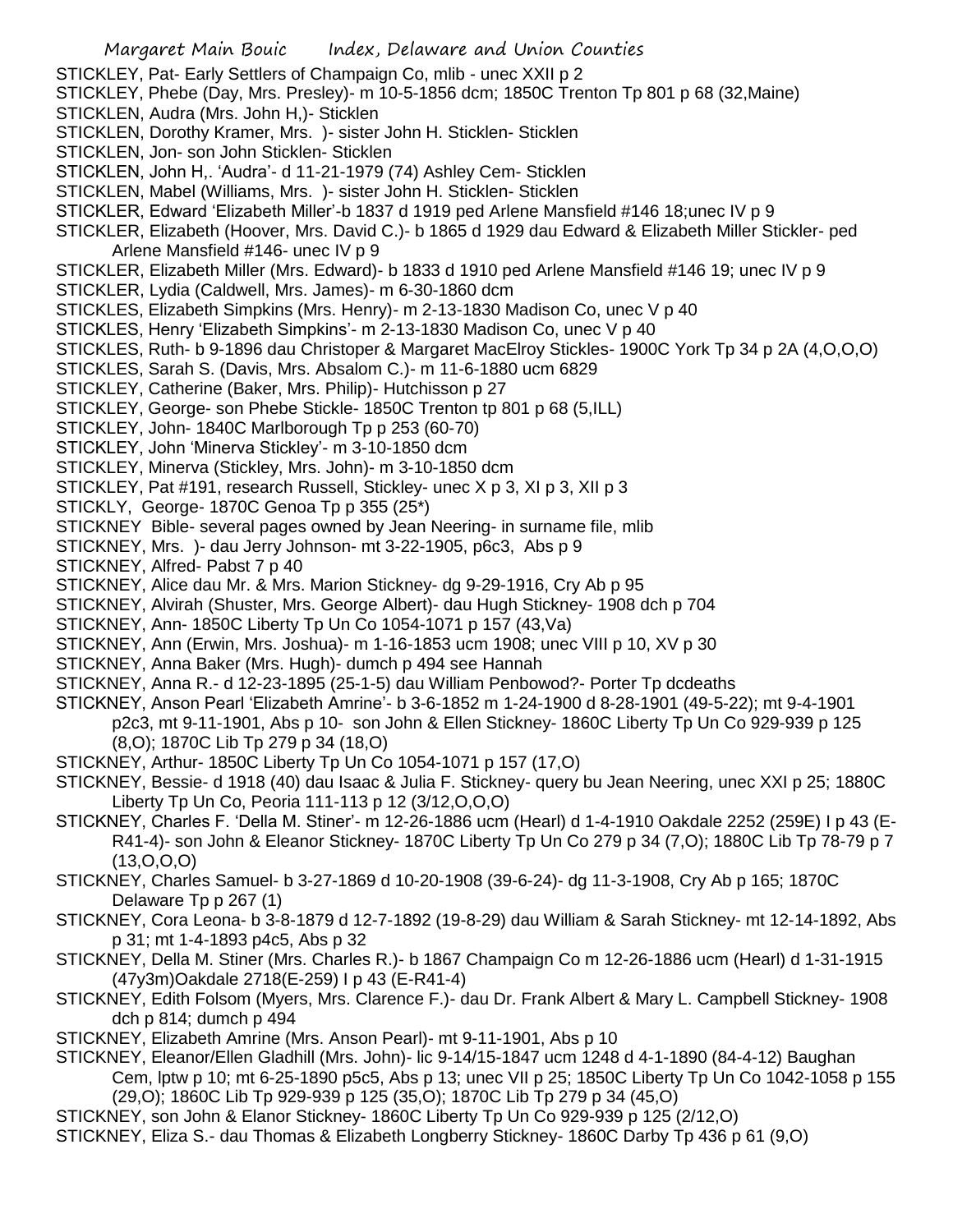STICKLEY, Pat- Early Settlers of Champaign Co, mlib - unec XXII p 2

STICKLEY, Phebe (Day, Mrs. Presley)- m 10-5-1856 dcm; 1850C Trenton Tp 801 p 68 (32,Maine)

STICKLEN, Audra (Mrs. John H,)- Sticklen

STICKLEN, Dorothy Kramer, Mrs. )- sister John H. Sticklen- Sticklen

STICKLEN, Jon- son John Sticklen- Sticklen

STICKLEN, John H,. 'Audra'- d 11-21-1979 (74) Ashley Cem- Sticklen

STICKLEN, Mabel (Williams, Mrs. )- sister John H. Sticklen- Sticklen

STICKLER, Edward 'Elizabeth Miller'-b 1837 d 1919 ped Arlene Mansfield #146 18;unec IV p 9

STICKLER, Elizabeth (Hoover, Mrs. David C.)- b 1865 d 1929 dau Edward & Elizabeth Miller Stickler- ped Arlene Mansfield #146- unec IV p 9

STICKLER, Elizabeth Miller (Mrs. Edward)- b 1833 d 1910 ped Arlene Mansfield #146 19; unec IV p 9

STICKLER, Lydia (Caldwell, Mrs. James)- m 6-30-1860 dcm

STICKLES, Elizabeth Simpkins (Mrs. Henry)- m 2-13-1830 Madison Co, unec V p 40

STICKLES, Henry 'Elizabeth Simpkins'- m 2-13-1830 Madison Co, unec V p 40

STICKLES, Ruth- b 9-1896 dau Christoper & Margaret MacElroy Stickles- 1900C York Tp 34 p 2A (4,O,O,O)

STICKLES, Sarah S. (Davis, Mrs. Absalom C.)- m 11-6-1880 ucm 6829

STICKLEY, Catherine (Baker, Mrs. Philip)- Hutchisson p 27

STICKLEY, George- son Phebe Stickle- 1850C Trenton tp 801 p 68 (5,ILL)

STICKLEY, John- 1840C Marlborough Tp p 253 (60-70)

STICKLEY, John 'Minerva Stickley'- m 3-10-1850 dcm

STICKLEY, Minerva (Stickley, Mrs. John)- m 3-10-1850 dcm

STICKLEY, Pat #191, research Russell, Stickley- unec X p 3, XI p 3, XII p 3

STICKLY, George- 1870C Genoa Tp p 355 (25*)

STICKNEY Bible- several pages owned by Jean Neering- in surname file, mlib

STICKNEY, Mrs. )- dau Jerry Johnson- mt 3-22-1905, p6c3, Abs p 9

STICKNEY, Alfred- Pabst 7 p 40

STICKNEY, Alice dau Mr. & Mrs. Marion Stickney- dg 9-29-1916, Cry Ab p 95

STICKNEY, Alvirah (Shuster, Mrs. George Albert)- dau Hugh Stickney- 1908 dch p 704

STICKNEY, Ann- 1850C Liberty Tp Un Co 1054-1071 p 157 (43,Va)

STICKNEY, Ann (Erwin, Mrs. Joshua)- m 1-16-1853 ucm 1908; unec VIII p 10, XV p 30

STICKNEY, Anna Baker (Mrs. Hugh)- dumch p 494 see Hannah

STICKNEY, Anna R.- d 12-23-1895 (25-1-5) dau William Penbowod?- Porter Tp dcdeaths

STICKNEY, Anson Pearl 'Elizabeth Amrine'- b 3-6-1852 m 1-24-1900 d 8-28-1901 (49-5-22); mt 9-4-1901 p2c3, mt 9-11-1901, Abs p 10- son John & Ellen Stickney- 1860C Liberty Tp Un Co 929-939 p 125 (8,O); 1870C Lib Tp 279 p 34 (18,O)

STICKNEY, Arthur- 1850C Liberty Tp Un Co 1054-1071 p 157 (17,O)

STICKNEY, Bessie- d 1918 (40) dau Isaac & Julia F. Stickney- query bu Jean Neering, unec XXI p 25; 1880C Liberty Tp Un Co, Peoria 111-113 p 12 (3/12,O,O,O)

STICKNEY, Charles F. 'Della M. Stiner'- m 12-26-1886 ucm (Hearl) d 1-4-1910 Oakdale 2252 (259E) I p 43 (E-R41-4)- son John & Eleanor Stickney- 1870C Liberty Tp Un Co 279 p 34 (7,O); 1880C Lib Tp 78-79 p 7 (13,O,O,O)

STICKNEY, Charles Samuel- b 3-27-1869 d 10-20-1908 (39-6-24)- dg 11-3-1908, Cry Ab p 165; 1870C Delaware Tp p 267 (1)

STICKNEY, Cora Leona- b 3-8-1879 d 12-7-1892 (19-8-29) dau William & Sarah Stickney- mt 12-14-1892, Abs p 31; mt 1-4-1893 p4c5, Abs p 32

STICKNEY, Della M. Stiner (Mrs. Charles R.)- b 1867 Champaign Co m 12-26-1886 ucm (Hearl) d 1-31-1915 (47y3m)Oakdale 2718(E-259) I p 43 (E-R41-4)

STICKNEY, Edith Folsom (Myers, Mrs. Clarence F.)- dau Dr. Frank Albert & Mary L. Campbell Stickney- 1908 dch p 814; dumch p 494

STICKNEY, Elizabeth Amrine (Mrs. Anson Pearl)- mt 9-11-1901, Abs p 10

STICKNEY, Eleanor/Ellen Gladhill (Mrs. John)- lic 9-14/15-1847 ucm 1248 d 4-1-1890 (84-4-12) Baughan Cem, lptw p 10; mt 6-25-1890 p5c5, Abs p 13; unec VII p 25; 1850C Liberty Tp Un Co 1042-1058 p 155 (29,O); 1860C Lib Tp 929-939 p 125 (35,O); 1870C Lib Tp 279 p 34 (45,O)

STICKNEY, son John & Elanor Stickney- 1860C Liberty Tp Un Co 929-939 p 125 (2/12,O)

STICKNEY, Eliza S.- dau Thomas & Elizabeth Longberry Stickney- 1860C Darby Tp 436 p 61 (9,O)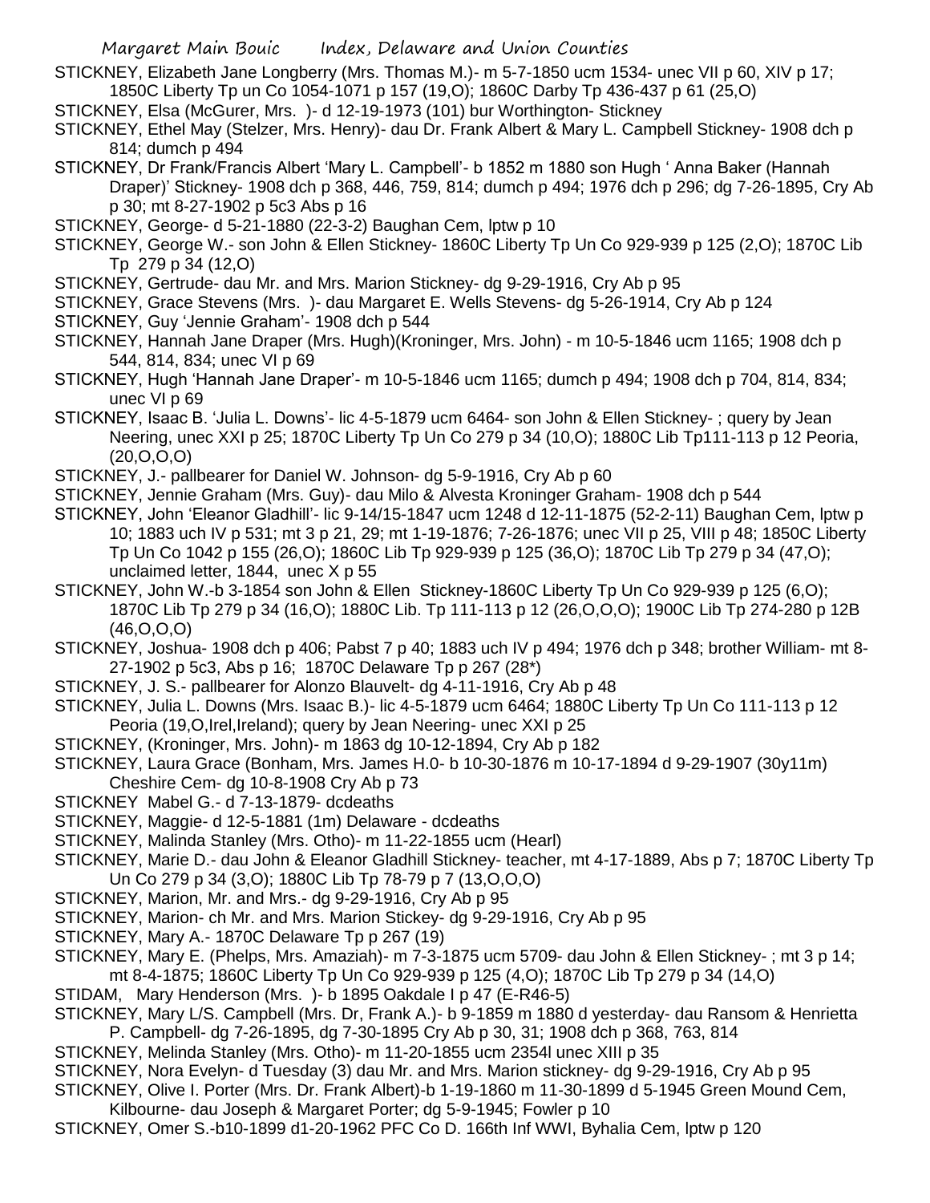STICKNEY, Elizabeth Jane Longberry (Mrs. Thomas M.)- m 5-7-1850 ucm 1534- unec VII p 60, XIV p 17; 1850C Liberty Tp un Co 1054-1071 p 157 (19,O); 1860C Darby Tp 436-437 p 61 (25,O)

STICKNEY, Elsa (McGurer, Mrs. )- d 12-19-1973 (101) bur Worthington- Stickney

STICKNEY, Ethel May (Stelzer, Mrs. Henry)- dau Dr. Frank Albert & Mary L. Campbell Stickney- 1908 dch p 814; dumch p 494

STICKNEY, Dr Frank/Francis Albert 'Mary L. Campbell'- b 1852 m 1880 son Hugh ' Anna Baker (Hannah Draper)' Stickney- 1908 dch p 368, 446, 759, 814; dumch p 494; 1976 dch p 296; dg 7-26-1895, Cry Ab p 30; mt 8-27-1902 p 5c3 Abs p 16

STICKNEY, George- d 5-21-1880 (22-3-2) Baughan Cem, lptw p 10

STICKNEY, George W.- son John & Ellen Stickney- 1860C Liberty Tp Un Co 929-939 p 125 (2,O); 1870C Lib Tp 279 p 34 (12,O)

STICKNEY, Gertrude- dau Mr. and Mrs. Marion Stickney- dg 9-29-1916, Cry Ab p 95

STICKNEY, Grace Stevens (Mrs. )- dau Margaret E. Wells Stevens- dg 5-26-1914, Cry Ab p 124

STICKNEY, Guy 'Jennie Graham'- 1908 dch p 544

STICKNEY, Hannah Jane Draper (Mrs. Hugh)(Kroninger, Mrs. John) - m 10-5-1846 ucm 1165; 1908 dch p 544, 814, 834; unec VI p 69

STICKNEY, Hugh 'Hannah Jane Draper'- m 10-5-1846 ucm 1165; dumch p 494; 1908 dch p 704, 814, 834; unec VI p 69

STICKNEY, Isaac B. 'Julia L. Downs'- lic 4-5-1879 ucm 6464- son John & Ellen Stickney- ; query by Jean Neering, unec XXI p 25; 1870C Liberty Tp Un Co 279 p 34 (10,O); 1880C Lib Tp111-113 p 12 Peoria, (20,O,O,O)

STICKNEY, J.- pallbearer for Daniel W. Johnson- dg 5-9-1916, Cry Ab p 60

STICKNEY, Jennie Graham (Mrs. Guy)- dau Milo & Alvesta Kroninger Graham- 1908 dch p 544

STICKNEY, John 'Eleanor Gladhill'- lic 9-14/15-1847 ucm 1248 d 12-11-1875 (52-2-11) Baughan Cem, lptw p 10; 1883 uch IV p 531; mt 3 p 21, 29; mt 1-19-1876; 7-26-1876; unec VII p 25, VIII p 48; 1850C Liberty Tp Un Co 1042 p 155 (26,O); 1860C Lib Tp 929-939 p 125 (36,O); 1870C Lib Tp 279 p 34 (47,O); unclaimed letter, 1844, unec X p 55

STICKNEY, John W.-b 3-1854 son John & Ellen Stickney-1860C Liberty Tp Un Co 929-939 p 125 (6,O); 1870C Lib Tp 279 p 34 (16,O); 1880C Lib. Tp 111-113 p 12 (26,O,O,O); 1900C Lib Tp 274-280 p 12B (46,O,O,O)

STICKNEY, Joshua- 1908 dch p 406; Pabst 7 p 40; 1883 uch IV p 494; 1976 dch p 348; brother William- mt 8-27-1902 p 5c3, Abs p 16; 1870C Delaware Tp p 267 (28*)

STICKNEY, J. S.- pallbearer for Alonzo Blauvelt- dg 4-11-1916, Cry Ab p 48

STICKNEY, Julia L. Downs (Mrs. Isaac B.)- lic 4-5-1879 ucm 6464; 1880C Liberty Tp Un Co 111-113 p 12 Peoria (19,O,Irel,Ireland); query by Jean Neering- unec XXI p 25

STICKNEY, (Kroninger, Mrs. John)- m 1863 dg 10-12-1894, Cry Ab p 182

STICKNEY, Laura Grace (Bonham, Mrs. James H.0- b 10-30-1876 m 10-17-1894 d 9-29-1907 (30y11m) Cheshire Cem- dg 10-8-1908 Cry Ab p 73

STICKNEY Mabel G.- d 7-13-1879- dcdeaths

STICKNEY, Maggie- d 12-5-1881 (1m) Delaware - dcdeaths

STICKNEY, Malinda Stanley (Mrs. Otho)- m 11-22-1855 ucm (Hearl)

STICKNEY, Marie D.- dau John & Eleanor Gladhill Stickney- teacher, mt 4-17-1889, Abs p 7; 1870C Liberty Tp Un Co 279 p 34 (3,O); 1880C Lib Tp 78-79 p 7 (13,O,O,O)

STICKNEY, Marion, Mr. and Mrs.- dg 9-29-1916, Cry Ab p 95

STICKNEY, Marion- ch Mr. and Mrs. Marion Stickey- dg 9-29-1916, Cry Ab p 95

STICKNEY, Mary A.- 1870C Delaware Tp p 267 (19)

STICKNEY, Mary E. (Phelps, Mrs. Amaziah)- m 7-3-1875 ucm 5709- dau John & Ellen Stickney- ; mt 3 p 14; mt 8-4-1875; 1860C Liberty Tp Un Co 929-939 p 125 (4,O); 1870C Lib Tp 279 p 34 (14,O)

STIDAM, Mary Henderson (Mrs. )- b 1895 Oakdale I p 47 (E-R46-5)

STICKNEY, Mary L/S. Campbell (Mrs. Dr, Frank A.)- b 9-1859 m 1880 d yesterday- dau Ransom & Henrietta P. Campbell- dg 7-26-1895, dg 7-30-1895 Cry Ab p 30, 31; 1908 dch p 368, 763, 814

STICKNEY, Melinda Stanley (Mrs. Otho)- m 11-20-1855 ucm 2354l unec XIII p 35

STICKNEY, Nora Evelyn- d Tuesday (3) dau Mr. and Mrs. Marion stickney- dg 9-29-1916, Cry Ab p 95

STICKNEY, Olive I. Porter (Mrs. Dr. Frank Albert)-b 1-19-1860 m 11-30-1899 d 5-1945 Green Mound Cem, Kilbourne- dau Joseph & Margaret Porter; dg 5-9-1945; Fowler p 10

STICKNEY, Omer S.-b10-1899 d1-20-1962 PFC Co D. 166th Inf WWI, Byhalia Cem, lptw p 120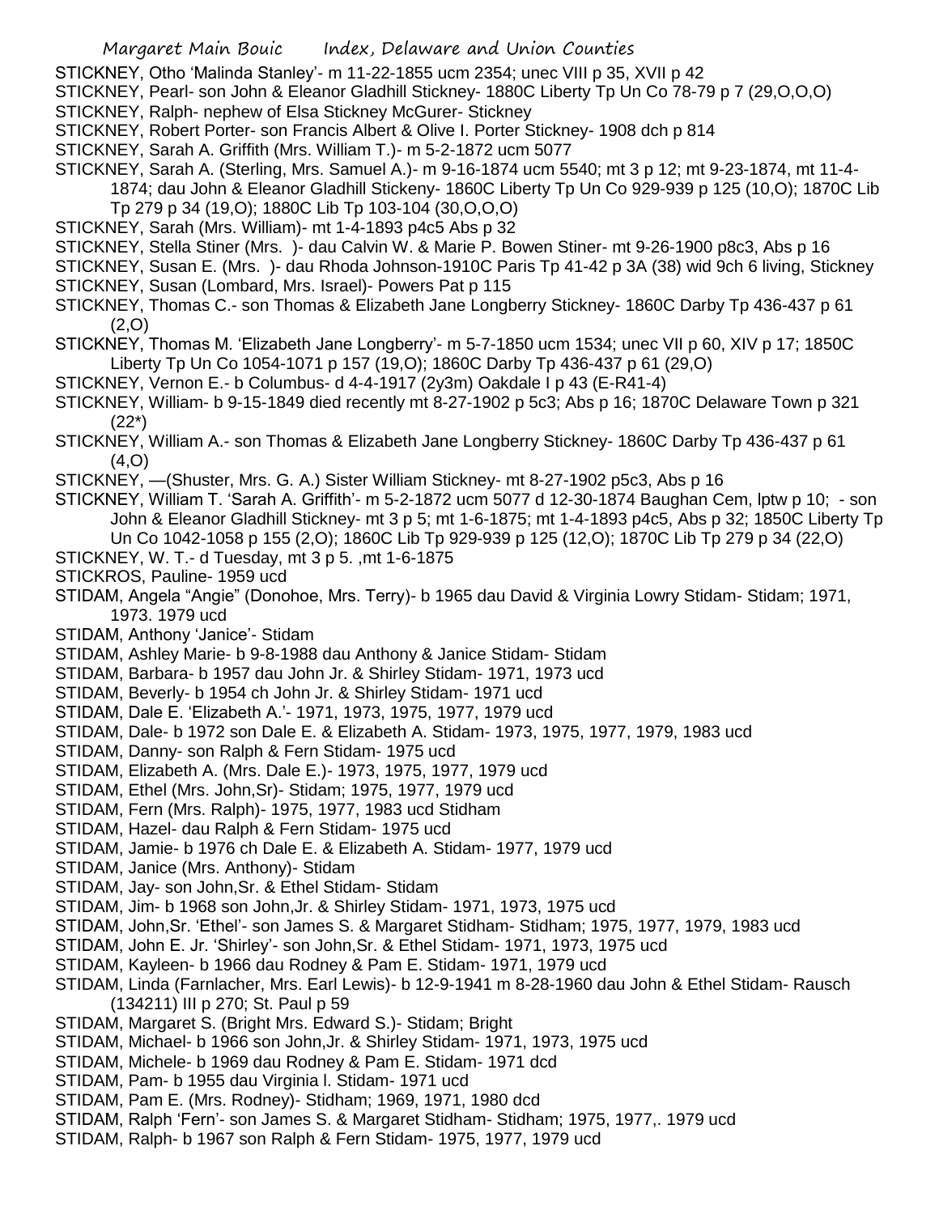STICKNEY, Otho 'Malinda Stanley'- m 11-22-1855 ucm 2354; unec VIII p 35, XVII p 42

STICKNEY, Pearl- son John & Eleanor Gladhill Stickney- 1880C Liberty Tp Un Co 78-79 p 7 (29,O,O,O)

STICKNEY, Ralph- nephew of Elsa Stickney McGurer- Stickney

STICKNEY, Robert Porter- son Francis Albert & Olive I. Porter Stickney- 1908 dch p 814

STICKNEY, Sarah A. Griffith (Mrs. William T.)- m 5-2-1872 ucm 5077

STICKNEY, Sarah A. (Sterling, Mrs. Samuel A.)- m 9-16-1874 ucm 5540; mt 3 p 12; mt 9-23-1874, mt 11-4-1874; dau John & Eleanor Gladhill Stickeny- 1860C Liberty Tp Un Co 929-939 p 125 (10,O); 1870C Lib Tp 279 p 34 (19,O); 1880C Lib Tp 103-104 (30,O,O,O)

STICKNEY, Sarah (Mrs. William)- mt 1-4-1893 p4c5 Abs p 32

STICKNEY, Stella Stiner (Mrs. )- dau Calvin W. & Marie P. Bowen Stiner- mt 9-26-1900 p8c3, Abs p 16

STICKNEY, Susan E. (Mrs. )- dau Rhoda Johnson-1910C Paris Tp 41-42 p 3A (38) wid 9ch 6 living, Stickney

STICKNEY, Susan (Lombard, Mrs. Israel)- Powers Pat p 115

STICKNEY, Thomas C.- son Thomas & Elizabeth Jane Longberry Stickney- 1860C Darby Tp 436-437 p 61 (2,O)

STICKNEY, Thomas M. 'Elizabeth Jane Longberry'- m 5-7-1850 ucm 1534; unec VII p 60, XIV p 17; 1850C Liberty Tp Un Co 1054-1071 p 157 (19,O); 1860C Darby Tp 436-437 p 61 (29,O)

STICKNEY, Vernon E.- b Columbus- d 4-4-1917 (2y3m) Oakdale I p 43 (E-R41-4)

STICKNEY, William- b 9-15-1849 died recently mt 8-27-1902 p 5c3; Abs p 16; 1870C Delaware Town p 321 (22*)

STICKNEY, William A.- son Thomas & Elizabeth Jane Longberry Stickney- 1860C Darby Tp 436-437 p 61 (4,O)

STICKNEY, —(Shuster, Mrs. G. A.) Sister William Stickney- mt 8-27-1902 p5c3, Abs p 16

STICKNEY, William T. 'Sarah A. Griffith'- m 5-2-1872 ucm 5077 d 12-30-1874 Baughan Cem, lptw p 10; - son John & Eleanor Gladhill Stickney- mt 3 p 5; mt 1-6-1875; mt 1-4-1893 p4c5, Abs p 32; 1850C Liberty Tp Un Co 1042-1058 p 155 (2,O); 1860C Lib Tp 929-939 p 125 (12,O); 1870C Lib Tp 279 p 34 (22,O)

STICKNEY, W. T.- d Tuesday, mt 3 p 5. ,mt 1-6-1875

STICKROS, Pauline- 1959 ucd

STIDAM, Angela "Angie" (Donohoe, Mrs. Terry)- b 1965 dau David & Virginia Lowry Stidam- Stidam; 1971, 1973. 1979 ucd

STIDAM, Anthony 'Janice'- Stidam

STIDAM, Ashley Marie- b 9-8-1988 dau Anthony & Janice Stidam- Stidam

STIDAM, Barbara- b 1957 dau John Jr. & Shirley Stidam- 1971, 1973 ucd

STIDAM, Beverly- b 1954 ch John Jr. & Shirley Stidam- 1971 ucd

STIDAM, Dale E. 'Elizabeth A.'- 1971, 1973, 1975, 1977, 1979 ucd

STIDAM, Dale- b 1972 son Dale E. & Elizabeth A. Stidam- 1973, 1975, 1977, 1979, 1983 ucd

STIDAM, Danny- son Ralph & Fern Stidam- 1975 ucd

STIDAM, Elizabeth A. (Mrs. Dale E.)- 1973, 1975, 1977, 1979 ucd

STIDAM, Ethel (Mrs. John,Sr)- Stidam; 1975, 1977, 1979 ucd

STIDAM, Fern (Mrs. Ralph)- 1975, 1977, 1983 ucd Stidham

STIDAM, Hazel- dau Ralph & Fern Stidam- 1975 ucd

STIDAM, Jamie- b 1976 ch Dale E. & Elizabeth A. Stidam- 1977, 1979 ucd

STIDAM, Janice (Mrs. Anthony)- Stidam

STIDAM, Jay- son John,Sr. & Ethel Stidam- Stidam

STIDAM, Jim- b 1968 son John,Jr. & Shirley Stidam- 1971, 1973, 1975 ucd

STIDAM, John,Sr. 'Ethel'- son James S. & Margaret Stidham- Stidham; 1975, 1977, 1979, 1983 ucd

STIDAM, John E. Jr. 'Shirley'- son John,Sr. & Ethel Stidam- 1971, 1973, 1975 ucd

STIDAM, Kayleen- b 1966 dau Rodney & Pam E. Stidam- 1971, 1979 ucd

STIDAM, Linda (Farnlacher, Mrs. Earl Lewis)- b 12-9-1941 m 8-28-1960 dau John & Ethel Stidam- Rausch (134211) III p 270; St. Paul p 59

STIDAM, Margaret S. (Bright Mrs. Edward S.)- Stidam; Bright

STIDAM, Michael- b 1966 son John,Jr. & Shirley Stidam- 1971, 1973, 1975 ucd

STIDAM, Michele- b 1969 dau Rodney & Pam E. Stidam- 1971 dcd

STIDAM, Pam- b 1955 dau Virginia l. Stidam- 1971 ucd

STIDAM, Pam E. (Mrs. Rodney)- Stidham; 1969, 1971, 1980 dcd

STIDAM, Ralph 'Fern'- son James S. & Margaret Stidham- Stidham; 1975, 1977,. 1979 ucd

STIDAM, Ralph- b 1967 son Ralph & Fern Stidam- 1975, 1977, 1979 ucd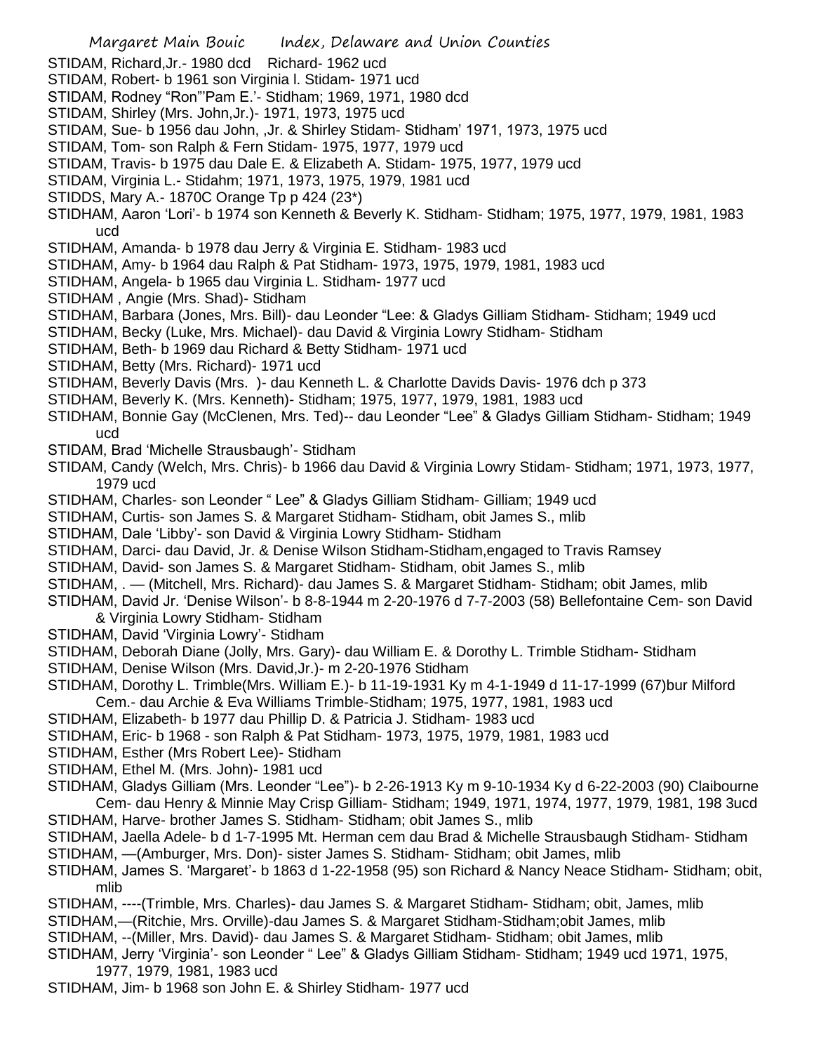STIDAM, Richard,Jr.- 1980 dcd Richard- 1962 ucd
STIDAM, Robert- b 1961 son Virginia l. Stidam- 1971 ucd
STIDAM, Rodney "Ron"'Pam E.'- Stidham; 1969, 1971, 1980 dcd
STIDAM, Shirley (Mrs. John,Jr.)- 1971, 1973, 1975 ucd
STIDAM, Sue- b 1956 dau John, ,Jr. & Shirley Stidam- Stidham' 1971, 1973, 1975 ucd
STIDAM, Tom- son Ralph & Fern Stidam- 1975, 1977, 1979 ucd
STIDAM, Travis- b 1975 dau Dale E. & Elizabeth A. Stidam- 1975, 1977, 1979 ucd
STIDAM, Virginia L.- Stidahm; 1971, 1973, 1975, 1979, 1981 ucd
STIDDS, Mary A.- 1870C Orange Tp p 424 (23*)
STIDHAM, Aaron 'Lori'- b 1974 son Kenneth & Beverly K. Stidham- Stidham; 1975, 1977, 1979, 1981, 1983 ucd
STIDHAM, Amanda- b 1978 dau Jerry & Virginia E. Stidham- 1983 ucd
STIDHAM, Amy- b 1964 dau Ralph & Pat Stidham- 1973, 1975, 1979, 1981, 1983 ucd
STIDHAM, Angela- b 1965 dau Virginia L. Stidham- 1977 ucd
STIDHAM , Angie (Mrs. Shad)- Stidham
STIDHAM, Barbara (Jones, Mrs. Bill)- dau Leonder "Lee: & Gladys Gilliam Stidham- Stidham; 1949 ucd
STIDHAM, Becky (Luke, Mrs. Michael)- dau David & Virginia Lowry Stidham- Stidham
STIDHAM, Beth- b 1969 dau Richard & Betty Stidham- 1971 ucd
STIDHAM, Betty (Mrs. Richard)- 1971 ucd
STIDHAM, Beverly Davis (Mrs. )- dau Kenneth L. & Charlotte Davids Davis- 1976 dch p 373
STIDHAM, Beverly K. (Mrs. Kenneth)- Stidham; 1975, 1977, 1979, 1981, 1983 ucd
STIDHAM, Bonnie Gay (McClenen, Mrs. Ted)-- dau Leonder "Lee" & Gladys Gilliam Stidham- Stidham; 1949 ucd
STIDAM, Brad 'Michelle Strausbaugh'- Stidham
STIDAM, Candy (Welch, Mrs. Chris)- b 1966 dau David & Virginia Lowry Stidam- Stidham; 1971, 1973, 1977, 1979 ucd
STIDHAM, Charles- son Leonder " Lee" & Gladys Gilliam Stidham- Gilliam; 1949 ucd
STIDHAM, Curtis- son James S. & Margaret Stidham- Stidham, obit James S., mlib
STIDHAM, Dale 'Libby'- son David & Virginia Lowry Stidham- Stidham
STIDHAM, Darci- dau David, Jr. & Denise Wilson Stidham-Stidham,engaged to Travis Ramsey
STIDHAM, David- son James S. & Margaret Stidham- Stidham, obit James S., mlib
STIDHAM, . — (Mitchell, Mrs. Richard)- dau James S. & Margaret Stidham- Stidham; obit James, mlib
STIDHAM, David Jr. 'Denise Wilson'- b 8-8-1944 m 2-20-1976 d 7-7-2003 (58) Bellefontaine Cem- son David & Virginia Lowry Stidham- Stidham
STIDHAM, David 'Virginia Lowry'- Stidham
STIDHAM, Deborah Diane (Jolly, Mrs. Gary)- dau William E. & Dorothy L. Trimble Stidham- Stidham
STIDHAM, Denise Wilson (Mrs. David,Jr.)- m 2-20-1976 Stidham
STIDHAM, Dorothy L. Trimble(Mrs. William E.)- b 11-19-1931 Ky m 4-1-1949 d 11-17-1999 (67)bur Milford Cem.- dau Archie & Eva Williams Trimble-Stidham; 1975, 1977, 1981, 1983 ucd
STIDHAM, Elizabeth- b 1977 dau Phillip D. & Patricia J. Stidham- 1983 ucd
STIDHAM, Eric- b 1968 - son Ralph & Pat Stidham- 1973, 1975, 1979, 1981, 1983 ucd
STIDHAM, Esther (Mrs Robert Lee)- Stidham
STIDHAM, Ethel M. (Mrs. John)- 1981 ucd
STIDHAM, Gladys Gilliam (Mrs. Leonder "Lee")- b 2-26-1913 Ky m 9-10-1934 Ky d 6-22-2003 (90) Claibourne Cem- dau Henry & Minnie May Crisp Gilliam- Stidham; 1949, 1971, 1974, 1977, 1979, 1981, 198 3ucd
STIDHAM, Harve- brother James S. Stidham- Stidham; obit James S., mlib
STIDHAM, Jaella Adele- b d 1-7-1995 Mt. Herman cem dau Brad & Michelle Strausbaugh Stidham- Stidham
STIDHAM, —(Amburger, Mrs. Don)- sister James S. Stidham- Stidham; obit James, mlib
STIDHAM, James S. 'Margaret'- b 1863 d 1-22-1958 (95) son Richard & Nancy Neace Stidham- Stidham; obit, mlib
STIDHAM, ----(Trimble, Mrs. Charles)- dau James S. & Margaret Stidham- Stidham; obit, James, mlib
STIDHAM,—(Ritchie, Mrs. Orville)-dau James S. & Margaret Stidham-Stidham;obit James, mlib
STIDHAM, --(Miller, Mrs. David)- dau James S. & Margaret Stidham- Stidham; obit James, mlib
STIDHAM, Jerry 'Virginia'- son Leonder " Lee" & Gladys Gilliam Stidham- Stidham; 1949 ucd 1971, 1975, 1977, 1979, 1981, 1983 ucd
STIDHAM, Jim- b 1968 son John E. & Shirley Stidham- 1977 ucd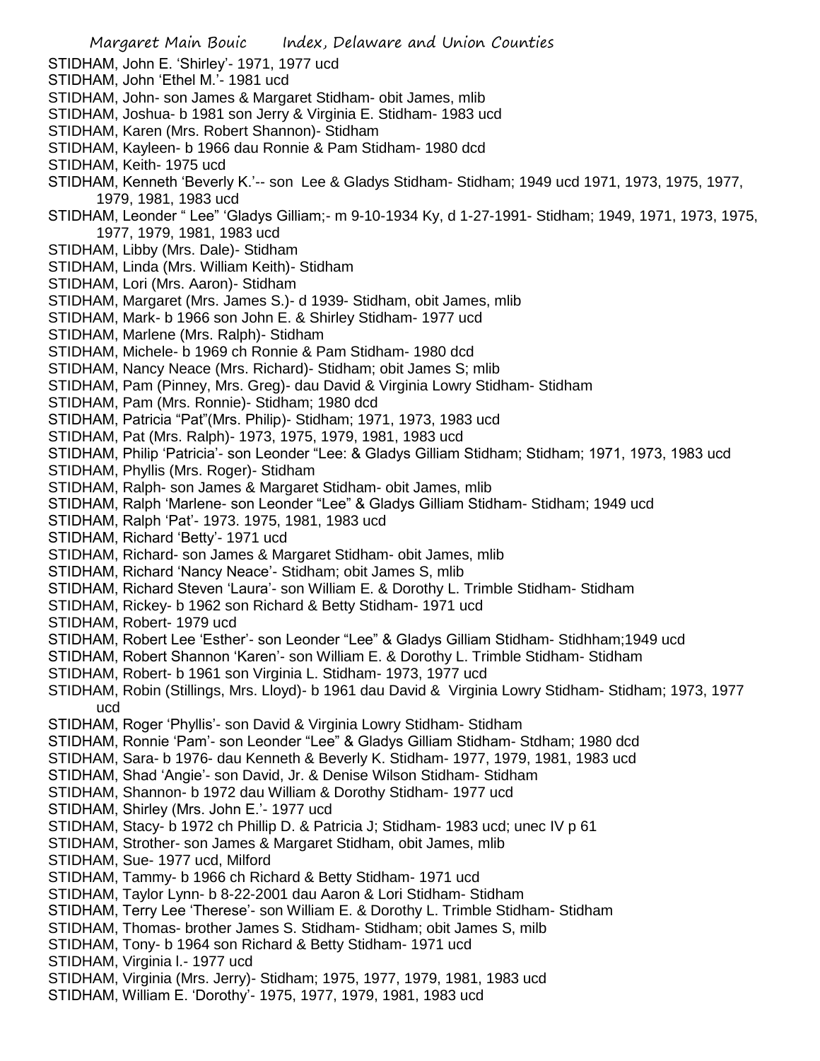STIDHAM, John E. 'Shirley'- 1971, 1977 ucd

STIDHAM, John 'Ethel M.'- 1981 ucd

STIDHAM, John- son James & Margaret Stidham- obit James, mlib

STIDHAM, Joshua- b 1981 son Jerry & Virginia E. Stidham- 1983 ucd

STIDHAM, Karen (Mrs. Robert Shannon)- Stidham

STIDHAM, Kayleen- b 1966 dau Ronnie & Pam Stidham- 1980 dcd

STIDHAM, Keith- 1975 ucd

STIDHAM, Kenneth 'Beverly K.'-- son Lee & Gladys Stidham- Stidham; 1949 ucd 1971, 1973, 1975, 1977, 1979, 1981, 1983 ucd

STIDHAM, Leonder " Lee" 'Gladys Gilliam;- m 9-10-1934 Ky, d 1-27-1991- Stidham; 1949, 1971, 1973, 1975, 1977, 1979, 1981, 1983 ucd

STIDHAM, Libby (Mrs. Dale)- Stidham

STIDHAM, Linda (Mrs. William Keith)- Stidham

STIDHAM, Lori (Mrs. Aaron)- Stidham

STIDHAM, Margaret (Mrs. James S.)- d 1939- Stidham, obit James, mlib

STIDHAM, Mark- b 1966 son John E. & Shirley Stidham- 1977 ucd

STIDHAM, Marlene (Mrs. Ralph)- Stidham

STIDHAM, Michele- b 1969 ch Ronnie & Pam Stidham- 1980 dcd

STIDHAM, Nancy Neace (Mrs. Richard)- Stidham; obit James S; mlib

STIDHAM, Pam (Pinney, Mrs. Greg)- dau David & Virginia Lowry Stidham- Stidham

STIDHAM, Pam (Mrs. Ronnie)- Stidham; 1980 dcd

STIDHAM, Patricia "Pat"(Mrs. Philip)- Stidham; 1971, 1973, 1983 ucd

STIDHAM, Pat (Mrs. Ralph)- 1973, 1975, 1979, 1981, 1983 ucd

STIDHAM, Philip 'Patricia'- son Leonder "Lee: & Gladys Gilliam Stidham; Stidham; 1971, 1973, 1983 ucd

STIDHAM, Phyllis (Mrs. Roger)- Stidham

STIDHAM, Ralph- son James & Margaret Stidham- obit James, mlib

STIDHAM, Ralph 'Marlene- son Leonder "Lee" & Gladys Gilliam Stidham- Stidham; 1949 ucd

STIDHAM, Ralph 'Pat'- 1973. 1975, 1981, 1983 ucd

STIDHAM, Richard 'Betty'- 1971 ucd

STIDHAM, Richard- son James & Margaret Stidham- obit James, mlib

STIDHAM, Richard 'Nancy Neace'- Stidham; obit James S, mlib

STIDHAM, Richard Steven 'Laura'- son William E. & Dorothy L. Trimble Stidham- Stidham

STIDHAM, Rickey- b 1962 son Richard & Betty Stidham- 1971 ucd

STIDHAM, Robert- 1979 ucd

STIDHAM, Robert Lee 'Esther'- son Leonder "Lee" & Gladys Gilliam Stidham- Stidhham;1949 ucd

STIDHAM, Robert Shannon 'Karen'- son William E. & Dorothy L. Trimble Stidham- Stidham

STIDHAM, Robert- b 1961 son Virginia L. Stidham- 1973, 1977 ucd

STIDHAM, Robin (Stillings, Mrs. Lloyd)- b 1961 dau David & Virginia Lowry Stidham- Stidham; 1973, 1977 ucd

STIDHAM, Roger 'Phyllis'- son David & Virginia Lowry Stidham- Stidham

STIDHAM, Ronnie 'Pam'- son Leonder "Lee" & Gladys Gilliam Stidham- Stdham; 1980 dcd

STIDHAM, Sara- b 1976- dau Kenneth & Beverly K. Stidham- 1977, 1979, 1981, 1983 ucd

STIDHAM, Shad 'Angie'- son David, Jr. & Denise Wilson Stidham- Stidham

STIDHAM, Shannon- b 1972 dau William & Dorothy Stidham- 1977 ucd

STIDHAM, Shirley (Mrs. John E.'- 1977 ucd

STIDHAM, Stacy- b 1972 ch Phillip D. & Patricia J; Stidham- 1983 ucd; unec IV p 61

STIDHAM, Strother- son James & Margaret Stidham, obit James, mlib

STIDHAM, Sue- 1977 ucd, Milford

STIDHAM, Tammy- b 1966 ch Richard & Betty Stidham- 1971 ucd

STIDHAM, Taylor Lynn- b 8-22-2001 dau Aaron & Lori Stidham- Stidham

STIDHAM, Terry Lee 'Therese'- son William E. & Dorothy L. Trimble Stidham- Stidham

STIDHAM, Thomas- brother James S. Stidham- Stidham; obit James S, milb

STIDHAM, Tony- b 1964 son Richard & Betty Stidham- 1971 ucd

STIDHAM, Virginia l.- 1977 ucd

STIDHAM, Virginia (Mrs. Jerry)- Stidham; 1975, 1977, 1979, 1981, 1983 ucd

STIDHAM, William E. 'Dorothy'- 1975, 1977, 1979, 1981, 1983 ucd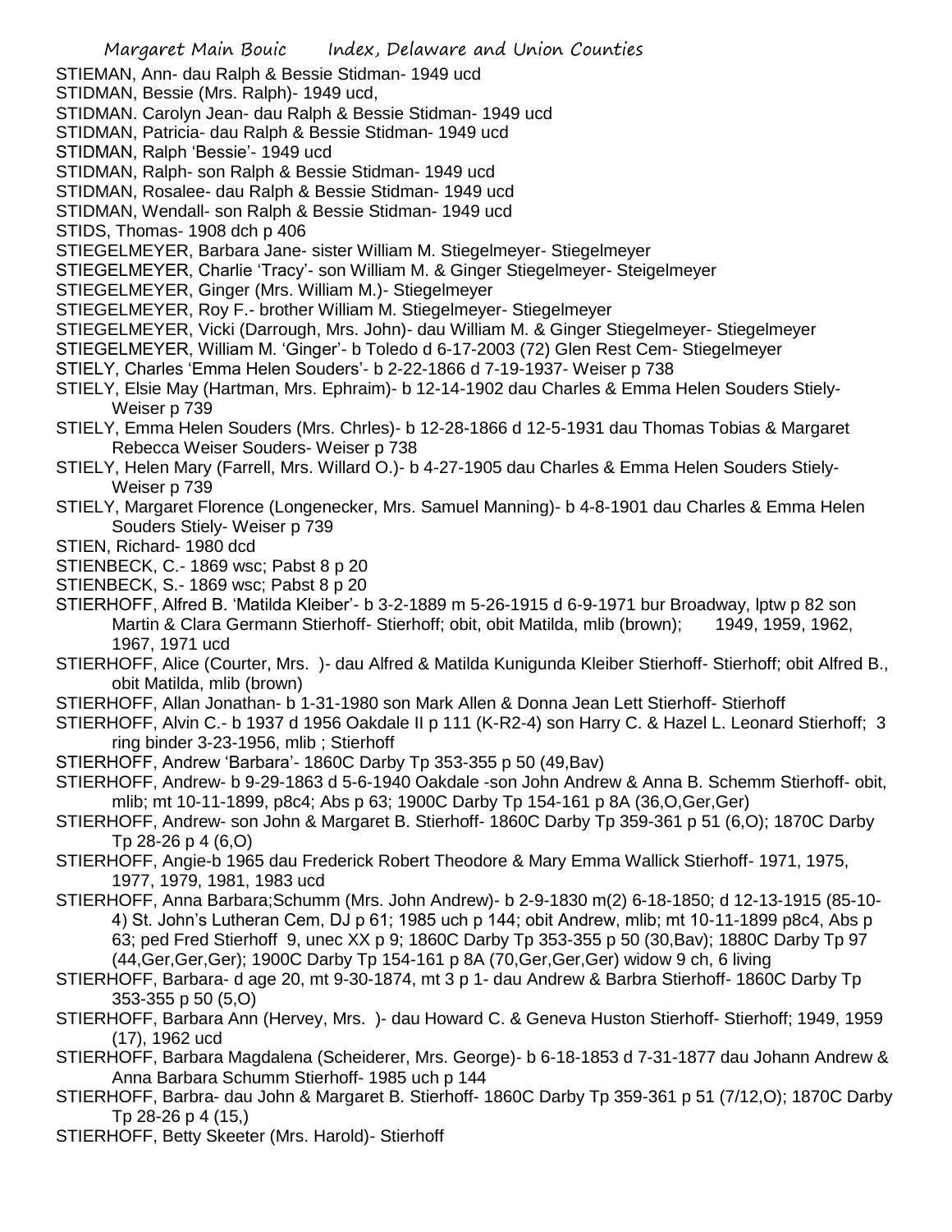STIEMAN, Ann- dau Ralph & Bessie Stidman- 1949 ucd

STIDMAN, Bessie (Mrs. Ralph)- 1949 ucd,

STIDMAN. Carolyn Jean- dau Ralph & Bessie Stidman- 1949 ucd

STIDMAN, Patricia- dau Ralph & Bessie Stidman- 1949 ucd

STIDMAN, Ralph 'Bessie'- 1949 ucd

STIDMAN, Ralph- son Ralph & Bessie Stidman- 1949 ucd

STIDMAN, Rosalee- dau Ralph & Bessie Stidman- 1949 ucd

STIDMAN, Wendall- son Ralph & Bessie Stidman- 1949 ucd

STIDS, Thomas- 1908 dch p 406

STIEGELMEYER, Barbara Jane- sister William M. Stiegelmeyer- Stiegelmeyer

STIEGELMEYER, Charlie 'Tracy'- son William M. & Ginger Stiegelmeyer- Steigelmeyer

STIEGELMEYER, Ginger (Mrs. William M.)- Stiegelmeyer

STIEGELMEYER, Roy F.- brother William M. Stiegelmeyer- Stiegelmeyer

STIEGELMEYER, Vicki (Darrough, Mrs. John)- dau William M. & Ginger Stiegelmeyer- Stiegelmeyer

STIEGELMEYER, William M. 'Ginger'- b Toledo d 6-17-2003 (72) Glen Rest Cem- Stiegelmeyer

STIELY, Charles 'Emma Helen Souders'- b 2-22-1866 d 7-19-1937- Weiser p 738

STIELY, Elsie May (Hartman, Mrs. Ephraim)- b 12-14-1902 dau Charles & Emma Helen Souders Stiely- Weiser p 739

STIELY, Emma Helen Souders (Mrs. Chrles)- b 12-28-1866 d 12-5-1931 dau Thomas Tobias & Margaret Rebecca Weiser Souders- Weiser p 738

STIELY, Helen Mary (Farrell, Mrs. Willard O.)- b 4-27-1905 dau Charles & Emma Helen Souders Stiely- Weiser p 739

STIELY, Margaret Florence (Longenecker, Mrs. Samuel Manning)- b 4-8-1901 dau Charles & Emma Helen Souders Stiely- Weiser p 739

STIEN, Richard- 1980 dcd

STIENBECK, C.- 1869 wsc; Pabst 8 p 20

STIENBECK, S.- 1869 wsc; Pabst 8 p 20

STIERHOFF, Alfred B. 'Matilda Kleiber'- b 3-2-1889 m 5-26-1915 d 6-9-1971 bur Broadway, lptw p 82 son Martin & Clara Germann Stierhoff- Stierhoff; obit, obit Matilda, mlib (brown); 1949, 1959, 1962, 1967, 1971 ucd

STIERHOFF, Alice (Courter, Mrs. )- dau Alfred & Matilda Kunigunda Kleiber Stierhoff- Stierhoff; obit Alfred B., obit Matilda, mlib (brown)

STIERHOFF, Allan Jonathan- b 1-31-1980 son Mark Allen & Donna Jean Lett Stierhoff- Stierhoff

STIERHOFF, Alvin C.- b 1937 d 1956 Oakdale II p 111 (K-R2-4) son Harry C. & Hazel L. Leonard Stierhoff; 3 ring binder 3-23-1956, mlib ; Stierhoff

STIERHOFF, Andrew 'Barbara'- 1860C Darby Tp 353-355 p 50 (49,Bav)

STIERHOFF, Andrew- b 9-29-1863 d 5-6-1940 Oakdale -son John Andrew & Anna B. Schemm Stierhoff- obit, mlib; mt 10-11-1899, p8c4; Abs p 63; 1900C Darby Tp 154-161 p 8A (36,O,Ger,Ger)

STIERHOFF, Andrew- son John & Margaret B. Stierhoff- 1860C Darby Tp 359-361 p 51 (6,O); 1870C Darby Tp 28-26 p 4 (6,O)

STIERHOFF, Angie-b 1965 dau Frederick Robert Theodore & Mary Emma Wallick Stierhoff- 1971, 1975, 1977, 1979, 1981, 1983 ucd

STIERHOFF, Anna Barbara;Schumm (Mrs. John Andrew)- b 2-9-1830 m(2) 6-18-1850; d 12-13-1915 (85-10-4) St. John's Lutheran Cem, DJ p 61; 1985 uch p 144; obit Andrew, mlib; mt 10-11-1899 p8c4, Abs p 63; ped Fred Stierhoff 9, unec XX p 9; 1860C Darby Tp 353-355 p 50 (30,Bav); 1880C Darby Tp 97 (44,Ger,Ger,Ger); 1900C Darby Tp 154-161 p 8A (70,Ger,Ger,Ger) widow 9 ch, 6 living

STIERHOFF, Barbara- d age 20, mt 9-30-1874, mt 3 p 1- dau Andrew & Barbra Stierhoff- 1860C Darby Tp 353-355 p 50 (5,O)

STIERHOFF, Barbara Ann (Hervey, Mrs. )- dau Howard C. & Geneva Huston Stierhoff- Stierhoff; 1949, 1959 (17), 1962 ucd

STIERHOFF, Barbara Magdalena (Scheiderer, Mrs. George)- b 6-18-1853 d 7-31-1877 dau Johann Andrew & Anna Barbara Schumm Stierhoff- 1985 uch p 144

STIERHOFF, Barbra- dau John & Margaret B. Stierhoff- 1860C Darby Tp 359-361 p 51 (7/12,O); 1870C Darby Tp 28-26 p 4 (15,)

STIERHOFF, Betty Skeeter (Mrs. Harold)- Stierhoff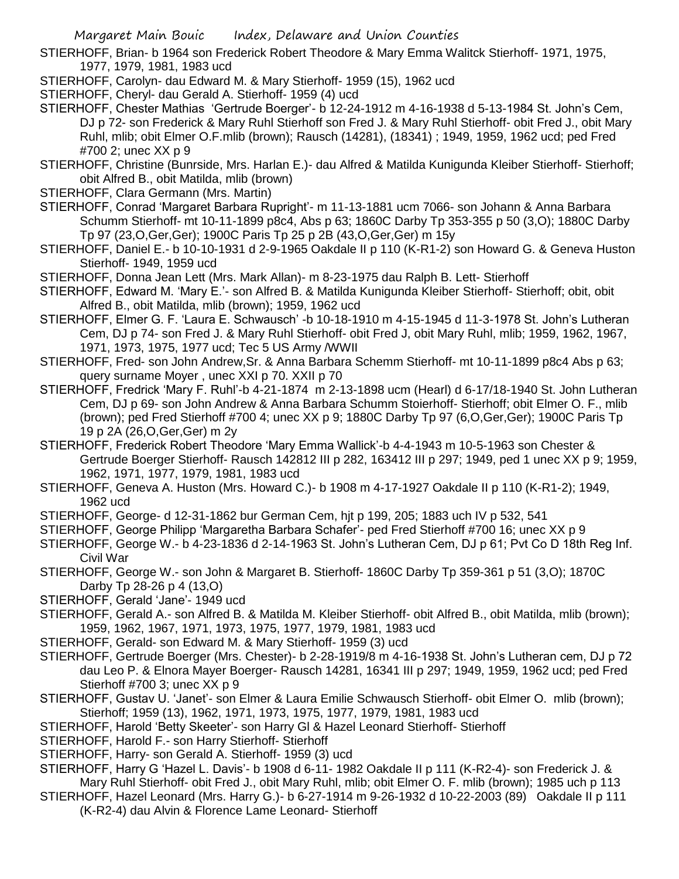STIERHOFF, Brian- b 1964 son Frederick Robert Theodore & Mary Emma Walitck Stierhoff- 1971, 1975, 1977, 1979, 1981, 1983 ucd

STIERHOFF, Carolyn- dau Edward M. & Mary Stierhoff- 1959 (15), 1962 ucd

STIERHOFF, Cheryl- dau Gerald A. Stierhoff- 1959 (4) ucd

STIERHOFF, Chester Mathias 'Gertrude Boerger'- b 12-24-1912 m 4-16-1938 d 5-13-1984 St. John's Cem, DJ p 72- son Frederick & Mary Ruhl Stierhoff son Fred J. & Mary Ruhl Stierhoff- obit Fred J., obit Mary Ruhl, mlib; obit Elmer O.F.mlib (brown); Rausch (14281), (18341) ; 1949, 1959, 1962 ucd; ped Fred #700 2; unec XX p 9

STIERHOFF, Christine (Bunrside, Mrs. Harlan E.)- dau Alfred & Matilda Kunigunda Kleiber Stierhoff- Stierhoff; obit Alfred B., obit Matilda, mlib (brown)

STIERHOFF, Clara Germann (Mrs. Martin)

STIERHOFF, Conrad 'Margaret Barbara Rupright'- m 11-13-1881 ucm 7066- son Johann & Anna Barbara Schumm Stierhoff- mt 10-11-1899 p8c4, Abs p 63; 1860C Darby Tp 353-355 p 50 (3,O); 1880C Darby Tp 97 (23,O,Ger,Ger); 1900C Paris Tp 25 p 2B (43,O,Ger,Ger) m 15y

STIERHOFF, Daniel E.- b 10-10-1931 d 2-9-1965 Oakdale II p 110 (K-R1-2) son Howard G. & Geneva Huston Stierhoff- 1949, 1959 ucd

STIERHOFF, Donna Jean Lett (Mrs. Mark Allan)- m 8-23-1975 dau Ralph B. Lett- Stierhoff

STIERHOFF, Edward M. 'Mary E.'- son Alfred B. & Matilda Kunigunda Kleiber Stierhoff- Stierhoff; obit, obit Alfred B., obit Matilda, mlib (brown); 1959, 1962 ucd

STIERHOFF, Elmer G. F. 'Laura E. Schwausch' -b 10-18-1910 m 4-15-1945 d 11-3-1978 St. John's Lutheran Cem, DJ p 74- son Fred J. & Mary Ruhl Stierhoff- obit Fred J, obit Mary Ruhl, mlib; 1959, 1962, 1967, 1971, 1973, 1975, 1977 ucd; Tec 5 US Army /WWII

STIERHOFF, Fred- son John Andrew,Sr. & Anna Barbara Schemm Stierhoff- mt 10-11-1899 p8c4 Abs p 63; query surname Moyer , unec XXI p 70. XXII p 70

STIERHOFF, Fredrick 'Mary F. Ruhl'-b 4-21-1874 m 2-13-1898 ucm (Hearl) d 6-17/18-1940 St. John Lutheran Cem, DJ p 69- son John Andrew & Anna Barbara Schumm Stoierhoff- Stierhoff; obit Elmer O. F., mlib (brown); ped Fred Stierhoff #700 4; unec XX p 9; 1880C Darby Tp 97 (6,O,Ger,Ger); 1900C Paris Tp 19 p 2A (26,O,Ger,Ger) m 2y

STIERHOFF, Frederick Robert Theodore 'Mary Emma Wallick'-b 4-4-1943 m 10-5-1963 son Chester & Gertrude Boerger Stierhoff- Rausch 142812 III p 282, 163412 III p 297; 1949, ped 1 unec XX p 9; 1959, 1962, 1971, 1977, 1979, 1981, 1983 ucd

STIERHOFF, Geneva A. Huston (Mrs. Howard C.)- b 1908 m 4-17-1927 Oakdale II p 110 (K-R1-2); 1949, 1962 ucd

STIERHOFF, George- d 12-31-1862 bur German Cem, hjt p 199, 205; 1883 uch IV p 532, 541

STIERHOFF, George Philipp 'Margaretha Barbara Schafer'- ped Fred Stierhoff #700 16; unec XX p 9

STIERHOFF, George W.- b 4-23-1836 d 2-14-1963 St. John's Lutheran Cem, DJ p 61; Pvt Co D 18th Reg Inf. Civil War

STIERHOFF, George W.- son John & Margaret B. Stierhoff- 1860C Darby Tp 359-361 p 51 (3,O); 1870C Darby Tp 28-26 p 4 (13,O)

STIERHOFF, Gerald 'Jane'- 1949 ucd

STIERHOFF, Gerald A.- son Alfred B. & Matilda M. Kleiber Stierhoff- obit Alfred B., obit Matilda, mlib (brown); 1959, 1962, 1967, 1971, 1973, 1975, 1977, 1979, 1981, 1983 ucd

STIERHOFF, Gerald- son Edward M. & Mary Stierhoff- 1959 (3) ucd

STIERHOFF, Gertrude Boerger (Mrs. Chester)- b 2-28-1919/8 m 4-16-1938 St. John's Lutheran cem, DJ p 72 dau Leo P. & Elnora Mayer Boerger- Rausch 14281, 16341 III p 297; 1949, 1959, 1962 ucd; ped Fred Stierhoff #700 3; unec XX p 9

STIERHOFF, Gustav U. 'Janet'- son Elmer & Laura Emilie Schwausch Stierhoff- obit Elmer O. mlib (brown); Stierhoff; 1959 (13), 1962, 1971, 1973, 1975, 1977, 1979, 1981, 1983 ucd

STIERHOFF, Harold 'Betty Skeeter'- son Harry Gl & Hazel Leonard Stierhoff- Stierhoff

STIERHOFF, Harold F.- son Harry Stierhoff- Stierhoff

STIERHOFF, Harry- son Gerald A. Stierhoff- 1959 (3) ucd

STIERHOFF, Harry G 'Hazel L. Davis'- b 1908 d 6-11- 1982 Oakdale II p 111 (K-R2-4)- son Frederick J. & Mary Ruhl Stierhoff- obit Fred J., obit Mary Ruhl, mlib; obit Elmer O. F. mlib (brown); 1985 uch p 113

STIERHOFF, Hazel Leonard (Mrs. Harry G.)- b 6-27-1914 m 9-26-1932 d 10-22-2003 (89) Oakdale II p 111 (K-R2-4) dau Alvin & Florence Lame Leonard- Stierhoff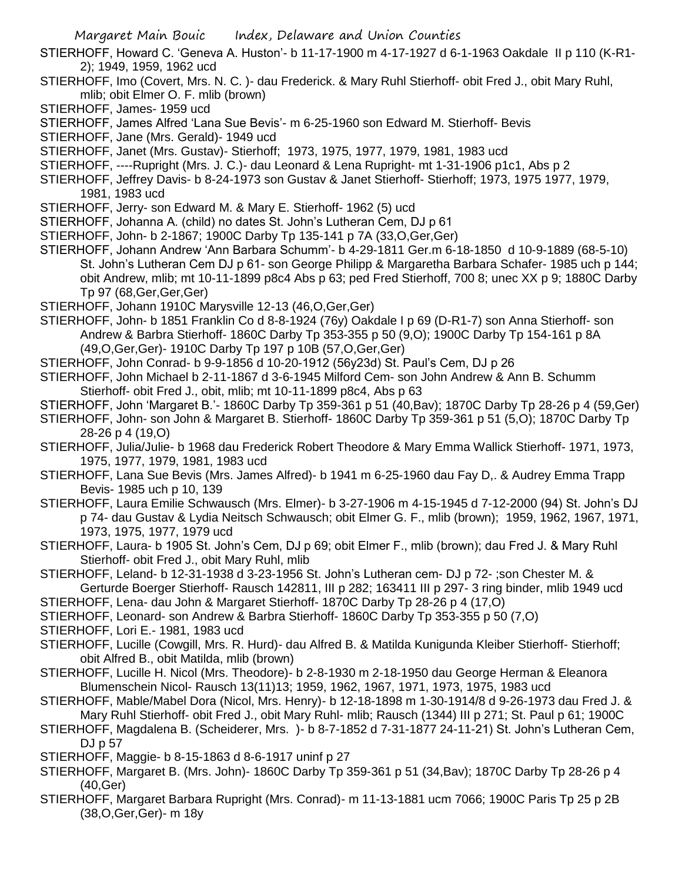STIERHOFF, Howard C. 'Geneva A. Huston'- b 11-17-1900 m 4-17-1927 d 6-1-1963 Oakdale II p 110 (K-R1-2); 1949, 1959, 1962 ucd

STIERHOFF, Imo (Covert, Mrs. N. C. )- dau Frederick. & Mary Ruhl Stierhoff- obit Fred J., obit Mary Ruhl, mlib; obit Elmer O. F. mlib (brown)

STIERHOFF, James- 1959 ucd

STIERHOFF, James Alfred 'Lana Sue Bevis'- m 6-25-1960 son Edward M. Stierhoff- Bevis

STIERHOFF, Jane (Mrs. Gerald)- 1949 ucd

STIERHOFF, Janet (Mrs. Gustav)- Stierhoff; 1973, 1975, 1977, 1979, 1981, 1983 ucd

STIERHOFF, ----Rupright (Mrs. J. C.)- dau Leonard & Lena Rupright- mt 1-31-1906 p1c1, Abs p 2

STIERHOFF, Jeffrey Davis- b 8-24-1973 son Gustav & Janet Stierhoff- Stierhoff; 1973, 1975 1977, 1979, 1981, 1983 ucd

STIERHOFF, Jerry- son Edward M. & Mary E. Stierhoff- 1962 (5) ucd

STIERHOFF, Johanna A. (child) no dates St. John's Lutheran Cem, DJ p 61

STIERHOFF, John- b 2-1867; 1900C Darby Tp 135-141 p 7A (33,O,Ger,Ger)

STIERHOFF, Johann Andrew 'Ann Barbara Schumm'- b 4-29-1811 Ger.m 6-18-1850 d 10-9-1889 (68-5-10) St. John's Lutheran Cem DJ p 61- son George Philipp & Margaretha Barbara Schafer- 1985 uch p 144; obit Andrew, mlib; mt 10-11-1899 p8c4 Abs p 63; ped Fred Stierhoff, 700 8; unec XX p 9; 1880C Darby Tp 97 (68,Ger,Ger,Ger)

STIERHOFF, Johann 1910C Marysville 12-13 (46,O,Ger,Ger)

STIERHOFF, John- b 1851 Franklin Co d 8-8-1924 (76y) Oakdale I p 69 (D-R1-7) son Anna Stierhoff- son Andrew & Barbra Stierhoff- 1860C Darby Tp 353-355 p 50 (9,O); 1900C Darby Tp 154-161 p 8A (49,O,Ger,Ger)- 1910C Darby Tp 197 p 10B (57,O,Ger,Ger)

STIERHOFF, John Conrad- b 9-9-1856 d 10-20-1912 (56y23d) St. Paul's Cem, DJ p 26

STIERHOFF, John Michael b 2-11-1867 d 3-6-1945 Milford Cem- son John Andrew & Ann B. Schumm Stierhoff- obit Fred J., obit, mlib; mt 10-11-1899 p8c4, Abs p 63

STIERHOFF, John 'Margaret B.'- 1860C Darby Tp 359-361 p 51 (40,Bav); 1870C Darby Tp 28-26 p 4 (59,Ger)

STIERHOFF, John- son John & Margaret B. Stierhoff- 1860C Darby Tp 359-361 p 51 (5,O); 1870C Darby Tp 28-26 p 4 (19,O)

STIERHOFF, Julia/Julie- b 1968 dau Frederick Robert Theodore & Mary Emma Wallick Stierhoff- 1971, 1973, 1975, 1977, 1979, 1981, 1983 ucd

STIERHOFF, Lana Sue Bevis (Mrs. James Alfred)- b 1941 m 6-25-1960 dau Fay D,. & Audrey Emma Trapp Bevis- 1985 uch p 10, 139

STIERHOFF, Laura Emilie Schwausch (Mrs. Elmer)- b 3-27-1906 m 4-15-1945 d 7-12-2000 (94) St. John's DJ p 74- dau Gustav & Lydia Neitsch Schwausch; obit Elmer G. F., mlib (brown); 1959, 1962, 1967, 1971, 1973, 1975, 1977, 1979 ucd

STIERHOFF, Laura- b 1905 St. John's Cem, DJ p 69; obit Elmer F., mlib (brown); dau Fred J. & Mary Ruhl Stierhoff- obit Fred J., obit Mary Ruhl, mlib

STIERHOFF, Leland- b 12-31-1938 d 3-23-1956 St. John's Lutheran cem- DJ p 72- ;son Chester M. & Gerturde Boerger Stierhoff- Rausch 142811, III p 282; 163411 III p 297- 3 ring binder, mlib 1949 ucd

STIERHOFF, Lena- dau John & Margaret Stierhoff- 1870C Darby Tp 28-26 p 4 (17,O)

STIERHOFF, Leonard- son Andrew & Barbra Stierhoff- 1860C Darby Tp 353-355 p 50 (7,O)

STIERHOFF, Lori E.- 1981, 1983 ucd

STIERHOFF, Lucille (Cowgill, Mrs. R. Hurd)- dau Alfred B. & Matilda Kunigunda Kleiber Stierhoff- Stierhoff; obit Alfred B., obit Matilda, mlib (brown)

STIERHOFF, Lucille H. Nicol (Mrs. Theodore)- b 2-8-1930 m 2-18-1950 dau George Herman & Eleanora Blumenschein Nicol- Rausch 13(11)13; 1959, 1962, 1967, 1971, 1973, 1975, 1983 ucd

STIERHOFF, Mable/Mabel Dora (Nicol, Mrs. Henry)- b 12-18-1898 m 1-30-1914/8 d 9-26-1973 dau Fred J. & Mary Ruhl Stierhoff- obit Fred J., obit Mary Ruhl- mlib; Rausch (1344) III p 271; St. Paul p 61; 1900C

STIERHOFF, Magdalena B. (Scheiderer, Mrs. )- b 8-7-1852 d 7-31-1877 24-11-21) St. John's Lutheran Cem, DJ p 57

STIERHOFF, Maggie- b 8-15-1863 d 8-6-1917 uninf p 27

STIERHOFF, Margaret B. (Mrs. John)- 1860C Darby Tp 359-361 p 51 (34,Bav); 1870C Darby Tp 28-26 p 4 (40,Ger)

STIERHOFF, Margaret Barbara Rupright (Mrs. Conrad)- m 11-13-1881 ucm 7066; 1900C Paris Tp 25 p 2B (38,O,Ger,Ger)- m 18y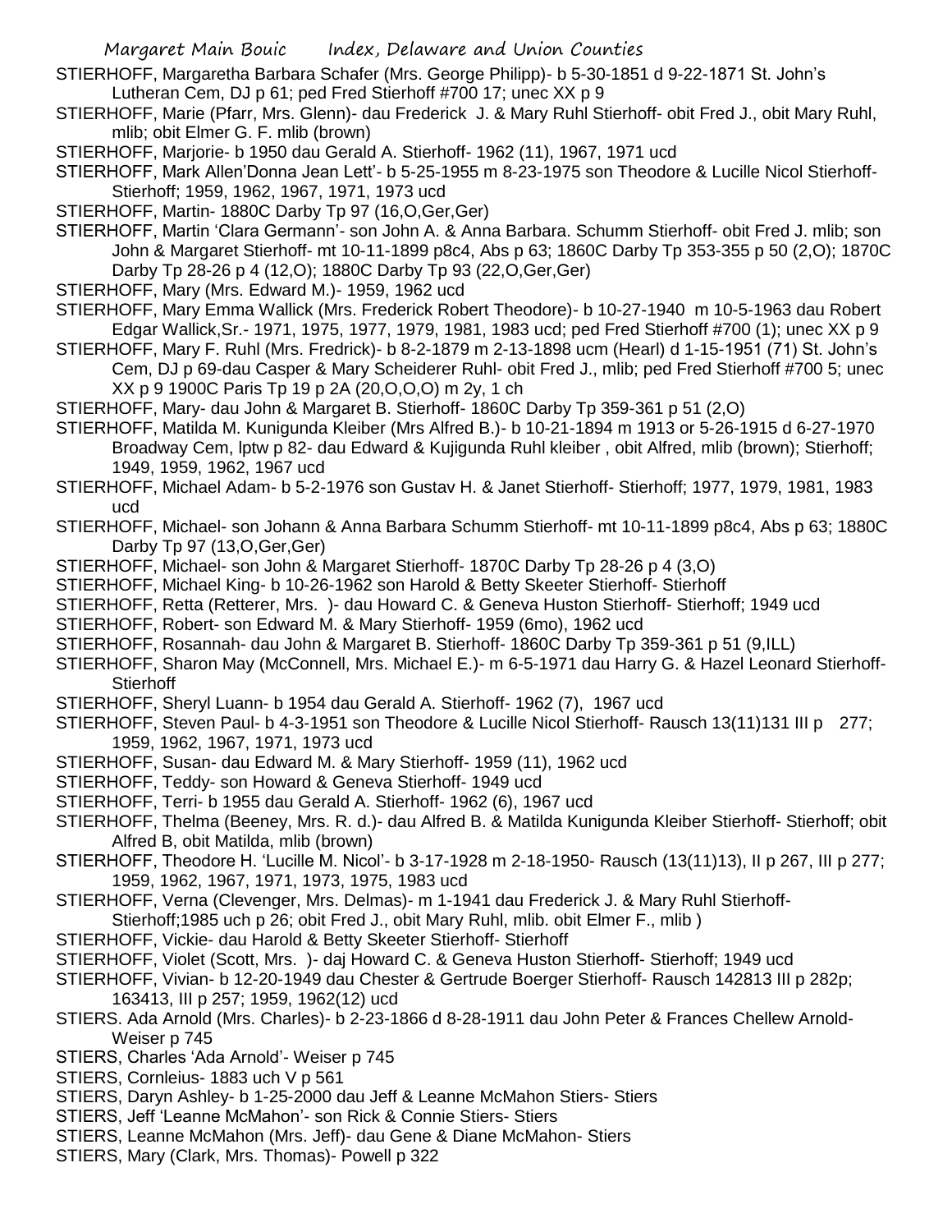STIERHOFF, Margaretha Barbara Schafer (Mrs. George Philipp)- b 5-30-1851 d 9-22-1871 St. John's Lutheran Cem, DJ p 61; ped Fred Stierhoff #700 17; unec XX p 9

STIERHOFF, Marie (Pfarr, Mrs. Glenn)- dau Frederick J. & Mary Ruhl Stierhoff- obit Fred J., obit Mary Ruhl, mlib; obit Elmer G. F. mlib (brown)

STIERHOFF, Marjorie- b 1950 dau Gerald A. Stierhoff- 1962 (11), 1967, 1971 ucd

STIERHOFF, Mark Allen'Donna Jean Lett'- b 5-25-1955 m 8-23-1975 son Theodore & Lucille Nicol Stierhoff- Stierhoff; 1959, 1962, 1967, 1971, 1973 ucd

STIERHOFF, Martin- 1880C Darby Tp 97 (16,O,Ger,Ger)

STIERHOFF, Martin 'Clara Germann'- son John A. & Anna Barbara. Schumm Stierhoff- obit Fred J. mlib; son John & Margaret Stierhoff- mt 10-11-1899 p8c4, Abs p 63; 1860C Darby Tp 353-355 p 50 (2,O); 1870C Darby Tp 28-26 p 4 (12,O); 1880C Darby Tp 93 (22,O,Ger,Ger)

STIERHOFF, Mary (Mrs. Edward M.)- 1959, 1962 ucd

STIERHOFF, Mary Emma Wallick (Mrs. Frederick Robert Theodore)- b 10-27-1940 m 10-5-1963 dau Robert Edgar Wallick,Sr.- 1971, 1975, 1977, 1979, 1981, 1983 ucd; ped Fred Stierhoff #700 (1); unec XX p 9

STIERHOFF, Mary F. Ruhl (Mrs. Fredrick)- b 8-2-1879 m 2-13-1898 ucm (Hearl) d 1-15-1951 (71) St. John's Cem, DJ p 69-dau Casper & Mary Scheiderer Ruhl- obit Fred J., mlib; ped Fred Stierhoff #700 5; unec XX p 9 1900C Paris Tp 19 p 2A (20,O,O,O) m 2y, 1 ch

STIERHOFF, Mary- dau John & Margaret B. Stierhoff- 1860C Darby Tp 359-361 p 51 (2,O)

STIERHOFF, Matilda M. Kunigunda Kleiber (Mrs Alfred B.)- b 10-21-1894 m 1913 or 5-26-1915 d 6-27-1970 Broadway Cem, lptw p 82- dau Edward & Kujigunda Ruhl kleiber , obit Alfred, mlib (brown); Stierhoff; 1949, 1959, 1962, 1967 ucd

STIERHOFF, Michael Adam- b 5-2-1976 son Gustav H. & Janet Stierhoff- Stierhoff; 1977, 1979, 1981, 1983 ucd

STIERHOFF, Michael- son Johann & Anna Barbara Schumm Stierhoff- mt 10-11-1899 p8c4, Abs p 63; 1880C Darby Tp 97 (13,O,Ger,Ger)

STIERHOFF, Michael- son John & Margaret Stierhoff- 1870C Darby Tp 28-26 p 4 (3,O)

STIERHOFF, Michael King- b 10-26-1962 son Harold & Betty Skeeter Stierhoff- Stierhoff

STIERHOFF, Retta (Retterer, Mrs. )- dau Howard C. & Geneva Huston Stierhoff- Stierhoff; 1949 ucd

STIERHOFF, Robert- son Edward M. & Mary Stierhoff- 1959 (6mo), 1962 ucd

STIERHOFF, Rosannah- dau John & Margaret B. Stierhoff- 1860C Darby Tp 359-361 p 51 (9,ILL)

STIERHOFF, Sharon May (McConnell, Mrs. Michael E.)- m 6-5-1971 dau Harry G. & Hazel Leonard Stierhoff- Stierhoff

STIERHOFF, Sheryl Luann- b 1954 dau Gerald A. Stierhoff- 1962 (7), 1967 ucd

STIERHOFF, Steven Paul- b 4-3-1951 son Theodore & Lucille Nicol Stierhoff- Rausch 13(11)131 III p 277; 1959, 1962, 1967, 1971, 1973 ucd

STIERHOFF, Susan- dau Edward M. & Mary Stierhoff- 1959 (11), 1962 ucd

STIERHOFF, Teddy- son Howard & Geneva Stierhoff- 1949 ucd

STIERHOFF, Terri- b 1955 dau Gerald A. Stierhoff- 1962 (6), 1967 ucd

STIERHOFF, Thelma (Beeney, Mrs. R. d.)- dau Alfred B. & Matilda Kunigunda Kleiber Stierhoff- Stierhoff; obit Alfred B, obit Matilda, mlib (brown)

STIERHOFF, Theodore H. 'Lucille M. Nicol'- b 3-17-1928 m 2-18-1950- Rausch (13(11)13), II p 267, III p 277; 1959, 1962, 1967, 1971, 1973, 1975, 1983 ucd

STIERHOFF, Verna (Clevenger, Mrs. Delmas)- m 1-1941 dau Frederick J. & Mary Ruhl Stierhoff- Stierhoff;1985 uch p 26; obit Fred J., obit Mary Ruhl, mlib. obit Elmer F., mlib )

STIERHOFF, Vickie- dau Harold & Betty Skeeter Stierhoff- Stierhoff

STIERHOFF, Violet (Scott, Mrs. )- daj Howard C. & Geneva Huston Stierhoff- Stierhoff; 1949 ucd

STIERHOFF, Vivian- b 12-20-1949 dau Chester & Gertrude Boerger Stierhoff- Rausch 142813 III p 282p; 163413, III p 257; 1959, 1962(12) ucd

STIERS. Ada Arnold (Mrs. Charles)- b 2-23-1866 d 8-28-1911 dau John Peter & Frances Chellew Arnold- Weiser p 745

STIERS, Charles 'Ada Arnold'- Weiser p 745

STIERS, Cornleius- 1883 uch V p 561

STIERS, Daryn Ashley- b 1-25-2000 dau Jeff & Leanne McMahon Stiers- Stiers

STIERS, Jeff 'Leanne McMahon'- son Rick & Connie Stiers- Stiers

STIERS, Leanne McMahon (Mrs. Jeff)- dau Gene & Diane McMahon- Stiers

STIERS, Mary (Clark, Mrs. Thomas)- Powell p 322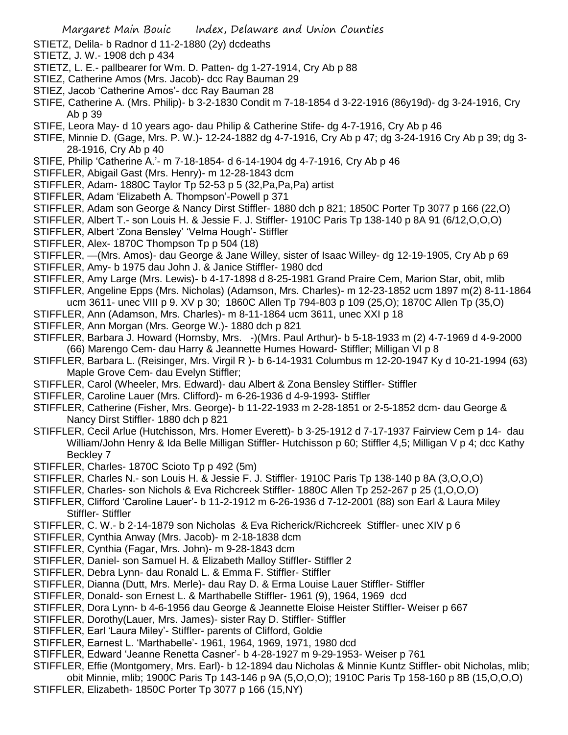STIETZ, Delila- b Radnor d 11-2-1880 (2y) dcdeaths

STIETZ, J. W.- 1908 dch p 434

STIETZ, L. E.- pallbearer for Wm. D. Patten- dg 1-27-1914, Cry Ab p 88

STIEZ, Catherine Amos (Mrs. Jacob)- dcc Ray Bauman 29

STIEZ, Jacob 'Catherine Amos'- dcc Ray Bauman 28

STIFE, Catherine A. (Mrs. Philip)- b 3-2-1830 Condit m 7-18-1854 d 3-22-1916 (86y19d)- dg 3-24-1916, Cry Ab p 39

STIFE, Leora May- d 10 years ago- dau Philip & Catherine Stife- dg 4-7-1916, Cry Ab p 46

STIFE, Minnie D. (Gage, Mrs. P. W.)- 12-24-1882 dg 4-7-1916, Cry Ab p 47; dg 3-24-1916 Cry Ab p 39; dg 3-28-1916, Cry Ab p 40

STIFE, Philip 'Catherine A.'- m 7-18-1854- d 6-14-1904 dg 4-7-1916, Cry Ab p 46

STIFFLER, Abigail Gast (Mrs. Henry)- m 12-28-1843 dcm

STIFFLER, Adam- 1880C Taylor Tp 52-53 p 5 (32,Pa,Pa,Pa) artist

STIFFLER, Adam 'Elizabeth A. Thompson'-Powell p 371

STIFFLER, Adam son George & Nancy Dirst Stiffler- 1880 dch p 821; 1850C Porter Tp 3077 p 166 (22,O)

STIFFLER, Albert T.- son Louis H. & Jessie F. J. Stiffler- 1910C Paris Tp 138-140 p 8A 91 (6/12,O,O,O)

STIFFLER, Albert 'Zona Bensley' 'Velma Hough'- Stiffler

STIFFLER, Alex- 1870C Thompson Tp p 504 (18)

STIFFLER, —(Mrs. Amos)- dau George & Jane Willey, sister of Isaac Willey- dg 12-19-1905, Cry Ab p 69

STIFFLER, Amy- b 1975 dau John J. & Janice Stiffler- 1980 dcd

STIFFLER, Amy Large (Mrs. Lewis)- b 4-17-1898 d 8-25-1981 Grand Praire Cem, Marion Star, obit, mlib

STIFFLER, Angeline Epps (Mrs. Nicholas) (Adamson, Mrs. Charles)- m 12-23-1852 ucm 1897 m(2) 8-11-1864 ucm 3611- unec VIII p 9. XV p 30; 1860C Allen Tp 794-803 p 109 (25,O); 1870C Allen Tp (35,O)

STIFFLER, Ann (Adamson, Mrs. Charles)- m 8-11-1864 ucm 3611, unec XXI p 18

STIFFLER, Ann Morgan (Mrs. George W.)- 1880 dch p 821

STIFFLER, Barbara J. Howard (Hornsby, Mrs. -)(Mrs. Paul Arthur)- b 5-18-1933 m (2) 4-7-1969 d 4-9-2000 (66) Marengo Cem- dau Harry & Jeannette Humes Howard- Stiffler; Milligan VI p 8

STIFFLER, Barbara L. (Reisinger, Mrs. Virgil R )- b 6-14-1931 Columbus m 12-20-1947 Ky d 10-21-1994 (63) Maple Grove Cem- dau Evelyn Stiffler;

STIFFLER, Carol (Wheeler, Mrs. Edward)- dau Albert & Zona Bensley Stiffler- Stiffler

STIFFLER, Caroline Lauer (Mrs. Clifford)- m 6-26-1936 d 4-9-1993- Stiffler

STIFFLER, Catherine (Fisher, Mrs. George)- b 11-22-1933 m 2-28-1851 or 2-5-1852 dcm- dau George & Nancy Dirst Stiffler- 1880 dch p 821

STIFFLER, Cecil Arlue (Hutchisson, Mrs. Homer Everett)- b 3-25-1912 d 7-17-1937 Fairview Cem p 14- dau William/John Henry & Ida Belle Milligan Stiffler- Hutchisson p 60; Stiffler 4,5; Milligan V p 4; dcc Kathy Beckley 7

STIFFLER, Charles- 1870C Scioto Tp p 492 (5m)

STIFFLER, Charles N.- son Louis H. & Jessie F. J. Stiffler- 1910C Paris Tp 138-140 p 8A (3,O,O,O)

STIFFLER, Charles- son Nichols & Eva Richcreek Stiffler- 1880C Allen Tp 252-267 p 25 (1,O,O,O)

STIFFLER, Clifford 'Caroline Lauer'- b 11-2-1912 m 6-26-1936 d 7-12-2001 (88) son Earl & Laura Miley Stiffler- Stiffler

STIFFLER, C. W.- b 2-14-1879 son Nicholas & Eva Richerick/Richcreek Stiffler- unec XIV p 6

STIFFLER, Cynthia Anway (Mrs. Jacob)- m 2-18-1838 dcm

STIFFLER, Cynthia (Fagar, Mrs. John)- m 9-28-1843 dcm

STIFFLER, Daniel- son Samuel H. & Elizabeth Malloy Stiffler- Stiffler 2

STIFFLER, Debra Lynn- dau Ronald L. & Emma F. Stiffler- Stiffler

STIFFLER, Dianna (Dutt, Mrs. Merle)- dau Ray D. & Erma Louise Lauer Stiffler- Stiffler

STIFFLER, Donald- son Ernest L. & Marthabelle Stiffler- 1961 (9), 1964, 1969 dcd

STIFFLER, Dora Lynn- b 4-6-1956 dau George & Jeannette Eloise Heister Stiffler- Weiser p 667

STIFFLER, Dorothy(Lauer, Mrs. James)- sister Ray D. Stiffler- Stiffler

STIFFLER, Earl 'Laura Miley'- Stiffler- parents of Clifford, Goldie

STIFFLER, Earnest L. 'Marthabelle'- 1961, 1964, 1969, 1971, 1980 dcd

STIFFLER, Edward 'Jeanne Renetta Casner'- b 4-28-1927 m 9-29-1953- Weiser p 761

STIFFLER, Effie (Montgomery, Mrs. Earl)- b 12-1894 dau Nicholas & Minnie Kuntz Stiffler- obit Nicholas, mlib; obit Minnie, mlib; 1900C Paris Tp 143-146 p 9A (5,O,O,O); 1910C Paris Tp 158-160 p 8B (15,O,O,O)

STIFFLER, Elizabeth- 1850C Porter Tp 3077 p 166 (15,NY)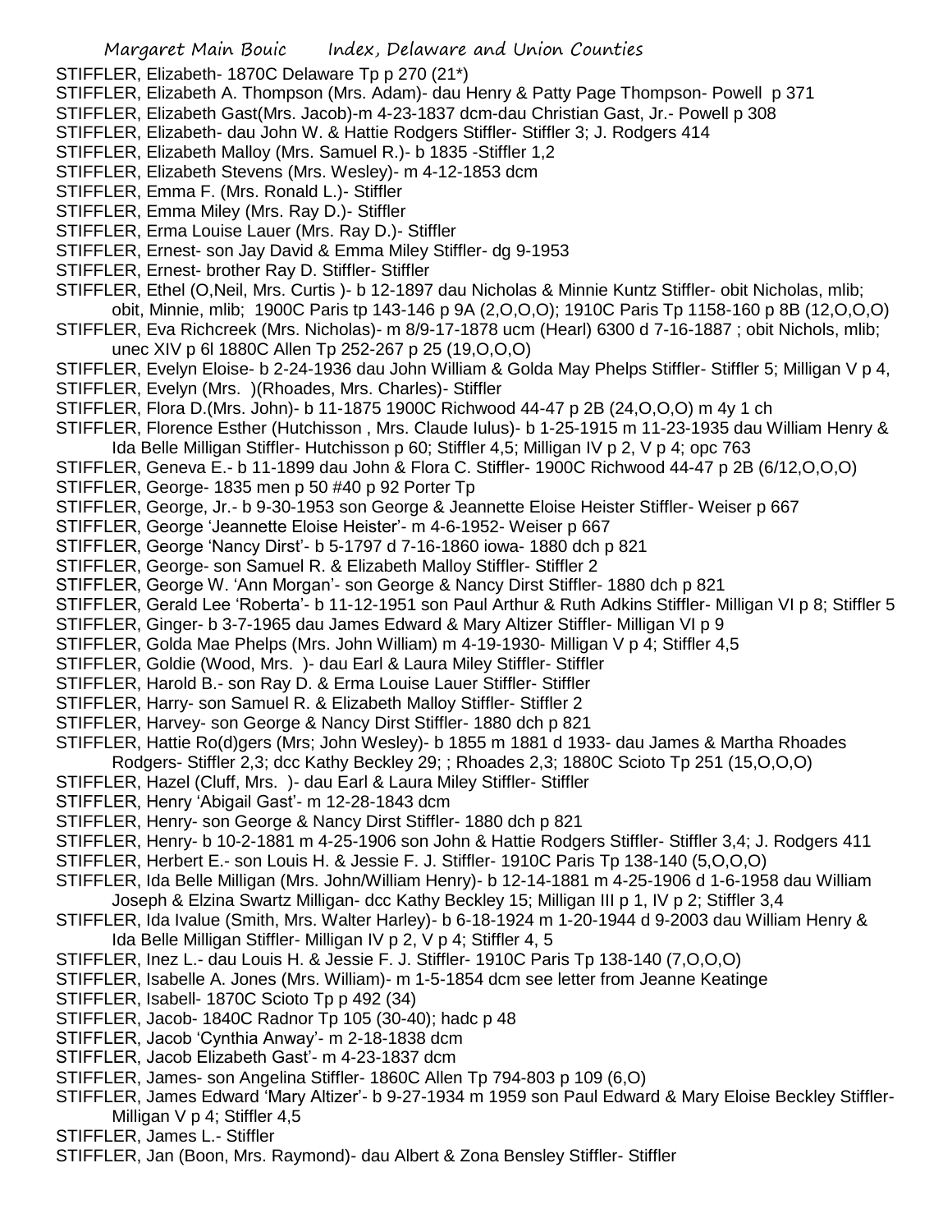STIFFLER, Elizabeth- 1870C Delaware Tp p 270 (21*)
STIFFLER, Elizabeth A. Thompson (Mrs. Adam)- dau Henry & Patty Page Thompson- Powell p 371
STIFFLER, Elizabeth Gast(Mrs. Jacob)-m 4-23-1837 dcm-dau Christian Gast, Jr.- Powell p 308
STIFFLER, Elizabeth- dau John W. & Hattie Rodgers Stiffler- Stiffler 3; J. Rodgers 414
STIFFLER, Elizabeth Malloy (Mrs. Samuel R.)- b 1835 -Stiffler 1,2
STIFFLER, Elizabeth Stevens (Mrs. Wesley)- m 4-12-1853 dcm
STIFFLER, Emma F. (Mrs. Ronald L.)- Stiffler
STIFFLER, Emma Miley (Mrs. Ray D.)- Stiffler
STIFFLER, Erma Louise Lauer (Mrs. Ray D.)- Stiffler
STIFFLER, Ernest- son Jay David & Emma Miley Stiffler- dg 9-1953
STIFFLER, Ernest- brother Ray D. Stiffler- Stiffler
STIFFLER, Ethel (O,Neil, Mrs. Curtis )- b 12-1897 dau Nicholas & Minnie Kuntz Stiffler- obit Nicholas, mlib; obit, Minnie, mlib; 1900C Paris tp 143-146 p 9A (2,O,O,O); 1910C Paris Tp 1158-160 p 8B (12,O,O,O)
STIFFLER, Eva Richcreek (Mrs. Nicholas)- m 8/9-17-1878 ucm (Hearl) 6300 d 7-16-1887 ; obit Nichols, mlib; unec XIV p 6l 1880C Allen Tp 252-267 p 25 (19,O,O,O)
STIFFLER, Evelyn Eloise- b 2-24-1936 dau John William & Golda May Phelps Stiffler- Stiffler 5; Milligan V p 4,
STIFFLER, Evelyn (Mrs. )(Rhoades, Mrs. Charles)- Stiffler
STIFFLER, Flora D.(Mrs. John)- b 11-1875 1900C Richwood 44-47 p 2B (24,O,O,O) m 4y 1 ch
STIFFLER, Florence Esther (Hutchisson , Mrs. Claude Iulus)- b 1-25-1915 m 11-23-1935 dau William Henry & Ida Belle Milligan Stiffler- Hutchisson p 60; Stiffler 4,5; Milligan IV p 2, V p 4; opc 763
STIFFLER, Geneva E.- b 11-1899 dau John & Flora C. Stiffler- 1900C Richwood 44-47 p 2B (6/12,O,O,O)
STIFFLER, George- 1835 men p 50 #40 p 92 Porter Tp
STIFFLER, George, Jr.- b 9-30-1953 son George & Jeannette Eloise Heister Stiffler- Weiser p 667
STIFFLER, George 'Jeannette Eloise Heister'- m 4-6-1952- Weiser p 667
STIFFLER, George 'Nancy Dirst'- b 5-1797 d 7-16-1860 iowa- 1880 dch p 821
STIFFLER, George- son Samuel R. & Elizabeth Malloy Stiffler- Stiffler 2
STIFFLER, George W. 'Ann Morgan'- son George & Nancy Dirst Stiffler- 1880 dch p 821
STIFFLER, Gerald Lee 'Roberta'- b 11-12-1951 son Paul Arthur & Ruth Adkins Stiffler- Milligan VI p 8; Stiffler 5
STIFFLER, Ginger- b 3-7-1965 dau James Edward & Mary Altizer Stiffler- Milligan VI p 9
STIFFLER, Golda Mae Phelps (Mrs. John William) m 4-19-1930- Milligan V p 4; Stiffler 4,5
STIFFLER, Goldie (Wood, Mrs. )- dau Earl & Laura Miley Stiffler- Stiffler
STIFFLER, Harold B.- son Ray D. & Erma Louise Lauer Stiffler- Stiffler
STIFFLER, Harry- son Samuel R. & Elizabeth Malloy Stiffler- Stiffler 2
STIFFLER, Harvey- son George & Nancy Dirst Stiffler- 1880 dch p 821
STIFFLER, Hattie Ro(d)gers (Mrs; John Wesley)- b 1855 m 1881 d 1933- dau James & Martha Rhoades Rodgers- Stiffler 2,3; dcc Kathy Beckley 29; ; Rhoades 2,3; 1880C Scioto Tp 251 (15,O,O,O)
STIFFLER, Hazel (Cluff, Mrs. )- dau Earl & Laura Miley Stiffler- Stiffler
STIFFLER, Henry 'Abigail Gast'- m 12-28-1843 dcm
STIFFLER, Henry- son George & Nancy Dirst Stiffler- 1880 dch p 821
STIFFLER, Henry- b 10-2-1881 m 4-25-1906 son John & Hattie Rodgers Stiffler- Stiffler 3,4; J. Rodgers 411
STIFFLER, Herbert E.- son Louis H. & Jessie F. J. Stiffler- 1910C Paris Tp 138-140 (5,O,O,O)
STIFFLER, Ida Belle Milligan (Mrs. John/William Henry)- b 12-14-1881 m 4-25-1906 d 1-6-1958 dau William Joseph & Elzina Swartz Milligan- dcc Kathy Beckley 15; Milligan III p 1, IV p 2; Stiffler 3,4
STIFFLER, Ida Ivalue (Smith, Mrs. Walter Harley)- b 6-18-1924 m 1-20-1944 d 9-2003 dau William Henry & Ida Belle Milligan Stiffler- Milligan IV p 2, V p 4; Stiffler 4, 5
STIFFLER, Inez L.- dau Louis H. & Jessie F. J. Stiffler- 1910C Paris Tp 138-140 (7,O,O,O)
STIFFLER, Isabelle A. Jones (Mrs. William)- m 1-5-1854 dcm see letter from Jeanne Keatinge
STIFFLER, Isabell- 1870C Scioto Tp p 492 (34)
STIFFLER, Jacob- 1840C Radnor Tp 105 (30-40); hadc p 48
STIFFLER, Jacob 'Cynthia Anway'- m 2-18-1838 dcm
STIFFLER, Jacob Elizabeth Gast'- m 4-23-1837 dcm
STIFFLER, James- son Angelina Stiffler- 1860C Allen Tp 794-803 p 109 (6,O)
STIFFLER, James Edward 'Mary Altizer'- b 9-27-1934 m 1959 son Paul Edward & Mary Eloise Beckley Stiffler- Milligan V p 4; Stiffler 4,5
STIFFLER, James L.- Stiffler
STIFFLER, Jan (Boon, Mrs. Raymond)- dau Albert & Zona Bensley Stiffler- Stiffler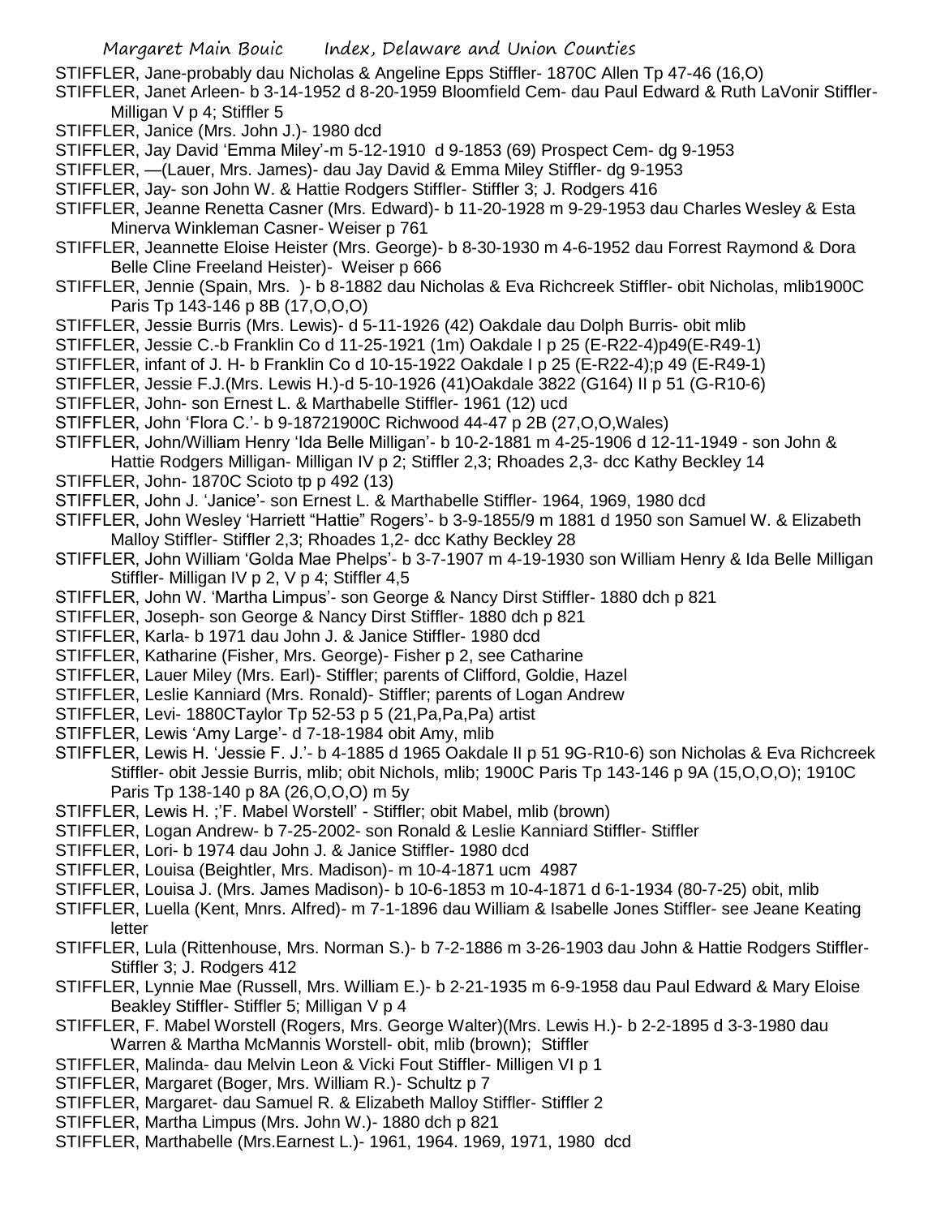STIFFLER, Jane-probably dau Nicholas & Angeline Epps Stiffler- 1870C Allen Tp 47-46 (16,O)

STIFFLER, Janet Arleen- b 3-14-1952 d 8-20-1959 Bloomfield Cem- dau Paul Edward & Ruth LaVonir Stiffler- Milligan V p 4; Stiffler 5

STIFFLER, Janice (Mrs. John J.)- 1980 dcd

STIFFLER, Jay David 'Emma Miley'-m 5-12-1910 d 9-1853 (69) Prospect Cem- dg 9-1953

STIFFLER, —(Lauer, Mrs. James)- dau Jay David & Emma Miley Stiffler- dg 9-1953

STIFFLER, Jay- son John W. & Hattie Rodgers Stiffler- Stiffler 3; J. Rodgers 416

STIFFLER, Jeanne Renetta Casner (Mrs. Edward)- b 11-20-1928 m 9-29-1953 dau Charles Wesley & Esta Minerva Winkleman Casner- Weiser p 761

STIFFLER, Jeannette Eloise Heister (Mrs. George)- b 8-30-1930 m 4-6-1952 dau Forrest Raymond & Dora Belle Cline Freeland Heister)- Weiser p 666

STIFFLER, Jennie (Spain, Mrs. )- b 8-1882 dau Nicholas & Eva Richcreek Stiffler- obit Nicholas, mlib1900C Paris Tp 143-146 p 8B (17,O,O,O)

STIFFLER, Jessie Burris (Mrs. Lewis)- d 5-11-1926 (42) Oakdale dau Dolph Burris- obit mlib

STIFFLER, Jessie C.-b Franklin Co d 11-25-1921 (1m) Oakdale I p 25 (E-R22-4)p49(E-R49-1)

STIFFLER, infant of J. H- b Franklin Co d 10-15-1922 Oakdale I p 25 (E-R22-4);p 49 (E-R49-1)

STIFFLER, Jessie F.J.(Mrs. Lewis H.)-d 5-10-1926 (41)Oakdale 3822 (G164) II p 51 (G-R10-6)

STIFFLER, John- son Ernest L. & Marthabelle Stiffler- 1961 (12) ucd

STIFFLER, John 'Flora C.'- b 9-18721900C Richwood 44-47 p 2B (27,O,O,Wales)

STIFFLER, John/William Henry 'Ida Belle Milligan'- b 10-2-1881 m 4-25-1906 d 12-11-1949 - son John & Hattie Rodgers Milligan- Milligan IV p 2; Stiffler 2,3; Rhoades 2,3- dcc Kathy Beckley 14

STIFFLER, John- 1870C Scioto tp p 492 (13)

STIFFLER, John J. 'Janice'- son Ernest L. & Marthabelle Stiffler- 1964, 1969, 1980 dcd

STIFFLER, John Wesley 'Harriett "Hattie" Rogers'- b 3-9-1855/9 m 1881 d 1950 son Samuel W. & Elizabeth Malloy Stiffler- Stiffler 2,3; Rhoades 1,2- dcc Kathy Beckley 28

STIFFLER, John William 'Golda Mae Phelps'- b 3-7-1907 m 4-19-1930 son William Henry & Ida Belle Milligan Stiffler- Milligan IV p 2, V p 4; Stiffler 4,5

STIFFLER, John W. 'Martha Limpus'- son George & Nancy Dirst Stiffler- 1880 dch p 821

STIFFLER, Joseph- son George & Nancy Dirst Stiffler- 1880 dch p 821

STIFFLER, Karla- b 1971 dau John J. & Janice Stiffler- 1980 dcd

STIFFLER, Katharine (Fisher, Mrs. George)- Fisher p 2, see Catharine

STIFFLER, Lauer Miley (Mrs. Earl)- Stiffler; parents of Clifford, Goldie, Hazel

STIFFLER, Leslie Kanniard (Mrs. Ronald)- Stiffler; parents of Logan Andrew

STIFFLER, Levi- 1880CTaylor Tp 52-53 p 5 (21,Pa,Pa,Pa) artist

STIFFLER, Lewis 'Amy Large'- d 7-18-1984 obit Amy, mlib

STIFFLER, Lewis H. 'Jessie F. J.'- b 4-1885 d 1965 Oakdale II p 51 9G-R10-6) son Nicholas & Eva Richcreek Stiffler- obit Jessie Burris, mlib; obit Nichols, mlib; 1900C Paris Tp 143-146 p 9A (15,O,O,O); 1910C Paris Tp 138-140 p 8A (26,O,O,O) m 5y

STIFFLER, Lewis H. ;'F. Mabel Worstell' - Stiffler; obit Mabel, mlib (brown)

STIFFLER, Logan Andrew- b 7-25-2002- son Ronald & Leslie Kanniard Stiffler- Stiffler

STIFFLER, Lori- b 1974 dau John J. & Janice Stiffler- 1980 dcd

STIFFLER, Louisa (Beightler, Mrs. Madison)- m 10-4-1871 ucm 4987

STIFFLER, Louisa J. (Mrs. James Madison)- b 10-6-1853 m 10-4-1871 d 6-1-1934 (80-7-25) obit, mlib

STIFFLER, Luella (Kent, Mnrs. Alfred)- m 7-1-1896 dau William & Isabelle Jones Stiffler- see Jeane Keating letter

STIFFLER, Lula (Rittenhouse, Mrs. Norman S.)- b 7-2-1886 m 3-26-1903 dau John & Hattie Rodgers Stiffler- Stiffler 3; J. Rodgers 412

STIFFLER, Lynnie Mae (Russell, Mrs. William E.)- b 2-21-1935 m 6-9-1958 dau Paul Edward & Mary Eloise Beakley Stiffler- Stiffler 5; Milligan V p 4

STIFFLER, F. Mabel Worstell (Rogers, Mrs. George Walter)(Mrs. Lewis H.)- b 2-2-1895 d 3-3-1980 dau Warren & Martha McMannis Worstell- obit, mlib (brown); Stiffler

STIFFLER, Malinda- dau Melvin Leon & Vicki Fout Stiffler- Milligen VI p 1

STIFFLER, Margaret (Boger, Mrs. William R.)- Schultz p 7

STIFFLER, Margaret- dau Samuel R. & Elizabeth Malloy Stiffler- Stiffler 2

STIFFLER, Martha Limpus (Mrs. John W.)- 1880 dch p 821

STIFFLER, Marthabelle (Mrs.Earnest L.)- 1961, 1964. 1969, 1971, 1980 dcd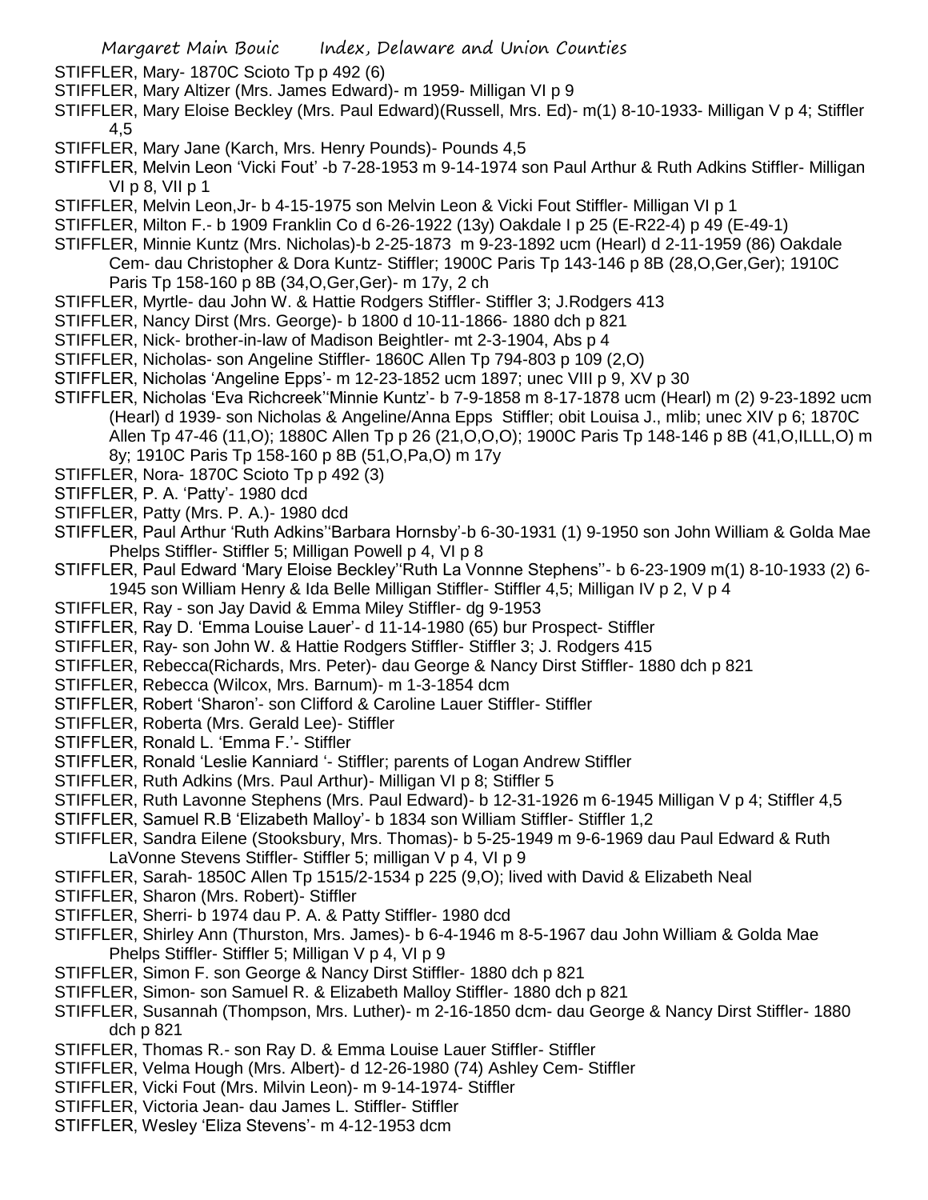STIFFLER, Mary- 1870C Scioto Tp p 492 (6)

STIFFLER, Mary Altizer (Mrs. James Edward)- m 1959- Milligan VI p 9

STIFFLER, Mary Eloise Beckley (Mrs. Paul Edward)(Russell, Mrs. Ed)- m(1) 8-10-1933- Milligan V p 4; Stiffler 4,5

STIFFLER, Mary Jane (Karch, Mrs. Henry Pounds)- Pounds 4,5

STIFFLER, Melvin Leon 'Vicki Fout' -b 7-28-1953 m 9-14-1974 son Paul Arthur & Ruth Adkins Stiffler- Milligan VI p 8, VII p 1

STIFFLER, Melvin Leon,Jr- b 4-15-1975 son Melvin Leon & Vicki Fout Stiffler- Milligan VI p 1

STIFFLER, Milton F.- b 1909 Franklin Co d 6-26-1922 (13y) Oakdale I p 25 (E-R22-4) p 49 (E-49-1)

STIFFLER, Minnie Kuntz (Mrs. Nicholas)-b 2-25-1873 m 9-23-1892 ucm (Hearl) d 2-11-1959 (86) Oakdale Cem- dau Christopher & Dora Kuntz- Stiffler; 1900C Paris Tp 143-146 p 8B (28,O,Ger,Ger); 1910C Paris Tp 158-160 p 8B (34,O,Ger,Ger)- m 17y, 2 ch

STIFFLER, Myrtle- dau John W. & Hattie Rodgers Stiffler- Stiffler 3; J.Rodgers 413

STIFFLER, Nancy Dirst (Mrs. George)- b 1800 d 10-11-1866- 1880 dch p 821

STIFFLER, Nick- brother-in-law of Madison Beightler- mt 2-3-1904, Abs p 4

STIFFLER, Nicholas- son Angeline Stiffler- 1860C Allen Tp 794-803 p 109 (2,O)

STIFFLER, Nicholas 'Angeline Epps'- m 12-23-1852 ucm 1897; unec VIII p 9, XV p 30

STIFFLER, Nicholas 'Eva Richcreek''Minnie Kuntz'- b 7-9-1858 m 8-17-1878 ucm (Hearl) m (2) 9-23-1892 ucm (Hearl) d 1939- son Nicholas & Angeline/Anna Epps Stiffler; obit Louisa J., mlib; unec XIV p 6; 1870C Allen Tp 47-46 (11,O); 1880C Allen Tp p 26 (21,O,O,O); 1900C Paris Tp 148-146 p 8B (41,O,ILLL,O) m 8y; 1910C Paris Tp 158-160 p 8B (51,O,Pa,O) m 17y

STIFFLER, Nora- 1870C Scioto Tp p 492 (3)

STIFFLER, P. A. 'Patty'- 1980 dcd

STIFFLER, Patty (Mrs. P. A.)- 1980 dcd

STIFFLER, Paul Arthur 'Ruth Adkins''Barbara Hornsby'-b 6-30-1931 (1) 9-1950 son John William & Golda Mae Phelps Stiffler- Stiffler 5; Milligan Powell p 4, VI p 8

STIFFLER, Paul Edward 'Mary Eloise Beckley''Ruth La Vonnne Stephens''- b 6-23-1909 m(1) 8-10-1933 (2) 6-1945 son William Henry & Ida Belle Milligan Stiffler- Stiffler 4,5; Milligan IV p 2, V p 4

STIFFLER, Ray - son Jay David & Emma Miley Stiffler- dg 9-1953

STIFFLER, Ray D. 'Emma Louise Lauer'- d 11-14-1980 (65) bur Prospect- Stiffler

STIFFLER, Ray- son John W. & Hattie Rodgers Stiffler- Stiffler 3; J. Rodgers 415

STIFFLER, Rebecca(Richards, Mrs. Peter)- dau George & Nancy Dirst Stiffler- 1880 dch p 821

STIFFLER, Rebecca (Wilcox, Mrs. Barnum)- m 1-3-1854 dcm

STIFFLER, Robert 'Sharon'- son Clifford & Caroline Lauer Stiffler- Stiffler

STIFFLER, Roberta (Mrs. Gerald Lee)- Stiffler

STIFFLER, Ronald L. 'Emma F.'- Stiffler

STIFFLER, Ronald 'Leslie Kanniard '- Stiffler; parents of Logan Andrew Stiffler

STIFFLER, Ruth Adkins (Mrs. Paul Arthur)- Milligan VI p 8; Stiffler 5

STIFFLER, Ruth Lavonne Stephens (Mrs. Paul Edward)- b 12-31-1926 m 6-1945 Milligan V p 4; Stiffler 4,5

STIFFLER, Samuel R.B 'Elizabeth Malloy'- b 1834 son William Stiffler- Stiffler 1,2

STIFFLER, Sandra Eilene (Stooksbury, Mrs. Thomas)- b 5-25-1949 m 9-6-1969 dau Paul Edward & Ruth LaVonne Stevens Stiffler- Stiffler 5; milligan V p 4, VI p 9

STIFFLER, Sarah- 1850C Allen Tp 1515/2-1534 p 225 (9,O); lived with David & Elizabeth Neal

STIFFLER, Sharon (Mrs. Robert)- Stiffler

STIFFLER, Sherri- b 1974 dau P. A. & Patty Stiffler- 1980 dcd

STIFFLER, Shirley Ann (Thurston, Mrs. James)- b 6-4-1946 m 8-5-1967 dau John William & Golda Mae Phelps Stiffler- Stiffler 5; Milligan V p 4, VI p 9

STIFFLER, Simon F. son George & Nancy Dirst Stiffler- 1880 dch p 821

STIFFLER, Simon- son Samuel R. & Elizabeth Malloy Stiffler- 1880 dch p 821

STIFFLER, Susannah (Thompson, Mrs. Luther)- m 2-16-1850 dcm- dau George & Nancy Dirst Stiffler- 1880 dch p 821

STIFFLER, Thomas R.- son Ray D. & Emma Louise Lauer Stiffler- Stiffler

STIFFLER, Velma Hough (Mrs. Albert)- d 12-26-1980 (74) Ashley Cem- Stiffler

STIFFLER, Vicki Fout (Mrs. Milvin Leon)- m 9-14-1974- Stiffler

STIFFLER, Victoria Jean- dau James L. Stiffler- Stiffler

STIFFLER, Wesley 'Eliza Stevens'- m 4-12-1953 dcm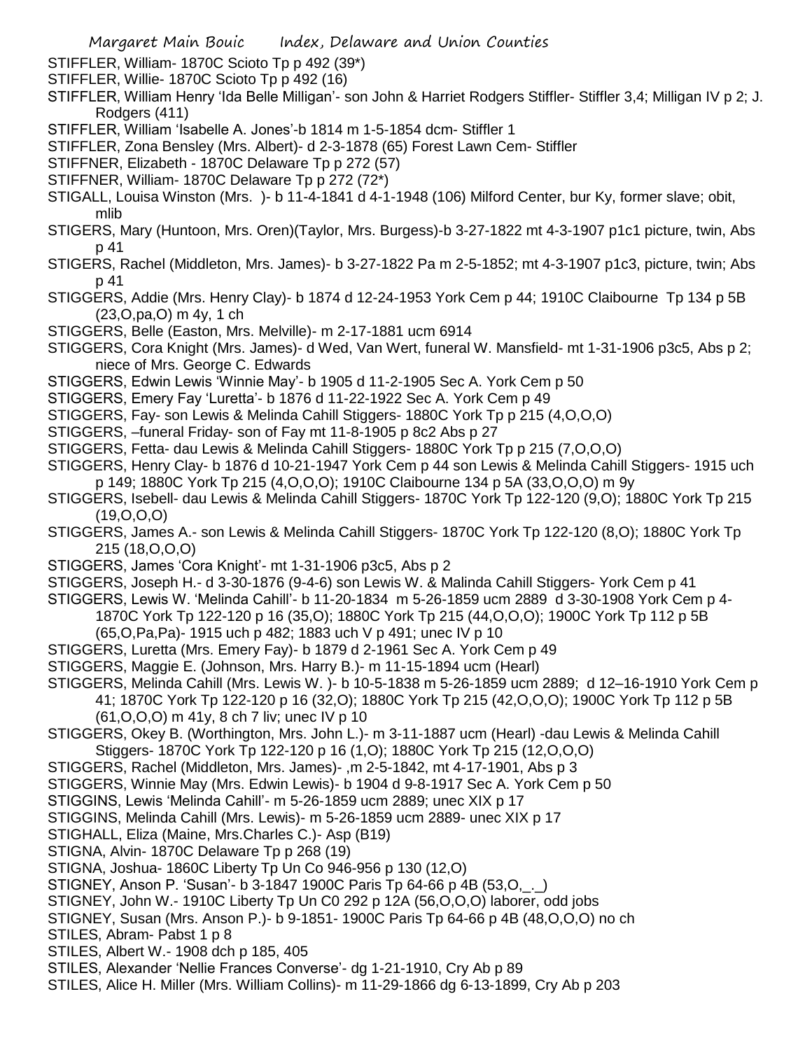STIFFLER, William- 1870C Scioto Tp p 492 (39*)

STIFFLER, Willie- 1870C Scioto Tp p 492 (16)

STIFFLER, William Henry 'Ida Belle Milligan'- son John & Harriet Rodgers Stiffler- Stiffler 3,4; Milligan IV p 2; J. Rodgers (411)

STIFFLER, William 'Isabelle A. Jones'-b 1814 m 1-5-1854 dcm- Stiffler 1

STIFFLER, Zona Bensley (Mrs. Albert)- d 2-3-1878 (65) Forest Lawn Cem- Stiffler

STIFFNER, Elizabeth - 1870C Delaware Tp p 272 (57)

STIFFNER, William- 1870C Delaware Tp p 272 (72*)

STIGALL, Louisa Winston (Mrs. )- b 11-4-1841 d 4-1-1948 (106) Milford Center, bur Ky, former slave; obit, mlib

STIGERS, Mary (Huntoon, Mrs. Oren)(Taylor, Mrs. Burgess)-b 3-27-1822 mt 4-3-1907 p1c1 picture, twin, Abs p 41

STIGERS, Rachel (Middleton, Mrs. James)- b 3-27-1822 Pa m 2-5-1852; mt 4-3-1907 p1c3, picture, twin; Abs p 41

STIGGERS, Addie (Mrs. Henry Clay)- b 1874 d 12-24-1953 York Cem p 44; 1910C Claibourne Tp 134 p 5B (23,O,pa,O) m 4y, 1 ch

STIGGERS, Belle (Easton, Mrs. Melville)- m 2-17-1881 ucm 6914

STIGGERS, Cora Knight (Mrs. James)- d Wed, Van Wert, funeral W. Mansfield- mt 1-31-1906 p3c5, Abs p 2; niece of Mrs. George C. Edwards

STIGGERS, Edwin Lewis 'Winnie May'- b 1905 d 11-2-1905 Sec A. York Cem p 50

STIGGERS, Emery Fay 'Luretta'- b 1876 d 11-22-1922 Sec A. York Cem p 49

STIGGERS, Fay- son Lewis & Melinda Cahill Stiggers- 1880C York Tp p 215 (4,O,O,O)

STIGGERS, –funeral Friday- son of Fay mt 11-8-1905 p 8c2 Abs p 27

STIGGERS, Fetta- dau Lewis & Melinda Cahill Stiggers- 1880C York Tp p 215 (7,O,O,O)

STIGGERS, Henry Clay- b 1876 d 10-21-1947 York Cem p 44 son Lewis & Melinda Cahill Stiggers- 1915 uch p 149; 1880C York Tp 215 (4,O,O,O); 1910C Claibourne 134 p 5A (33,O,O,O) m 9y

STIGGERS, Isebell- dau Lewis & Melinda Cahill Stiggers- 1870C York Tp 122-120 (9,O); 1880C York Tp 215 (19,O,O,O)

STIGGERS, James A.- son Lewis & Melinda Cahill Stiggers- 1870C York Tp 122-120 (8,O); 1880C York Tp 215 (18,O,O,O)

STIGGERS, James 'Cora Knight'- mt 1-31-1906 p3c5, Abs p 2

STIGGERS, Joseph H.- d 3-30-1876 (9-4-6) son Lewis W. & Malinda Cahill Stiggers- York Cem p 41

STIGGERS, Lewis W. 'Melinda Cahill'- b 11-20-1834 m 5-26-1859 ucm 2889 d 3-30-1908 York Cem p 4- 1870C York Tp 122-120 p 16 (35,O); 1880C York Tp 215 (44,O,O,O); 1900C York Tp 112 p 5B (65,O,Pa,Pa)- 1915 uch p 482; 1883 uch V p 491; unec IV p 10

STIGGERS, Luretta (Mrs. Emery Fay)- b 1879 d 2-1961 Sec A. York Cem p 49

STIGGERS, Maggie E. (Johnson, Mrs. Harry B.)- m 11-15-1894 ucm (Hearl)

STIGGERS, Melinda Cahill (Mrs. Lewis W. )- b 10-5-1838 m 5-26-1859 ucm 2889; d 12–16-1910 York Cem p 41; 1870C York Tp 122-120 p 16 (32,O); 1880C York Tp 215 (42,O,O,O); 1900C York Tp 112 p 5B (61,O,O,O) m 41y, 8 ch 7 liv; unec IV p 10

STIGGERS, Okey B. (Worthington, Mrs. John L.)- m 3-11-1887 ucm (Hearl) -dau Lewis & Melinda Cahill Stiggers- 1870C York Tp 122-120 p 16 (1,O); 1880C York Tp 215 (12,O,O,O)

STIGGERS, Rachel (Middleton, Mrs. James)- ,m 2-5-1842, mt 4-17-1901, Abs p 3

STIGGERS, Winnie May (Mrs. Edwin Lewis)- b 1904 d 9-8-1917 Sec A. York Cem p 50

STIGGINS, Lewis 'Melinda Cahill'- m 5-26-1859 ucm 2889; unec XIX p 17

STIGGINS, Melinda Cahill (Mrs. Lewis)- m 5-26-1859 ucm 2889- unec XIX p 17

STIGHALL, Eliza (Maine, Mrs.Charles C.)- Asp (B19)

STIGNA, Alvin- 1870C Delaware Tp p 268 (19)

STIGNA, Joshua- 1860C Liberty Tp Un Co 946-956 p 130 (12,O)

STIGNEY, Anson P. 'Susan'- b 3-1847 1900C Paris Tp 64-66 p 4B (53,O,_._)

STIGNEY, John W.- 1910C Liberty Tp Un C0 292 p 12A (56,O,O,O) laborer, odd jobs

STIGNEY, Susan (Mrs. Anson P.)- b 9-1851- 1900C Paris Tp 64-66 p 4B (48,O,O,O) no ch

STILES, Abram- Pabst 1 p 8

STILES, Albert W.- 1908 dch p 185, 405

STILES, Alexander 'Nellie Frances Converse'- dg 1-21-1910, Cry Ab p 89

STILES, Alice H. Miller (Mrs. William Collins)- m 11-29-1866 dg 6-13-1899, Cry Ab p 203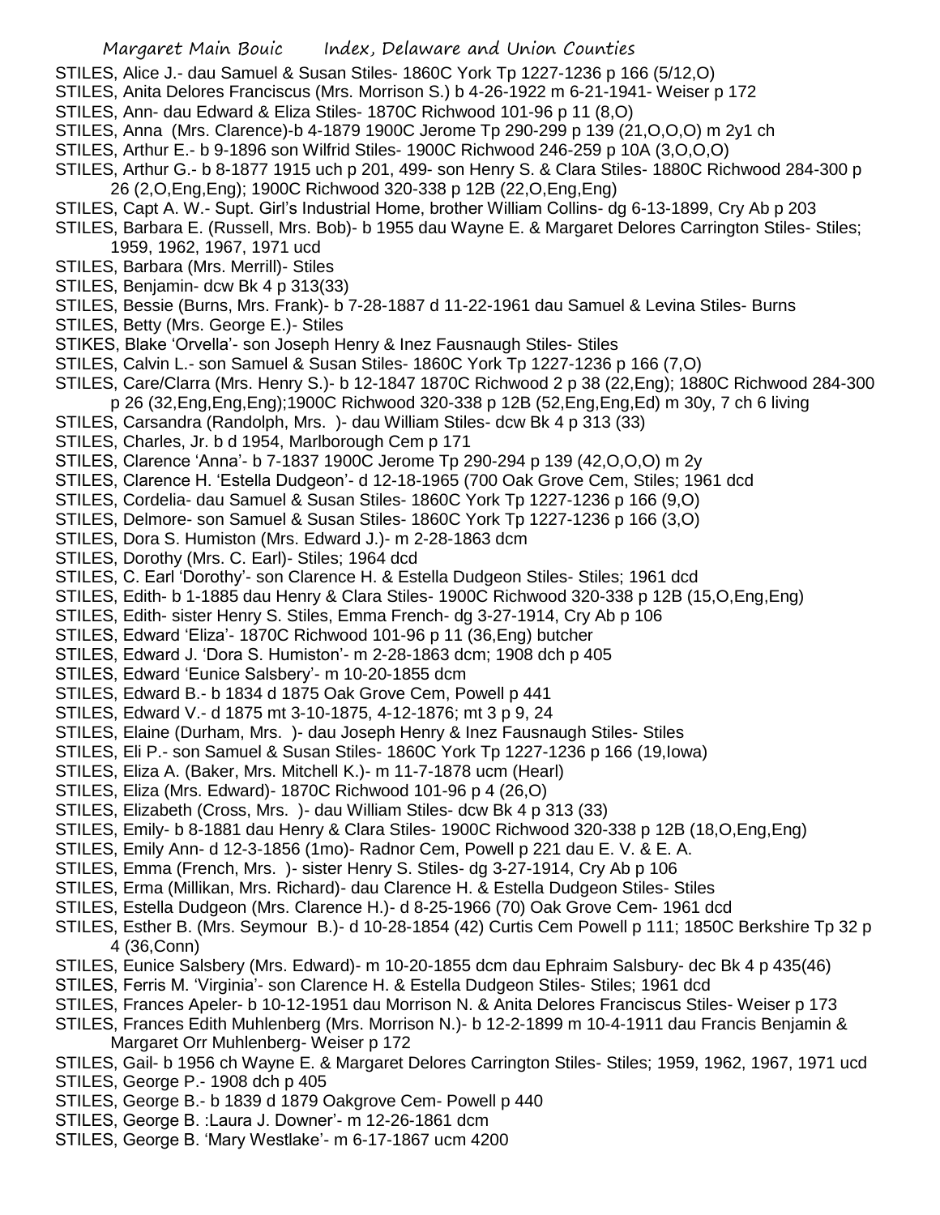STILES, Alice J.- dau Samuel & Susan Stiles- 1860C York Tp 1227-1236 p 166 (5/12,O)

STILES, Anita Delores Franciscus (Mrs. Morrison S.) b 4-26-1922 m 6-21-1941- Weiser p 172

STILES, Ann- dau Edward & Eliza Stiles- 1870C Richwood 101-96 p 11 (8,O)

STILES, Anna (Mrs. Clarence)-b 4-1879 1900C Jerome Tp 290-299 p 139 (21,O,O,O) m 2y1 ch

STILES, Arthur E.- b 9-1896 son Wilfrid Stiles- 1900C Richwood 246-259 p 10A (3,O,O,O)

STILES, Arthur G.- b 8-1877 1915 uch p 201, 499- son Henry S. & Clara Stiles- 1880C Richwood 284-300 p 26 (2,O,Eng,Eng); 1900C Richwood 320-338 p 12B (22,O,Eng,Eng)

STILES, Capt A. W.- Supt. Girl's Industrial Home, brother William Collins- dg 6-13-1899, Cry Ab p 203

STILES, Barbara E. (Russell, Mrs. Bob)- b 1955 dau Wayne E. & Margaret Delores Carrington Stiles- Stiles; 1959, 1962, 1967, 1971 ucd

STILES, Barbara (Mrs. Merrill)- Stiles

STILES, Benjamin- dcw Bk 4 p 313(33)

STILES, Bessie (Burns, Mrs. Frank)- b 7-28-1887 d 11-22-1961 dau Samuel & Levina Stiles- Burns

STILES, Betty (Mrs. George E.)- Stiles

STIKES, Blake 'Orvella'- son Joseph Henry & Inez Fausnaugh Stiles- Stiles

STILES, Calvin L.- son Samuel & Susan Stiles- 1860C York Tp 1227-1236 p 166 (7,O)

STILES, Care/Clarra (Mrs. Henry S.)- b 12-1847 1870C Richwood 2 p 38 (22,Eng); 1880C Richwood 284-300 p 26 (32,Eng,Eng,Eng);1900C Richwood 320-338 p 12B (52,Eng,Eng,Ed) m 30y, 7 ch 6 living

STILES, Carsandra (Randolph, Mrs. )- dau William Stiles- dcw Bk 4 p 313 (33)

STILES, Charles, Jr. b d 1954, Marlborough Cem p 171

STILES, Clarence 'Anna'- b 7-1837 1900C Jerome Tp 290-294 p 139 (42,O,O,O) m 2y

STILES, Clarence H. 'Estella Dudgeon'- d 12-18-1965 (700 Oak Grove Cem, Stiles; 1961 dcd

STILES, Cordelia- dau Samuel & Susan Stiles- 1860C York Tp 1227-1236 p 166 (9,O)

STILES, Delmore- son Samuel & Susan Stiles- 1860C York Tp 1227-1236 p 166 (3,O)

STILES, Dora S. Humiston (Mrs. Edward J.)- m 2-28-1863 dcm

STILES, Dorothy (Mrs. C. Earl)- Stiles; 1964 dcd

STILES, C. Earl 'Dorothy'- son Clarence H. & Estella Dudgeon Stiles- Stiles; 1961 dcd

STILES, Edith- b 1-1885 dau Henry & Clara Stiles- 1900C Richwood 320-338 p 12B (15,O,Eng,Eng)

STILES, Edith- sister Henry S. Stiles, Emma French- dg 3-27-1914, Cry Ab p 106

STILES, Edward 'Eliza'- 1870C Richwood 101-96 p 11 (36,Eng) butcher

STILES, Edward J. 'Dora S. Humiston'- m 2-28-1863 dcm; 1908 dch p 405

STILES, Edward 'Eunice Salsbery'- m 10-20-1855 dcm

STILES, Edward B.- b 1834 d 1875 Oak Grove Cem, Powell p 441

STILES, Edward V.- d 1875 mt 3-10-1875, 4-12-1876; mt 3 p 9, 24

STILES, Elaine (Durham, Mrs. )- dau Joseph Henry & Inez Fausnaugh Stiles- Stiles

STILES, Eli P.- son Samuel & Susan Stiles- 1860C York Tp 1227-1236 p 166 (19,Iowa)

STILES, Eliza A. (Baker, Mrs. Mitchell K.)- m 11-7-1878 ucm (Hearl)

STILES, Eliza (Mrs. Edward)- 1870C Richwood 101-96 p 4 (26,O)

STILES, Elizabeth (Cross, Mrs. )- dau William Stiles- dcw Bk 4 p 313 (33)

STILES, Emily- b 8-1881 dau Henry & Clara Stiles- 1900C Richwood 320-338 p 12B (18,O,Eng,Eng)

STILES, Emily Ann- d 12-3-1856 (1mo)- Radnor Cem, Powell p 221 dau E. V. & E. A.

STILES, Emma (French, Mrs. )- sister Henry S. Stiles- dg 3-27-1914, Cry Ab p 106

STILES, Erma (Millikan, Mrs. Richard)- dau Clarence H. & Estella Dudgeon Stiles- Stiles

STILES, Estella Dudgeon (Mrs. Clarence H.)- d 8-25-1966 (70) Oak Grove Cem- 1961 dcd

STILES, Esther B. (Mrs. Seymour B.)- d 10-28-1854 (42) Curtis Cem Powell p 111; 1850C Berkshire Tp 32 p 4 (36,Conn)

STILES, Eunice Salsbery (Mrs. Edward)- m 10-20-1855 dcm dau Ephraim Salsbury- dec Bk 4 p 435(46)

STILES, Ferris M. 'Virginia'- son Clarence H. & Estella Dudgeon Stiles- Stiles; 1961 dcd

STILES, Frances Apeler- b 10-12-1951 dau Morrison N. & Anita Delores Franciscus Stiles- Weiser p 173

STILES, Frances Edith Muhlenberg (Mrs. Morrison N.)- b 12-2-1899 m 10-4-1911 dau Francis Benjamin & Margaret Orr Muhlenberg- Weiser p 172

STILES, Gail- b 1956 ch Wayne E. & Margaret Delores Carrington Stiles- Stiles; 1959, 1962, 1967, 1971 ucd

STILES, George P.- 1908 dch p 405

STILES, George B.- b 1839 d 1879 Oakgrove Cem- Powell p 440

STILES, George B. :Laura J. Downer'- m 12-26-1861 dcm

STILES, George B. 'Mary Westlake'- m 6-17-1867 ucm 4200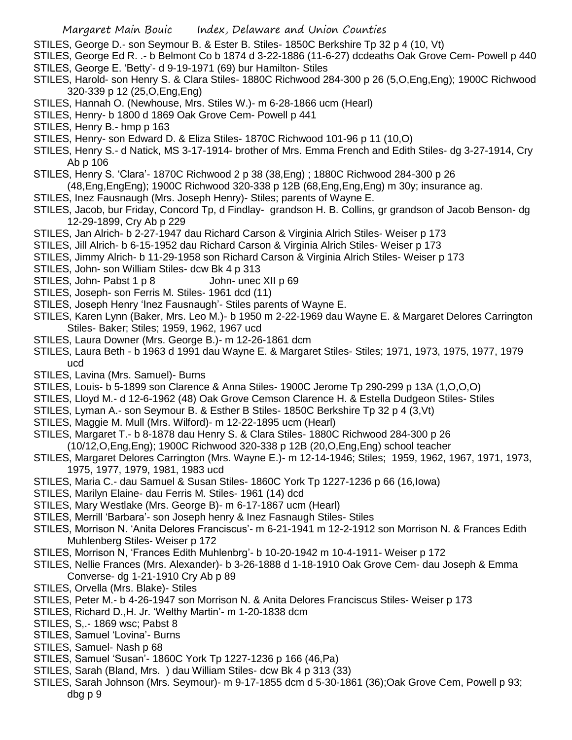STILES, George D.- son Seymour B. & Ester B. Stiles- 1850C Berkshire Tp 32 p 4 (10, Vt)

STILES, George Ed R. .- b Belmont Co b 1874 d 3-22-1886 (11-6-27) dcdeaths Oak Grove Cem- Powell p 440

STILES, George E. 'Betty'- d 9-19-1971 (69) bur Hamilton- Stiles

STILES, Harold- son Henry S. & Clara Stiles- 1880C Richwood 284-300 p 26 (5,O,Eng,Eng); 1900C Richwood 320-339 p 12 (25,O,Eng,Eng)

STILES, Hannah O. (Newhouse, Mrs. Stiles W.)- m 6-28-1866 ucm (Hearl)

STILES, Henry- b 1800 d 1869 Oak Grove Cem- Powell p 441

STILES, Henry B.- hmp p 163

STILES, Henry- son Edward D. & Eliza Stiles- 1870C Richwood 101-96 p 11 (10,O)

STILES, Henry S.- d Natick, MS 3-17-1914- brother of Mrs. Emma French and Edith Stiles- dg 3-27-1914, Cry Ab p 106

STILES, Henry S. 'Clara'- 1870C Richwood 2 p 38 (38,Eng) ; 1880C Richwood 284-300 p 26 (48,Eng,EngEng); 1900C Richwood 320-338 p 12B (68,Eng,Eng,Eng) m 30y; insurance ag.

STILES, Inez Fausnaugh (Mrs. Joseph Henry)- Stiles; parents of Wayne E.

STILES, Jacob, bur Friday, Concord Tp, d Findlay- grandson H. B. Collins, gr grandson of Jacob Benson- dg 12-29-1899, Cry Ab p 229

STILES, Jan Alrich- b 2-27-1947 dau Richard Carson & Virginia Alrich Stiles- Weiser p 173

STILES, Jill Alrich- b 6-15-1952 dau Richard Carson & Virginia Alrich Stiles- Weiser p 173

STILES, Jimmy Alrich- b 11-29-1958 son Richard Carson & Virginia Alrich Stiles- Weiser p 173

STILES, John- son William Stiles- dcw Bk 4 p 313

STILES, John- Pabst 1 p 8 John- unec XII p 69

STILES, Joseph- son Ferris M. Stiles- 1961 dcd (11)

STILES, Joseph Henry 'Inez Fausnaugh'- Stiles parents of Wayne E.

STILES, Karen Lynn (Baker, Mrs. Leo M.)- b 1950 m 2-22-1969 dau Wayne E. & Margaret Delores Carrington Stiles- Baker; Stiles; 1959, 1962, 1967 ucd

STILES, Laura Downer (Mrs. George B.)- m 12-26-1861 dcm

STILES, Laura Beth - b 1963 d 1991 dau Wayne E. & Margaret Stiles- Stiles; 1971, 1973, 1975, 1977, 1979 ucd

STILES, Lavina (Mrs. Samuel)- Burns

STILES, Louis- b 5-1899 son Clarence & Anna Stiles- 1900C Jerome Tp 290-299 p 13A (1,O,O,O)

STILES, Lloyd M.- d 12-6-1962 (48) Oak Grove Cemson Clarence H. & Estella Dudgeon Stiles- Stiles

STILES, Lyman A.- son Seymour B. & Esther B Stiles- 1850C Berkshire Tp 32 p 4 (3,Vt)

STILES, Maggie M. Mull (Mrs. Wilford)- m 12-22-1895 ucm (Hearl)

STILES, Margaret T.- b 8-1878 dau Henry S. & Clara Stiles- 1880C Richwood 284-300 p 26 (10/12,O,Eng,Eng); 1900C Richwood 320-338 p 12B (20,O,Eng,Eng) school teacher

STILES, Margaret Delores Carrington (Mrs. Wayne E.)- m 12-14-1946; Stiles; 1959, 1962, 1967, 1971, 1973, 1975, 1977, 1979, 1981, 1983 ucd

STILES, Maria C.- dau Samuel & Susan Stiles- 1860C York Tp 1227-1236 p 66 (16,Iowa)

STILES, Marilyn Elaine- dau Ferris M. Stiles- 1961 (14) dcd

STILES, Mary Westlake (Mrs. George B)- m 6-17-1867 ucm (Hearl)

STILES, Merrill 'Barbara'- son Joseph henry & Inez Fasnaugh Stiles- Stiles

STILES, Morrison N. 'Anita Delores Franciscus'- m 6-21-1941 m 12-2-1912 son Morrison N. & Frances Edith Muhlenberg Stiles- Weiser p 172

STILES, Morrison N, 'Frances Edith Muhlenbrg'- b 10-20-1942 m 10-4-1911- Weiser p 172

STILES, Nellie Frances (Mrs. Alexander)- b 3-26-1888 d 1-18-1910 Oak Grove Cem- dau Joseph & Emma Converse- dg 1-21-1910 Cry Ab p 89

STILES, Orvella (Mrs. Blake)- Stiles

STILES, Peter M.- b 4-26-1947 son Morrison N. & Anita Delores Franciscus Stiles- Weiser p 173

STILES, Richard D.,H. Jr. 'Welthy Martin'- m 1-20-1838 dcm

STILES, S,.- 1869 wsc; Pabst 8

STILES, Samuel 'Lovina'- Burns

STILES, Samuel- Nash p 68

STILES, Samuel 'Susan'- 1860C York Tp 1227-1236 p 166 (46,Pa)

STILES, Sarah (Bland, Mrs. ) dau William Stiles- dcw Bk 4 p 313 (33)

STILES, Sarah Johnson (Mrs. Seymour)- m 9-17-1855 dcm d 5-30-1861 (36);Oak Grove Cem, Powell p 93; dbg p 9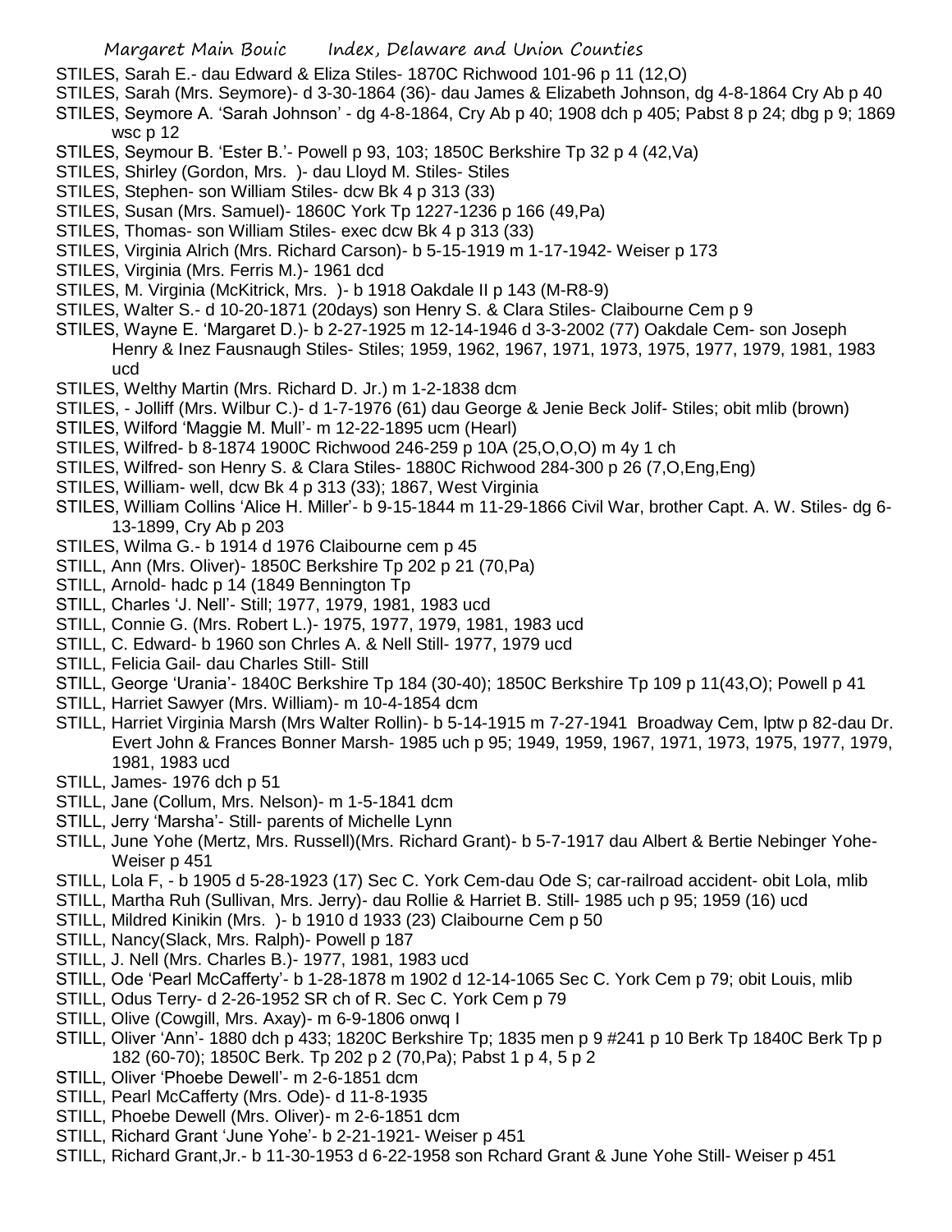STILES, Sarah E.- dau Edward & Eliza Stiles- 1870C Richwood 101-96 p 11 (12,O)

STILES, Sarah (Mrs. Seymore)- d 3-30-1864 (36)- dau James & Elizabeth Johnson, dg 4-8-1864 Cry Ab p 40

STILES, Seymore A. 'Sarah Johnson' - dg 4-8-1864, Cry Ab p 40; 1908 dch p 405; Pabst 8 p 24; dbg p 9; 1869 wsc p 12

STILES, Seymour B. 'Ester B.'- Powell p 93, 103; 1850C Berkshire Tp 32 p 4 (42,Va)

STILES, Shirley (Gordon, Mrs. )- dau Lloyd M. Stiles- Stiles

STILES, Stephen- son William Stiles- dcw Bk 4 p 313 (33)

STILES, Susan (Mrs. Samuel)- 1860C York Tp 1227-1236 p 166 (49,Pa)

STILES, Thomas- son William Stiles- exec dcw Bk 4 p 313 (33)

STILES, Virginia Alrich (Mrs. Richard Carson)- b 5-15-1919 m 1-17-1942- Weiser p 173

STILES, Virginia (Mrs. Ferris M.)- 1961 dcd

STILES, M. Virginia (McKitrick, Mrs. )- b 1918 Oakdale II p 143 (M-R8-9)

STILES, Walter S.- d 10-20-1871 (20days) son Henry S. & Clara Stiles- Claibourne Cem p 9

STILES, Wayne E. 'Margaret D.'- b 2-27-1925 m 12-14-1946 d 3-3-2002 (77) Oakdale Cem- son Joseph Henry & Inez Fausnaugh Stiles- Stiles; 1959, 1962, 1967, 1971, 1973, 1975, 1977, 1979, 1981, 1983 ucd

STILES, Welthy Martin (Mrs. Richard D. Jr.) m 1-2-1838 dcm

STILES, - Jolliff (Mrs. Wilbur C.)- d 1-7-1976 (61) dau George & Jenie Beck Jolif- Stiles; obit mlib (brown)

STILES, Wilford 'Maggie M. Mull'- m 12-22-1895 ucm (Hearl)

STILES, Wilfred- b 8-1874 1900C Richwood 246-259 p 10A (25,O,O,O) m 4y 1 ch

STILES, Wilfred- son Henry S. & Clara Stiles- 1880C Richwood 284-300 p 26 (7,O,Eng,Eng)

STILES, William- well, dcw Bk 4 p 313 (33); 1867, West Virginia

STILES, William Collins 'Alice H. Miller'- b 9-15-1844 m 11-29-1866 Civil War, brother Capt. A. W. Stiles- dg 6-13-1899, Cry Ab p 203

STILES, Wilma G.- b 1914 d 1976 Claibourne cem p 45

STILL, Ann (Mrs. Oliver)- 1850C Berkshire Tp 202 p 21 (70,Pa)

STILL, Arnold- hadc p 14 (1849 Bennington Tp

STILL, Charles 'J. Nell'- Still; 1977, 1979, 1981, 1983 ucd

STILL, Connie G. (Mrs. Robert L.)- 1975, 1977, 1979, 1981, 1983 ucd

STILL, C. Edward- b 1960 son Chrles A. & Nell Still- 1977, 1979 ucd

STILL, Felicia Gail- dau Charles Still- Still

STILL, George 'Urania'- 1840C Berkshire Tp 184 (30-40); 1850C Berkshire Tp 109 p 11(43,O); Powell p 41

STILL, Harriet Sawyer (Mrs. William)- m 10-4-1854 dcm

STILL, Harriet Virginia Marsh (Mrs Walter Rollin)- b 5-14-1915 m 7-27-1941 Broadway Cem, lptw p 82-dau Dr. Evert John & Frances Bonner Marsh- 1985 uch p 95; 1949, 1959, 1967, 1971, 1973, 1975, 1977, 1979, 1981, 1983 ucd

STILL, James- 1976 dch p 51

STILL, Jane (Collum, Mrs. Nelson)- m 1-5-1841 dcm

STILL, Jerry 'Marsha'- Still- parents of Michelle Lynn

STILL, June Yohe (Mertz, Mrs. Russell)(Mrs. Richard Grant)- b 5-7-1917 dau Albert & Bertie Nebinger Yohe- Weiser p 451

STILL, Lola F, - b 1905 d 5-28-1923 (17) Sec C. York Cem-dau Ode S; car-railroad accident- obit Lola, mlib

STILL, Martha Ruh (Sullivan, Mrs. Jerry)- dau Rollie & Harriet B. Still- 1985 uch p 95; 1959 (16) ucd

STILL, Mildred Kinikin (Mrs. )- b 1910 d 1933 (23) Claibourne Cem p 50

STILL, Nancy(Slack, Mrs. Ralph)- Powell p 187

STILL, J. Nell (Mrs. Charles B.)- 1977, 1981, 1983 ucd

STILL, Ode 'Pearl McCafferty'- b 1-28-1878 m 1902 d 12-14-1065 Sec C. York Cem p 79; obit Louis, mlib

STILL, Odus Terry- d 2-26-1952 SR ch of R. Sec C. York Cem p 79

STILL, Olive (Cowgill, Mrs. Axay)- m 6-9-1806 onwq I

STILL, Oliver 'Ann'- 1880 dch p 433; 1820C Berkshire Tp; 1835 men p 9 #241 p 10 Berk Tp 1840C Berk Tp p 182 (60-70); 1850C Berk. Tp 202 p 2 (70,Pa); Pabst 1 p 4, 5 p 2

STILL, Oliver 'Phoebe Dewell'- m 2-6-1851 dcm

STILL, Pearl McCafferty (Mrs. Ode)- d 11-8-1935

STILL, Phoebe Dewell (Mrs. Oliver)- m 2-6-1851 dcm

STILL, Richard Grant 'June Yohe'- b 2-21-1921- Weiser p 451

STILL, Richard Grant,Jr.- b 11-30-1953 d 6-22-1958 son Rchard Grant & June Yohe Still- Weiser p 451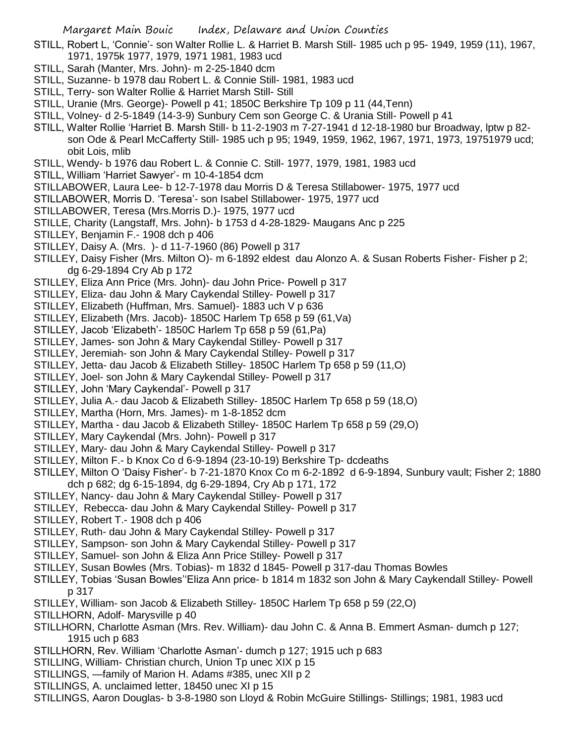STILL, Robert L, 'Connie'- son Walter Rollie L. & Harriet B. Marsh Still- 1985 uch p 95- 1949, 1959 (11), 1967, 1971, 1975k 1977, 1979, 1971 1981, 1983 ucd

STILL, Sarah (Manter, Mrs. John)- m 2-25-1840 dcm

STILL, Suzanne- b 1978 dau Robert L. & Connie Still- 1981, 1983 ucd

STILL, Terry- son Walter Rollie & Harriet Marsh Still- Still

STILL, Uranie (Mrs. George)- Powell p 41; 1850C Berkshire Tp 109 p 11 (44,Tenn)

STILL, Volney- d 2-5-1849 (14-3-9) Sunbury Cem son George C. & Urania Still- Powell p 41

STILL, Walter Rollie 'Harriet B. Marsh Still- b 11-2-1903 m 7-27-1941 d 12-18-1980 bur Broadway, lptw p 82- son Ode & Pearl McCafferty Still- 1985 uch p 95; 1949, 1959, 1962, 1967, 1971, 1973, 19751979 ucd; obit Lois, mlib

STILL, Wendy- b 1976 dau Robert L. & Connie C. Still- 1977, 1979, 1981, 1983 ucd

STILL, William 'Harriet Sawyer'- m 10-4-1854 dcm

STILLABOWER, Laura Lee- b 12-7-1978 dau Morris D & Teresa Stillabower- 1975, 1977 ucd

STILLABOWER, Morris D. 'Teresa'- son Isabel Stillabower- 1975, 1977 ucd

STILLABOWER, Teresa (Mrs.Morris D.)- 1975, 1977 ucd

STILLE, Charity (Langstaff, Mrs. John)- b 1753 d 4-28-1829- Maugans Anc p 225

STILLEY, Benjamin F.- 1908 dch p 406

STILLEY, Daisy A. (Mrs. )- d 11-7-1960 (86) Powell p 317

STILLEY, Daisy Fisher (Mrs. Milton O)- m 6-1892 eldest dau Alonzo A. & Susan Roberts Fisher- Fisher p 2; dg 6-29-1894 Cry Ab p 172

STILLEY, Eliza Ann Price (Mrs. John)- dau John Price- Powell p 317

STILLEY, Eliza- dau John & Mary Caykendal Stilley- Powell p 317

STILLEY, Elizabeth (Huffman, Mrs. Samuel)- 1883 uch V p 636

STILLEY, Elizabeth (Mrs. Jacob)- 1850C Harlem Tp 658 p 59 (61,Va)

STILLEY, Jacob 'Elizabeth'- 1850C Harlem Tp 658 p 59 (61,Pa)

STILLEY, James- son John & Mary Caykendal Stilley- Powell p 317

STILLEY, Jeremiah- son John & Mary Caykendal Stilley- Powell p 317

STILLEY, Jetta- dau Jacob & Elizabeth Stilley- 1850C Harlem Tp 658 p 59 (11,O)

STILLEY, Joel- son John & Mary Caykendal Stilley- Powell p 317

STILLEY, John 'Mary Caykendal'- Powell p 317

STILLEY, Julia A.- dau Jacob & Elizabeth Stilley- 1850C Harlem Tp 658 p 59 (18,O)

STILLEY, Martha (Horn, Mrs. James)- m 1-8-1852 dcm

STILLEY, Martha - dau Jacob & Elizabeth Stilley- 1850C Harlem Tp 658 p 59 (29,O)

STILLEY, Mary Caykendal (Mrs. John)- Powell p 317

STILLEY, Mary- dau John & Mary Caykendal Stilley- Powell p 317

STILLEY, Milton F.- b Knox Co d 6-9-1894 (23-10-19) Berkshire Tp- dcdeaths

STILLEY, Milton O 'Daisy Fisher'- b 7-21-1870 Knox Co m 6-2-1892 d 6-9-1894, Sunbury vault; Fisher 2; 1880 dch p 682; dg 6-15-1894, dg 6-29-1894, Cry Ab p 171, 172

STILLEY, Nancy- dau John & Mary Caykendal Stilley- Powell p 317

STILLEY, Rebecca- dau John & Mary Caykendal Stilley- Powell p 317

STILLEY, Robert T.- 1908 dch p 406

STILLEY, Ruth- dau John & Mary Caykendal Stilley- Powell p 317

STILLEY, Sampson- son John & Mary Caykendal Stilley- Powell p 317

STILLEY, Samuel- son John & Eliza Ann Price Stilley- Powell p 317

STILLEY, Susan Bowles (Mrs. Tobias)- m 1832 d 1845- Powell p 317-dau Thomas Bowles

STILLEY, Tobias 'Susan Bowles''Eliza Ann price- b 1814 m 1832 son John & Mary Caykendall Stilley- Powell p 317

STILLEY, William- son Jacob & Elizabeth Stilley- 1850C Harlem Tp 658 p 59 (22,O)

STILLHORN, Adolf- Marysville p 40

STILLHORN, Charlotte Asman (Mrs. Rev. William)- dau John C. & Anna B. Emmert Asman- dumch p 127; 1915 uch p 683

STILLHORN, Rev. William 'Charlotte Asman'- dumch p 127; 1915 uch p 683

STILLING, William- Christian church, Union Tp unec XIX p 15

STILLINGS, —family of Marion H. Adams #385, unec XII p 2

STILLINGS, A. unclaimed letter, 18450 unec XI p 15

STILLINGS, Aaron Douglas- b 3-8-1980 son Lloyd & Robin McGuire Stillings- Stillings; 1981, 1983 ucd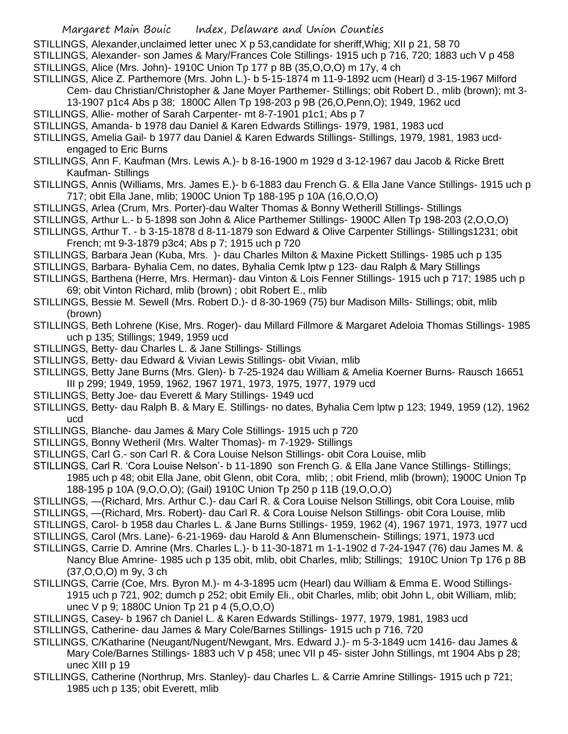STILLINGS, Alexander,unclaimed letter unec X p 53,candidate for sheriff,Whig; XII p 21, 58 70

STILLINGS, Alexander- son James & Mary/Frances Cole Stillings- 1915 uch p 716, 720; 1883 uch V p 458

STILLINGS, Alice (Mrs. John)- 1910C Union Tp 177 p 8B (35,O,O,O) m 17y, 4 ch

STILLINGS, Alice Z. Parthemore (Mrs. John L.)- b 5-15-1874 m 11-9-1892 ucm (Hearl) d 3-15-1967 Milford Cem- dau Christian/Christopher & Jane Moyer Parthemer- Stillings; obit Robert D., mlib (brown); mt 3-13-1907 p1c4 Abs p 38; 1800C Allen Tp 198-203 p 9B (26,O,Penn,O); 1949, 1962 ucd

STILLINGS, Allie- mother of Sarah Carpenter- mt 8-7-1901 p1c1; Abs p 7

STILLINGS, Amanda- b 1978 dau Daniel & Karen Edwards Stillings- 1979, 1981, 1983 ucd

STILLINGS, Amelia Gail- b 1977 dau Daniel & Karen Edwards Stillings- Stillings, 1979, 1981, 1983 ucd- engaged to Eric Burns

STILLINGS, Ann F. Kaufman (Mrs. Lewis A.)- b 8-16-1900 m 1929 d 3-12-1967 dau Jacob & Ricke Brett Kaufman- Stillings

STILLINGS, Annis (Williams, Mrs. James E.)- b 6-1883 dau French G. & Ella Jane Vance Stillings- 1915 uch p 717; obit Ella Jane, mlib; 1900C Union Tp 188-195 p 10A (16,O,O,O)

STILLINGS, Arlea (Crum, Mrs. Porter)-dau Walter Thomas & Bonny Wetherill Stillings- Stillings

STILLINGS, Arthur L.- b 5-1898 son John & Alice Parthemer Stillings- 1900C Allen Tp 198-203 (2,O,O,O)

STILLINGS, Arthur T. - b 3-15-1878 d 8-11-1879 son Edward & Olive Carpenter Stillings- Stillings1231; obit French; mt 9-3-1879 p3c4; Abs p 7; 1915 uch p 720

STILLINGS, Barbara Jean (Kuba, Mrs. )- dau Charles Milton & Maxine Pickett Stillings- 1985 uch p 135

STILLINGS, Barbara- Byhalia Cem, no dates, Byhalia Cemk lptw p 123- dau Ralph & Mary Stillings

STILLINGS, Barthena (Herre, Mrs. Herman)- dau Vinton & Lois Fenner Stillings- 1915 uch p 717; 1985 uch p 69; obit Vinton Richard, mlib (brown) ; obit Robert E., mlib

STILLINGS, Bessie M. Sewell (Mrs. Robert D.)- d 8-30-1969 (75) bur Madison Mills- Stillings; obit, mlib (brown)

STILLINGS, Beth Lohrene (Kise, Mrs. Roger)- dau Millard Fillmore & Margaret Adeloia Thomas Stillings- 1985 uch p 135; Stillings; 1949, 1959 ucd

STILLINGS, Betty- dau Charles L. & Jane Stillings- Stillings

STILLINGS, Betty- dau Edward & Vivian Lewis Stillings- obit Vivian, mlib

STILLINGS, Betty Jane Burns (Mrs. Glen)- b 7-25-1924 dau William & Amelia Koerner Burns- Rausch 16651 III p 299; 1949, 1959, 1962, 1967 1971, 1973, 1975, 1977, 1979 ucd

STILLINGS, Betty Joe- dau Everett & Mary Stillings- 1949 ucd

STILLINGS, Betty- dau Ralph B. & Mary E. Stillings- no dates, Byhalia Cem lptw p 123; 1949, 1959 (12), 1962 ucd

STILLINGS, Blanche- dau James & Mary Cole Stillings- 1915 uch p 720

STILLINGS, Bonny Wetheril (Mrs. Walter Thomas)- m 7-1929- Stillings

STILLINGS, Carl G.- son Carl R. & Cora Louise Nelson Stillings- obit Cora Louise, mlib

STILLINGS, Carl R. 'Cora Louise Nelson'- b 11-1890 son French G. & Ella Jane Vance Stillings- Stillings; 1985 uch p 48; obit Ella Jane, obit Glenn, obit Cora, mlib; ; obit Friend, mlib (brown); 1900C Union Tp 188-195 p 10A (9,O,O,O); (Gail) 1910C Union Tp 250 p 11B (19,O,O,O)

STILLINGS, —(Richard, Mrs. Arthur C.)- dau Carl R. & Cora Louise Nelson Stillings, obit Cora Louise, mlib

STILLINGS, —(Richard, Mrs. Robert)- dau Carl R. & Cora Louise Nelson Stillings- obit Cora Louise, mlib

STILLINGS, Carol- b 1958 dau Charles L. & Jane Burns Stillings- 1959, 1962 (4), 1967 1971, 1973, 1977 ucd

STILLINGS, Carol (Mrs. Lane)- 6-21-1969- dau Harold & Ann Blumenschein- Stillings; 1971, 1973 ucd

STILLINGS, Carrie D. Amrine (Mrs. Charles L.)- b 11-30-1871 m 1-1-1902 d 7-24-1947 (76) dau James M. & Nancy Blue Amrine- 1985 uch p 135 obit, mlib, obit Charles, mlib; Stillings; 1910C Union Tp 176 p 8B (37,O,O,O) m 9y, 3 ch

STILLINGS, Carrie (Coe, Mrs. Byron M.)- m 4-3-1895 ucm (Hearl) dau William & Emma E. Wood Stillings- 1915 uch p 721, 902; dumch p 252; obit Emily Eli., obit Charles, mlib; obit John L, obit William, mlib; unec V p 9; 1880C Union Tp 21 p 4 (5,O,O,O)

STILLINGS, Casey- b 1967 ch Daniel L. & Karen Edwards Stillings- 1977, 1979, 1981, 1983 ucd

STILLINGS, Catherine- dau James & Mary Cole/Barnes Stillings- 1915 uch p 716, 720

STILLINGS, C/Katharine (Neugant/Nugent/Newgant, Mrs. Edward J.)- m 5-3-1849 ucm 1416- dau James & Mary Cole/Barnes Stillings- 1883 uch V p 458; unec VII p 45- sister John Stillings, mt 1904 Abs p 28; unec XIII p 19

STILLINGS, Catherine (Northrup, Mrs. Stanley)- dau Charles L. & Carrie Amrine Stillings- 1915 uch p 721; 1985 uch p 135; obit Everett, mlib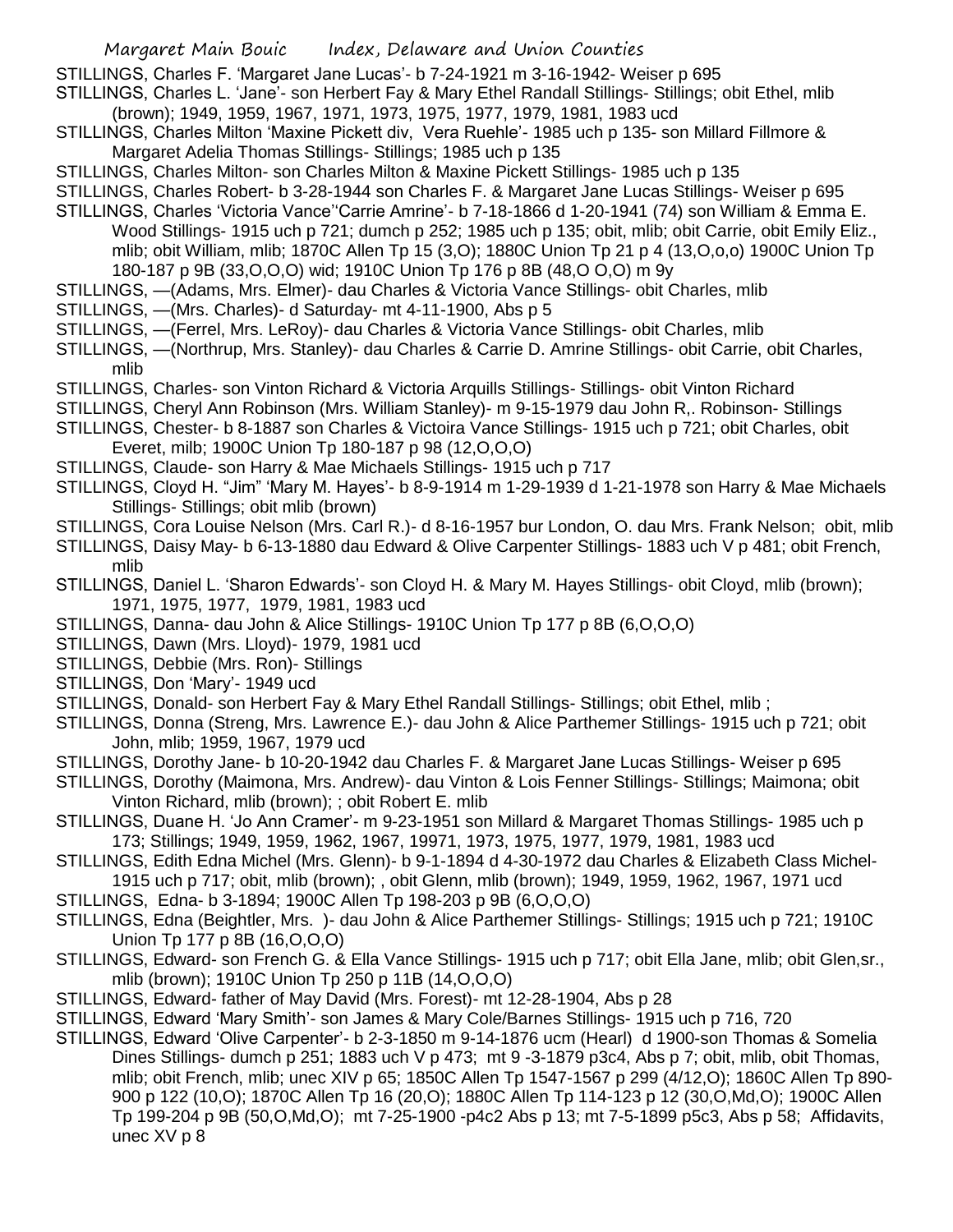STILLINGS, Charles F. 'Margaret Jane Lucas'- b 7-24-1921 m 3-16-1942- Weiser p 695

STILLINGS, Charles L. 'Jane'- son Herbert Fay & Mary Ethel Randall Stillings- Stillings; obit Ethel, mlib (brown); 1949, 1959, 1967, 1971, 1973, 1975, 1977, 1979, 1981, 1983 ucd

STILLINGS, Charles Milton 'Maxine Pickett div, Vera Ruehle'- 1985 uch p 135- son Millard Fillmore & Margaret Adelia Thomas Stillings- Stillings; 1985 uch p 135

STILLINGS, Charles Milton- son Charles Milton & Maxine Pickett Stillings- 1985 uch p 135

STILLINGS, Charles Robert- b 3-28-1944 son Charles F. & Margaret Jane Lucas Stillings- Weiser p 695

STILLINGS, Charles 'Victoria Vance''Carrie Amrine'- b 7-18-1866 d 1-20-1941 (74) son William & Emma E. Wood Stillings- 1915 uch p 721; dumch p 252; 1985 uch p 135; obit, mlib; obit Carrie, obit Emily Eliz., mlib; obit William, mlib; 1870C Allen Tp 15 (3,O); 1880C Union Tp 21 p 4 (13,O,o,o) 1900C Union Tp 180-187 p 9B (33,O,O,O) wid; 1910C Union Tp 176 p 8B (48,O O,O) m 9y

STILLINGS, —(Adams, Mrs. Elmer)- dau Charles & Victoria Vance Stillings- obit Charles, mlib

STILLINGS, —(Mrs. Charles)- d Saturday- mt 4-11-1900, Abs p 5

STILLINGS, —(Ferrel, Mrs. LeRoy)- dau Charles & Victoria Vance Stillings- obit Charles, mlib

STILLINGS, —(Northrup, Mrs. Stanley)- dau Charles & Carrie D. Amrine Stillings- obit Carrie, obit Charles, mlib

STILLINGS, Charles- son Vinton Richard & Victoria Arquills Stillings- Stillings- obit Vinton Richard

STILLINGS, Cheryl Ann Robinson (Mrs. William Stanley)- m 9-15-1979 dau John R,. Robinson- Stillings

STILLINGS, Chester- b 8-1887 son Charles & Victoira Vance Stillings- 1915 uch p 721; obit Charles, obit Everet, milb; 1900C Union Tp 180-187 p 98 (12,O,O,O)

STILLINGS, Claude- son Harry & Mae Michaels Stillings- 1915 uch p 717

STILLINGS, Cloyd H. "Jim" 'Mary M. Hayes'- b 8-9-1914 m 1-29-1939 d 1-21-1978 son Harry & Mae Michaels Stillings- Stillings; obit mlib (brown)

STILLINGS, Cora Louise Nelson (Mrs. Carl R.)- d 8-16-1957 bur London, O. dau Mrs. Frank Nelson; obit, mlib

STILLINGS, Daisy May- b 6-13-1880 dau Edward & Olive Carpenter Stillings- 1883 uch V p 481; obit French, mlib

STILLINGS, Daniel L. 'Sharon Edwards'- son Cloyd H. & Mary M. Hayes Stillings- obit Cloyd, mlib (brown); 1971, 1975, 1977, 1979, 1981, 1983 ucd

STILLINGS, Danna- dau John & Alice Stillings- 1910C Union Tp 177 p 8B (6,O,O,O)

STILLINGS, Dawn (Mrs. Lloyd)- 1979, 1981 ucd

STILLINGS, Debbie (Mrs. Ron)- Stillings

STILLINGS, Don 'Mary'- 1949 ucd

STILLINGS, Donald- son Herbert Fay & Mary Ethel Randall Stillings- Stillings; obit Ethel, mlib ;

STILLINGS, Donna (Streng, Mrs. Lawrence E.)- dau John & Alice Parthemer Stillings- 1915 uch p 721; obit John, mlib; 1959, 1967, 1979 ucd

STILLINGS, Dorothy Jane- b 10-20-1942 dau Charles F. & Margaret Jane Lucas Stillings- Weiser p 695

STILLINGS, Dorothy (Maimona, Mrs. Andrew)- dau Vinton & Lois Fenner Stillings- Stillings; Maimona; obit Vinton Richard, mlib (brown); ; obit Robert E. mlib

STILLINGS, Duane H. 'Jo Ann Cramer'- m 9-23-1951 son Millard & Margaret Thomas Stillings- 1985 uch p 173; Stillings; 1949, 1959, 1962, 1967, 19971, 1973, 1975, 1977, 1979, 1981, 1983 ucd

STILLINGS, Edith Edna Michel (Mrs. Glenn)- b 9-1-1894 d 4-30-1972 dau Charles & Elizabeth Class Michel- 1915 uch p 717; obit, mlib (brown); , obit Glenn, mlib (brown); 1949, 1959, 1962, 1967, 1971 ucd

STILLINGS, Edna- b 3-1894; 1900C Allen Tp 198-203 p 9B (6,O,O,O)

STILLINGS, Edna (Beightler, Mrs. )- dau John & Alice Parthemer Stillings- Stillings; 1915 uch p 721; 1910C Union Tp 177 p 8B (16,O,O,O)

STILLINGS, Edward- son French G. & Ella Vance Stillings- 1915 uch p 717; obit Ella Jane, mlib; obit Glen,sr., mlib (brown); 1910C Union Tp 250 p 11B (14,O,O,O)

STILLINGS, Edward- father of May David (Mrs. Forest)- mt 12-28-1904, Abs p 28

STILLINGS, Edward 'Mary Smith'- son James & Mary Cole/Barnes Stillings- 1915 uch p 716, 720

STILLINGS, Edward 'Olive Carpenter'- b 2-3-1850 m 9-14-1876 ucm (Hearl) d 1900-son Thomas & Somelia Dines Stillings- dumch p 251; 1883 uch V p 473; mt 9 -3-1879 p3c4, Abs p 7; obit, mlib, obit Thomas, mlib; obit French, mlib; unec XIV p 65; 1850C Allen Tp 1547-1567 p 299 (4/12,O); 1860C Allen Tp 890-900 p 122 (10,O); 1870C Allen Tp 16 (20,O); 1880C Allen Tp 114-123 p 12 (30,O,Md,O); 1900C Allen Tp 199-204 p 9B (50,O,Md,O); mt 7-25-1900 -p4c2 Abs p 13; mt 7-5-1899 p5c3, Abs p 58; Affidavits, unec XV p 8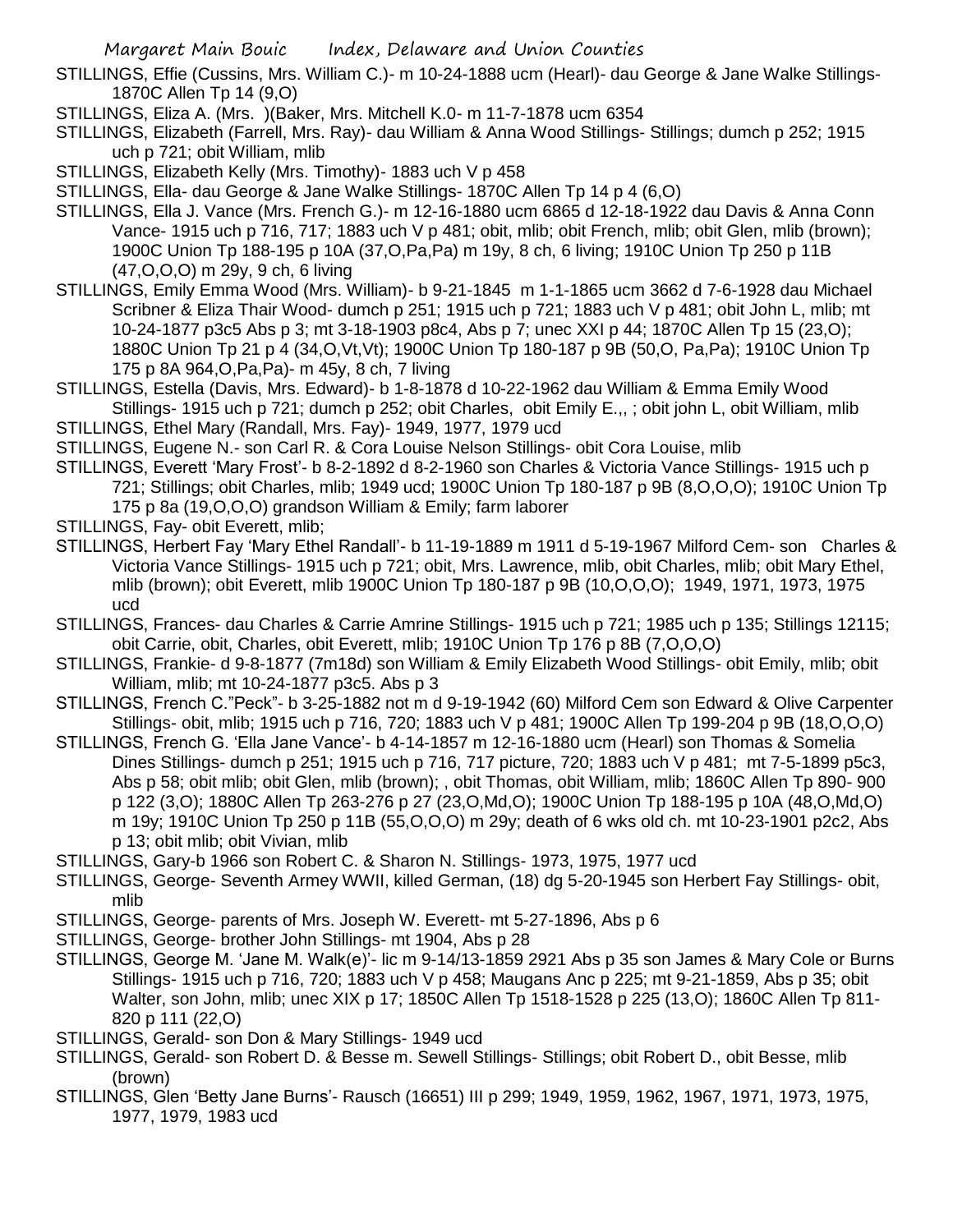STILLINGS, Effie (Cussins, Mrs. William C.)- m 10-24-1888 ucm (Hearl)- dau George & Jane Walke Stillings- 1870C Allen Tp 14 (9,O)

STILLINGS, Eliza A. (Mrs. )(Baker, Mrs. Mitchell K.0- m 11-7-1878 ucm 6354

STILLINGS, Elizabeth (Farrell, Mrs. Ray)- dau William & Anna Wood Stillings- Stillings; dumch p 252; 1915 uch p 721; obit William, mlib

STILLINGS, Elizabeth Kelly (Mrs. Timothy)- 1883 uch V p 458

STILLINGS, Ella- dau George & Jane Walke Stillings- 1870C Allen Tp 14 p 4 (6,O)

STILLINGS, Ella J. Vance (Mrs. French G.)- m 12-16-1880 ucm 6865 d 12-18-1922 dau Davis & Anna Conn Vance- 1915 uch p 716, 717; 1883 uch V p 481; obit, mlib; obit French, mlib; obit Glen, mlib (brown); 1900C Union Tp 188-195 p 10A (37,O,Pa,Pa) m 19y, 8 ch, 6 living; 1910C Union Tp 250 p 11B (47,O,O,O) m 29y, 9 ch, 6 living

STILLINGS, Emily Emma Wood (Mrs. William)- b 9-21-1845 m 1-1-1865 ucm 3662 d 7-6-1928 dau Michael Scribner & Eliza Thair Wood- dumch p 251; 1915 uch p 721; 1883 uch V p 481; obit John L, mlib; mt 10-24-1877 p3c5 Abs p 3; mt 3-18-1903 p8c4, Abs p 7; unec XXI p 44; 1870C Allen Tp 15 (23,O); 1880C Union Tp 21 p 4 (34,O,Vt,Vt); 1900C Union Tp 180-187 p 9B (50,O, Pa,Pa); 1910C Union Tp 175 p 8A 964,O,Pa,Pa)- m 45y, 8 ch, 7 living

STILLINGS, Estella (Davis, Mrs. Edward)- b 1-8-1878 d 10-22-1962 dau William & Emma Emily Wood Stillings- 1915 uch p 721; dumch p 252; obit Charles, obit Emily E.,, ; obit john L, obit William, mlib

STILLINGS, Ethel Mary (Randall, Mrs. Fay)- 1949, 1977, 1979 ucd

STILLINGS, Eugene N.- son Carl R. & Cora Louise Nelson Stillings- obit Cora Louise, mlib

STILLINGS, Everett 'Mary Frost'- b 8-2-1892 d 8-2-1960 son Charles & Victoria Vance Stillings- 1915 uch p 721; Stillings; obit Charles, mlib; 1949 ucd; 1900C Union Tp 180-187 p 9B (8,O,O,O); 1910C Union Tp 175 p 8a (19,O,O,O) grandson William & Emily; farm laborer

STILLINGS, Fay- obit Everett, mlib;

STILLINGS, Herbert Fay 'Mary Ethel Randall'- b 11-19-1889 m 1911 d 5-19-1967 Milford Cem- son Charles & Victoria Vance Stillings- 1915 uch p 721; obit, Mrs. Lawrence, mlib, obit Charles, mlib; obit Mary Ethel, mlib (brown); obit Everett, mlib 1900C Union Tp 180-187 p 9B (10,O,O,O); 1949, 1971, 1973, 1975 ucd

STILLINGS, Frances- dau Charles & Carrie Amrine Stillings- 1915 uch p 721; 1985 uch p 135; Stillings 12115; obit Carrie, obit, Charles, obit Everett, mlib; 1910C Union Tp 176 p 8B (7,O,O,O)

STILLINGS, Frankie- d 9-8-1877 (7m18d) son William & Emily Elizabeth Wood Stillings- obit Emily, mlib; obit William, mlib; mt 10-24-1877 p3c5. Abs p 3

STILLINGS, French C."Peck"- b 3-25-1882 not m d 9-19-1942 (60) Milford Cem son Edward & Olive Carpenter Stillings- obit, mlib; 1915 uch p 716, 720; 1883 uch V p 481; 1900C Allen Tp 199-204 p 9B (18,O,O,O)

STILLINGS, French G. 'Ella Jane Vance'- b 4-14-1857 m 12-16-1880 ucm (Hearl) son Thomas & Somelia Dines Stillings- dumch p 251; 1915 uch p 716, 717 picture, 720; 1883 uch V p 481; mt 7-5-1899 p5c3, Abs p 58; obit mlib; obit Glen, mlib (brown); , obit Thomas, obit William, mlib; 1860C Allen Tp 890- 900 p 122 (3,O); 1880C Allen Tp 263-276 p 27 (23,O,Md,O); 1900C Union Tp 188-195 p 10A (48,O,Md,O) m 19y; 1910C Union Tp 250 p 11B (55,O,O,O) m 29y; death of 6 wks old ch. mt 10-23-1901 p2c2, Abs p 13; obit mlib; obit Vivian, mlib

STILLINGS, Gary-b 1966 son Robert C. & Sharon N. Stillings- 1973, 1975, 1977 ucd

STILLINGS, George- Seventh Armey WWII, killed German, (18) dg 5-20-1945 son Herbert Fay Stillings- obit, mlib

STILLINGS, George- parents of Mrs. Joseph W. Everett- mt 5-27-1896, Abs p 6

STILLINGS, George- brother John Stillings- mt 1904, Abs p 28

STILLINGS, George M. 'Jane M. Walk(e)'- lic m 9-14/13-1859 2921 Abs p 35 son James & Mary Cole or Burns Stillings- 1915 uch p 716, 720; 1883 uch V p 458; Maugans Anc p 225; mt 9-21-1859, Abs p 35; obit Walter, son John, mlib; unec XIX p 17; 1850C Allen Tp 1518-1528 p 225 (13,O); 1860C Allen Tp 811- 820 p 111 (22,O)

STILLINGS, Gerald- son Don & Mary Stillings- 1949 ucd

STILLINGS, Gerald- son Robert D. & Besse m. Sewell Stillings- Stillings; obit Robert D., obit Besse, mlib (brown)

STILLINGS, Glen 'Betty Jane Burns'- Rausch (16651) III p 299; 1949, 1959, 1962, 1967, 1971, 1973, 1975, 1977, 1979, 1983 ucd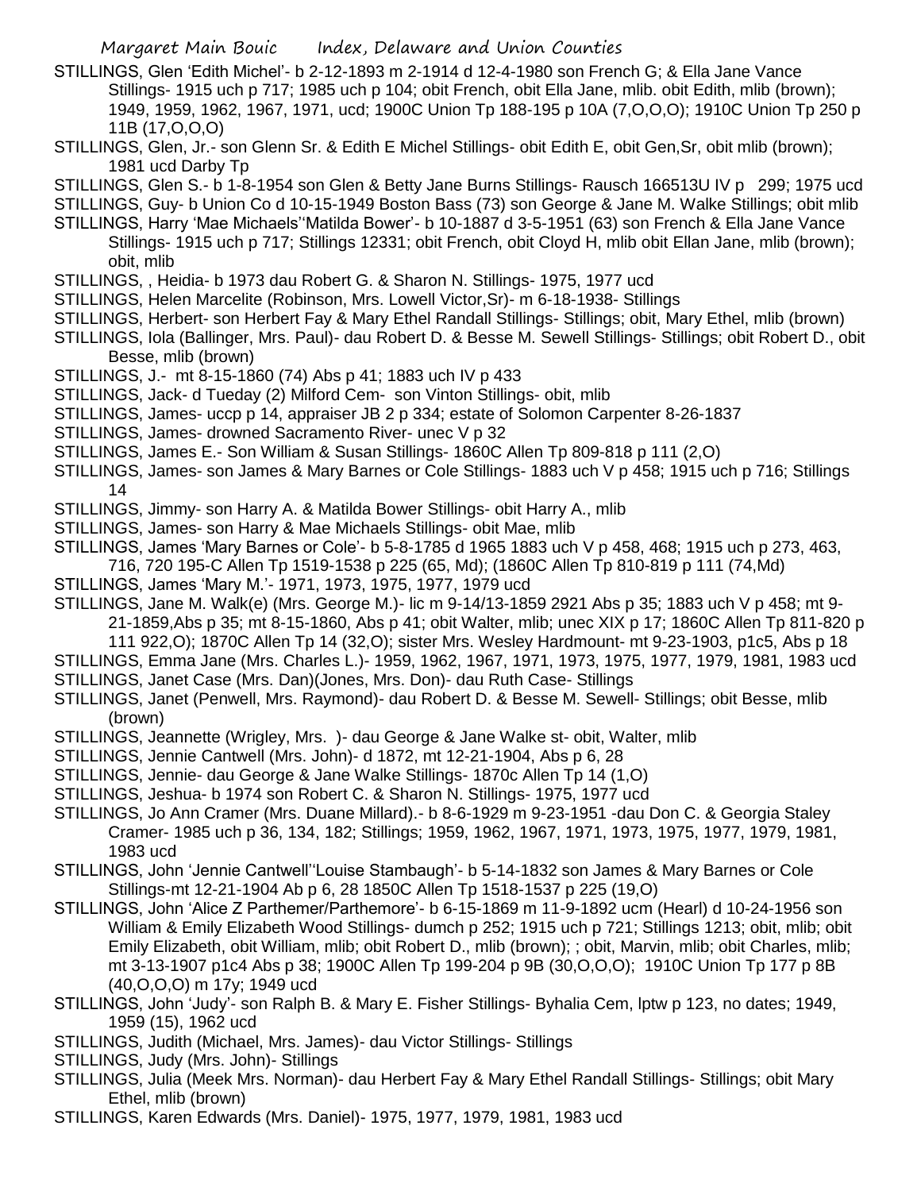STILLINGS, Glen 'Edith Michel'- b 2-12-1893 m 2-1914 d 12-4-1980 son French G; & Ella Jane Vance Stillings- 1915 uch p 717; 1985 uch p 104; obit French, obit Ella Jane, mlib. obit Edith, mlib (brown); 1949, 1959, 1962, 1967, 1971, ucd; 1900C Union Tp 188-195 p 10A (7,O,O,O); 1910C Union Tp 250 p 11B (17,O,O,O)

STILLINGS, Glen, Jr.- son Glenn Sr. & Edith E Michel Stillings- obit Edith E, obit Gen,Sr, obit mlib (brown); 1981 ucd Darby Tp

STILLINGS, Glen S.- b 1-8-1954 son Glen & Betty Jane Burns Stillings- Rausch 166513U IV p 299; 1975 ucd

STILLINGS, Guy- b Union Co d 10-15-1949 Boston Bass (73) son George & Jane M. Walke Stillings; obit mlib

STILLINGS, Harry 'Mae Michaels''Matilda Bower'- b 10-1887 d 3-5-1951 (63) son French & Ella Jane Vance Stillings- 1915 uch p 717; Stillings 12331; obit French, obit Cloyd H, mlib obit Ellan Jane, mlib (brown); obit, mlib

STILLINGS, , Heidia- b 1973 dau Robert G. & Sharon N. Stillings- 1975, 1977 ucd

STILLINGS, Helen Marcelite (Robinson, Mrs. Lowell Victor,Sr)- m 6-18-1938- Stillings

STILLINGS, Herbert- son Herbert Fay & Mary Ethel Randall Stillings- Stillings; obit, Mary Ethel, mlib (brown)

STILLINGS, Iola (Ballinger, Mrs. Paul)- dau Robert D. & Besse M. Sewell Stillings- Stillings; obit Robert D., obit Besse, mlib (brown)

STILLINGS, J.- mt 8-15-1860 (74) Abs p 41; 1883 uch IV p 433

STILLINGS, Jack- d Tueday (2) Milford Cem- son Vinton Stillings- obit, mlib

STILLINGS, James- uccp p 14, appraiser JB 2 p 334; estate of Solomon Carpenter 8-26-1837

STILLINGS, James- drowned Sacramento River- unec V p 32

STILLINGS, James E.- Son William & Susan Stillings- 1860C Allen Tp 809-818 p 111 (2,O)

STILLINGS, James- son James & Mary Barnes or Cole Stillings- 1883 uch V p 458; 1915 uch p 716; Stillings 14

STILLINGS, Jimmy- son Harry A. & Matilda Bower Stillings- obit Harry A., mlib

STILLINGS, James- son Harry & Mae Michaels Stillings- obit Mae, mlib

STILLINGS, James 'Mary Barnes or Cole'- b 5-8-1785 d 1965 1883 uch V p 458, 468; 1915 uch p 273, 463, 716, 720 195-C Allen Tp 1519-1538 p 225 (65, Md); (1860C Allen Tp 810-819 p 111 (74,Md)

STILLINGS, James 'Mary M.'- 1971, 1973, 1975, 1977, 1979 ucd

STILLINGS, Jane M. Walk(e) (Mrs. George M.)- lic m 9-14/13-1859 2921 Abs p 35; 1883 uch V p 458; mt 9-21-1859,Abs p 35; mt 8-15-1860, Abs p 41; obit Walter, mlib; unec XIX p 17; 1860C Allen Tp 811-820 p 111 922,O); 1870C Allen Tp 14 (32,O); sister Mrs. Wesley Hardmount- mt 9-23-1903, p1c5, Abs p 18

STILLINGS, Emma Jane (Mrs. Charles L.)- 1959, 1962, 1967, 1971, 1973, 1975, 1977, 1979, 1981, 1983 ucd

STILLINGS, Janet Case (Mrs. Dan)(Jones, Mrs. Don)- dau Ruth Case- Stillings

STILLINGS, Janet (Penwell, Mrs. Raymond)- dau Robert D. & Besse M. Sewell- Stillings; obit Besse, mlib (brown)

STILLINGS, Jeannette (Wrigley, Mrs. )- dau George & Jane Walke st- obit, Walter, mlib

STILLINGS, Jennie Cantwell (Mrs. John)- d 1872, mt 12-21-1904, Abs p 6, 28

STILLINGS, Jennie- dau George & Jane Walke Stillings- 1870c Allen Tp 14 (1,O)

STILLINGS, Jeshua- b 1974 son Robert C. & Sharon N. Stillings- 1975, 1977 ucd

STILLINGS, Jo Ann Cramer (Mrs. Duane Millard).- b 8-6-1929 m 9-23-1951 -dau Don C. & Georgia Staley Cramer- 1985 uch p 36, 134, 182; Stillings; 1959, 1962, 1967, 1971, 1973, 1975, 1977, 1979, 1981, 1983 ucd

STILLINGS, John 'Jennie Cantwell''Louise Stambaugh'- b 5-14-1832 son James & Mary Barnes or Cole Stillings-mt 12-21-1904 Ab p 6, 28 1850C Allen Tp 1518-1537 p 225 (19,O)

STILLINGS, John 'Alice Z Parthemer/Parthemore'- b 6-15-1869 m 11-9-1892 ucm (Hearl) d 10-24-1956 son William & Emily Elizabeth Wood Stillings- dumch p 252; 1915 uch p 721; Stillings 1213; obit, mlib; obit Emily Elizabeth, obit William, mlib; obit Robert D., mlib (brown); ; obit, Marvin, mlib; obit Charles, mlib; mt 3-13-1907 p1c4 Abs p 38; 1900C Allen Tp 199-204 p 9B (30,O,O,O); 1910C Union Tp 177 p 8B (40,O,O,O) m 17y; 1949 ucd

STILLINGS, John 'Judy'- son Ralph B. & Mary E. Fisher Stillings- Byhalia Cem, lptw p 123, no dates; 1949, 1959 (15), 1962 ucd

STILLINGS, Judith (Michael, Mrs. James)- dau Victor Stillings- Stillings

STILLINGS, Judy (Mrs. John)- Stillings

STILLINGS, Julia (Meek Mrs. Norman)- dau Herbert Fay & Mary Ethel Randall Stillings- Stillings; obit Mary Ethel, mlib (brown)

STILLINGS, Karen Edwards (Mrs. Daniel)- 1975, 1977, 1979, 1981, 1983 ucd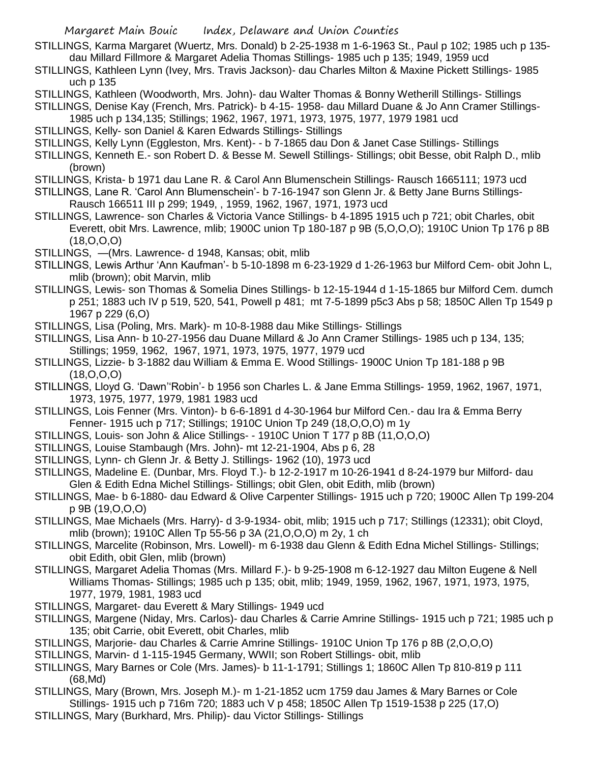STILLINGS, Karma Margaret (Wuertz, Mrs. Donald) b 2-25-1938 m 1-6-1963 St., Paul p 102; 1985 uch p 135- dau Millard Fillmore & Margaret Adelia Thomas Stillings- 1985 uch p 135; 1949, 1959 ucd

STILLINGS, Kathleen Lynn (Ivey, Mrs. Travis Jackson)- dau Charles Milton & Maxine Pickett Stillings- 1985 uch p 135

STILLINGS, Kathleen (Woodworth, Mrs. John)- dau Walter Thomas & Bonny Wetherill Stillings- Stillings

STILLINGS, Denise Kay (French, Mrs. Patrick)- b 4-15- 1958- dau Millard Duane & Jo Ann Cramer Stillings- 1985 uch p 134,135; Stillings; 1962, 1967, 1971, 1973, 1975, 1977, 1979 1981 ucd

STILLINGS, Kelly- son Daniel & Karen Edwards Stillings- Stillings

STILLINGS, Kelly Lynn (Eggleston, Mrs. Kent)- - b 7-1865 dau Don & Janet Case Stillings- Stillings

STILLINGS, Kenneth E.- son Robert D. & Besse M. Sewell Stillings- Stillings; obit Besse, obit Ralph D., mlib (brown)

STILLINGS, Krista- b 1971 dau Lane R. & Carol Ann Blumenschein Stillings- Rausch 1665111; 1973 ucd

STILLINGS, Lane R. 'Carol Ann Blumenschein'- b 7-16-1947 son Glenn Jr. & Betty Jane Burns Stillings- Rausch 166511 III p 299; 1949, , 1959, 1962, 1967, 1971, 1973 ucd

STILLINGS, Lawrence- son Charles & Victoria Vance Stillings- b 4-1895 1915 uch p 721; obit Charles, obit Everett, obit Mrs. Lawrence, mlib; 1900C union Tp 180-187 p 9B (5,O,O,O); 1910C Union Tp 176 p 8B (18,O,O,O)

STILLINGS, —(Mrs. Lawrence- d 1948, Kansas; obit, mlib

STILLINGS, Lewis Arthur 'Ann Kaufman'- b 5-10-1898 m 6-23-1929 d 1-26-1963 bur Milford Cem- obit John L, mlib (brown); obit Marvin, mlib

STILLINGS, Lewis- son Thomas & Somelia Dines Stillings- b 12-15-1944 d 1-15-1865 bur Milford Cem. dumch p 251; 1883 uch IV p 519, 520, 541, Powell p 481; mt 7-5-1899 p5c3 Abs p 58; 1850C Allen Tp 1549 p 1967 p 229 (6,O)

STILLINGS, Lisa (Poling, Mrs. Mark)- m 10-8-1988 dau Mike Stillings- Stillings

STILLINGS, Lisa Ann- b 10-27-1956 dau Duane Millard & Jo Ann Cramer Stillings- 1985 uch p 134, 135; Stillings; 1959, 1962, 1967, 1971, 1973, 1975, 1977, 1979 ucd

STILLINGS, Lizzie- b 3-1882 dau William & Emma E. Wood Stillings- 1900C Union Tp 181-188 p 9B (18,O,O,O)

STILLINGS, Lloyd G. 'Dawn''Robin'- b 1956 son Charles L. & Jane Emma Stillings- 1959, 1962, 1967, 1971, 1973, 1975, 1977, 1979, 1981 1983 ucd

STILLINGS, Lois Fenner (Mrs. Vinton)- b 6-6-1891 d 4-30-1964 bur Milford Cen.- dau Ira & Emma Berry Fenner- 1915 uch p 717; Stillings; 1910C Union Tp 249 (18,O,O,O) m 1y

STILLINGS, Louis- son John & Alice Stillings- - 1910C Union T 177 p 8B (11,O,O,O)

STILLINGS, Louise Stambaugh (Mrs. John)- mt 12-21-1904, Abs p 6, 28

STILLINGS, Lynn- ch Glenn Jr. & Betty J. Stillings- 1962 (10), 1973 ucd

STILLINGS, Madeline E. (Dunbar, Mrs. Floyd T.)- b 12-2-1917 m 10-26-1941 d 8-24-1979 bur Milford- dau Glen & Edith Edna Michel Stillings- Stillings; obit Glen, obit Edith, mlib (brown)

STILLINGS, Mae- b 6-1880- dau Edward & Olive Carpenter Stillings- 1915 uch p 720; 1900C Allen Tp 199-204 p 9B (19,O,O,O)

STILLINGS, Mae Michaels (Mrs. Harry)- d 3-9-1934- obit, mlib; 1915 uch p 717; Stillings (12331); obit Cloyd, mlib (brown); 1910C Allen Tp 55-56 p 3A (21,O,O,O) m 2y, 1 ch

STILLINGS, Marcelite (Robinson, Mrs. Lowell)- m 6-1938 dau Glenn & Edith Edna Michel Stillings- Stillings; obit Edith, obit Glen, mlib (brown)

STILLINGS, Margaret Adelia Thomas (Mrs. Millard F.)- b 9-25-1908 m 6-12-1927 dau Milton Eugene & Nell Williams Thomas- Stillings; 1985 uch p 135; obit, mlib; 1949, 1959, 1962, 1967, 1971, 1973, 1975, 1977, 1979, 1981, 1983 ucd

STILLINGS, Margaret- dau Everett & Mary Stillings- 1949 ucd

STILLINGS, Margene (Niday, Mrs. Carlos)- dau Charles & Carrie Amrine Stillings- 1915 uch p 721; 1985 uch p 135; obit Carrie, obit Everett, obit Charles, mlib

STILLINGS, Marjorie- dau Charles & Carrie Amrine Stillings- 1910C Union Tp 176 p 8B (2,O,O,O)

STILLINGS, Marvin- d 1-115-1945 Germany, WWII; son Robert Stillings- obit, mlib

STILLINGS, Mary Barnes or Cole (Mrs. James)- b 11-1-1791; Stillings 1; 1860C Allen Tp 810-819 p 111 (68,Md)

STILLINGS, Mary (Brown, Mrs. Joseph M.)- m 1-21-1852 ucm 1759 dau James & Mary Barnes or Cole Stillings- 1915 uch p 716m 720; 1883 uch V p 458; 1850C Allen Tp 1519-1538 p 225 (17,O)

STILLINGS, Mary (Burkhard, Mrs. Philip)- dau Victor Stillings- Stillings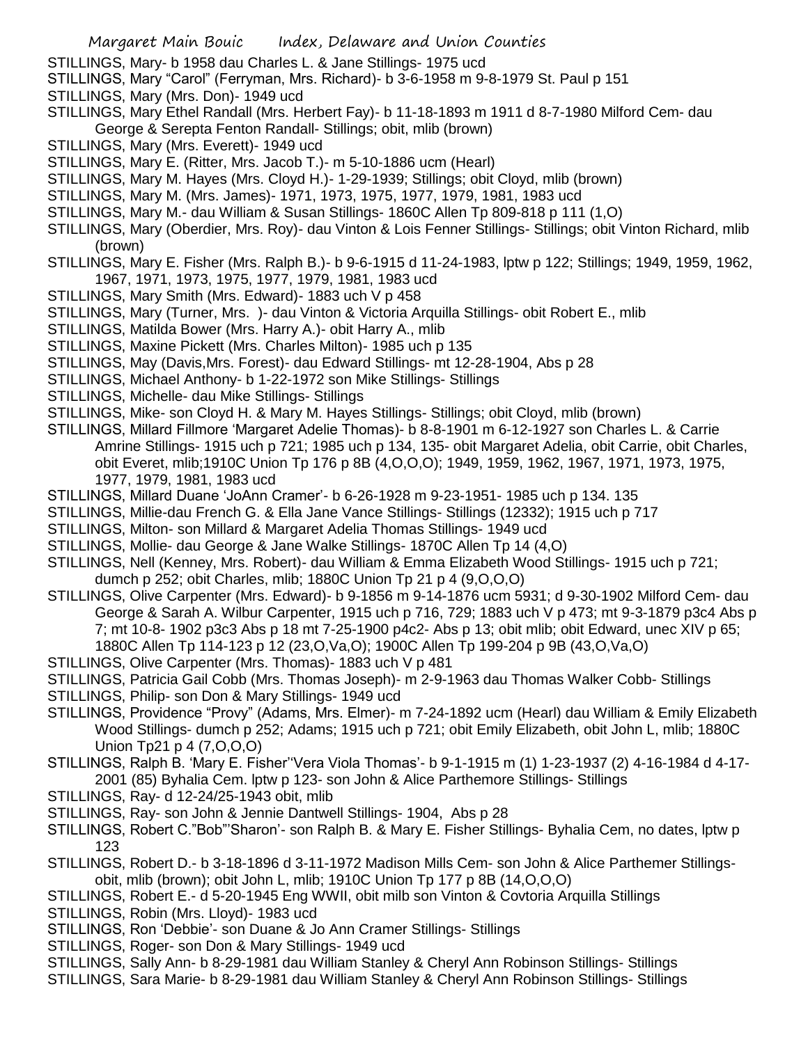STILLINGS, Mary- b 1958 dau Charles L. & Jane Stillings- 1975 ucd

STILLINGS, Mary "Carol" (Ferryman, Mrs. Richard)- b 3-6-1958 m 9-8-1979 St. Paul p 151

STILLINGS, Mary (Mrs. Don)- 1949 ucd

STILLINGS, Mary Ethel Randall (Mrs. Herbert Fay)- b 11-18-1893 m 1911 d 8-7-1980 Milford Cem- dau George & Serepta Fenton Randall- Stillings; obit, mlib (brown)

STILLINGS, Mary (Mrs. Everett)- 1949 ucd

STILLINGS, Mary E. (Ritter, Mrs. Jacob T.)- m 5-10-1886 ucm (Hearl)

STILLINGS, Mary M. Hayes (Mrs. Cloyd H.)- 1-29-1939; Stillings; obit Cloyd, mlib (brown)

STILLINGS, Mary M. (Mrs. James)- 1971, 1973, 1975, 1977, 1979, 1981, 1983 ucd

STILLINGS, Mary M.- dau William & Susan Stillings- 1860C Allen Tp 809-818 p 111 (1,O)

STILLINGS, Mary (Oberdier, Mrs. Roy)- dau Vinton & Lois Fenner Stillings- Stillings; obit Vinton Richard, mlib (brown)

STILLINGS, Mary E. Fisher (Mrs. Ralph B.)- b 9-6-1915 d 11-24-1983, lptw p 122; Stillings; 1949, 1959, 1962, 1967, 1971, 1973, 1975, 1977, 1979, 1981, 1983 ucd

STILLINGS, Mary Smith (Mrs. Edward)- 1883 uch V p 458

STILLINGS, Mary (Turner, Mrs. )- dau Vinton & Victoria Arquilla Stillings- obit Robert E., mlib

STILLINGS, Matilda Bower (Mrs. Harry A.)- obit Harry A., mlib

STILLINGS, Maxine Pickett (Mrs. Charles Milton)- 1985 uch p 135

STILLINGS, May (Davis,Mrs. Forest)- dau Edward Stillings- mt 12-28-1904, Abs p 28

STILLINGS, Michael Anthony- b 1-22-1972 son Mike Stillings- Stillings

STILLINGS, Michelle- dau Mike Stillings- Stillings

STILLINGS, Mike- son Cloyd H. & Mary M. Hayes Stillings- Stillings; obit Cloyd, mlib (brown)

STILLINGS, Millard Fillmore 'Margaret Adelie Thomas)- b 8-8-1901 m 6-12-1927 son Charles L. & Carrie Amrine Stillings- 1915 uch p 721; 1985 uch p 134, 135- obit Margaret Adelia, obit Carrie, obit Charles, obit Everet, mlib;1910C Union Tp 176 p 8B (4,O,O,O); 1949, 1959, 1962, 1967, 1971, 1973, 1975, 1977, 1979, 1981, 1983 ucd

STILLINGS, Millard Duane 'JoAnn Cramer'- b 6-26-1928 m 9-23-1951- 1985 uch p 134. 135

STILLINGS, Millie-dau French G. & Ella Jane Vance Stillings- Stillings (12332); 1915 uch p 717

STILLINGS, Milton- son Millard & Margaret Adelia Thomas Stillings- 1949 ucd

STILLINGS, Mollie- dau George & Jane Walke Stillings- 1870C Allen Tp 14 (4,O)

STILLINGS, Nell (Kenney, Mrs. Robert)- dau William & Emma Elizabeth Wood Stillings- 1915 uch p 721; dumch p 252; obit Charles, mlib; 1880C Union Tp 21 p 4 (9,O,O,O)

STILLINGS, Olive Carpenter (Mrs. Edward)- b 9-1856 m 9-14-1876 ucm 5931; d 9-30-1902 Milford Cem- dau George & Sarah A. Wilbur Carpenter, 1915 uch p 716, 729; 1883 uch V p 473; mt 9-3-1879 p3c4 Abs p 7; mt 10-8- 1902 p3c3 Abs p 18 mt 7-25-1900 p4c2- Abs p 13; obit mlib; obit Edward, unec XIV p 65; 1880C Allen Tp 114-123 p 12 (23,O,Va,O); 1900C Allen Tp 199-204 p 9B (43,O,Va,O)

STILLINGS, Olive Carpenter (Mrs. Thomas)- 1883 uch V p 481

STILLINGS, Patricia Gail Cobb (Mrs. Thomas Joseph)- m 2-9-1963 dau Thomas Walker Cobb- Stillings

STILLINGS, Philip- son Don & Mary Stillings- 1949 ucd

STILLINGS, Providence "Provy" (Adams, Mrs. Elmer)- m 7-24-1892 ucm (Hearl) dau William & Emily Elizabeth Wood Stillings- dumch p 252; Adams; 1915 uch p 721; obit Emily Elizabeth, obit John L, mlib; 1880C Union Tp21 p 4 (7,O,O,O)

STILLINGS, Ralph B. 'Mary E. Fisher''Vera Viola Thomas'- b 9-1-1915 m (1) 1-23-1937 (2) 4-16-1984 d 4-17-2001 (85) Byhalia Cem. lptw p 123- son John & Alice Parthemore Stillings- Stillings

STILLINGS, Ray- d 12-24/25-1943 obit, mlib

STILLINGS, Ray- son John & Jennie Dantwell Stillings- 1904, Abs p 28

STILLINGS, Robert C."Bob"'Sharon'- son Ralph B. & Mary E. Fisher Stillings- Byhalia Cem, no dates, lptw p 123

STILLINGS, Robert D.- b 3-18-1896 d 3-11-1972 Madison Mills Cem- son John & Alice Parthemer Stillings- obit, mlib (brown); obit John L, mlib; 1910C Union Tp 177 p 8B (14,O,O,O)

STILLINGS, Robert E.- d 5-20-1945 Eng WWII, obit milb son Vinton & Covtoria Arquilla Stillings

STILLINGS, Robin (Mrs. Lloyd)- 1983 ucd

STILLINGS, Ron 'Debbie'- son Duane & Jo Ann Cramer Stillings- Stillings

STILLINGS, Roger- son Don & Mary Stillings- 1949 ucd

STILLINGS, Sally Ann- b 8-29-1981 dau William Stanley & Cheryl Ann Robinson Stillings- Stillings

STILLINGS, Sara Marie- b 8-29-1981 dau William Stanley & Cheryl Ann Robinson Stillings- Stillings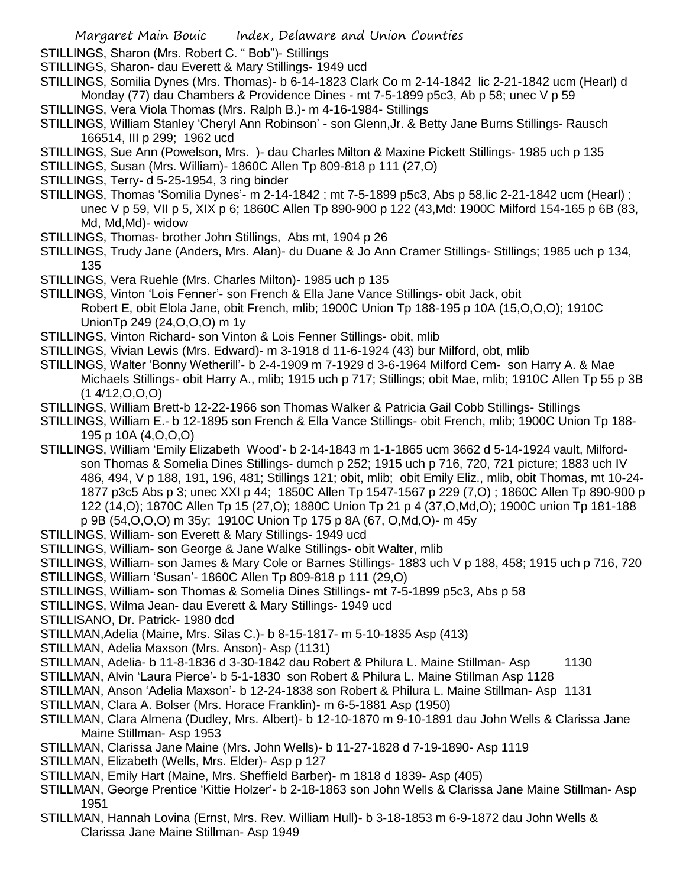STILLINGS, Sharon (Mrs. Robert C. " Bob")- Stillings

STILLINGS, Sharon- dau Everett & Mary Stillings- 1949 ucd

STILLINGS, Somilia Dynes (Mrs. Thomas)- b 6-14-1823 Clark Co m 2-14-1842 lic 2-21-1842 ucm (Hearl) d Monday (77) dau Chambers & Providence Dines - mt 7-5-1899 p5c3, Ab p 58; unec V p 59

STILLINGS, Vera Viola Thomas (Mrs. Ralph B.)- m 4-16-1984- Stillings

STILLINGS, William Stanley 'Cheryl Ann Robinson' - son Glenn,Jr. & Betty Jane Burns Stillings- Rausch 166514, III p 299; 1962 ucd

STILLINGS, Sue Ann (Powelson, Mrs. )- dau Charles Milton & Maxine Pickett Stillings- 1985 uch p 135

STILLINGS, Susan (Mrs. William)- 1860C Allen Tp 809-818 p 111 (27,O)

STILLINGS, Terry- d 5-25-1954, 3 ring binder

STILLINGS, Thomas 'Somilia Dynes'- m 2-14-1842 ; mt 7-5-1899 p5c3, Abs p 58,lic 2-21-1842 ucm (Hearl) ; unec V p 59, VII p 5, XIX p 6; 1860C Allen Tp 890-900 p 122 (43,Md: 1900C Milford 154-165 p 6B (83, Md, Md,Md)- widow

STILLINGS, Thomas- brother John Stillings, Abs mt, 1904 p 26

STILLINGS, Trudy Jane (Anders, Mrs. Alan)- du Duane & Jo Ann Cramer Stillings- Stillings; 1985 uch p 134, 135

STILLINGS, Vera Ruehle (Mrs. Charles Milton)- 1985 uch p 135

STILLINGS, Vinton 'Lois Fenner'- son French & Ella Jane Vance Stillings- obit Jack, obit Robert E, obit Elola Jane, obit French, mlib; 1900C Union Tp 188-195 p 10A (15,O,O,O); 1910C UnionTp 249 (24,O,O,O) m 1y

STILLINGS, Vinton Richard- son Vinton & Lois Fenner Stillings- obit, mlib

STILLINGS, Vivian Lewis (Mrs. Edward)- m 3-1918 d 11-6-1924 (43) bur Milford, obt, mlib

STILLINGS, Walter 'Bonny Wetherill'- b 2-4-1909 m 7-1929 d 3-6-1964 Milford Cem- son Harry A. & Mae Michaels Stillings- obit Harry A., mlib; 1915 uch p 717; Stillings; obit Mae, mlib; 1910C Allen Tp 55 p 3B (1 4/12,O,O,O)

STILLINGS, William Brett-b 12-22-1966 son Thomas Walker & Patricia Gail Cobb Stillings- Stillings

STILLINGS, William E.- b 12-1895 son French & Ella Vance Stillings- obit French, mlib; 1900C Union Tp 188-195 p 10A (4,O,O,O)

STILLINGS, William 'Emily Elizabeth Wood'- b 2-14-1843 m 1-1-1865 ucm 3662 d 5-14-1924 vault, Milford-son Thomas & Somelia Dines Stillings- dumch p 252; 1915 uch p 716, 720, 721 picture; 1883 uch IV 486, 494, V p 188, 191, 196, 481; Stillings 121; obit, mlib; obit Emily Eliz., mlib, obit Thomas, mt 10-24-1877 p3c5 Abs p 3; unec XXI p 44; 1850C Allen Tp 1547-1567 p 229 (7,O) ; 1860C Allen Tp 890-900 p 122 (14,O); 1870C Allen Tp 15 (27,O); 1880C Union Tp 21 p 4 (37,O,Md,O); 1900C union Tp 181-188 p 9B (54,O,O,O) m 35y; 1910C Union Tp 175 p 8A (67, O,Md,O)- m 45y

STILLINGS, William- son Everett & Mary Stillings- 1949 ucd

STILLINGS, William- son George & Jane Walke Stillings- obit Walter, mlib

STILLINGS, William- son James & Mary Cole or Barnes Stillings- 1883 uch V p 188, 458; 1915 uch p 716, 720

STILLINGS, William 'Susan'- 1860C Allen Tp 809-818 p 111 (29,O)

STILLINGS, William- son Thomas & Somelia Dines Stillings- mt 7-5-1899 p5c3, Abs p 58

STILLINGS, Wilma Jean- dau Everett & Mary Stillings- 1949 ucd

STILLISANO, Dr. Patrick- 1980 dcd

STILLMAN,Adelia (Maine, Mrs. Silas C.)- b 8-15-1817- m 5-10-1835 Asp (413)

STILLMAN, Adelia Maxson (Mrs. Anson)- Asp (1131)

STILLMAN, Adelia- b 11-8-1836 d 3-30-1842 dau Robert & Philura L. Maine Stillman- Asp 1130

STILLMAN, Alvin 'Laura Pierce'- b 5-1-1830 son Robert & Philura L. Maine Stillman Asp 1128

STILLMAN, Anson 'Adelia Maxson'- b 12-24-1838 son Robert & Philura L. Maine Stillman- Asp 1131

STILLMAN, Clara A. Bolser (Mrs. Horace Franklin)- m 6-5-1881 Asp (1950)

STILLMAN, Clara Almena (Dudley, Mrs. Albert)- b 12-10-1870 m 9-10-1891 dau John Wells & Clarissa Jane Maine Stillman- Asp 1953

STILLMAN, Clarissa Jane Maine (Mrs. John Wells)- b 11-27-1828 d 7-19-1890- Asp 1119

STILLMAN, Elizabeth (Wells, Mrs. Elder)- Asp p 127

STILLMAN, Emily Hart (Maine, Mrs. Sheffield Barber)- m 1818 d 1839- Asp (405)

STILLMAN, George Prentice 'Kittie Holzer'- b 2-18-1863 son John Wells & Clarissa Jane Maine Stillman- Asp 1951

STILLMAN, Hannah Lovina (Ernst, Mrs. Rev. William Hull)- b 3-18-1853 m 6-9-1872 dau John Wells & Clarissa Jane Maine Stillman- Asp 1949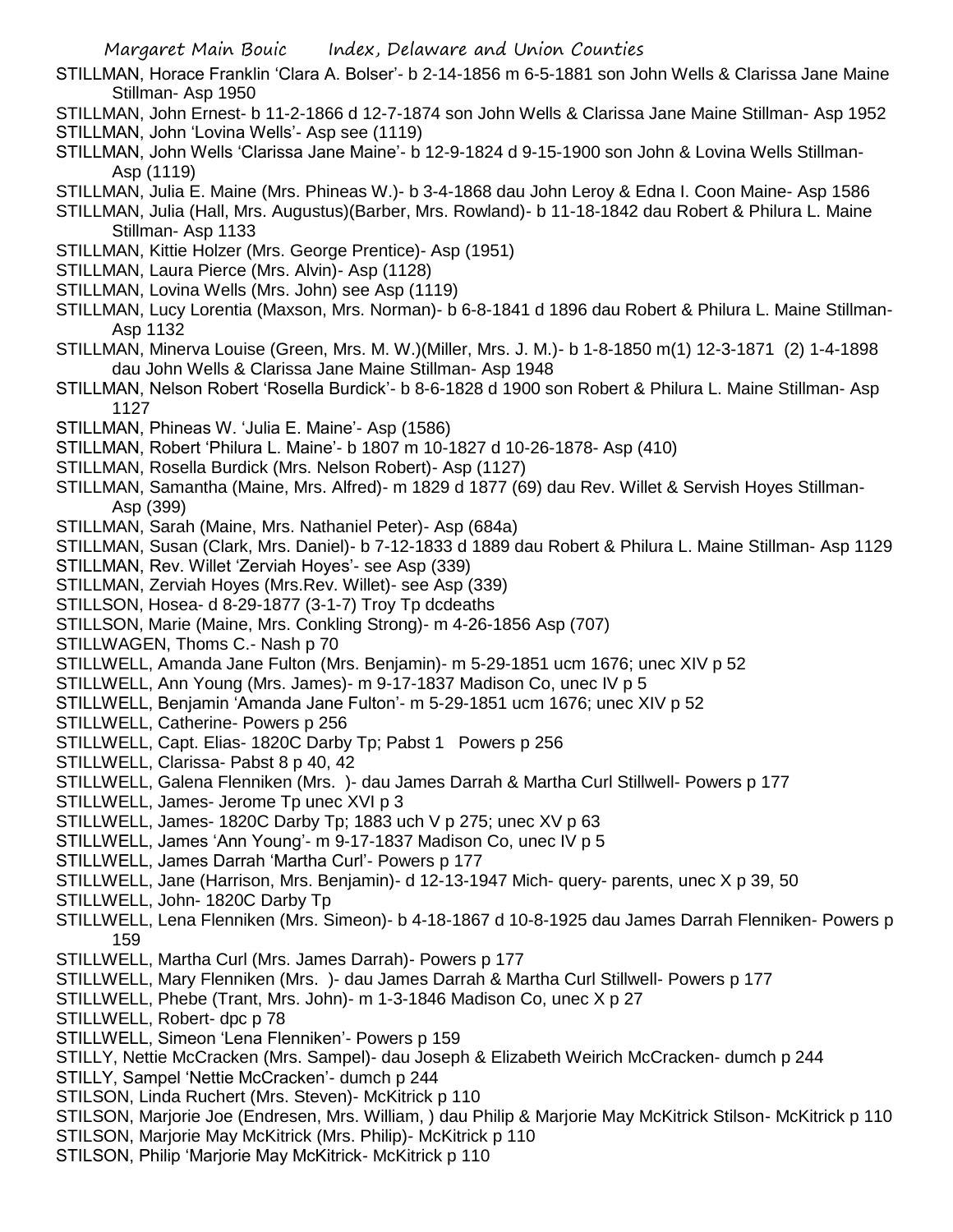STILLMAN, Horace Franklin 'Clara A. Bolser'- b 2-14-1856 m 6-5-1881 son John Wells & Clarissa Jane Maine Stillman- Asp 1950

STILLMAN, John Ernest- b 11-2-1866 d 12-7-1874 son John Wells & Clarissa Jane Maine Stillman- Asp 1952

STILLMAN, John 'Lovina Wells'- Asp see (1119)

STILLMAN, John Wells 'Clarissa Jane Maine'- b 12-9-1824 d 9-15-1900 son John & Lovina Wells Stillman- Asp (1119)

STILLMAN, Julia E. Maine (Mrs. Phineas W.)- b 3-4-1868 dau John Leroy & Edna I. Coon Maine- Asp 1586

STILLMAN, Julia (Hall, Mrs. Augustus)(Barber, Mrs. Rowland)- b 11-18-1842 dau Robert & Philura L. Maine Stillman- Asp 1133

STILLMAN, Kittie Holzer (Mrs. George Prentice)- Asp (1951)

STILLMAN, Laura Pierce (Mrs. Alvin)- Asp (1128)

STILLMAN, Lovina Wells (Mrs. John) see Asp (1119)

STILLMAN, Lucy Lorentia (Maxson, Mrs. Norman)- b 6-8-1841 d 1896 dau Robert & Philura L. Maine Stillman- Asp 1132

STILLMAN, Minerva Louise (Green, Mrs. M. W.)(Miller, Mrs. J. M.)- b 1-8-1850 m(1) 12-3-1871 (2) 1-4-1898 dau John Wells & Clarissa Jane Maine Stillman- Asp 1948

STILLMAN, Nelson Robert 'Rosella Burdick'- b 8-6-1828 d 1900 son Robert & Philura L. Maine Stillman- Asp 1127

STILLMAN, Phineas W. 'Julia E. Maine'- Asp (1586)

STILLMAN, Robert 'Philura L. Maine'- b 1807 m 10-1827 d 10-26-1878- Asp (410)

STILLMAN, Rosella Burdick (Mrs. Nelson Robert)- Asp (1127)

STILLMAN, Samantha (Maine, Mrs. Alfred)- m 1829 d 1877 (69) dau Rev. Willet & Servish Hoyes Stillman- Asp (399)

STILLMAN, Sarah (Maine, Mrs. Nathaniel Peter)- Asp (684a)

STILLMAN, Susan (Clark, Mrs. Daniel)- b 7-12-1833 d 1889 dau Robert & Philura L. Maine Stillman- Asp 1129

STILLMAN, Rev. Willet 'Zerviah Hoyes'- see Asp (339)

STILLMAN, Zerviah Hoyes (Mrs.Rev. Willet)- see Asp (339)

STILLSON, Hosea- d 8-29-1877 (3-1-7) Troy Tp dcdeaths

STILLSON, Marie (Maine, Mrs. Conkling Strong)- m 4-26-1856 Asp (707)

STILLWAGEN, Thoms C.- Nash p 70

STILLWELL, Amanda Jane Fulton (Mrs. Benjamin)- m 5-29-1851 ucm 1676; unec XIV p 52

STILLWELL, Ann Young (Mrs. James)- m 9-17-1837 Madison Co, unec IV p 5

STILLWELL, Benjamin 'Amanda Jane Fulton'- m 5-29-1851 ucm 1676; unec XIV p 52

STILLWELL, Catherine- Powers p 256

STILLWELL, Capt. Elias- 1820C Darby Tp; Pabst 1 Powers p 256

STILLWELL, Clarissa- Pabst 8 p 40, 42

STILLWELL, Galena Flenniken (Mrs. )- dau James Darrah & Martha Curl Stillwell- Powers p 177

STILLWELL, James- Jerome Tp unec XVI p 3

STILLWELL, James- 1820C Darby Tp; 1883 uch V p 275; unec XV p 63

STILLWELL, James 'Ann Young'- m 9-17-1837 Madison Co, unec IV p 5

STILLWELL, James Darrah 'Martha Curl'- Powers p 177

STILLWELL, Jane (Harrison, Mrs. Benjamin)- d 12-13-1947 Mich- query- parents, unec X p 39, 50

STILLWELL, John- 1820C Darby Tp

STILLWELL, Lena Flenniken (Mrs. Simeon)- b 4-18-1867 d 10-8-1925 dau James Darrah Flenniken- Powers p 159

STILLWELL, Martha Curl (Mrs. James Darrah)- Powers p 177

STILLWELL, Mary Flenniken (Mrs. )- dau James Darrah & Martha Curl Stillwell- Powers p 177

STILLWELL, Phebe (Trant, Mrs. John)- m 1-3-1846 Madison Co, unec X p 27

STILLWELL, Robert- dpc p 78

STILLWELL, Simeon 'Lena Flenniken'- Powers p 159

STILLY, Nettie McCracken (Mrs. Sampel)- dau Joseph & Elizabeth Weirich McCracken- dumch p 244

STILLY, Sampel 'Nettie McCracken'- dumch p 244

STILSON, Linda Ruchert (Mrs. Steven)- McKitrick p 110

STILSON, Marjorie Joe (Endresen, Mrs. William, ) dau Philip & Marjorie May McKitrick Stilson- McKitrick p 110

STILSON, Marjorie May McKitrick (Mrs. Philip)- McKitrick p 110

STILSON, Philip 'Marjorie May McKitrick- McKitrick p 110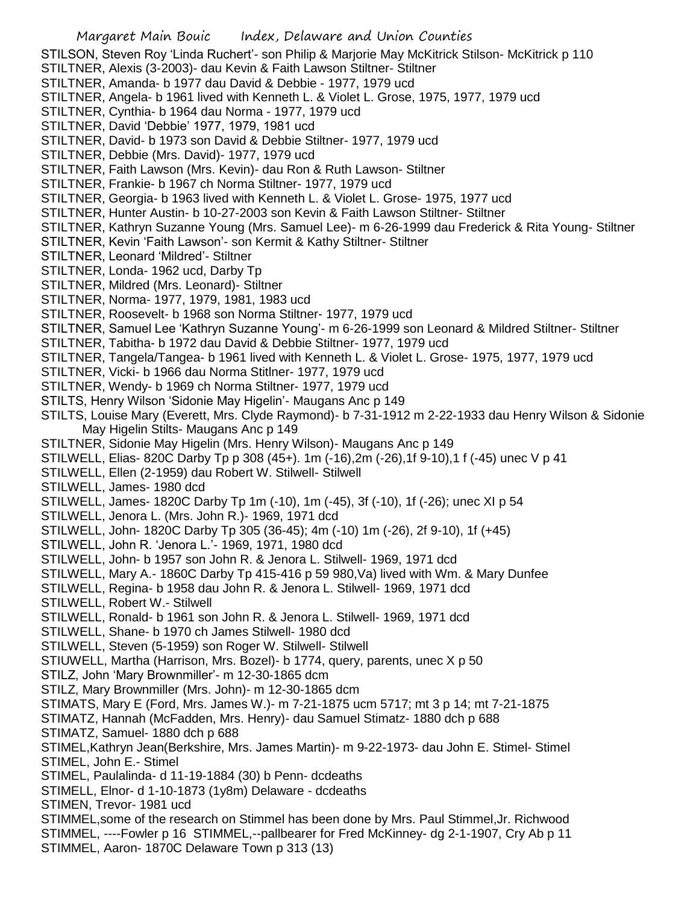STILSON, Steven Roy 'Linda Ruchert'- son Philip & Marjorie May McKitrick Stilson- McKitrick p 110
STILTNER, Alexis (3-2003)- dau Kevin & Faith Lawson Stiltner- Stiltner
STILTNER, Amanda- b 1977 dau David & Debbie - 1977, 1979 ucd
STILTNER, Angela- b 1961 lived with Kenneth L. & Violet L. Grose, 1975, 1977, 1979 ucd
STILTNER, Cynthia- b 1964 dau Norma - 1977, 1979 ucd
STILTNER, David 'Debbie' 1977, 1979, 1981 ucd
STILTNER, David- b 1973 son David & Debbie Stiltner- 1977, 1979 ucd
STILTNER, Debbie (Mrs. David)- 1977, 1979 ucd
STILTNER, Faith Lawson (Mrs. Kevin)- dau Ron & Ruth Lawson- Stiltner
STILTNER, Frankie- b 1967 ch Norma Stiltner- 1977, 1979 ucd
STILTNER, Georgia- b 1963 lived with Kenneth L. & Violet L. Grose- 1975, 1977 ucd
STILTNER, Hunter Austin- b 10-27-2003 son Kevin & Faith Lawson Stiltner- Stiltner
STILTNER, Kathryn Suzanne Young (Mrs. Samuel Lee)- m 6-26-1999 dau Frederick & Rita Young- Stiltner
STILTNER, Kevin 'Faith Lawson'- son Kermit & Kathy Stiltner- Stiltner
STILTNER, Leonard 'Mildred'- Stiltner
STILTNER, Londa- 1962 ucd, Darby Tp
STILTNER, Mildred (Mrs. Leonard)- Stiltner
STILTNER, Norma- 1977, 1979, 1981, 1983 ucd
STILTNER, Roosevelt- b 1968 son Norma Stiltner- 1977, 1979 ucd
STILTNER, Samuel Lee 'Kathryn Suzanne Young'- m 6-26-1999 son Leonard & Mildred Stiltner- Stiltner
STILTNER, Tabitha- b 1972 dau David & Debbie Stiltner- 1977, 1979 ucd
STILTNER, Tangela/Tangea- b 1961 lived with Kenneth L. & Violet L. Grose- 1975, 1977, 1979 ucd
STILTNER, Vicki- b 1966 dau Norma Stitlner- 1977, 1979 ucd
STILTNER, Wendy- b 1969 ch Norma Stiltner- 1977, 1979 ucd
STILTS, Henry Wilson 'Sidonie May Higelin'- Maugans Anc p 149
STILTS, Louise Mary (Everett, Mrs. Clyde Raymond)- b 7-31-1912 m 2-22-1933 dau Henry Wilson & Sidonie May Higelin Stilts- Maugans Anc p 149
STILTNER, Sidonie May Higelin (Mrs. Henry Wilson)- Maugans Anc p 149
STILWELL, Elias- 820C Darby Tp p 308 (45+). 1m (-16),2m (-26),1f 9-10),1 f (-45) unec V p 41
STILWELL, Ellen (2-1959) dau Robert W. Stilwell- Stilwell
STILWELL, James- 1980 dcd
STILWELL, James- 1820C Darby Tp 1m (-10), 1m (-45), 3f (-10), 1f (-26); unec XI p 54
STILWELL, Jenora L. (Mrs. John R.)- 1969, 1971 dcd
STILWELL, John- 1820C Darby Tp 305 (36-45); 4m (-10) 1m (-26), 2f 9-10), 1f (+45)
STILWELL, John R. 'Jenora L.'- 1969, 1971, 1980 dcd
STILWELL, John- b 1957 son John R. & Jenora L. Stilwell- 1969, 1971 dcd
STILWELL, Mary A.- 1860C Darby Tp 415-416 p 59 980,Va) lived with Wm. & Mary Dunfee
STILWELL, Regina- b 1958 dau John R. & Jenora L. Stilwell- 1969, 1971 dcd
STILWELL, Robert W.- Stilwell
STILWELL, Ronald- b 1961 son John R. & Jenora L. Stilwell- 1969, 1971 dcd
STILWELL, Shane- b 1970 ch James Stilwell- 1980 dcd
STILWELL, Steven (5-1959) son Roger W. Stilwell- Stilwell
STIUWELL, Martha (Harrison, Mrs. Bozel)- b 1774, query, parents, unec X p 50
STILZ, John 'Mary Brownmiller'- m 12-30-1865 dcm
STILZ, Mary Brownmiller (Mrs. John)- m 12-30-1865 dcm
STIMATS, Mary E (Ford, Mrs. James W.)- m 7-21-1875 ucm 5717; mt 3 p 14; mt 7-21-1875
STIMATZ, Hannah (McFadden, Mrs. Henry)- dau Samuel Stimatz- 1880 dch p 688
STIMATZ, Samuel- 1880 dch p 688
STIMEL,Kathryn Jean(Berkshire, Mrs. James Martin)- m 9-22-1973- dau John E. Stimel- Stimel
STIMEL, John E.- Stimel
STIMEL, Paulalinda- d 11-19-1884 (30) b Penn- dcdeaths
STIMELL, Elnor- d 1-10-1873 (1y8m) Delaware - dcdeaths
STIMEN, Trevor- 1981 ucd
STIMMEL,some of the research on Stimmel has been done by Mrs. Paul Stimmel,Jr. Richwood
STIMMEL, ----Fowler p 16 STIMMEL,--pallbearer for Fred McKinney- dg 2-1-1907, Cry Ab p 11
STIMMEL, Aaron- 1870C Delaware Town p 313 (13)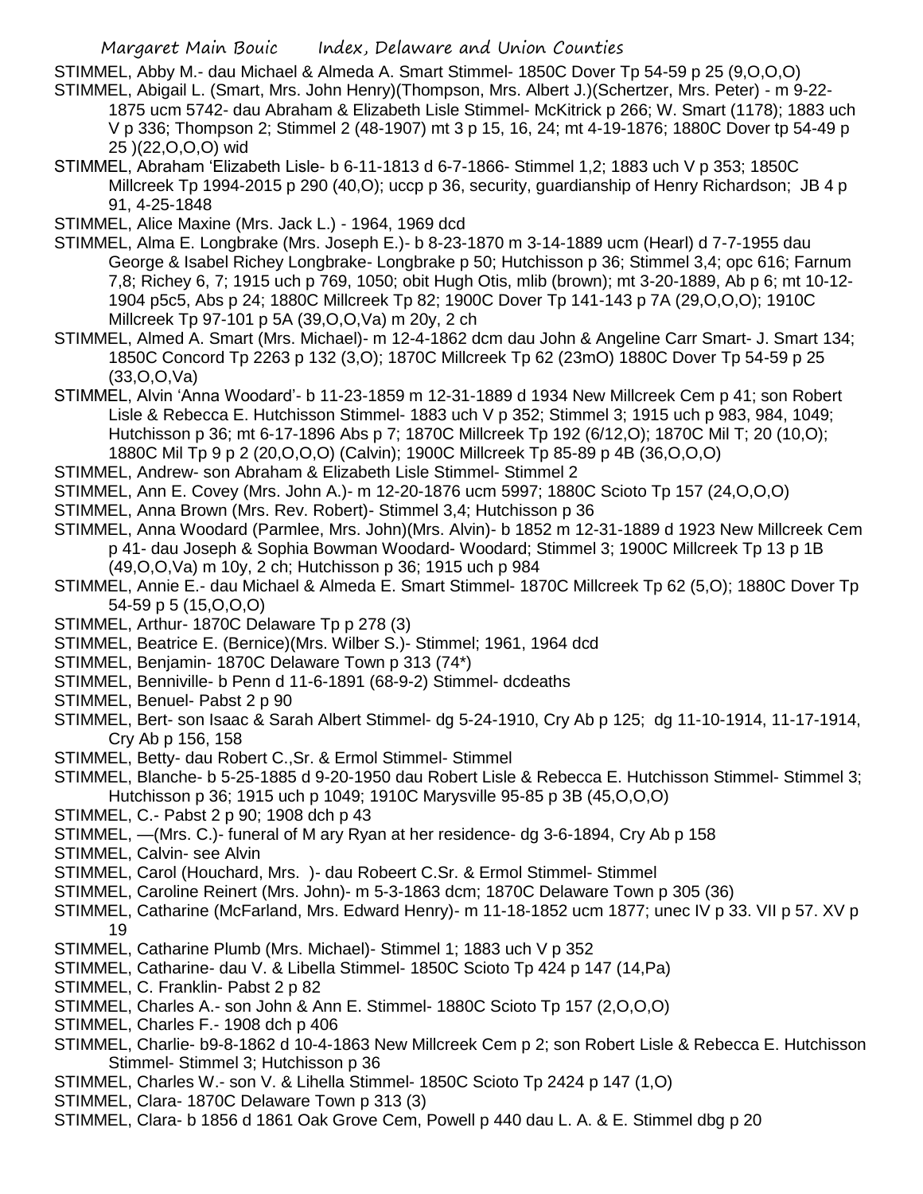STIMMEL, Abby M.- dau Michael & Almeda A. Smart Stimmel- 1850C Dover Tp 54-59 p 25 (9,O,O,O)

STIMMEL, Abigail L. (Smart, Mrs. John Henry)(Thompson, Mrs. Albert J.)(Schertzer, Mrs. Peter) - m 9-22-1875 ucm 5742- dau Abraham & Elizabeth Lisle Stimmel- McKitrick p 266; W. Smart (1178); 1883 uch V p 336; Thompson 2; Stimmel 2 (48-1907) mt 3 p 15, 16, 24; mt 4-19-1876; 1880C Dover tp 54-49 p 25 )(22,O,O,O) wid

STIMMEL, Abraham 'Elizabeth Lisle- b 6-11-1813 d 6-7-1866- Stimmel 1,2; 1883 uch V p 353; 1850C Millcreek Tp 1994-2015 p 290 (40,O); uccp p 36, security, guardianship of Henry Richardson; JB 4 p 91, 4-25-1848

STIMMEL, Alice Maxine (Mrs. Jack L.) - 1964, 1969 dcd

STIMMEL, Alma E. Longbrake (Mrs. Joseph E.)- b 8-23-1870 m 3-14-1889 ucm (Hearl) d 7-7-1955 dau George & Isabel Richey Longbrake- Longbrake p 50; Hutchisson p 36; Stimmel 3,4; opc 616; Farnum 7,8; Richey 6, 7; 1915 uch p 769, 1050; obit Hugh Otis, mlib (brown); mt 3-20-1889, Ab p 6; mt 10-12-1904 p5c5, Abs p 24; 1880C Millcreek Tp 82; 1900C Dover Tp 141-143 p 7A (29,O,O,O); 1910C Millcreek Tp 97-101 p 5A (39,O,O,Va) m 20y, 2 ch

STIMMEL, Almed A. Smart (Mrs. Michael)- m 12-4-1862 dcm dau John & Angeline Carr Smart- J. Smart 134; 1850C Concord Tp 2263 p 132 (3,O); 1870C Millcreek Tp 62 (23mO) 1880C Dover Tp 54-59 p 25 (33,O,O,Va)

STIMMEL, Alvin 'Anna Woodard'- b 11-23-1859 m 12-31-1889 d 1934 New Millcreek Cem p 41; son Robert Lisle & Rebecca E. Hutchisson Stimmel- 1883 uch V p 352; Stimmel 3; 1915 uch p 983, 984, 1049; Hutchisson p 36; mt 6-17-1896 Abs p 7; 1870C Millcreek Tp 192 (6/12,O); 1870C Mil T; 20 (10,O); 1880C Mil Tp 9 p 2 (20,O,O,O) (Calvin); 1900C Millcreek Tp 85-89 p 4B (36,O,O,O)

STIMMEL, Andrew- son Abraham & Elizabeth Lisle Stimmel- Stimmel 2

STIMMEL, Ann E. Covey (Mrs. John A.)- m 12-20-1876 ucm 5997; 1880C Scioto Tp 157 (24,O,O,O)

STIMMEL, Anna Brown (Mrs. Rev. Robert)- Stimmel 3,4; Hutchisson p 36

STIMMEL, Anna Woodard (Parmlee, Mrs. John)(Mrs. Alvin)- b 1852 m 12-31-1889 d 1923 New Millcreek Cem p 41- dau Joseph & Sophia Bowman Woodard- Woodard; Stimmel 3; 1900C Millcreek Tp 13 p 1B (49,O,O,Va) m 10y, 2 ch; Hutchisson p 36; 1915 uch p 984

STIMMEL, Annie E.- dau Michael & Almeda E. Smart Stimmel- 1870C Millcreek Tp 62 (5,O); 1880C Dover Tp 54-59 p 5 (15,O,O,O)

STIMMEL, Arthur- 1870C Delaware Tp p 278 (3)

STIMMEL, Beatrice E. (Bernice)(Mrs. Wilber S.)- Stimmel; 1961, 1964 dcd

STIMMEL, Benjamin- 1870C Delaware Town p 313 (74*)

STIMMEL, Benniville- b Penn d 11-6-1891 (68-9-2) Stimmel- dcdeaths

STIMMEL, Benuel- Pabst 2 p 90

STIMMEL, Bert- son Isaac & Sarah Albert Stimmel- dg 5-24-1910, Cry Ab p 125; dg 11-10-1914, 11-17-1914, Cry Ab p 156, 158

STIMMEL, Betty- dau Robert C.,Sr. & Ermol Stimmel- Stimmel

STIMMEL, Blanche- b 5-25-1885 d 9-20-1950 dau Robert Lisle & Rebecca E. Hutchisson Stimmel- Stimmel 3; Hutchisson p 36; 1915 uch p 1049; 1910C Marysville 95-85 p 3B (45,O,O,O)

STIMMEL, C.- Pabst 2 p 90; 1908 dch p 43

STIMMEL, —(Mrs. C.)- funeral of M ary Ryan at her residence- dg 3-6-1894, Cry Ab p 158

STIMMEL, Calvin- see Alvin

STIMMEL, Carol (Houchard, Mrs. )- dau Robeert C.Sr. & Ermol Stimmel- Stimmel

STIMMEL, Caroline Reinert (Mrs. John)- m 5-3-1863 dcm; 1870C Delaware Town p 305 (36)

STIMMEL, Catharine (McFarland, Mrs. Edward Henry)- m 11-18-1852 ucm 1877; unec IV p 33. VII p 57. XV p 19

STIMMEL, Catharine Plumb (Mrs. Michael)- Stimmel 1; 1883 uch V p 352

STIMMEL, Catharine- dau V. & Libella Stimmel- 1850C Scioto Tp 424 p 147 (14,Pa)

STIMMEL, C. Franklin- Pabst 2 p 82

STIMMEL, Charles A.- son John & Ann E. Stimmel- 1880C Scioto Tp 157 (2,O,O,O)

STIMMEL, Charles F.- 1908 dch p 406

STIMMEL, Charlie- b9-8-1862 d 10-4-1863 New Millcreek Cem p 2; son Robert Lisle & Rebecca E. Hutchisson Stimmel- Stimmel 3; Hutchisson p 36

STIMMEL, Charles W.- son V. & Lihella Stimmel- 1850C Scioto Tp 2424 p 147 (1,O)

STIMMEL, Clara- 1870C Delaware Town p 313 (3)

STIMMEL, Clara- b 1856 d 1861 Oak Grove Cem, Powell p 440 dau L. A. & E. Stimmel dbg p 20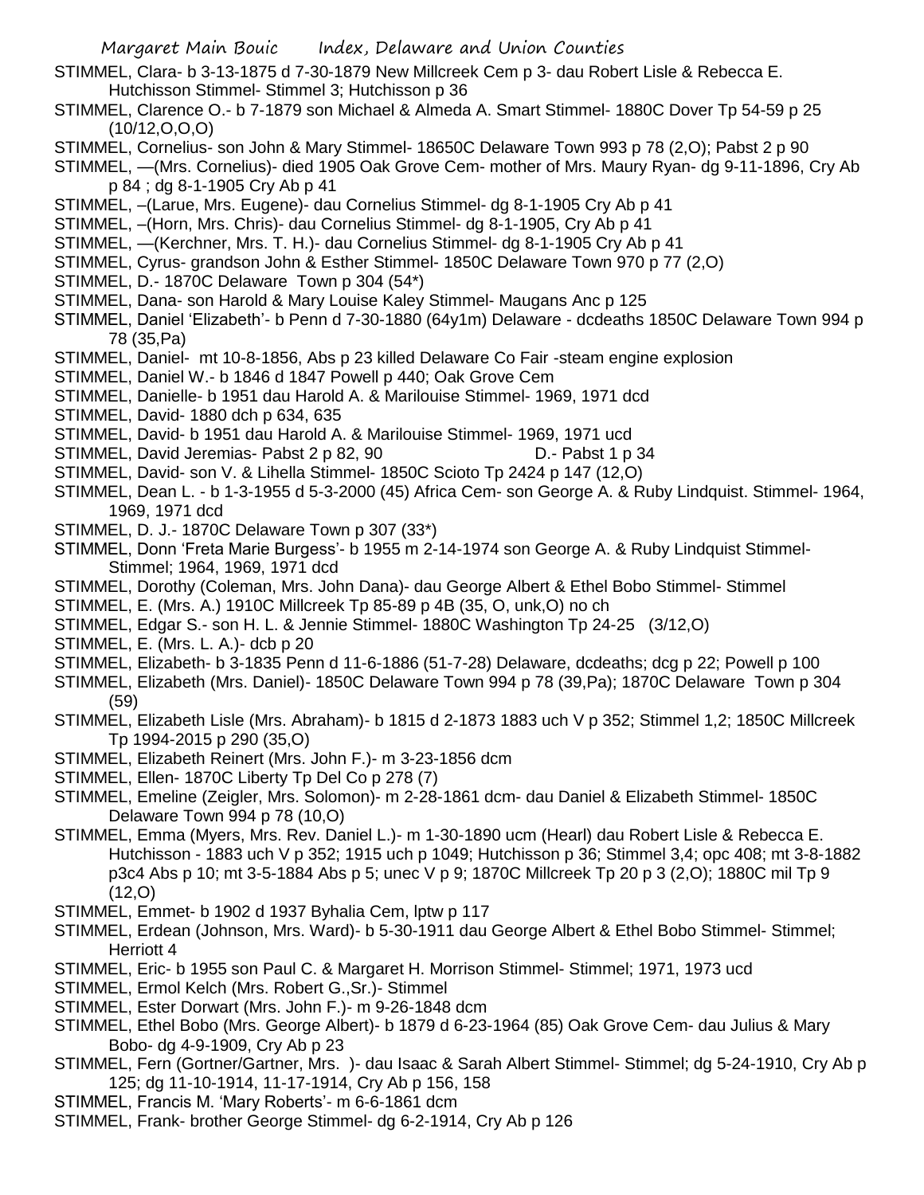STIMMEL, Clara- b 3-13-1875 d 7-30-1879 New Millcreek Cem p 3- dau Robert Lisle & Rebecca E. Hutchisson Stimmel- Stimmel 3; Hutchisson p 36

STIMMEL, Clarence O.- b 7-1879 son Michael & Almeda A. Smart Stimmel- 1880C Dover Tp 54-59 p 25 (10/12,O,O,O)

STIMMEL, Cornelius- son John & Mary Stimmel- 18650C Delaware Town 993 p 78 (2,O); Pabst 2 p 90

STIMMEL, —(Mrs. Cornelius)- died 1905 Oak Grove Cem- mother of Mrs. Maury Ryan- dg 9-11-1896, Cry Ab p 84 ; dg 8-1-1905 Cry Ab p 41

STIMMEL, –(Larue, Mrs. Eugene)- dau Cornelius Stimmel- dg 8-1-1905 Cry Ab p 41

STIMMEL, –(Horn, Mrs. Chris)- dau Cornelius Stimmel- dg 8-1-1905, Cry Ab p 41

STIMMEL, —(Kerchner, Mrs. T. H.)- dau Cornelius Stimmel- dg 8-1-1905 Cry Ab p 41

STIMMEL, Cyrus- grandson John & Esther Stimmel- 1850C Delaware Town 970 p 77 (2,O)

STIMMEL, D.- 1870C Delaware Town p 304 (54*)

STIMMEL, Dana- son Harold & Mary Louise Kaley Stimmel- Maugans Anc p 125

STIMMEL, Daniel 'Elizabeth'- b Penn d 7-30-1880 (64y1m) Delaware - dcdeaths 1850C Delaware Town 994 p 78 (35,Pa)

STIMMEL, Daniel- mt 10-8-1856, Abs p 23 killed Delaware Co Fair -steam engine explosion

STIMMEL, Daniel W.- b 1846 d 1847 Powell p 440; Oak Grove Cem

STIMMEL, Danielle- b 1951 dau Harold A. & Marilouise Stimmel- 1969, 1971 dcd

STIMMEL, David- 1880 dch p 634, 635

STIMMEL, David- b 1951 dau Harold A. & Marilouise Stimmel- 1969, 1971 ucd

STIMMEL, David Jeremias- Pabst 2 p 82, 90 D.- Pabst 1 p 34

STIMMEL, David- son V. & Lihella Stimmel- 1850C Scioto Tp 2424 p 147 (12,O)

STIMMEL, Dean L. - b 1-3-1955 d 5-3-2000 (45) Africa Cem- son George A. & Ruby Lindquist. Stimmel- 1964, 1969, 1971 dcd

STIMMEL, D. J.- 1870C Delaware Town p 307 (33*)

STIMMEL, Donn 'Freta Marie Burgess'- b 1955 m 2-14-1974 son George A. & Ruby Lindquist Stimmel- Stimmel; 1964, 1969, 1971 dcd

STIMMEL, Dorothy (Coleman, Mrs. John Dana)- dau George Albert & Ethel Bobo Stimmel- Stimmel

STIMMEL, E. (Mrs. A.) 1910C Millcreek Tp 85-89 p 4B (35, O, unk,O) no ch

STIMMEL, Edgar S.- son H. L. & Jennie Stimmel- 1880C Washington Tp 24-25 (3/12,O)

STIMMEL, E. (Mrs. L. A.)- dcb p 20

STIMMEL, Elizabeth- b 3-1835 Penn d 11-6-1886 (51-7-28) Delaware, dcdeaths; dcg p 22; Powell p 100

STIMMEL, Elizabeth (Mrs. Daniel)- 1850C Delaware Town 994 p 78 (39,Pa); 1870C Delaware Town p 304 (59)

STIMMEL, Elizabeth Lisle (Mrs. Abraham)- b 1815 d 2-1873 1883 uch V p 352; Stimmel 1,2; 1850C Millcreek Tp 1994-2015 p 290 (35,O)

STIMMEL, Elizabeth Reinert (Mrs. John F.)- m 3-23-1856 dcm

STIMMEL, Ellen- 1870C Liberty Tp Del Co p 278 (7)

STIMMEL, Emeline (Zeigler, Mrs. Solomon)- m 2-28-1861 dcm- dau Daniel & Elizabeth Stimmel- 1850C Delaware Town 994 p 78 (10,O)

STIMMEL, Emma (Myers, Mrs. Rev. Daniel L.)- m 1-30-1890 ucm (Hearl) dau Robert Lisle & Rebecca E. Hutchisson - 1883 uch V p 352; 1915 uch p 1049; Hutchisson p 36; Stimmel 3,4; opc 408; mt 3-8-1882 p3c4 Abs p 10; mt 3-5-1884 Abs p 5; unec V p 9; 1870C Millcreek Tp 20 p 3 (2,O); 1880C mil Tp 9 (12,O)

STIMMEL, Emmet- b 1902 d 1937 Byhalia Cem, lptw p 117

STIMMEL, Erdean (Johnson, Mrs. Ward)- b 5-30-1911 dau George Albert & Ethel Bobo Stimmel- Stimmel; Herriott 4

STIMMEL, Eric- b 1955 son Paul C. & Margaret H. Morrison Stimmel- Stimmel; 1971, 1973 ucd

STIMMEL, Ermol Kelch (Mrs. Robert G.,Sr.)- Stimmel

STIMMEL, Ester Dorwart (Mrs. John F.)- m 9-26-1848 dcm

STIMMEL, Ethel Bobo (Mrs. George Albert)- b 1879 d 6-23-1964 (85) Oak Grove Cem- dau Julius & Mary Bobo- dg 4-9-1909, Cry Ab p 23

STIMMEL, Fern (Gortner/Gartner, Mrs. )- dau Isaac & Sarah Albert Stimmel- Stimmel; dg 5-24-1910, Cry Ab p 125; dg 11-10-1914, 11-17-1914, Cry Ab p 156, 158

STIMMEL, Francis M. 'Mary Roberts'- m 6-6-1861 dcm

STIMMEL, Frank- brother George Stimmel- dg 6-2-1914, Cry Ab p 126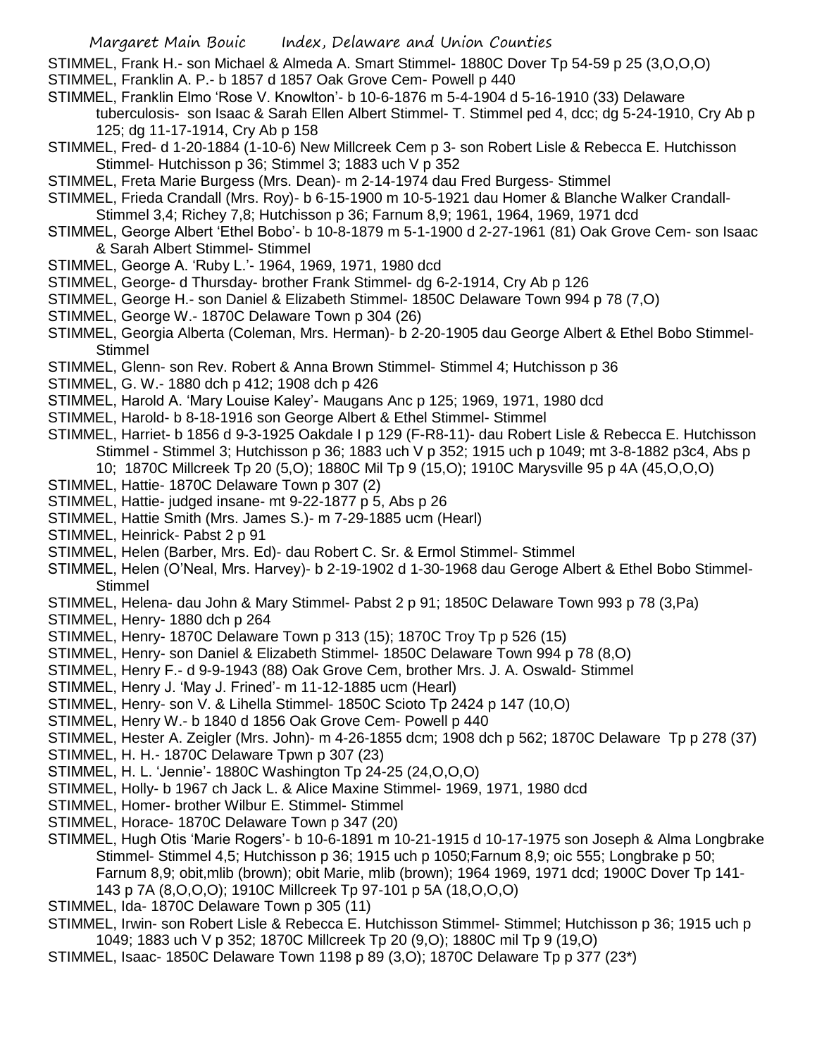STIMMEL, Frank H.- son Michael & Almeda A. Smart Stimmel- 1880C Dover Tp 54-59 p 25 (3,O,O,O)

STIMMEL, Franklin A. P.- b 1857 d 1857 Oak Grove Cem- Powell p 440

STIMMEL, Franklin Elmo 'Rose V. Knowlton'- b 10-6-1876 m 5-4-1904 d 5-16-1910 (33) Delaware tuberculosis- son Isaac & Sarah Ellen Albert Stimmel- T. Stimmel ped 4, dcc; dg 5-24-1910, Cry Ab p 125; dg 11-17-1914, Cry Ab p 158

STIMMEL, Fred- d 1-20-1884 (1-10-6) New Millcreek Cem p 3- son Robert Lisle & Rebecca E. Hutchisson Stimmel- Hutchisson p 36; Stimmel 3; 1883 uch V p 352

STIMMEL, Freta Marie Burgess (Mrs. Dean)- m 2-14-1974 dau Fred Burgess- Stimmel

STIMMEL, Frieda Crandall (Mrs. Roy)- b 6-15-1900 m 10-5-1921 dau Homer & Blanche Walker Crandall- Stimmel 3,4; Richey 7,8; Hutchisson p 36; Farnum 8,9; 1961, 1964, 1969, 1971 dcd

STIMMEL, George Albert 'Ethel Bobo'- b 10-8-1879 m 5-1-1900 d 2-27-1961 (81) Oak Grove Cem- son Isaac & Sarah Albert Stimmel- Stimmel

STIMMEL, George A. 'Ruby L.'- 1964, 1969, 1971, 1980 dcd

STIMMEL, George- d Thursday- brother Frank Stimmel- dg 6-2-1914, Cry Ab p 126

STIMMEL, George H.- son Daniel & Elizabeth Stimmel- 1850C Delaware Town 994 p 78 (7,O)

STIMMEL, George W.- 1870C Delaware Town p 304 (26)

STIMMEL, Georgia Alberta (Coleman, Mrs. Herman)- b 2-20-1905 dau George Albert & Ethel Bobo Stimmel- Stimmel

STIMMEL, Glenn- son Rev. Robert & Anna Brown Stimmel- Stimmel 4; Hutchisson p 36

STIMMEL, G. W.- 1880 dch p 412; 1908 dch p 426

STIMMEL, Harold A. 'Mary Louise Kaley'- Maugans Anc p 125; 1969, 1971, 1980 dcd

STIMMEL, Harold- b 8-18-1916 son George Albert & Ethel Stimmel- Stimmel

STIMMEL, Harriet- b 1856 d 9-3-1925 Oakdale I p 129 (F-R8-11)- dau Robert Lisle & Rebecca E. Hutchisson Stimmel - Stimmel 3; Hutchisson p 36; 1883 uch V p 352; 1915 uch p 1049; mt 3-8-1882 p3c4, Abs p 10; 1870C Millcreek Tp 20 (5,O); 1880C Mil Tp 9 (15,O); 1910C Marysville 95 p 4A (45,O,O,O)

STIMMEL, Hattie- 1870C Delaware Town p 307 (2)

STIMMEL, Hattie- judged insane- mt 9-22-1877 p 5, Abs p 26

STIMMEL, Hattie Smith (Mrs. James S.)- m 7-29-1885 ucm (Hearl)

STIMMEL, Heinrick- Pabst 2 p 91

STIMMEL, Helen (Barber, Mrs. Ed)- dau Robert C. Sr. & Ermol Stimmel- Stimmel

STIMMEL, Helen (O'Neal, Mrs. Harvey)- b 2-19-1902 d 1-30-1968 dau Geroge Albert & Ethel Bobo Stimmel- Stimmel

STIMMEL, Helena- dau John & Mary Stimmel- Pabst 2 p 91; 1850C Delaware Town 993 p 78 (3,Pa)

STIMMEL, Henry- 1880 dch p 264

STIMMEL, Henry- 1870C Delaware Town p 313 (15); 1870C Troy Tp p 526 (15)

STIMMEL, Henry- son Daniel & Elizabeth Stimmel- 1850C Delaware Town 994 p 78 (8,O)

STIMMEL, Henry F.- d 9-9-1943 (88) Oak Grove Cem, brother Mrs. J. A. Oswald- Stimmel

STIMMEL, Henry J. 'May J. Frined'- m 11-12-1885 ucm (Hearl)

STIMMEL, Henry- son V. & Lihella Stimmel- 1850C Scioto Tp 2424 p 147 (10,O)

STIMMEL, Henry W.- b 1840 d 1856 Oak Grove Cem- Powell p 440

STIMMEL, Hester A. Zeigler (Mrs. John)- m 4-26-1855 dcm; 1908 dch p 562; 1870C Delaware Tp p 278 (37)

STIMMEL, H. H.- 1870C Delaware Tpwn p 307 (23)

STIMMEL, H. L. 'Jennie'- 1880C Washington Tp 24-25 (24,O,O,O)

STIMMEL, Holly- b 1967 ch Jack L. & Alice Maxine Stimmel- 1969, 1971, 1980 dcd

STIMMEL, Homer- brother Wilbur E. Stimmel- Stimmel

STIMMEL, Horace- 1870C Delaware Town p 347 (20)

STIMMEL, Hugh Otis 'Marie Rogers'- b 10-6-1891 m 10-21-1915 d 10-17-1975 son Joseph & Alma Longbrake Stimmel- Stimmel 4,5; Hutchisson p 36; 1915 uch p 1050;Farnum 8,9; oic 555; Longbrake p 50; Farnum 8,9; obit,mlib (brown); obit Marie, mlib (brown); 1964 1969, 1971 dcd; 1900C Dover Tp 141-143 p 7A (8,O,O,O); 1910C Millcreek Tp 97-101 p 5A (18,O,O,O)

STIMMEL, Ida- 1870C Delaware Town p 305 (11)

STIMMEL, Irwin- son Robert Lisle & Rebecca E. Hutchisson Stimmel- Stimmel; Hutchisson p 36; 1915 uch p 1049; 1883 uch V p 352; 1870C Millcreek Tp 20 (9,O); 1880C mil Tp 9 (19,O)

STIMMEL, Isaac- 1850C Delaware Town 1198 p 89 (3,O); 1870C Delaware Tp p 377 (23*)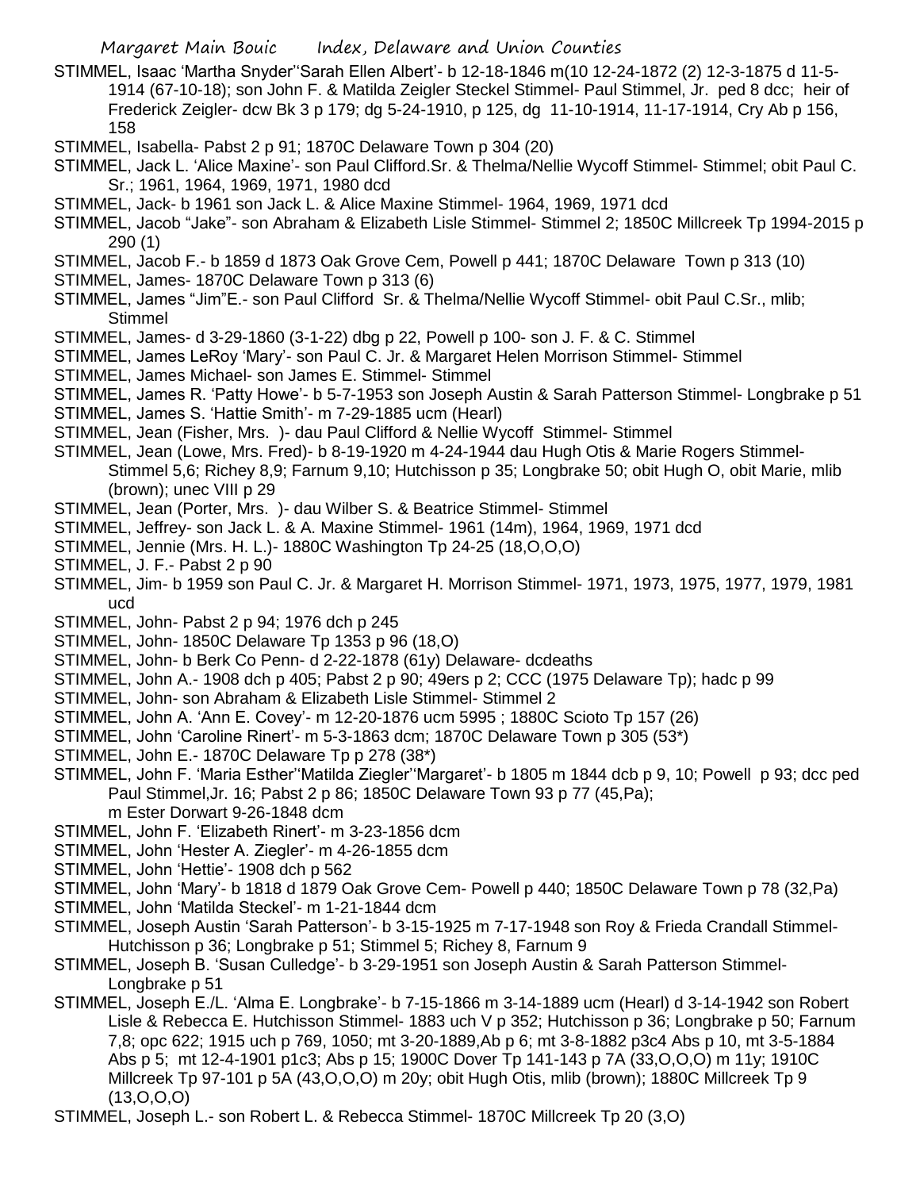STIMMEL, Isaac 'Martha Snyder''Sarah Ellen Albert'- b 12-18-1846 m(10 12-24-1872 (2) 12-3-1875 d 11-5-1914 (67-10-18); son John F. & Matilda Zeigler Steckel Stimmel- Paul Stimmel, Jr. ped 8 dcc; heir of Frederick Zeigler- dcw Bk 3 p 179; dg 5-24-1910, p 125, dg 11-10-1914, 11-17-1914, Cry Ab p 156, 158

STIMMEL, Isabella- Pabst 2 p 91; 1870C Delaware Town p 304 (20)

STIMMEL, Jack L. 'Alice Maxine'- son Paul Clifford.Sr. & Thelma/Nellie Wycoff Stimmel- Stimmel; obit Paul C. Sr.; 1961, 1964, 1969, 1971, 1980 dcd

STIMMEL, Jack- b 1961 son Jack L. & Alice Maxine Stimmel- 1964, 1969, 1971 dcd

STIMMEL, Jacob "Jake"- son Abraham & Elizabeth Lisle Stimmel- Stimmel 2; 1850C Millcreek Tp 1994-2015 p 290 (1)

STIMMEL, Jacob F.- b 1859 d 1873 Oak Grove Cem, Powell p 441; 1870C Delaware Town p 313 (10)

STIMMEL, James- 1870C Delaware Town p 313 (6)

STIMMEL, James "Jim"E.- son Paul Clifford Sr. & Thelma/Nellie Wycoff Stimmel- obit Paul C.Sr., mlib; Stimmel

STIMMEL, James- d 3-29-1860 (3-1-22) dbg p 22, Powell p 100- son J. F. & C. Stimmel

STIMMEL, James LeRoy 'Mary'- son Paul C. Jr. & Margaret Helen Morrison Stimmel- Stimmel

STIMMEL, James Michael- son James E. Stimmel- Stimmel

STIMMEL, James R. 'Patty Howe'- b 5-7-1953 son Joseph Austin & Sarah Patterson Stimmel- Longbrake p 51

STIMMEL, James S. 'Hattie Smith'- m 7-29-1885 ucm (Hearl)

STIMMEL, Jean (Fisher, Mrs. )- dau Paul Clifford & Nellie Wycoff Stimmel- Stimmel

STIMMEL, Jean (Lowe, Mrs. Fred)- b 8-19-1920 m 4-24-1944 dau Hugh Otis & Marie Rogers Stimmel- Stimmel 5,6; Richey 8,9; Farnum 9,10; Hutchisson p 35; Longbrake 50; obit Hugh O, obit Marie, mlib (brown); unec VIII p 29

STIMMEL, Jean (Porter, Mrs. )- dau Wilber S. & Beatrice Stimmel- Stimmel

STIMMEL, Jeffrey- son Jack L. & A. Maxine Stimmel- 1961 (14m), 1964, 1969, 1971 dcd

STIMMEL, Jennie (Mrs. H. L.)- 1880C Washington Tp 24-25 (18,O,O,O)

STIMMEL, J. F.- Pabst 2 p 90

STIMMEL, Jim- b 1959 son Paul C. Jr. & Margaret H. Morrison Stimmel- 1971, 1973, 1975, 1977, 1979, 1981 ucd

STIMMEL, John- Pabst 2 p 94; 1976 dch p 245

STIMMEL, John- 1850C Delaware Tp 1353 p 96 (18,O)

STIMMEL, John- b Berk Co Penn- d 2-22-1878 (61y) Delaware- dcdeaths

STIMMEL, John A.- 1908 dch p 405; Pabst 2 p 90; 49ers p 2; CCC (1975 Delaware Tp); hadc p 99

STIMMEL, John- son Abraham & Elizabeth Lisle Stimmel- Stimmel 2

STIMMEL, John A. 'Ann E. Covey'- m 12-20-1876 ucm 5995 ; 1880C Scioto Tp 157 (26)

STIMMEL, John 'Caroline Rinert'- m 5-3-1863 dcm; 1870C Delaware Town p 305 (53*)

STIMMEL, John E.- 1870C Delaware Tp p 278 (38*)

STIMMEL, John F. 'Maria Esther''Matilda Ziegler''Margaret'- b 1805 m 1844 dcb p 9, 10; Powell p 93; dcc ped Paul Stimmel,Jr. 16; Pabst 2 p 86; 1850C Delaware Town 93 p 77 (45,Pa); m Ester Dorwart 9-26-1848 dcm

STIMMEL, John F. 'Elizabeth Rinert'- m 3-23-1856 dcm

STIMMEL, John 'Hester A. Ziegler'- m 4-26-1855 dcm

STIMMEL, John 'Hettie'- 1908 dch p 562

STIMMEL, John 'Mary'- b 1818 d 1879 Oak Grove Cem- Powell p 440; 1850C Delaware Town p 78 (32,Pa)

STIMMEL, John 'Matilda Steckel'- m 1-21-1844 dcm

STIMMEL, Joseph Austin 'Sarah Patterson'- b 3-15-1925 m 7-17-1948 son Roy & Frieda Crandall Stimmel- Hutchisson p 36; Longbrake p 51; Stimmel 5; Richey 8, Farnum 9

STIMMEL, Joseph B. 'Susan Culledge'- b 3-29-1951 son Joseph Austin & Sarah Patterson Stimmel- Longbrake p 51

STIMMEL, Joseph E./L. 'Alma E. Longbrake'- b 7-15-1866 m 3-14-1889 ucm (Hearl) d 3-14-1942 son Robert Lisle & Rebecca E. Hutchisson Stimmel- 1883 uch V p 352; Hutchisson p 36; Longbrake p 50; Farnum 7,8; opc 622; 1915 uch p 769, 1050; mt 3-20-1889,Ab p 6; mt 3-8-1882 p3c4 Abs p 10, mt 3-5-1884 Abs p 5; mt 12-4-1901 p1c3; Abs p 15; 1900C Dover Tp 141-143 p 7A (33,O,O,O) m 11y; 1910C Millcreek Tp 97-101 p 5A (43,O,O,O) m 20y; obit Hugh Otis, mlib (brown); 1880C Millcreek Tp 9 (13,O,O,O)

STIMMEL, Joseph L.- son Robert L. & Rebecca Stimmel- 1870C Millcreek Tp 20 (3,O)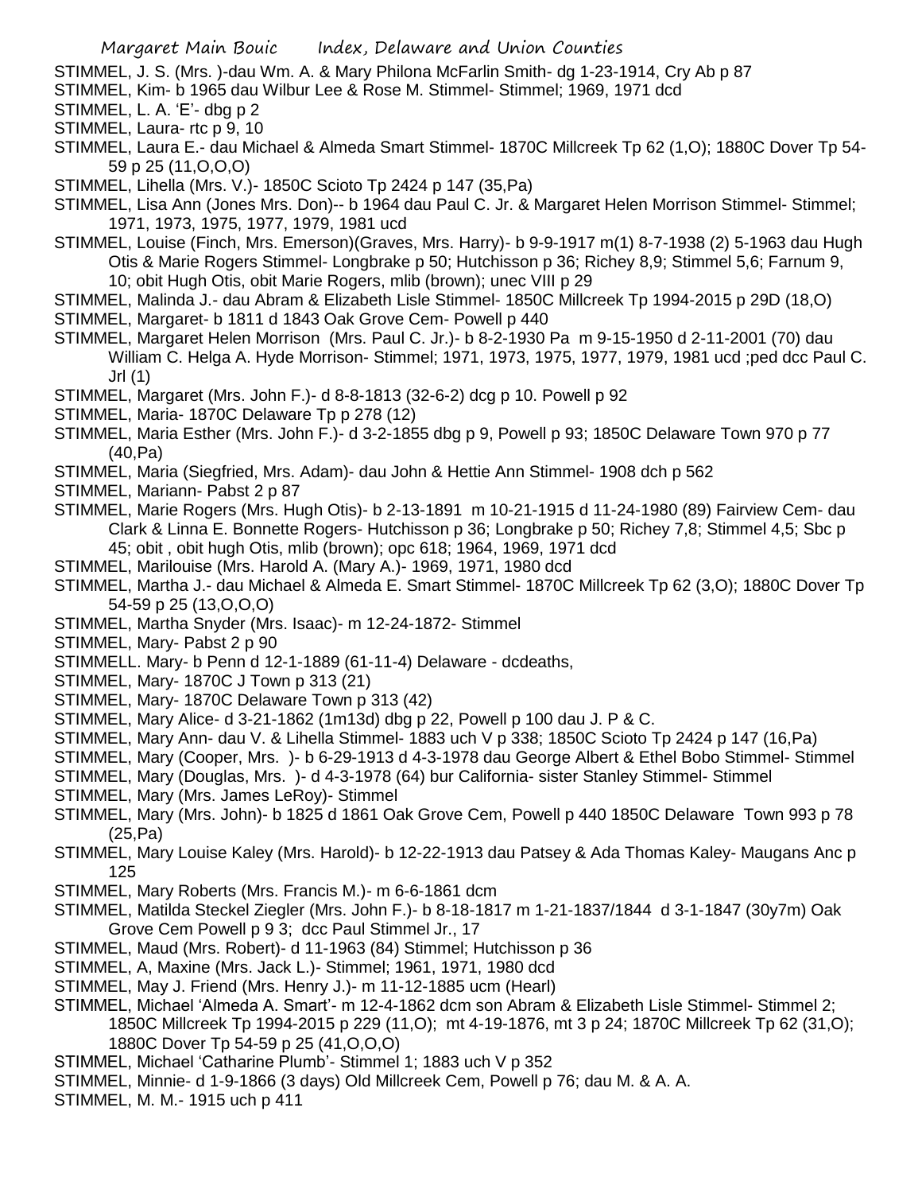STIMMEL, J. S. (Mrs. )-dau Wm. A. & Mary Philona McFarlin Smith- dg 1-23-1914, Cry Ab p 87

STIMMEL, Kim- b 1965 dau Wilbur Lee & Rose M. Stimmel- Stimmel; 1969, 1971 dcd

STIMMEL, L. A. 'E'- dbg p 2

STIMMEL, Laura- rtc p 9, 10

STIMMEL, Laura E.- dau Michael & Almeda Smart Stimmel- 1870C Millcreek Tp 62 (1,O); 1880C Dover Tp 54-59 p 25 (11,O,O,O)

STIMMEL, Lihella (Mrs. V.)- 1850C Scioto Tp 2424 p 147 (35,Pa)

STIMMEL, Lisa Ann (Jones Mrs. Don)-- b 1964 dau Paul C. Jr. & Margaret Helen Morrison Stimmel- Stimmel; 1971, 1973, 1975, 1977, 1979, 1981 ucd

STIMMEL, Louise (Finch, Mrs. Emerson)(Graves, Mrs. Harry)- b 9-9-1917 m(1) 8-7-1938 (2) 5-1963 dau Hugh Otis & Marie Rogers Stimmel- Longbrake p 50; Hutchisson p 36; Richey 8,9; Stimmel 5,6; Farnum 9, 10; obit Hugh Otis, obit Marie Rogers, mlib (brown); unec VIII p 29

STIMMEL, Malinda J.- dau Abram & Elizabeth Lisle Stimmel- 1850C Millcreek Tp 1994-2015 p 29D (18,O)

STIMMEL, Margaret- b 1811 d 1843 Oak Grove Cem- Powell p 440

STIMMEL, Margaret Helen Morrison (Mrs. Paul C. Jr.)- b 8-2-1930 Pa m 9-15-1950 d 2-11-2001 (70) dau William C. Helga A. Hyde Morrison- Stimmel; 1971, 1973, 1975, 1977, 1979, 1981 ucd ;ped dcc Paul C. Jrl (1)

STIMMEL, Margaret (Mrs. John F.)- d 8-8-1813 (32-6-2) dcg p 10. Powell p 92

STIMMEL, Maria- 1870C Delaware Tp p 278 (12)

STIMMEL, Maria Esther (Mrs. John F.)- d 3-2-1855 dbg p 9, Powell p 93; 1850C Delaware Town 970 p 77 (40,Pa)

STIMMEL, Maria (Siegfried, Mrs. Adam)- dau John & Hettie Ann Stimmel- 1908 dch p 562

STIMMEL, Mariann- Pabst 2 p 87

STIMMEL, Marie Rogers (Mrs. Hugh Otis)- b 2-13-1891 m 10-21-1915 d 11-24-1980 (89) Fairview Cem- dau Clark & Linna E. Bonnette Rogers- Hutchisson p 36; Longbrake p 50; Richey 7,8; Stimmel 4,5; Sbc p 45; obit , obit hugh Otis, mlib (brown); opc 618; 1964, 1969, 1971 dcd

STIMMEL, Marilouise (Mrs. Harold A. (Mary A.)- 1969, 1971, 1980 dcd

STIMMEL, Martha J.- dau Michael & Almeda E. Smart Stimmel- 1870C Millcreek Tp 62 (3,O); 1880C Dover Tp 54-59 p 25 (13,O,O,O)

STIMMEL, Martha Snyder (Mrs. Isaac)- m 12-24-1872- Stimmel

STIMMEL, Mary- Pabst 2 p 90

STIMMELL. Mary- b Penn d 12-1-1889 (61-11-4) Delaware - dcdeaths,

STIMMEL, Mary- 1870C J Town p 313 (21)

STIMMEL, Mary- 1870C Delaware Town p 313 (42)

STIMMEL, Mary Alice- d 3-21-1862 (1m13d) dbg p 22, Powell p 100 dau J. P & C.

STIMMEL, Mary Ann- dau V. & Lihella Stimmel- 1883 uch V p 338; 1850C Scioto Tp 2424 p 147 (16,Pa)

STIMMEL, Mary (Cooper, Mrs. )- b 6-29-1913 d 4-3-1978 dau George Albert & Ethel Bobo Stimmel- Stimmel

STIMMEL, Mary (Douglas, Mrs. )- d 4-3-1978 (64) bur California- sister Stanley Stimmel- Stimmel

STIMMEL, Mary (Mrs. James LeRoy)- Stimmel

STIMMEL, Mary (Mrs. John)- b 1825 d 1861 Oak Grove Cem, Powell p 440 1850C Delaware Town 993 p 78 (25,Pa)

STIMMEL, Mary Louise Kaley (Mrs. Harold)- b 12-22-1913 dau Patsey & Ada Thomas Kaley- Maugans Anc p 125

STIMMEL, Mary Roberts (Mrs. Francis M.)- m 6-6-1861 dcm

STIMMEL, Matilda Steckel Ziegler (Mrs. John F.)- b 8-18-1817 m 1-21-1837/1844 d 3-1-1847 (30y7m) Oak Grove Cem Powell p 9 3; dcc Paul Stimmel Jr., 17

STIMMEL, Maud (Mrs. Robert)- d 11-1963 (84) Stimmel; Hutchisson p 36

STIMMEL, A, Maxine (Mrs. Jack L.)- Stimmel; 1961, 1971, 1980 dcd

STIMMEL, May J. Friend (Mrs. Henry J.)- m 11-12-1885 ucm (Hearl)

STIMMEL, Michael 'Almeda A. Smart'- m 12-4-1862 dcm son Abram & Elizabeth Lisle Stimmel- Stimmel 2; 1850C Millcreek Tp 1994-2015 p 229 (11,O); mt 4-19-1876, mt 3 p 24; 1870C Millcreek Tp 62 (31,O); 1880C Dover Tp 54-59 p 25 (41,O,O,O)

STIMMEL, Michael 'Catharine Plumb'- Stimmel 1; 1883 uch V p 352

STIMMEL, Minnie- d 1-9-1866 (3 days) Old Millcreek Cem, Powell p 76; dau M. & A. A.

STIMMEL, M. M.- 1915 uch p 411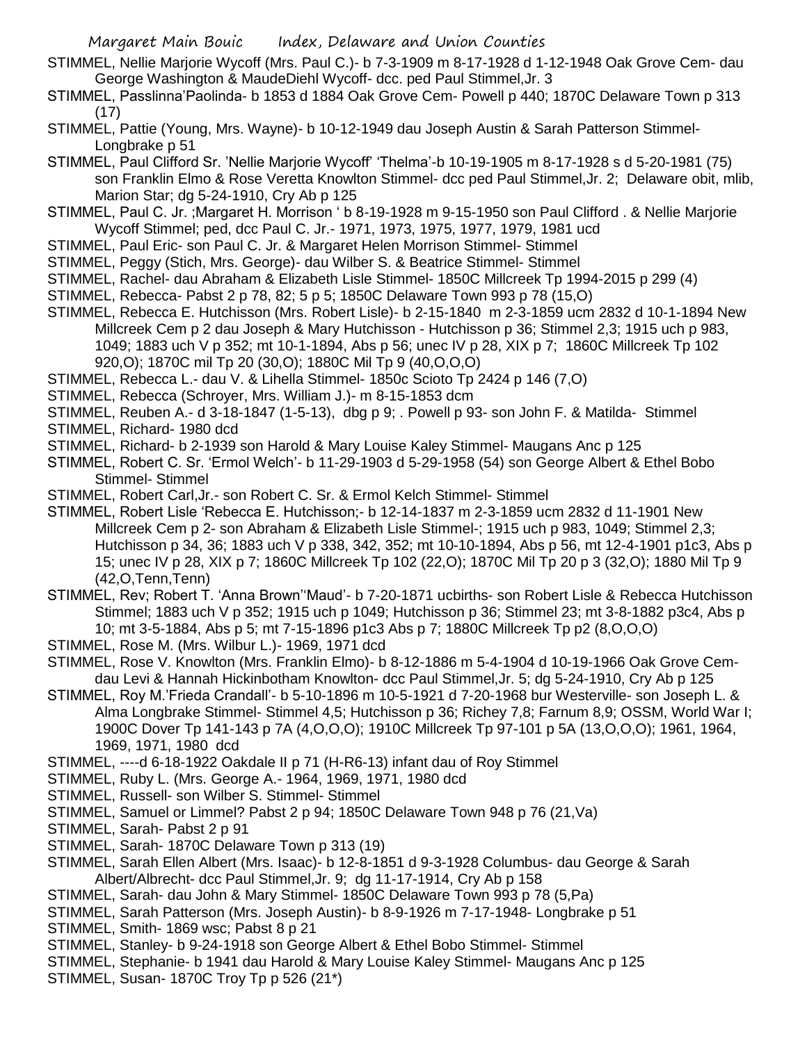STIMMEL, Nellie Marjorie Wycoff (Mrs. Paul C.)- b 7-3-1909 m 8-17-1928 d 1-12-1948 Oak Grove Cem- dau George Washington & MaudeDiehl Wycoff- dcc. ped Paul Stimmel,Jr. 3

STIMMEL, Passlinna'Paolinda- b 1853 d 1884 Oak Grove Cem- Powell p 440; 1870C Delaware Town p 313 (17)

STIMMEL, Pattie (Young, Mrs. Wayne)- b 10-12-1949 dau Joseph Austin & Sarah Patterson Stimmel- Longbrake p 51

STIMMEL, Paul Clifford Sr. 'Nellie Marjorie Wycoff' 'Thelma'-b 10-19-1905 m 8-17-1928 s d 5-20-1981 (75) son Franklin Elmo & Rose Veretta Knowlton Stimmel- dcc ped Paul Stimmel,Jr. 2; Delaware obit, mlib, Marion Star; dg 5-24-1910, Cry Ab p 125

STIMMEL, Paul C. Jr. ;Margaret H. Morrison ' b 8-19-1928 m 9-15-1950 son Paul Clifford . & Nellie Marjorie Wycoff Stimmel; ped, dcc Paul C. Jr.- 1971, 1973, 1975, 1977, 1979, 1981 ucd

STIMMEL, Paul Eric- son Paul C. Jr. & Margaret Helen Morrison Stimmel- Stimmel

STIMMEL, Peggy (Stich, Mrs. George)- dau Wilber S. & Beatrice Stimmel- Stimmel

STIMMEL, Rachel- dau Abraham & Elizabeth Lisle Stimmel- 1850C Millcreek Tp 1994-2015 p 299 (4)

STIMMEL, Rebecca- Pabst 2 p 78, 82; 5 p 5; 1850C Delaware Town 993 p 78 (15,O)

STIMMEL, Rebecca E. Hutchisson (Mrs. Robert Lisle)- b 2-15-1840 m 2-3-1859 ucm 2832 d 10-1-1894 New Millcreek Cem p 2 dau Joseph & Mary Hutchisson - Hutchisson p 36; Stimmel 2,3; 1915 uch p 983, 1049; 1883 uch V p 352; mt 10-1-1894, Abs p 56; unec IV p 28, XIX p 7; 1860C Millcreek Tp 102 920,O); 1870C mil Tp 20 (30,O); 1880C Mil Tp 9 (40,O,O,O)

STIMMEL, Rebecca L.- dau V. & Lihella Stimmel- 1850c Scioto Tp 2424 p 146 (7,O)

STIMMEL, Rebecca (Schroyer, Mrs. William J.)- m 8-15-1853 dcm

STIMMEL, Reuben A.- d 3-18-1847 (1-5-13), dbg p 9; . Powell p 93- son John F. & Matilda- Stimmel

STIMMEL, Richard- 1980 dcd

STIMMEL, Richard- b 2-1939 son Harold & Mary Louise Kaley Stimmel- Maugans Anc p 125

STIMMEL, Robert C. Sr. 'Ermol Welch'- b 11-29-1903 d 5-29-1958 (54) son George Albert & Ethel Bobo Stimmel- Stimmel

STIMMEL, Robert Carl,Jr.- son Robert C. Sr. & Ermol Kelch Stimmel- Stimmel

STIMMEL, Robert Lisle 'Rebecca E. Hutchisson;- b 12-14-1837 m 2-3-1859 ucm 2832 d 11-1901 New Millcreek Cem p 2- son Abraham & Elizabeth Lisle Stimmel-; 1915 uch p 983, 1049; Stimmel 2,3; Hutchisson p 34, 36; 1883 uch V p 338, 342, 352; mt 10-10-1894, Abs p 56, mt 12-4-1901 p1c3, Abs p 15; unec IV p 28, XIX p 7; 1860C Millcreek Tp 102 (22,O); 1870C Mil Tp 20 p 3 (32,O); 1880 Mil Tp 9 (42,O,Tenn,Tenn)

STIMMEL, Rev; Robert T. 'Anna Brown''Maud'- b 7-20-1871 ucbirths- son Robert Lisle & Rebecca Hutchisson Stimmel; 1883 uch V p 352; 1915 uch p 1049; Hutchisson p 36; Stimmel 23; mt 3-8-1882 p3c4, Abs p 10; mt 3-5-1884, Abs p 5; mt 7-15-1896 p1c3 Abs p 7; 1880C Millcreek Tp p2 (8,O,O,O)

STIMMEL, Rose M. (Mrs. Wilbur L.)- 1969, 1971 dcd

STIMMEL, Rose V. Knowlton (Mrs. Franklin Elmo)- b 8-12-1886 m 5-4-1904 d 10-19-1966 Oak Grove Cem- dau Levi & Hannah Hickinbotham Knowlton- dcc Paul Stimmel,Jr. 5; dg 5-24-1910, Cry Ab p 125

STIMMEL, Roy M.'Frieda Crandall'- b 5-10-1896 m 10-5-1921 d 7-20-1968 bur Westerville- son Joseph L. & Alma Longbrake Stimmel- Stimmel 4,5; Hutchisson p 36; Richey 7,8; Farnum 8,9; OSSM, World War I; 1900C Dover Tp 141-143 p 7A (4,O,O,O); 1910C Millcreek Tp 97-101 p 5A (13,O,O,O); 1961, 1964, 1969, 1971, 1980 dcd

STIMMEL, ----d 6-18-1922 Oakdale II p 71 (H-R6-13) infant dau of Roy Stimmel

STIMMEL, Ruby L. (Mrs. George A.- 1964, 1969, 1971, 1980 dcd

STIMMEL, Russell- son Wilber S. Stimmel- Stimmel

STIMMEL, Samuel or Limmel? Pabst 2 p 94; 1850C Delaware Town 948 p 76 (21,Va)

STIMMEL, Sarah- Pabst 2 p 91

STIMMEL, Sarah- 1870C Delaware Town p 313 (19)

STIMMEL, Sarah Ellen Albert (Mrs. Isaac)- b 12-8-1851 d 9-3-1928 Columbus- dau George & Sarah Albert/Albrecht- dcc Paul Stimmel,Jr. 9; dg 11-17-1914, Cry Ab p 158

STIMMEL, Sarah- dau John & Mary Stimmel- 1850C Delaware Town 993 p 78 (5,Pa)

STIMMEL, Sarah Patterson (Mrs. Joseph Austin)- b 8-9-1926 m 7-17-1948- Longbrake p 51

STIMMEL, Smith- 1869 wsc; Pabst 8 p 21

STIMMEL, Stanley- b 9-24-1918 son George Albert & Ethel Bobo Stimmel- Stimmel

STIMMEL, Stephanie- b 1941 dau Harold & Mary Louise Kaley Stimmel- Maugans Anc p 125

STIMMEL, Susan- 1870C Troy Tp p 526 (21*)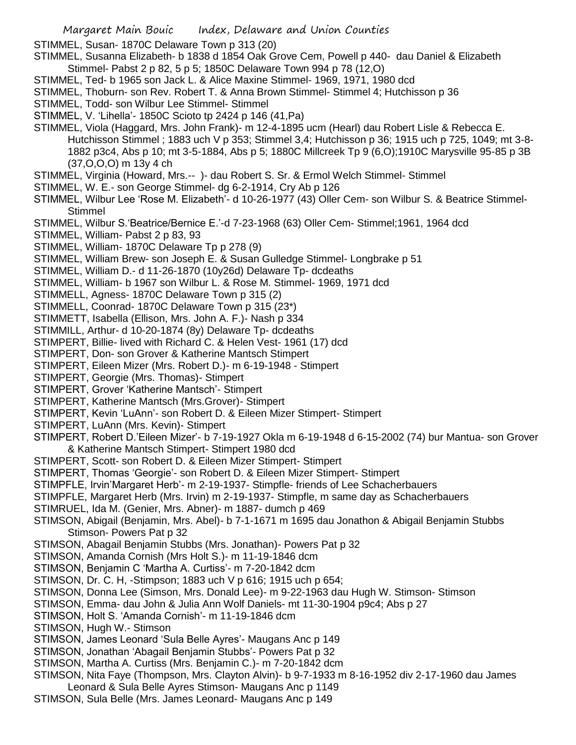STIMMEL, Susan- 1870C Delaware Town p 313 (20)

STIMMEL, Susanna Elizabeth- b 1838 d 1854 Oak Grove Cem, Powell p 440- dau Daniel & Elizabeth Stimmel- Pabst 2 p 82, 5 p 5; 1850C Delaware Town 994 p 78 (12,O)

STIMMEL, Ted- b 1965 son Jack L. & Alice Maxine Stimmel- 1969, 1971, 1980 dcd

STIMMEL, Thoburn- son Rev. Robert T. & Anna Brown Stimmel- Stimmel 4; Hutchisson p 36

STIMMEL, Todd- son Wilbur Lee Stimmel- Stimmel

STIMMEL, V. 'Lihella'- 1850C Scioto tp 2424 p 146 (41,Pa)

STIMMEL, Viola (Haggard, Mrs. John Frank)- m 12-4-1895 ucm (Hearl) dau Robert Lisle & Rebecca E. Hutchisson Stimmel ; 1883 uch V p 353; Stimmel 3,4; Hutchisson p 36; 1915 uch p 725, 1049; mt 3-8-1882 p3c4, Abs p 10; mt 3-5-1884, Abs p 5; 1880C Millcreek Tp 9 (6,O);1910C Marysville 95-85 p 3B (37,O,O,O) m 13y 4 ch

STIMMEL, Virginia (Howard, Mrs.-- )- dau Robert S. Sr. & Ermol Welch Stimmel- Stimmel

STIMMEL, W. E.- son George Stimmel- dg 6-2-1914, Cry Ab p 126

STIMMEL, Wilbur Lee 'Rose M. Elizabeth'- d 10-26-1977 (43) Oller Cem- son Wilbur S. & Beatrice Stimmel- Stimmel

STIMMEL, Wilbur S.'Beatrice/Bernice E.'-d 7-23-1968 (63) Oller Cem- Stimmel;1961, 1964 dcd

STIMMEL, William- Pabst 2 p 83, 93

STIMMEL, William- 1870C Delaware Tp p 278 (9)

STIMMEL, William Brew- son Joseph E. & Susan Gulledge Stimmel- Longbrake p 51

STIMMEL, William D.- d 11-26-1870 (10y26d) Delaware Tp- dcdeaths

STIMMEL, William- b 1967 son Wilbur L. & Rose M. Stimmel- 1969, 1971 dcd

STIMMELL, Agness- 1870C Delaware Town p 315 (2)

STIMMELL, Coonrad- 1870C Delaware Town p 315 (23*)

STIMMETT, Isabella (Ellison, Mrs. John A. F.)- Nash p 334

STIMMILL, Arthur- d 10-20-1874 (8y) Delaware Tp- dcdeaths

STIMPERT, Billie- lived with Richard C. & Helen Vest- 1961 (17) dcd

STIMPERT, Don- son Grover & Katherine Mantsch Stimpert

STIMPERT, Eileen Mizer (Mrs. Robert D.)- m 6-19-1948 - Stimpert

STIMPERT, Georgie (Mrs. Thomas)- Stimpert

STIMPERT, Grover 'Katherine Mantsch'- Stimpert

STIMPERT, Katherine Mantsch (Mrs.Grover)- Stimpert

STIMPERT, Kevin 'LuAnn'- son Robert D. & Eileen Mizer Stimpert- Stimpert

STIMPERT, LuAnn (Mrs. Kevin)- Stimpert

STIMPERT, Robert D.'Eileen Mizer'- b 7-19-1927 Okla m 6-19-1948 d 6-15-2002 (74) bur Mantua- son Grover & Katherine Mantsch Stimpert- Stimpert 1980 dcd

STIMPERT, Scott- son Robert D. & Eileen Mizer Stimpert- Stimpert

STIMPERT, Thomas 'Georgie'- son Robert D. & Eileen Mizer Stimpert- Stimpert

STIMPFLE, Irvin'Margaret Herb'- m 2-19-1937- Stimpfle- friends of Lee Schacherbauers

STIMPFLE, Margaret Herb (Mrs. Irvin) m 2-19-1937- Stimpfle, m same day as Schacherbauers

STIMRUEL, Ida M. (Genier, Mrs. Abner)- m 1887- dumch p 469

STIMSON, Abigail (Benjamin, Mrs. Abel)- b 7-1-1671 m 1695 dau Jonathon & Abigail Benjamin Stubbs Stimson- Powers Pat p 32

STIMSON, Abagail Benjamin Stubbs (Mrs. Jonathan)- Powers Pat p 32

STIMSON, Amanda Cornish (Mrs Holt S.)- m 11-19-1846 dcm

STIMSON, Benjamin C 'Martha A. Curtiss'- m 7-20-1842 dcm

STIMSON, Dr. C. H, -Stimpson; 1883 uch V p 616; 1915 uch p 654;

STIMSON, Donna Lee (Simson, Mrs. Donald Lee)- m 9-22-1963 dau Hugh W. Stimson- Stimson

STIMSON, Emma- dau John & Julia Ann Wolf Daniels- mt 11-30-1904 p9c4; Abs p 27

STIMSON, Holt S. 'Amanda Cornish'- m 11-19-1846 dcm

STIMSON, Hugh W.- Stimson

STIMSON, James Leonard 'Sula Belle Ayres'- Maugans Anc p 149

STIMSON, Jonathan 'Abagail Benjamin Stubbs'- Powers Pat p 32

STIMSON, Martha A. Curtiss (Mrs. Benjamin C.)- m 7-20-1842 dcm

STIMSON, Nita Faye (Thompson, Mrs. Clayton Alvin)- b 9-7-1933 m 8-16-1952 div 2-17-1960 dau James Leonard & Sula Belle Ayres Stimson- Maugans Anc p 1149

STIMSON, Sula Belle (Mrs. James Leonard- Maugans Anc p 149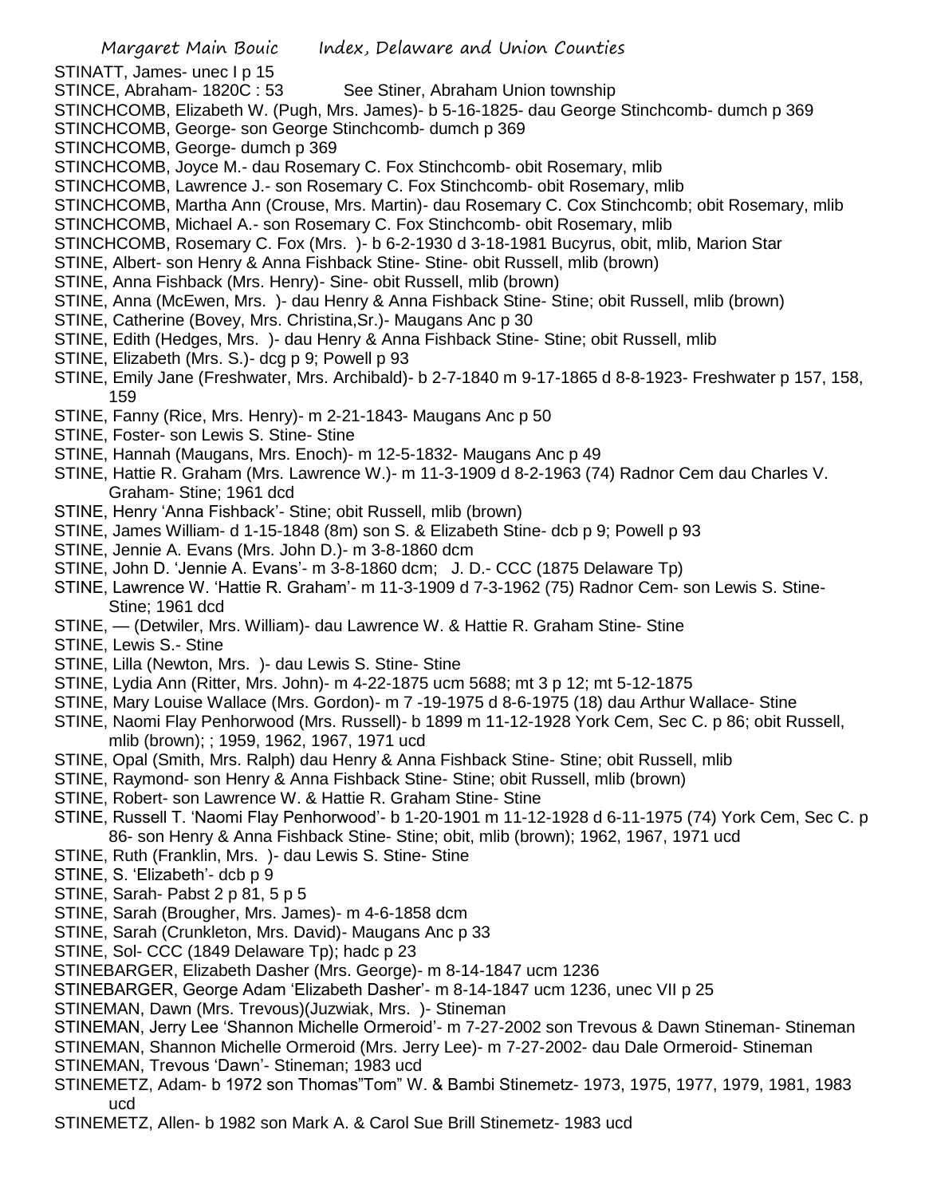STINATT, James- unec I p 15

STINCE, Abraham- 1820C : 53 See Stiner, Abraham Union township

STINCHCOMB, Elizabeth W. (Pugh, Mrs. James)- b 5-16-1825- dau George Stinchcomb- dumch p 369

STINCHCOMB, George- son George Stinchcomb- dumch p 369

STINCHCOMB, George- dumch p 369

STINCHCOMB, Joyce M.- dau Rosemary C. Fox Stinchcomb- obit Rosemary, mlib

STINCHCOMB, Lawrence J.- son Rosemary C. Fox Stinchcomb- obit Rosemary, mlib

STINCHCOMB, Martha Ann (Crouse, Mrs. Martin)- dau Rosemary C. Cox Stinchcomb; obit Rosemary, mlib

STINCHCOMB, Michael A.- son Rosemary C. Fox Stinchcomb- obit Rosemary, mlib

STINCHCOMB, Rosemary C. Fox (Mrs. )- b 6-2-1930 d 3-18-1981 Bucyrus, obit, mlib, Marion Star

STINE, Albert- son Henry & Anna Fishback Stine- Stine- obit Russell, mlib (brown)

STINE, Anna Fishback (Mrs. Henry)- Sine- obit Russell, mlib (brown)

STINE, Anna (McEwen, Mrs. )- dau Henry & Anna Fishback Stine- Stine; obit Russell, mlib (brown)

STINE, Catherine (Bovey, Mrs. Christina,Sr.)- Maugans Anc p 30

STINE, Edith (Hedges, Mrs. )- dau Henry & Anna Fishback Stine- Stine; obit Russell, mlib

STINE, Elizabeth (Mrs. S.)- dcg p 9; Powell p 93

STINE, Emily Jane (Freshwater, Mrs. Archibald)- b 2-7-1840 m 9-17-1865 d 8-8-1923- Freshwater p 157, 158, 159

STINE, Fanny (Rice, Mrs. Henry)- m 2-21-1843- Maugans Anc p 50

STINE, Foster- son Lewis S. Stine- Stine

STINE, Hannah (Maugans, Mrs. Enoch)- m 12-5-1832- Maugans Anc p 49

STINE, Hattie R. Graham (Mrs. Lawrence W.)- m 11-3-1909 d 8-2-1963 (74) Radnor Cem dau Charles V. Graham- Stine; 1961 dcd

STINE, Henry 'Anna Fishback'- Stine; obit Russell, mlib (brown)

STINE, James William- d 1-15-1848 (8m) son S. & Elizabeth Stine- dcb p 9; Powell p 93

STINE, Jennie A. Evans (Mrs. John D.)- m 3-8-1860 dcm

STINE, John D. 'Jennie A. Evans'- m 3-8-1860 dcm; J. D.- CCC (1875 Delaware Tp)

STINE, Lawrence W. 'Hattie R. Graham'- m 11-3-1909 d 7-3-1962 (75) Radnor Cem- son Lewis S. Stine- Stine; 1961 dcd

STINE, — (Detwiler, Mrs. William)- dau Lawrence W. & Hattie R. Graham Stine- Stine

STINE, Lewis S.- Stine

STINE, Lilla (Newton, Mrs. )- dau Lewis S. Stine- Stine

STINE, Lydia Ann (Ritter, Mrs. John)- m 4-22-1875 ucm 5688; mt 3 p 12; mt 5-12-1875

STINE, Mary Louise Wallace (Mrs. Gordon)- m 7 -19-1975 d 8-6-1975 (18) dau Arthur Wallace- Stine

STINE, Naomi Flay Penhorwood (Mrs. Russell)- b 1899 m 11-12-1928 York Cem, Sec C. p 86; obit Russell, mlib (brown); ; 1959, 1962, 1967, 1971 ucd

STINE, Opal (Smith, Mrs. Ralph) dau Henry & Anna Fishback Stine- Stine; obit Russell, mlib

STINE, Raymond- son Henry & Anna Fishback Stine- Stine; obit Russell, mlib (brown)

STINE, Robert- son Lawrence W. & Hattie R. Graham Stine- Stine

STINE, Russell T. 'Naomi Flay Penhorwood'- b 1-20-1901 m 11-12-1928 d 6-11-1975 (74) York Cem, Sec C. p 86- son Henry & Anna Fishback Stine- Stine; obit, mlib (brown); 1962, 1967, 1971 ucd

STINE, Ruth (Franklin, Mrs. )- dau Lewis S. Stine- Stine

STINE, S. 'Elizabeth'- dcb p 9

STINE, Sarah- Pabst 2 p 81, 5 p 5

STINE, Sarah (Brougher, Mrs. James)- m 4-6-1858 dcm

STINE, Sarah (Crunkleton, Mrs. David)- Maugans Anc p 33

STINE, Sol- CCC (1849 Delaware Tp); hadc p 23

STINEBARGER, Elizabeth Dasher (Mrs. George)- m 8-14-1847 ucm 1236

STINEBARGER, George Adam 'Elizabeth Dasher'- m 8-14-1847 ucm 1236, unec VII p 25

STINEMAN, Dawn (Mrs. Trevous)(Juzwiak, Mrs. )- Stineman

STINEMAN, Jerry Lee 'Shannon Michelle Ormeroid'- m 7-27-2002 son Trevous & Dawn Stineman- Stineman

STINEMAN, Shannon Michelle Ormeroid (Mrs. Jerry Lee)- m 7-27-2002- dau Dale Ormeroid- Stineman

STINEMAN, Trevous 'Dawn'- Stineman; 1983 ucd

STINEMETZ, Adam- b 1972 son Thomas"Tom" W. & Bambi Stinemetz- 1973, 1975, 1977, 1979, 1981, 1983 ucd

STINEMETZ, Allen- b 1982 son Mark A. & Carol Sue Brill Stinemetz- 1983 ucd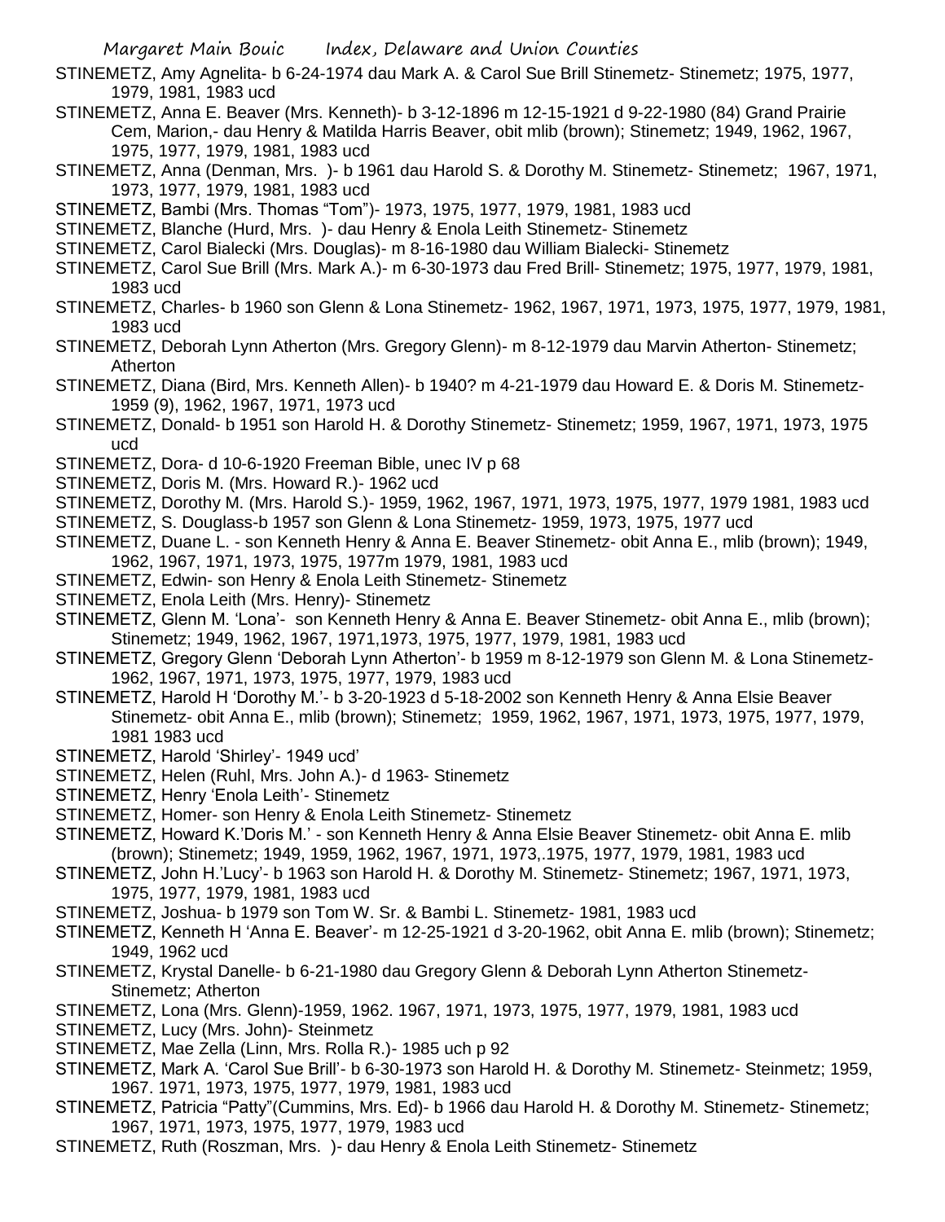STINEMETZ, Amy Agnelita- b 6-24-1974 dau Mark A. & Carol Sue Brill Stinemetz- Stinemetz; 1975, 1977, 1979, 1981, 1983 ucd

STINEMETZ, Anna E. Beaver (Mrs. Kenneth)- b 3-12-1896 m 12-15-1921 d 9-22-1980 (84) Grand Prairie Cem, Marion,- dau Henry & Matilda Harris Beaver, obit mlib (brown); Stinemetz; 1949, 1962, 1967, 1975, 1977, 1979, 1981, 1983 ucd

STINEMETZ, Anna (Denman, Mrs. )- b 1961 dau Harold S. & Dorothy M. Stinemetz- Stinemetz; 1967, 1971, 1973, 1977, 1979, 1981, 1983 ucd

STINEMETZ, Bambi (Mrs. Thomas "Tom")- 1973, 1975, 1977, 1979, 1981, 1983 ucd

STINEMETZ, Blanche (Hurd, Mrs. )- dau Henry & Enola Leith Stinemetz- Stinemetz

STINEMETZ, Carol Bialecki (Mrs. Douglas)- m 8-16-1980 dau William Bialecki- Stinemetz

STINEMETZ, Carol Sue Brill (Mrs. Mark A.)- m 6-30-1973 dau Fred Brill- Stinemetz; 1975, 1977, 1979, 1981, 1983 ucd

STINEMETZ, Charles- b 1960 son Glenn & Lona Stinemetz- 1962, 1967, 1971, 1973, 1975, 1977, 1979, 1981, 1983 ucd

STINEMETZ, Deborah Lynn Atherton (Mrs. Gregory Glenn)- m 8-12-1979 dau Marvin Atherton- Stinemetz; Atherton

STINEMETZ, Diana (Bird, Mrs. Kenneth Allen)- b 1940? m 4-21-1979 dau Howard E. & Doris M. Stinemetz- 1959 (9), 1962, 1967, 1971, 1973 ucd

STINEMETZ, Donald- b 1951 son Harold H. & Dorothy Stinemetz- Stinemetz; 1959, 1967, 1971, 1973, 1975 ucd

STINEMETZ, Dora- d 10-6-1920 Freeman Bible, unec IV p 68

STINEMETZ, Doris M. (Mrs. Howard R.)- 1962 ucd

STINEMETZ, Dorothy M. (Mrs. Harold S.)- 1959, 1962, 1967, 1971, 1973, 1975, 1977, 1979 1981, 1983 ucd

STINEMETZ, S. Douglass-b 1957 son Glenn & Lona Stinemetz- 1959, 1973, 1975, 1977 ucd

STINEMETZ, Duane L. - son Kenneth Henry & Anna E. Beaver Stinemetz- obit Anna E., mlib (brown); 1949, 1962, 1967, 1971, 1973, 1975, 1977m 1979, 1981, 1983 ucd

STINEMETZ, Edwin- son Henry & Enola Leith Stinemetz- Stinemetz

STINEMETZ, Enola Leith (Mrs. Henry)- Stinemetz

STINEMETZ, Glenn M. 'Lona'- son Kenneth Henry & Anna E. Beaver Stinemetz- obit Anna E., mlib (brown); Stinemetz; 1949, 1962, 1967, 1971,1973, 1975, 1977, 1979, 1981, 1983 ucd

STINEMETZ, Gregory Glenn 'Deborah Lynn Atherton'- b 1959 m 8-12-1979 son Glenn M. & Lona Stinemetz- 1962, 1967, 1971, 1973, 1975, 1977, 1979, 1983 ucd

STINEMETZ, Harold H 'Dorothy M.'- b 3-20-1923 d 5-18-2002 son Kenneth Henry & Anna Elsie Beaver Stinemetz- obit Anna E., mlib (brown); Stinemetz; 1959, 1962, 1967, 1971, 1973, 1975, 1977, 1979, 1981 1983 ucd

STINEMETZ, Harold 'Shirley'- 1949 ucd'

STINEMETZ, Helen (Ruhl, Mrs. John A.)- d 1963- Stinemetz

STINEMETZ, Henry 'Enola Leith'- Stinemetz

STINEMETZ, Homer- son Henry & Enola Leith Stinemetz- Stinemetz

STINEMETZ, Howard K.'Doris M.' - son Kenneth Henry & Anna Elsie Beaver Stinemetz- obit Anna E. mlib (brown); Stinemetz; 1949, 1959, 1962, 1967, 1971, 1973,.1975, 1977, 1979, 1981, 1983 ucd

STINEMETZ, John H.'Lucy'- b 1963 son Harold H. & Dorothy M. Stinemetz- Stinemetz; 1967, 1971, 1973, 1975, 1977, 1979, 1981, 1983 ucd

STINEMETZ, Joshua- b 1979 son Tom W. Sr. & Bambi L. Stinemetz- 1981, 1983 ucd

STINEMETZ, Kenneth H 'Anna E. Beaver'- m 12-25-1921 d 3-20-1962, obit Anna E. mlib (brown); Stinemetz; 1949, 1962 ucd

STINEMETZ, Krystal Danelle- b 6-21-1980 dau Gregory Glenn & Deborah Lynn Atherton Stinemetz- Stinemetz; Atherton

STINEMETZ, Lona (Mrs. Glenn)-1959, 1962. 1967, 1971, 1973, 1975, 1977, 1979, 1981, 1983 ucd

STINEMETZ, Lucy (Mrs. John)- Steinmetz

STINEMETZ, Mae Zella (Linn, Mrs. Rolla R.)- 1985 uch p 92

STINEMETZ, Mark A. 'Carol Sue Brill'- b 6-30-1973 son Harold H. & Dorothy M. Stinemetz- Steinmetz; 1959, 1967. 1971, 1973, 1975, 1977, 1979, 1981, 1983 ucd

STINEMETZ, Patricia "Patty"(Cummins, Mrs. Ed)- b 1966 dau Harold H. & Dorothy M. Stinemetz- Stinemetz; 1967, 1971, 1973, 1975, 1977, 1979, 1983 ucd

STINEMETZ, Ruth (Roszman, Mrs. )- dau Henry & Enola Leith Stinemetz- Stinemetz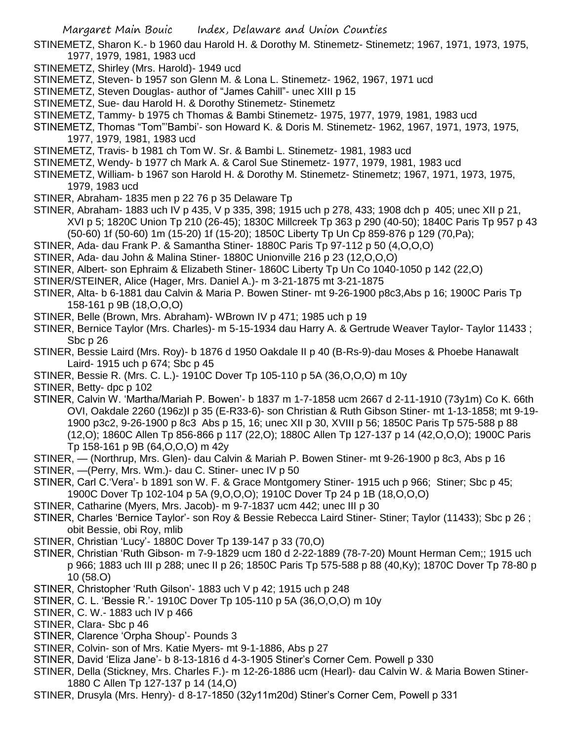STINEMETZ, Sharon K.- b 1960 dau Harold H. & Dorothy M. Stinemetz- Stinemetz; 1967, 1971, 1973, 1975, 1977, 1979, 1981, 1983 ucd

STINEMETZ, Shirley (Mrs. Harold)- 1949 ucd

STINEMETZ, Steven- b 1957 son Glenn M. & Lona L. Stinemetz- 1962, 1967, 1971 ucd

STINEMETZ, Steven Douglas- author of "James Cahill"- unec XIII p 15

STINEMETZ, Sue- dau Harold H. & Dorothy Stinemetz- Stinemetz

STINEMETZ, Tammy- b 1975 ch Thomas & Bambi Stinemetz- 1975, 1977, 1979, 1981, 1983 ucd

STINEMETZ, Thomas "Tom"'Bambi'- son Howard K. & Doris M. Stinemetz- 1962, 1967, 1971, 1973, 1975, 1977, 1979, 1981, 1983 ucd

STINEMETZ, Travis- b 1981 ch Tom W. Sr. & Bambi L. Stinemetz- 1981, 1983 ucd

STINEMETZ, Wendy- b 1977 ch Mark A. & Carol Sue Stinemetz- 1977, 1979, 1981, 1983 ucd

STINEMETZ, William- b 1967 son Harold H. & Dorothy M. Stinemetz- Stinemetz; 1967, 1971, 1973, 1975, 1979, 1983 ucd

STINER, Abraham- 1835 men p 22 76 p 35 Delaware Tp

STINER, Abraham- 1883 uch IV p 435, V p 335, 398; 1915 uch p 278, 433; 1908 dch p 405; unec XII p 21, XVI p 5; 1820C Union Tp 210 (26-45); 1830C Millcreek Tp 363 p 290 (40-50); 1840C Paris Tp 957 p 43 (50-60) 1f (50-60) 1m (15-20) 1f (15-20); 1850C Liberty Tp Un Cp 859-876 p 129 (70,Pa);

STINER, Ada- dau Frank P. & Samantha Stiner- 1880C Paris Tp 97-112 p 50 (4,O,O,O)

STINER, Ada- dau John & Malina Stiner- 1880C Unionville 216 p 23 (12,O,O,O)

STINER, Albert- son Ephraim & Elizabeth Stiner- 1860C Liberty Tp Un Co 1040-1050 p 142 (22,O)

STINER/STEINER, Alice (Hager, Mrs. Daniel A.)- m 3-21-1875 mt 3-21-1875

STINER, Alta- b 6-1881 dau Calvin & Maria P. Bowen Stiner- mt 9-26-1900 p8c3,Abs p 16; 1900C Paris Tp 158-161 p 9B (18,O,O,O)

STINER, Belle (Brown, Mrs. Abraham)- WBrown IV p 471; 1985 uch p 19

STINER, Bernice Taylor (Mrs. Charles)- m 5-15-1934 dau Harry A. & Gertrude Weaver Taylor- Taylor 11433 ; Sbc p 26

STINER, Bessie Laird (Mrs. Roy)- b 1876 d 1950 Oakdale II p 40 (B-Rs-9)-dau Moses & Phoebe Hanawalt Laird- 1915 uch p 674; Sbc p 45

STINER, Bessie R. (Mrs. C. L.)- 1910C Dover Tp 105-110 p 5A (36,O,O,O) m 10y

STINER, Betty- dpc p 102

STINER, Calvin W. 'Martha/Mariah P. Bowen'- b 1837 m 1-7-1858 ucm 2667 d 2-11-1910 (73y1m) Co K. 66th OVI, Oakdale 2260 (196z)I p 35 (E-R33-6)- son Christian & Ruth Gibson Stiner- mt 1-13-1858; mt 9-19-1900 p3c2, 9-26-1900 p 8c3 Abs p 15, 16; unec XII p 30, XVIII p 56; 1850C Paris Tp 575-588 p 88 (12,O); 1860C Allen Tp 856-866 p 117 (22,O); 1880C Allen Tp 127-137 p 14 (42,O,O,O); 1900C Paris Tp 158-161 p 9B (64,O,O,O) m 42y

STINER, — (Northrup, Mrs. Glen)- dau Calvin & Mariah P. Bowen Stiner- mt 9-26-1900 p 8c3, Abs p 16

STINER, —(Perry, Mrs. Wm.)- dau C. Stiner- unec IV p 50

STINER, Carl C.'Vera'- b 1891 son W. F. & Grace Montgomery Stiner- 1915 uch p 966; Stiner; Sbc p 45; 1900C Dover Tp 102-104 p 5A (9,O,O,O); 1910C Dover Tp 24 p 1B (18,O,O,O)

STINER, Catharine (Myers, Mrs. Jacob)- m 9-7-1837 ucm 442; unec III p 30

STINER, Charles 'Bernice Taylor'- son Roy & Bessie Rebecca Laird Stiner- Stiner; Taylor (11433); Sbc p 26 ; obit Bessie, obi Roy, mlib

STINER, Christian 'Lucy'- 1880C Dover Tp 139-147 p 33 (70,O)

STINER, Christian 'Ruth Gibson- m 7-9-1829 ucm 180 d 2-22-1889 (78-7-20) Mount Herman Cem;; 1915 uch p 966; 1883 uch III p 288; unec II p 26; 1850C Paris Tp 575-588 p 88 (40,Ky); 1870C Dover Tp 78-80 p 10 (58.O)

STINER, Christopher 'Ruth Gilson'- 1883 uch V p 42; 1915 uch p 248

STINER, C. L. 'Bessie R.'- 1910C Dover Tp 105-110 p 5A (36,O,O,O) m 10y

STINER, C. W.- 1883 uch IV p 466

STINER, Clara- Sbc p 46

STINER, Clarence 'Orpha Shoup'- Pounds 3

STINER, Colvin- son of Mrs. Katie Myers- mt 9-1-1886, Abs p 27

STINER, David 'Eliza Jane'- b 8-13-1816 d 4-3-1905 Stiner's Corner Cem. Powell p 330

STINER, Della (Stickney, Mrs. Charles F.)- m 12-26-1886 ucm (Hearl)- dau Calvin W. & Maria Bowen Stiner- 1880 C Allen Tp 127-137 p 14 (14,O)

STINER, Drusyla (Mrs. Henry)- d 8-17-1850 (32y11m20d) Stiner's Corner Cem, Powell p 331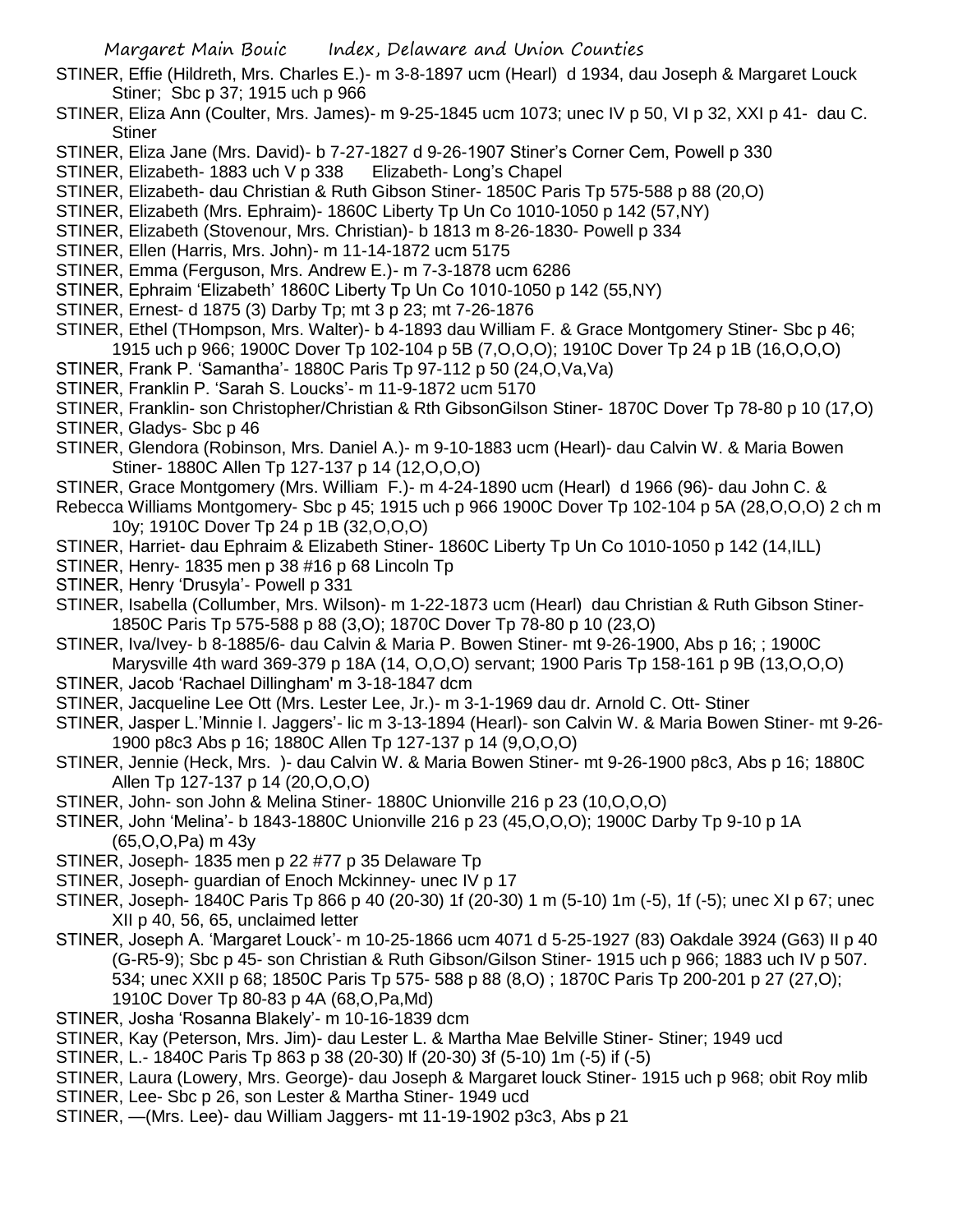STINER, Effie (Hildreth, Mrs. Charles E.)- m 3-8-1897 ucm (Hearl) d 1934, dau Joseph & Margaret Louck Stiner; Sbc p 37; 1915 uch p 966

STINER, Eliza Ann (Coulter, Mrs. James)- m 9-25-1845 ucm 1073; unec IV p 50, VI p 32, XXI p 41- dau C. Stiner

STINER, Eliza Jane (Mrs. David)- b 7-27-1827 d 9-26-1907 Stiner's Corner Cem, Powell p 330

STINER, Elizabeth- 1883 uch V p 338 Elizabeth- Long's Chapel

STINER, Elizabeth- dau Christian & Ruth Gibson Stiner- 1850C Paris Tp 575-588 p 88 (20,O)

STINER, Elizabeth (Mrs. Ephraim)- 1860C Liberty Tp Un Co 1010-1050 p 142 (57,NY)

STINER, Elizabeth (Stovenour, Mrs. Christian)- b 1813 m 8-26-1830- Powell p 334

STINER, Ellen (Harris, Mrs. John)- m 11-14-1872 ucm 5175

STINER, Emma (Ferguson, Mrs. Andrew E.)- m 7-3-1878 ucm 6286

STINER, Ephraim 'Elizabeth' 1860C Liberty Tp Un Co 1010-1050 p 142 (55,NY)

STINER, Ernest- d 1875 (3) Darby Tp; mt 3 p 23; mt 7-26-1876

STINER, Ethel (THompson, Mrs. Walter)- b 4-1893 dau William F. & Grace Montgomery Stiner- Sbc p 46; 1915 uch p 966; 1900C Dover Tp 102-104 p 5B (7,O,O,O); 1910C Dover Tp 24 p 1B (16,O,O,O)

STINER, Frank P. 'Samantha'- 1880C Paris Tp 97-112 p 50 (24,O,Va,Va)

STINER, Franklin P. 'Sarah S. Loucks'- m 11-9-1872 ucm 5170

STINER, Franklin- son Christopher/Christian & Rth GibsonGilson Stiner- 1870C Dover Tp 78-80 p 10 (17,O)

STINER, Gladys- Sbc p 46

STINER, Glendora (Robinson, Mrs. Daniel A.)- m 9-10-1883 ucm (Hearl)- dau Calvin W. & Maria Bowen Stiner- 1880C Allen Tp 127-137 p 14 (12,O,O,O)

STINER, Grace Montgomery (Mrs. William F.)- m 4-24-1890 ucm (Hearl) d 1966 (96)- dau John C. & Rebecca Williams Montgomery- Sbc p 45; 1915 uch p 966 1900C Dover Tp 102-104 p 5A (28,O,O,O) 2 ch m 10y; 1910C Dover Tp 24 p 1B (32,O,O,O)

STINER, Harriet- dau Ephraim & Elizabeth Stiner- 1860C Liberty Tp Un Co 1010-1050 p 142 (14,ILL)

STINER, Henry- 1835 men p 38 #16 p 68 Lincoln Tp

STINER, Henry 'Drusyla'- Powell p 331

STINER, Isabella (Collumber, Mrs. Wilson)- m 1-22-1873 ucm (Hearl) dau Christian & Ruth Gibson Stiner- 1850C Paris Tp 575-588 p 88 (3,O); 1870C Dover Tp 78-80 p 10 (23,O)

STINER, Iva/Ivey- b 8-1885/6- dau Calvin & Maria P. Bowen Stiner- mt 9-26-1900, Abs p 16; ; 1900C Marysville 4th ward 369-379 p 18A (14, O,O,O) servant; 1900 Paris Tp 158-161 p 9B (13,O,O,O)

STINER, Jacob 'Rachael Dillingham' m 3-18-1847 dcm

STINER, Jacqueline Lee Ott (Mrs. Lester Lee, Jr.)- m 3-1-1969 dau dr. Arnold C. Ott- Stiner

STINER, Jasper L.'Minnie I. Jaggers'- lic m 3-13-1894 (Hearl)- son Calvin W. & Maria Bowen Stiner- mt 9-26-1900 p8c3 Abs p 16; 1880C Allen Tp 127-137 p 14 (9,O,O,O)

STINER, Jennie (Heck, Mrs. )- dau Calvin W. & Maria Bowen Stiner- mt 9-26-1900 p8c3, Abs p 16; 1880C Allen Tp 127-137 p 14 (20,O,O,O)

STINER, John- son John & Melina Stiner- 1880C Unionville 216 p 23 (10,O,O,O)

STINER, John 'Melina'- b 1843-1880C Unionville 216 p 23 (45,O,O,O); 1900C Darby Tp 9-10 p 1A (65,O,O,Pa) m 43y

STINER, Joseph- 1835 men p 22 #77 p 35 Delaware Tp

STINER, Joseph- guardian of Enoch Mckinney- unec IV p 17

STINER, Joseph- 1840C Paris Tp 866 p 40 (20-30) 1f (20-30) 1 m (5-10) 1m (-5), 1f (-5); unec XI p 67; unec XII p 40, 56, 65, unclaimed letter

STINER, Joseph A. 'Margaret Louck'- m 10-25-1866 ucm 4071 d 5-25-1927 (83) Oakdale 3924 (G63) II p 40 (G-R5-9); Sbc p 45- son Christian & Ruth Gibson/Gilson Stiner- 1915 uch p 966; 1883 uch IV p 507. 534; unec XXII p 68; 1850C Paris Tp 575- 588 p 88 (8,O) ; 1870C Paris Tp 200-201 p 27 (27,O); 1910C Dover Tp 80-83 p 4A (68,O,Pa,Md)

STINER, Josha 'Rosanna Blakely'- m 10-16-1839 dcm

STINER, Kay (Peterson, Mrs. Jim)- dau Lester L. & Martha Mae Belville Stiner- Stiner; 1949 ucd

STINER, L.- 1840C Paris Tp 863 p 38 (20-30) lf (20-30) 3f (5-10) 1m (-5) if (-5)

STINER, Laura (Lowery, Mrs. George)- dau Joseph & Margaret louck Stiner- 1915 uch p 968; obit Roy mlib

STINER, Lee- Sbc p 26, son Lester & Martha Stiner- 1949 ucd

STINER, —(Mrs. Lee)- dau William Jaggers- mt 11-19-1902 p3c3, Abs p 21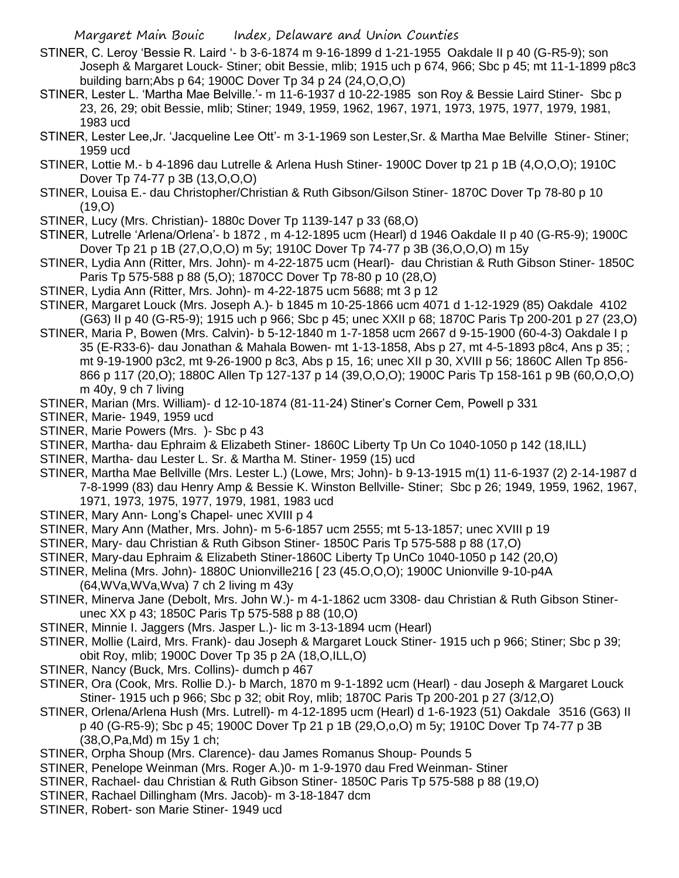STINER, C. Leroy 'Bessie R. Laird '- b 3-6-1874 m 9-16-1899 d 1-21-1955 Oakdale II p 40 (G-R5-9); son Joseph & Margaret Louck- Stiner; obit Bessie, mlib; 1915 uch p 674, 966; Sbc p 45; mt 11-1-1899 p8c3 building barn;Abs p 64; 1900C Dover Tp 34 p 24 (24,O,O,O)

STINER, Lester L. 'Martha Mae Belville.'- m 11-6-1937 d 10-22-1985 son Roy & Bessie Laird Stiner- Sbc p 23, 26, 29; obit Bessie, mlib; Stiner; 1949, 1959, 1962, 1967, 1971, 1973, 1975, 1977, 1979, 1981, 1983 ucd

STINER, Lester Lee,Jr. 'Jacqueline Lee Ott'- m 3-1-1969 son Lester,Sr. & Martha Mae Belville Stiner- Stiner; 1959 ucd

STINER, Lottie M.- b 4-1896 dau Lutrelle & Arlena Hush Stiner- 1900C Dover tp 21 p 1B (4,O,O,O); 1910C Dover Tp 74-77 p 3B (13,O,O,O)

STINER, Louisa E.- dau Christopher/Christian & Ruth Gibson/Gilson Stiner- 1870C Dover Tp 78-80 p 10 (19,O)

STINER, Lucy (Mrs. Christian)- 1880c Dover Tp 1139-147 p 33 (68,O)

STINER, Lutrelle 'Arlena/Orlena'- b 1872 , m 4-12-1895 ucm (Hearl) d 1946 Oakdale II p 40 (G-R5-9); 1900C Dover Tp 21 p 1B(27,O,O,O) m 5y; 1910C Dover Tp 74-77 p 3B (36,O,O,O) m 15y

STINER, Lydia Ann (Ritter, Mrs. John)- m 4-22-1875 ucm (Hearl)- dau Christian & Ruth Gibson Stiner- 1850C Paris Tp 575-588 p 88 (5,O); 1870CC Dover Tp 78-80 p 10 (28,O)

STINER, Lydia Ann (Ritter, Mrs. John)- m 4-22-1875 ucm 5688; mt 3 p 12

STINER, Margaret Louck (Mrs. Joseph A.)- b 1845 m 10-25-1866 ucm 4071 d 1-12-1929 (85) Oakdale 4102 (G63) II p 40 (G-R5-9); 1915 uch p 966; Sbc p 45; unec XXII p 68; 1870C Paris Tp 200-201 p 27 (23,O)

STINER, Maria P, Bowen (Mrs. Calvin)- b 5-12-1840 m 1-7-1858 ucm 2667 d 9-15-1900 (60-4-3) Oakdale I p 35 (E-R33-6)- dau Jonathan & Mahala Bowen- mt 1-13-1858, Abs p 27, mt 4-5-1893 p8c4, Ans p 35; ; mt 9-19-1900 p3c2, mt 9-26-1900 p 8c3, Abs p 15, 16; unec XII p 30, XVIII p 56; 1860C Allen Tp 856-866 p 117 (20,O); 1880C Allen Tp 127-137 p 14 (39,O,O,O); 1900C Paris Tp 158-161 p 9B (60,O,O,O) m 40y, 9 ch 7 living

STINER, Marian (Mrs. William)- d 12-10-1874 (81-11-24) Stiner's Corner Cem, Powell p 331

STINER, Marie- 1949, 1959 ucd

STINER, Marie Powers (Mrs. )- Sbc p 43

STINER, Martha- dau Ephraim & Elizabeth Stiner- 1860C Liberty Tp Un Co 1040-1050 p 142 (18,ILL)

STINER, Martha- dau Lester L. Sr. & Martha M. Stiner- 1959 (15) ucd

STINER, Martha Mae Bellville (Mrs. Lester L.) (Lowe, Mrs; John)- b 9-13-1915 m(1) 11-6-1937 (2) 2-14-1987 d 7-8-1999 (83) dau Henry Amp & Bessie K. Winston Bellville- Stiner; Sbc p 26; 1949, 1959, 1962, 1967, 1971, 1973, 1975, 1977, 1979, 1981, 1983 ucd

STINER, Mary Ann- Long's Chapel- unec XVIII p 4

STINER, Mary Ann (Mather, Mrs. John)- m 5-6-1857 ucm 2555; mt 5-13-1857; unec XVIII p 19

STINER, Mary- dau Christian & Ruth Gibson Stiner- 1850C Paris Tp 575-588 p 88 (17,O)

STINER, Mary-dau Ephraim & Elizabeth Stiner-1860C Liberty Tp UnCo 1040-1050 p 142 (20,O)

STINER, Melina (Mrs. John)- 1880C Unionville216 [ 23 (45.O,O,O); 1900C Unionville 9-10-p4A (64,WVa,WVa,Wva) 7 ch 2 living m 43y

STINER, Minerva Jane (Debolt, Mrs. John W.)- m 4-1-1862 ucm 3308- dau Christian & Ruth Gibson Stiner- unec XX p 43; 1850C Paris Tp 575-588 p 88 (10,O)

STINER, Minnie I. Jaggers (Mrs. Jasper L.)- lic m 3-13-1894 ucm (Hearl)

STINER, Mollie (Laird, Mrs. Frank)- dau Joseph & Margaret Louck Stiner- 1915 uch p 966; Stiner; Sbc p 39; obit Roy, mlib; 1900C Dover Tp 35 p 2A (18,O,ILL,O)

STINER, Nancy (Buck, Mrs. Collins)- dumch p 467

STINER, Ora (Cook, Mrs. Rollie D.)- b March, 1870 m 9-1-1892 ucm (Hearl) - dau Joseph & Margaret Louck Stiner- 1915 uch p 966; Sbc p 32; obit Roy, mlib; 1870C Paris Tp 200-201 p 27 (3/12,O)

STINER, Orlena/Arlena Hush (Mrs. Lutrell)- m 4-12-1895 ucm (Hearl) d 1-6-1923 (51) Oakdale 3516 (G63) II p 40 (G-R5-9); Sbc p 45; 1900C Dover Tp 21 p 1B (29,O,o,O) m 5y; 1910C Dover Tp 74-77 p 3B (38,O,Pa,Md) m 15y 1 ch;

STINER, Orpha Shoup (Mrs. Clarence)- dau James Romanus Shoup- Pounds 5

STINER, Penelope Weinman (Mrs. Roger A.)0- m 1-9-1970 dau Fred Weinman- Stiner

STINER, Rachael- dau Christian & Ruth Gibson Stiner- 1850C Paris Tp 575-588 p 88 (19,O)

STINER, Rachael Dillingham (Mrs. Jacob)- m 3-18-1847 dcm

STINER, Robert- son Marie Stiner- 1949 ucd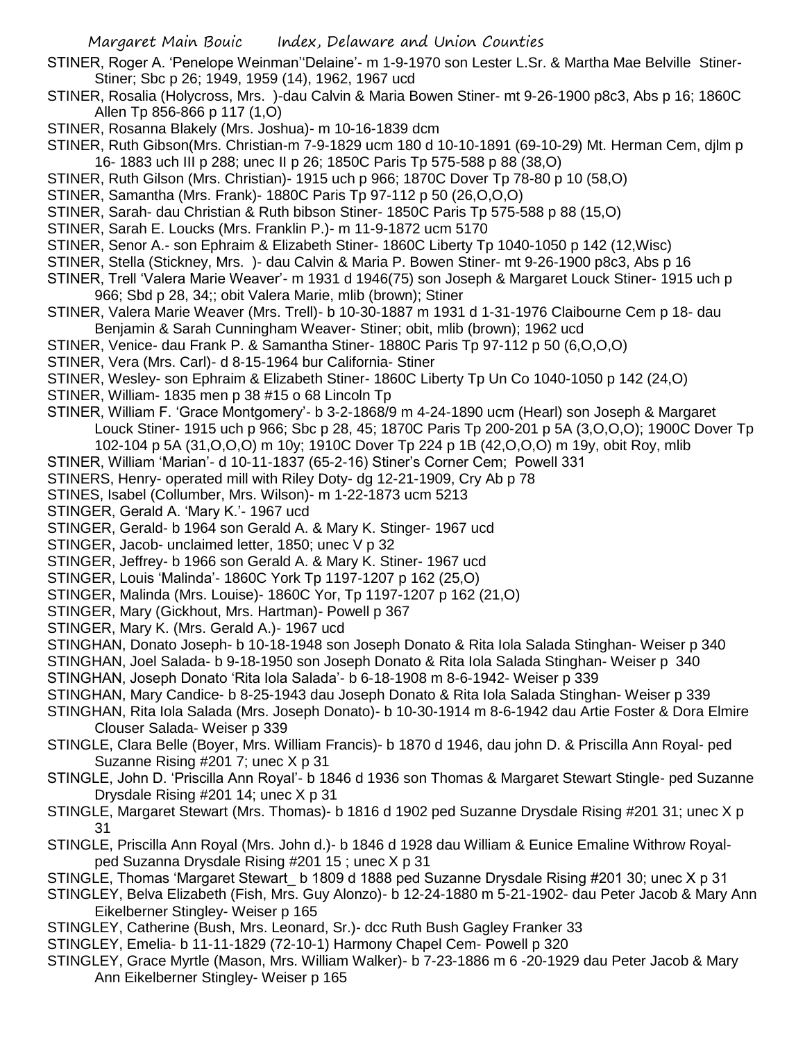STINER, Roger A. 'Penelope Weinman''Delaine'- m 1-9-1970 son Lester L.Sr. & Martha Mae Belville Stiner-Stiner; Sbc p 26; 1949, 1959 (14), 1962, 1967 ucd

STINER, Rosalia (Holycross, Mrs. )-dau Calvin & Maria Bowen Stiner- mt 9-26-1900 p8c3, Abs p 16; 1860C Allen Tp 856-866 p 117 (1,O)

STINER, Rosanna Blakely (Mrs. Joshua)- m 10-16-1839 dcm

STINER, Ruth Gibson(Mrs. Christian-m 7-9-1829 ucm 180 d 10-10-1891 (69-10-29) Mt. Herman Cem, djlm p 16- 1883 uch III p 288; unec II p 26; 1850C Paris Tp 575-588 p 88 (38,O)

STINER, Ruth Gilson (Mrs. Christian)- 1915 uch p 966; 1870C Dover Tp 78-80 p 10 (58,O)

STINER, Samantha (Mrs. Frank)- 1880C Paris Tp 97-112 p 50 (26,O,O,O)

STINER, Sarah- dau Christian & Ruth bibson Stiner- 1850C Paris Tp 575-588 p 88 (15,O)

STINER, Sarah E. Loucks (Mrs. Franklin P.)- m 11-9-1872 ucm 5170

STINER, Senor A.- son Ephraim & Elizabeth Stiner- 1860C Liberty Tp 1040-1050 p 142 (12,Wisc)

STINER, Stella (Stickney, Mrs. )- dau Calvin & Maria P. Bowen Stiner- mt 9-26-1900 p8c3, Abs p 16

STINER, Trell 'Valera Marie Weaver'- m 1931 d 1946(75) son Joseph & Margaret Louck Stiner- 1915 uch p 966; Sbd p 28, 34;; obit Valera Marie, mlib (brown); Stiner

STINER, Valera Marie Weaver (Mrs. Trell)- b 10-30-1887 m 1931 d 1-31-1976 Claibourne Cem p 18- dau Benjamin & Sarah Cunningham Weaver- Stiner; obit, mlib (brown); 1962 ucd

STINER, Venice- dau Frank P. & Samantha Stiner- 1880C Paris Tp 97-112 p 50 (6,O,O,O)

STINER, Vera (Mrs. Carl)- d 8-15-1964 bur California- Stiner

STINER, Wesley- son Ephraim & Elizabeth Stiner- 1860C Liberty Tp Un Co 1040-1050 p 142 (24,O)

STINER, William- 1835 men p 38 #15 o 68 Lincoln Tp

STINER, William F. 'Grace Montgomery'- b 3-2-1868/9 m 4-24-1890 ucm (Hearl) son Joseph & Margaret Louck Stiner- 1915 uch p 966; Sbc p 28, 45; 1870C Paris Tp 200-201 p 5A (3,O,O,O); 1900C Dover Tp 102-104 p 5A (31,O,O,O) m 10y; 1910C Dover Tp 224 p 1B (42,O,O,O) m 19y, obit Roy, mlib

STINER, William 'Marian'- d 10-11-1837 (65-2-16) Stiner's Corner Cem; Powell 331

STINERS, Henry- operated mill with Riley Doty- dg 12-21-1909, Cry Ab p 78

STINES, Isabel (Collumber, Mrs. Wilson)- m 1-22-1873 ucm 5213

STINGER, Gerald A. 'Mary K.'- 1967 ucd

STINGER, Gerald- b 1964 son Gerald A. & Mary K. Stinger- 1967 ucd

STINGER, Jacob- unclaimed letter, 1850; unec V p 32

STINGER, Jeffrey- b 1966 son Gerald A. & Mary K. Stiner- 1967 ucd

STINGER, Louis 'Malinda'- 1860C York Tp 1197-1207 p 162 (25,O)

STINGER, Malinda (Mrs. Louise)- 1860C Yor, Tp 1197-1207 p 162 (21,O)

STINGER, Mary (Gickhout, Mrs. Hartman)- Powell p 367

STINGER, Mary K. (Mrs. Gerald A.)- 1967 ucd

STINGHAN, Donato Joseph- b 10-18-1948 son Joseph Donato & Rita Iola Salada Stinghan- Weiser p 340

STINGHAN, Joel Salada- b 9-18-1950 son Joseph Donato & Rita Iola Salada Stinghan- Weiser p 340

STINGHAN, Joseph Donato 'Rita Iola Salada'- b 6-18-1908 m 8-6-1942- Weiser p 339

STINGHAN, Mary Candice- b 8-25-1943 dau Joseph Donato & Rita Iola Salada Stinghan- Weiser p 339

STINGHAN, Rita Iola Salada (Mrs. Joseph Donato)- b 10-30-1914 m 8-6-1942 dau Artie Foster & Dora Elmire Clouser Salada- Weiser p 339

STINGLE, Clara Belle (Boyer, Mrs. William Francis)- b 1870 d 1946, dau john D. & Priscilla Ann Royal- ped Suzanne Rising #201 7; unec X p 31

STINGLE, John D. 'Priscilla Ann Royal'- b 1846 d 1936 son Thomas & Margaret Stewart Stingle- ped Suzanne Drysdale Rising #201 14; unec X p 31

STINGLE, Margaret Stewart (Mrs. Thomas)- b 1816 d 1902 ped Suzanne Drysdale Rising #201 31; unec X p 31

STINGLE, Priscilla Ann Royal (Mrs. John d.)- b 1846 d 1928 dau William & Eunice Emaline Withrow Royal-ped Suzanna Drysdale Rising #201 15 ; unec X p 31

STINGLE, Thomas 'Margaret Stewart_ b 1809 d 1888 ped Suzanne Drysdale Rising #201 30; unec X p 31

STINGLEY, Belva Elizabeth (Fish, Mrs. Guy Alonzo)- b 12-24-1880 m 5-21-1902- dau Peter Jacob & Mary Ann Eikelberner Stingley- Weiser p 165

STINGLEY, Catherine (Bush, Mrs. Leonard, Sr.)- dcc Ruth Bush Gagley Franker 33

STINGLEY, Emelia- b 11-11-1829 (72-10-1) Harmony Chapel Cem- Powell p 320

STINGLEY, Grace Myrtle (Mason, Mrs. William Walker)- b 7-23-1886 m 6 -20-1929 dau Peter Jacob & Mary Ann Eikelberner Stingley- Weiser p 165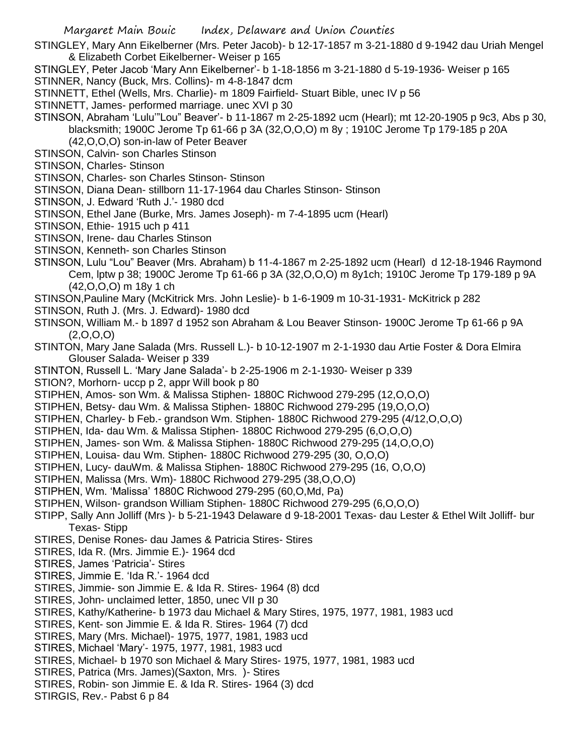STINGLEY, Mary Ann Eikelberner (Mrs. Peter Jacob)- b 12-17-1857 m 3-21-1880 d 9-1942 dau Uriah Mengel & Elizabeth Corbet Eikelberner- Weiser p 165

STINGLEY, Peter Jacob 'Mary Ann Eikelberner'- b 1-18-1856 m 3-21-1880 d 5-19-1936- Weiser p 165

STINNER, Nancy (Buck, Mrs. Collins)- m 4-8-1847 dcm

STINNETT, Ethel (Wells, Mrs. Charlie)- m 1809 Fairfield- Stuart Bible, unec IV p 56

STINNETT, James- performed marriage. unec XVI p 30

STINSON, Abraham 'Lulu'"Lou" Beaver'- b 11-1867 m 2-25-1892 ucm (Hearl); mt 12-20-1905 p 9c3, Abs p 30, blacksmith; 1900C Jerome Tp 61-66 p 3A (32,O,O,O) m 8y ; 1910C Jerome Tp 179-185 p 20A (42,O,O,O) son-in-law of Peter Beaver

STINSON, Calvin- son Charles Stinson

STINSON, Charles- Stinson

STINSON, Charles- son Charles Stinson- Stinson

STINSON, Diana Dean- stillborn 11-17-1964 dau Charles Stinson- Stinson

STINSON, J. Edward 'Ruth J.'- 1980 dcd

STINSON, Ethel Jane (Burke, Mrs. James Joseph)- m 7-4-1895 ucm (Hearl)

STINSON, Ethie- 1915 uch p 411

STINSON, Irene- dau Charles Stinson

STINSON, Kenneth- son Charles Stinson

STINSON, Lulu "Lou" Beaver (Mrs. Abraham) b 11-4-1867 m 2-25-1892 ucm (Hearl) d 12-18-1946 Raymond Cem, lptw p 38; 1900C Jerome Tp 61-66 p 3A (32,O,O,O) m 8y1ch; 1910C Jerome Tp 179-189 p 9A (42,O,O,O) m 18y 1 ch

STINSON,Pauline Mary (McKitrick Mrs. John Leslie)- b 1-6-1909 m 10-31-1931- McKitrick p 282

STINSON, Ruth J. (Mrs. J. Edward)- 1980 dcd

STINSON, William M.- b 1897 d 1952 son Abraham & Lou Beaver Stinson- 1900C Jerome Tp 61-66 p 9A (2,O,O,O)

STINTON, Mary Jane Salada (Mrs. Russell L.)- b 10-12-1907 m 2-1-1930 dau Artie Foster & Dora Elmira Glouser Salada- Weiser p 339

STINTON, Russell L. 'Mary Jane Salada'- b 2-25-1906 m 2-1-1930- Weiser p 339

STION?, Morhorn- uccp p 2, appr Will book p 80

STIPHEN, Amos- son Wm. & Malissa Stiphen- 1880C Richwood 279-295 (12,O,O,O)

STIPHEN, Betsy- dau Wm. & Malissa Stiphen- 1880C Richwood 279-295 (19,O,O,O)

STIPHEN, Charley- b Feb.- grandson Wm. Stiphen- 1880C Richwood 279-295 (4/12,O,O,O)

STIPHEN, Ida- dau Wm. & Malissa Stiphen- 1880C Richwood 279-295 (6,O,O,O)

STIPHEN, James- son Wm. & Malissa Stiphen- 1880C Richwood 279-295 (14,O,O,O)

STIPHEN, Louisa- dau Wm. Stiphen- 1880C Richwood 279-295 (30, O,O,O)

STIPHEN, Lucy- dauWm. & Malissa Stiphen- 1880C Richwood 279-295 (16, O,O,O)

STIPHEN, Malissa (Mrs. Wm)- 1880C Richwood 279-295 (38,O,O,O)

STIPHEN, Wm. 'Malissa' 1880C Richwood 279-295 (60,O,Md, Pa)

STIPHEN, Wilson- grandson William Stiphen- 1880C Richwood 279-295 (6,O,O,O)

STIPP, Sally Ann Jolliff (Mrs )- b 5-21-1943 Delaware d 9-18-2001 Texas- dau Lester & Ethel Wilt Jolliff- bur Texas- Stipp

STIRES, Denise Rones- dau James & Patricia Stires- Stires

STIRES, Ida R. (Mrs. Jimmie E.)- 1964 dcd

STIRES, James 'Patricia'- Stires

STIRES, Jimmie E. 'Ida R.'- 1964 dcd

STIRES, Jimmie- son Jimmie E. & Ida R. Stires- 1964 (8) dcd

STIRES, John- unclaimed letter, 1850, unec VII p 30

STIRES, Kathy/Katherine- b 1973 dau Michael & Mary Stires, 1975, 1977, 1981, 1983 ucd

STIRES, Kent- son Jimmie E. & Ida R. Stires- 1964 (7) dcd

STIRES, Mary (Mrs. Michael)- 1975, 1977, 1981, 1983 ucd

STIRES, Michael 'Mary'- 1975, 1977, 1981, 1983 ucd

STIRES, Michael- b 1970 son Michael & Mary Stires- 1975, 1977, 1981, 1983 ucd

STIRES, Patrica (Mrs. James)(Saxton, Mrs. )- Stires

STIRES, Robin- son Jimmie E. & Ida R. Stires- 1964 (3) dcd

STIRGIS, Rev.- Pabst 6 p 84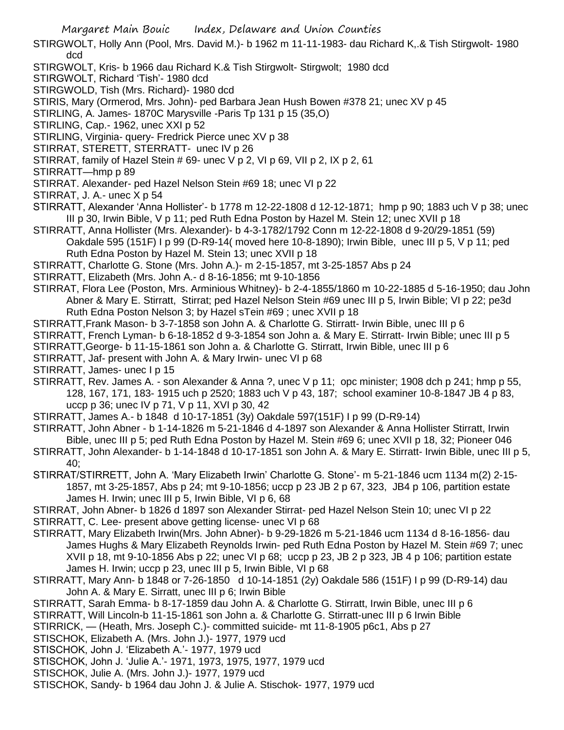STIRGWOLT, Holly Ann (Pool, Mrs. David M.)- b 1962 m 11-11-1983- dau Richard K,.& Tish Stirgwolt- 1980 dcd

STIRGWOLT, Kris- b 1966 dau Richard K.& Tish Stirgwolt- Stirgwolt; 1980 dcd

STIRGWOLT, Richard 'Tish'- 1980 dcd

STIRGWOLD, Tish (Mrs. Richard)- 1980 dcd

STIRIS, Mary (Ormerod, Mrs. John)- ped Barbara Jean Hush Bowen #378 21; unec XV p 45

STIRLING, A. James- 1870C Marysville -Paris Tp 131 p 15 (35,O)

STIRLING, Cap.- 1962, unec XXI p 52

STIRLING, Virginia- query- Fredrick Pierce unec XV p 38

STIRRAT, STERETT, STERRATT- unec IV p 26

STIRRAT, family of Hazel Stein # 69- unec V p 2, VI p 69, VII p 2, IX p 2, 61

STIRRATT—hmp p 89

STIRRAT. Alexander- ped Hazel Nelson Stein #69 18; unec VI p 22

STIRRAT, J. A.- unec X p 54

STIRRATT, Alexander 'Anna Hollister'- b 1778 m 12-22-1808 d 12-12-1871; hmp p 90; 1883 uch V p 38; unec III p 30, Irwin Bible, V p 11; ped Ruth Edna Poston by Hazel M. Stein 12; unec XVII p 18

STIRRATT, Anna Hollister (Mrs. Alexander)- b 4-3-1782/1792 Conn m 12-22-1808 d 9-20/29-1851 (59) Oakdale 595 (151F) I p 99 (D-R9-14( moved here 10-8-1890); Irwin Bible, unec III p 5, V p 11; ped Ruth Edna Poston by Hazel M. Stein 13; unec XVII p 18

STIRRATT, Charlotte G. Stone (Mrs. John A.)- m 2-15-1857, mt 3-25-1857 Abs p 24

STIRRATT, Elizabeth (Mrs. John A.- d 8-16-1856; mt 9-10-1856

STIRRAT, Flora Lee (Poston, Mrs. Arminious Whitney)- b 2-4-1855/1860 m 10-22-1885 d 5-16-1950; dau John Abner & Mary E. Stirratt, Stirrat; ped Hazel Nelson Stein #69 unec III p 5, Irwin Bible; VI p 22; pe3d Ruth Edna Poston Nelson 3; by Hazel sTein #69 ; unec XVII p 18

STIRRATT,Frank Mason- b 3-7-1858 son John A. & Charlotte G. Stirratt- Irwin Bible, unec III p 6

STIRRATT, French Lyman- b 6-18-1852 d 9-3-1854 son John a. & Mary E. Stirratt- Irwin Bible; unec III p 5

STIRRATT,George- b 11-15-1861 son John a. & Charlotte G. Stirratt, Irwin Bible, unec III p 6

STIRRATT, Jaf- present with John A. & Mary Irwin- unec VI p 68

STIRRATT, James- unec I p 15

STIRRATT, Rev. James A. - son Alexander & Anna ?, unec V p 11; opc minister; 1908 dch p 241; hmp p 55, 128, 167, 171, 183- 1915 uch p 2520; 1883 uch V p 43, 187; school examiner 10-8-1847 JB 4 p 83, uccp p 36; unec IV p 71, V p 11, XVI p 30, 42

STIRRATT, James A.- b 1848 d 10-17-1851 (3y) Oakdale 597(151F) I p 99 (D-R9-14)

STIRRATT, John Abner - b 1-14-1826 m 5-21-1846 d 4-1897 son Alexander & Anna Hollister Stirratt, Irwin Bible, unec III p 5; ped Ruth Edna Poston by Hazel M. Stein #69 6; unec XVII p 18, 32; Pioneer 046

STIRRATT, John Alexander- b 1-14-1848 d 10-17-1851 son John A. & Mary E. Stirratt- Irwin Bible, unec III p 5, 40;

STIRRAT/STIRRETT, John A. 'Mary Elizabeth Irwin' Charlotte G. Stone'- m 5-21-1846 ucm 1134 m(2) 2-15-1857, mt 3-25-1857, Abs p 24; mt 9-10-1856; uccp p 23 JB 2 p 67, 323, JB4 p 106, partition estate James H. Irwin; unec III p 5, Irwin Bible, VI p 6, 68

STIRRAT, John Abner- b 1826 d 1897 son Alexander Stirrat- ped Hazel Nelson Stein 10; unec VI p 22

STIRRATT, C. Lee- present above getting license- unec VI p 68

STIRRATT, Mary Elizabeth Irwin(Mrs. John Abner)- b 9-29-1826 m 5-21-1846 ucm 1134 d 8-16-1856- dau James Hughs & Mary Elizabeth Reynolds Irwin- ped Ruth Edna Poston by Hazel M. Stein #69 7; unec XVII p 18, mt 9-10-1856 Abs p 22; unec VI p 68; uccp p 23, JB 2 p 323, JB 4 p 106; partition estate James H. Irwin; uccp p 23, unec III p 5, Irwin Bible, VI p 68

STIRRATT, Mary Ann- b 1848 or 7-26-1850 d 10-14-1851 (2y) Oakdale 586 (151F) I p 99 (D-R9-14) dau John A. & Mary E. Sirratt, unec III p 6; Irwin Bible

STIRRATT, Sarah Emma- b 8-17-1859 dau John A. & Charlotte G. Stirratt, Irwin Bible, unec III p 6

STIRRATT, Will Lincoln-b 11-15-1861 son John a. & Charlotte G. Stirratt-unec III p 6 Irwin Bible

STIRRICK, — (Heath, Mrs. Joseph C.)- committed suicide- mt 11-8-1905 p6c1, Abs p 27

STISCHOK, Elizabeth A. (Mrs. John J.)- 1977, 1979 ucd

STISCHOK, John J. 'Elizabeth A.'- 1977, 1979 ucd

STISCHOK, John J. 'Julie A.'- 1971, 1973, 1975, 1977, 1979 ucd

STISCHOK, Julie A. (Mrs. John J.)- 1977, 1979 ucd

STISCHOK, Sandy- b 1964 dau John J. & Julie A. Stischok- 1977, 1979 ucd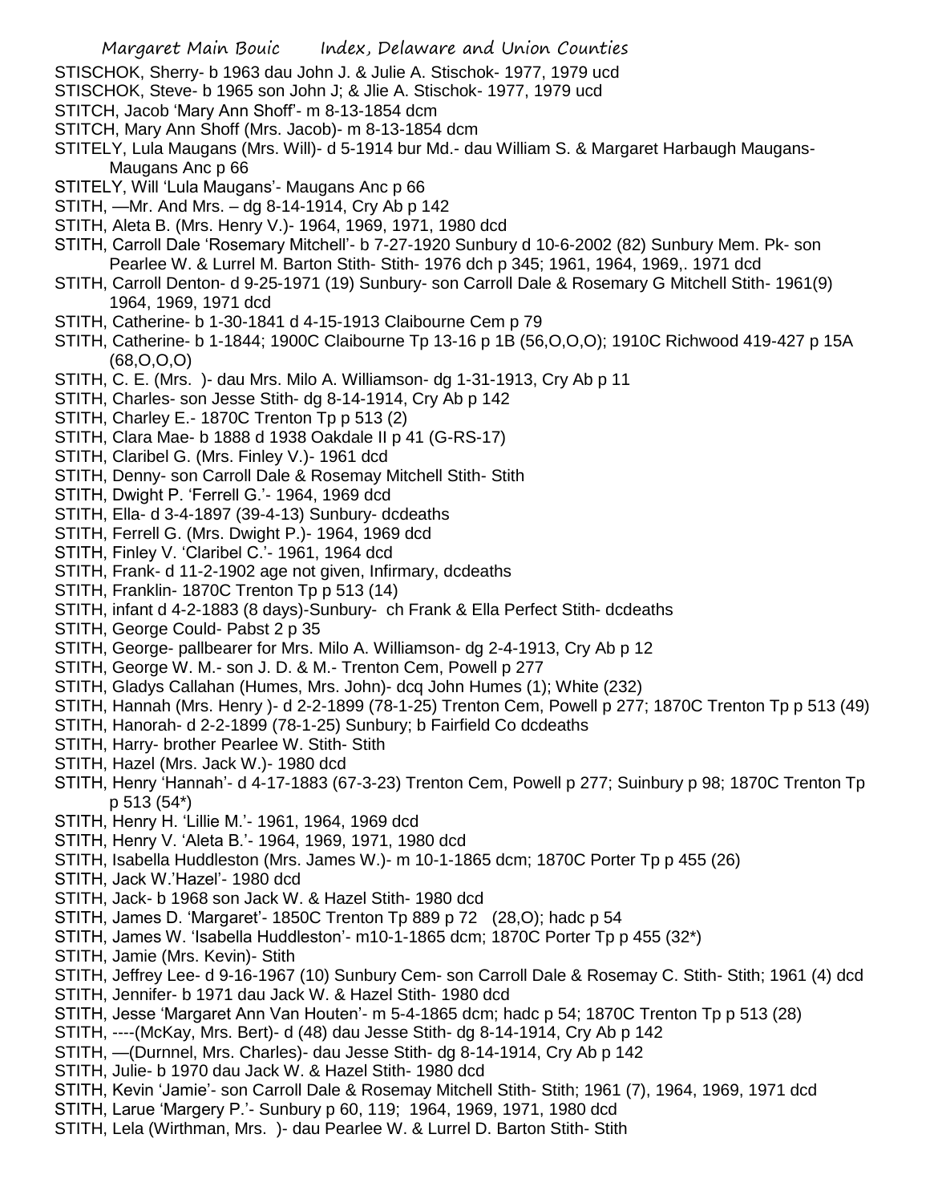STISCHOK, Sherry- b 1963 dau John J. & Julie A. Stischok- 1977, 1979 ucd

STISCHOK, Steve- b 1965 son John J; & Jlie A. Stischok- 1977, 1979 ucd

STITCH, Jacob 'Mary Ann Shoff'- m 8-13-1854 dcm

STITCH, Mary Ann Shoff (Mrs. Jacob)- m 8-13-1854 dcm

STITELY, Lula Maugans (Mrs. Will)- d 5-1914 bur Md.- dau William S. & Margaret Harbaugh Maugans- Maugans Anc p 66

STITELY, Will 'Lula Maugans'- Maugans Anc p 66

STITH, —Mr. And Mrs. – dg 8-14-1914, Cry Ab p 142

STITH, Aleta B. (Mrs. Henry V.)- 1964, 1969, 1971, 1980 dcd

STITH, Carroll Dale 'Rosemary Mitchell'- b 7-27-1920 Sunbury d 10-6-2002 (82) Sunbury Mem. Pk- son Pearlee W. & Lurrel M. Barton Stith- Stith- 1976 dch p 345; 1961, 1964, 1969,. 1971 dcd

STITH, Carroll Denton- d 9-25-1971 (19) Sunbury- son Carroll Dale & Rosemary G Mitchell Stith- 1961(9) 1964, 1969, 1971 dcd

STITH, Catherine- b 1-30-1841 d 4-15-1913 Claibourne Cem p 79

STITH, Catherine- b 1-1844; 1900C Claibourne Tp 13-16 p 1B (56,O,O,O); 1910C Richwood 419-427 p 15A (68,O,O,O)

STITH, C. E. (Mrs. )- dau Mrs. Milo A. Williamson- dg 1-31-1913, Cry Ab p 11

STITH, Charles- son Jesse Stith- dg 8-14-1914, Cry Ab p 142

STITH, Charley E.- 1870C Trenton Tp p 513 (2)

STITH, Clara Mae- b 1888 d 1938 Oakdale II p 41 (G-RS-17)

STITH, Claribel G. (Mrs. Finley V.)- 1961 dcd

STITH, Denny- son Carroll Dale & Rosemay Mitchell Stith- Stith

STITH, Dwight P. 'Ferrell G.'- 1964, 1969 dcd

STITH, Ella- d 3-4-1897 (39-4-13) Sunbury- dcdeaths

STITH, Ferrell G. (Mrs. Dwight P.)- 1964, 1969 dcd

STITH, Finley V. 'Claribel C.'- 1961, 1964 dcd

STITH, Frank- d 11-2-1902 age not given, Infirmary, dcdeaths

STITH, Franklin- 1870C Trenton Tp p 513 (14)

STITH, infant d 4-2-1883 (8 days)-Sunbury- ch Frank & Ella Perfect Stith- dcdeaths

STITH, George Could- Pabst 2 p 35

STITH, George- pallbearer for Mrs. Milo A. Williamson- dg 2-4-1913, Cry Ab p 12

STITH, George W. M.- son J. D. & M.- Trenton Cem, Powell p 277

STITH, Gladys Callahan (Humes, Mrs. John)- dcq John Humes (1); White (232)

STITH, Hannah (Mrs. Henry )- d 2-2-1899 (78-1-25) Trenton Cem, Powell p 277; 1870C Trenton Tp p 513 (49)

STITH, Hanorah- d 2-2-1899 (78-1-25) Sunbury; b Fairfield Co dcdeaths

STITH, Harry- brother Pearlee W. Stith- Stith

STITH, Hazel (Mrs. Jack W.)- 1980 dcd

STITH, Henry 'Hannah'- d 4-17-1883 (67-3-23) Trenton Cem, Powell p 277; Suinbury p 98; 1870C Trenton Tp p 513 (54*)

STITH, Henry H. 'Lillie M.'- 1961, 1964, 1969 dcd

STITH, Henry V. 'Aleta B.'- 1964, 1969, 1971, 1980 dcd

STITH, Isabella Huddleston (Mrs. James W.)- m 10-1-1865 dcm; 1870C Porter Tp p 455 (26)

STITH, Jack W.'Hazel'- 1980 dcd

STITH, Jack- b 1968 son Jack W. & Hazel Stith- 1980 dcd

STITH, James D. 'Margaret'- 1850C Trenton Tp 889 p 72 (28,O); hadc p 54

STITH, James W. 'Isabella Huddleston'- m10-1-1865 dcm; 1870C Porter Tp p 455 (32*)

STITH, Jamie (Mrs. Kevin)- Stith

STITH, Jeffrey Lee- d 9-16-1967 (10) Sunbury Cem- son Carroll Dale & Rosemay C. Stith- Stith; 1961 (4) dcd

STITH, Jennifer- b 1971 dau Jack W. & Hazel Stith- 1980 dcd

STITH, Jesse 'Margaret Ann Van Houten'- m 5-4-1865 dcm; hadc p 54; 1870C Trenton Tp p 513 (28)

STITH, ----(McKay, Mrs. Bert)- d (48) dau Jesse Stith- dg 8-14-1914, Cry Ab p 142

STITH, —(Durnnel, Mrs. Charles)- dau Jesse Stith- dg 8-14-1914, Cry Ab p 142

STITH, Julie- b 1970 dau Jack W. & Hazel Stith- 1980 dcd

STITH, Kevin 'Jamie'- son Carroll Dale & Rosemay Mitchell Stith- Stith; 1961 (7), 1964, 1969, 1971 dcd

STITH, Larue 'Margery P.'- Sunbury p 60, 119; 1964, 1969, 1971, 1980 dcd

STITH, Lela (Wirthman, Mrs. )- dau Pearlee W. & Lurrel D. Barton Stith- Stith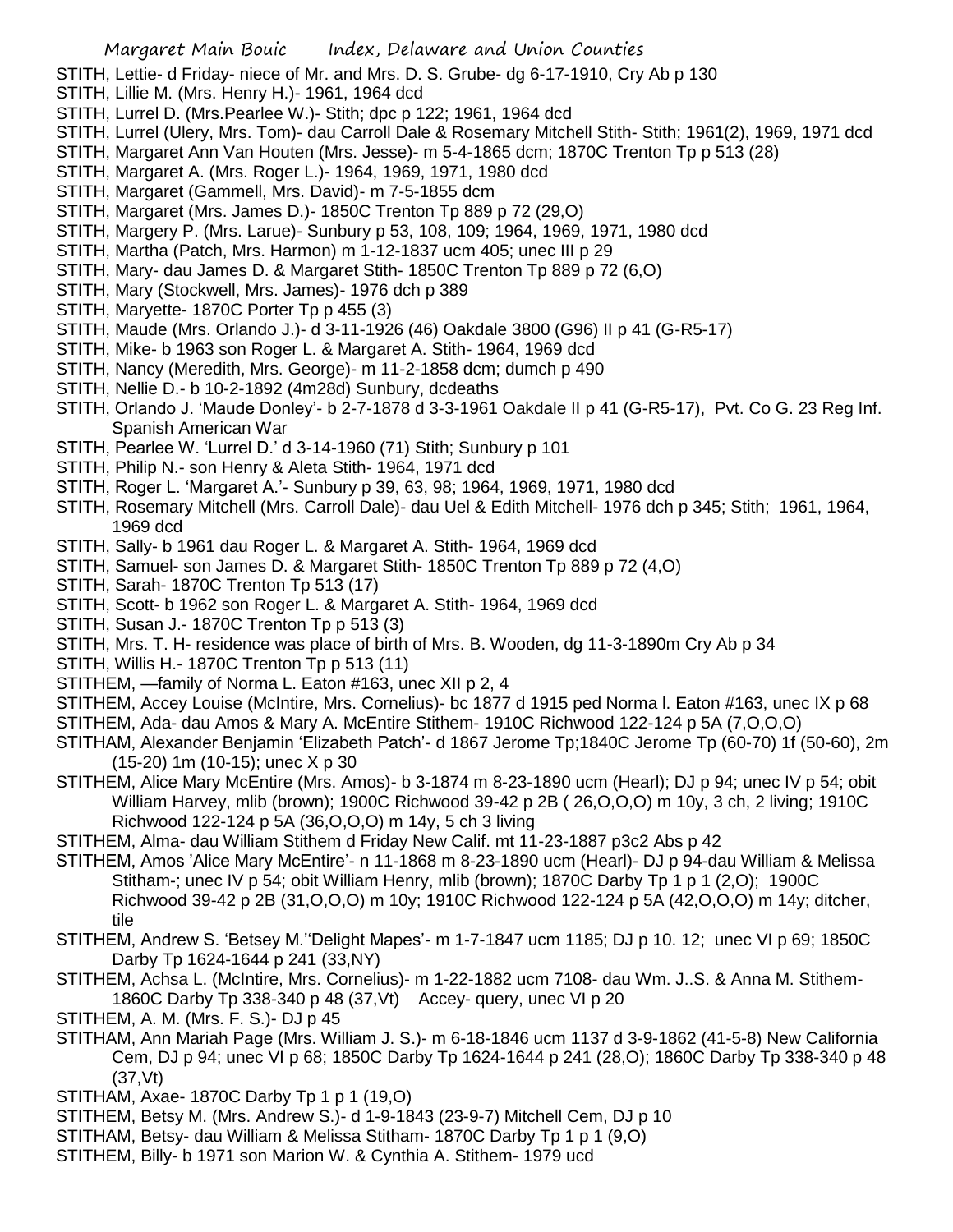STITH, Lettie- d Friday- niece of Mr. and Mrs. D. S. Grube- dg 6-17-1910, Cry Ab p 130

STITH, Lillie M. (Mrs. Henry H.)- 1961, 1964 dcd

STITH, Lurrel D. (Mrs.Pearlee W.)- Stith; dpc p 122; 1961, 1964 dcd

STITH, Lurrel (Ulery, Mrs. Tom)- dau Carroll Dale & Rosemary Mitchell Stith- Stith; 1961(2), 1969, 1971 dcd

STITH, Margaret Ann Van Houten (Mrs. Jesse)- m 5-4-1865 dcm; 1870C Trenton Tp p 513 (28)

STITH, Margaret A. (Mrs. Roger L.)- 1964, 1969, 1971, 1980 dcd

STITH, Margaret (Gammell, Mrs. David)- m 7-5-1855 dcm

STITH, Margaret (Mrs. James D.)- 1850C Trenton Tp 889 p 72 (29,O)

STITH, Margery P. (Mrs. Larue)- Sunbury p 53, 108, 109; 1964, 1969, 1971, 1980 dcd

STITH, Martha (Patch, Mrs. Harmon) m 1-12-1837 ucm 405; unec III p 29

STITH, Mary- dau James D. & Margaret Stith- 1850C Trenton Tp 889 p 72 (6,O)

STITH, Mary (Stockwell, Mrs. James)- 1976 dch p 389

STITH, Maryette- 1870C Porter Tp p 455 (3)

STITH, Maude (Mrs. Orlando J.)- d 3-11-1926 (46) Oakdale 3800 (G96) II p 41 (G-R5-17)

STITH, Mike- b 1963 son Roger L. & Margaret A. Stith- 1964, 1969 dcd

STITH, Nancy (Meredith, Mrs. George)- m 11-2-1858 dcm; dumch p 490

STITH, Nellie D.- b 10-2-1892 (4m28d) Sunbury, dcdeaths

STITH, Orlando J. 'Maude Donley'- b 2-7-1878 d 3-3-1961 Oakdale II p 41 (G-R5-17), Pvt. Co G. 23 Reg Inf. Spanish American War

STITH, Pearlee W. 'Lurrel D.' d 3-14-1960 (71) Stith; Sunbury p 101

STITH, Philip N.- son Henry & Aleta Stith- 1964, 1971 dcd

STITH, Roger L. 'Margaret A.'- Sunbury p 39, 63, 98; 1964, 1969, 1971, 1980 dcd

STITH, Rosemary Mitchell (Mrs. Carroll Dale)- dau Uel & Edith Mitchell- 1976 dch p 345; Stith; 1961, 1964, 1969 dcd

STITH, Sally- b 1961 dau Roger L. & Margaret A. Stith- 1964, 1969 dcd

STITH, Samuel- son James D. & Margaret Stith- 1850C Trenton Tp 889 p 72 (4,O)

STITH, Sarah- 1870C Trenton Tp 513 (17)

STITH, Scott- b 1962 son Roger L. & Margaret A. Stith- 1964, 1969 dcd

STITH, Susan J.- 1870C Trenton Tp p 513 (3)

STITH, Mrs. T. H- residence was place of birth of Mrs. B. Wooden, dg 11-3-1890m Cry Ab p 34

STITH, Willis H.- 1870C Trenton Tp p 513 (11)

STITHEM, —family of Norma L. Eaton #163, unec XII p 2, 4

STITHEM, Accey Louise (McIntire, Mrs. Cornelius)- bc 1877 d 1915 ped Norma l. Eaton #163, unec IX p 68

STITHEM, Ada- dau Amos & Mary A. McEntire Stithem- 1910C Richwood 122-124 p 5A (7,O,O,O)

STITHAM, Alexander Benjamin 'Elizabeth Patch'- d 1867 Jerome Tp;1840C Jerome Tp (60-70) 1f (50-60), 2m (15-20) 1m (10-15); unec X p 30

STITHEM, Alice Mary McEntire (Mrs. Amos)- b 3-1874 m 8-23-1890 ucm (Hearl); DJ p 94; unec IV p 54; obit William Harvey, mlib (brown); 1900C Richwood 39-42 p 2B ( 26,O,O,O) m 10y, 3 ch, 2 living; 1910C Richwood 122-124 p 5A (36,O,O,O) m 14y, 5 ch 3 living

STITHEM, Alma- dau William Stithem d Friday New Calif. mt 11-23-1887 p3c2 Abs p 42

STITHEM, Amos 'Alice Mary McEntire'- n 11-1868 m 8-23-1890 ucm (Hearl)- DJ p 94-dau William & Melissa Stitham-; unec IV p 54; obit William Henry, mlib (brown); 1870C Darby Tp 1 p 1 (2,O); 1900C Richwood 39-42 p 2B (31,O,O,O) m 10y; 1910C Richwood 122-124 p 5A (42,O,O,O) m 14y; ditcher, tile

STITHEM, Andrew S. 'Betsey M.''Delight Mapes'- m 1-7-1847 ucm 1185; DJ p 10. 12; unec VI p 69; 1850C Darby Tp 1624-1644 p 241 (33,NY)

STITHEM, Achsa L. (McIntire, Mrs. Cornelius)- m 1-22-1882 ucm 7108- dau Wm. J..S. & Anna M. Stithem- 1860C Darby Tp 338-340 p 48 (37,Vt) Accey- query, unec VI p 20

STITHEM, A. M. (Mrs. F. S.)- DJ p 45

STITHAM, Ann Mariah Page (Mrs. William J. S.)- m 6-18-1846 ucm 1137 d 3-9-1862 (41-5-8) New California Cem, DJ p 94; unec VI p 68; 1850C Darby Tp 1624-1644 p 241 (28,O); 1860C Darby Tp 338-340 p 48 (37,Vt)

STITHAM, Axae- 1870C Darby Tp 1 p 1 (19,O)

STITHEM, Betsy M. (Mrs. Andrew S.)- d 1-9-1843 (23-9-7) Mitchell Cem, DJ p 10

STITHAM, Betsy- dau William & Melissa Stitham- 1870C Darby Tp 1 p 1 (9,O)

STITHEM, Billy- b 1971 son Marion W. & Cynthia A. Stithem- 1979 ucd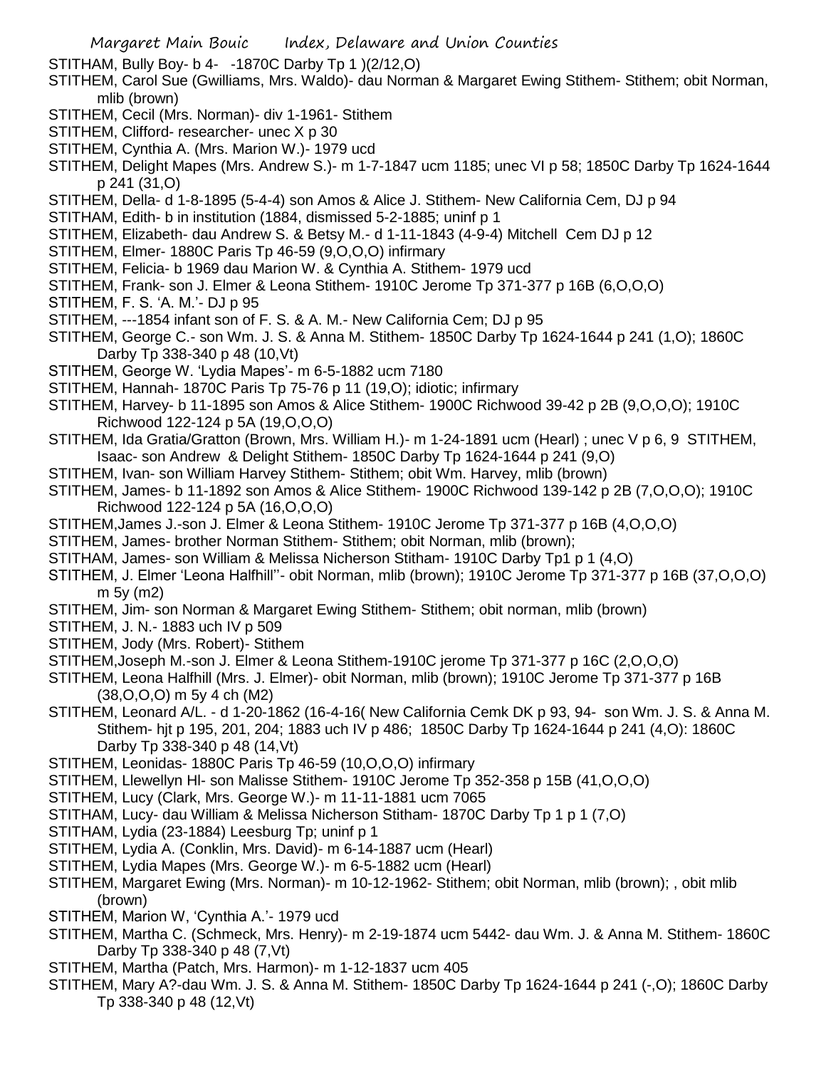STITHAM, Bully Boy- b 4- -1870C Darby Tp 1 )(2/12,O)

STITHEM, Carol Sue (Gwilliams, Mrs. Waldo)- dau Norman & Margaret Ewing Stithem- Stithem; obit Norman, mlib (brown)

STITHEM, Cecil (Mrs. Norman)- div 1-1961- Stithem

STITHEM, Clifford- researcher- unec X p 30

STITHEM, Cynthia A. (Mrs. Marion W.)- 1979 ucd

STITHEM, Delight Mapes (Mrs. Andrew S.)- m 1-7-1847 ucm 1185; unec VI p 58; 1850C Darby Tp 1624-1644 p 241 (31,O)

STITHEM, Della- d 1-8-1895 (5-4-4) son Amos & Alice J. Stithem- New California Cem, DJ p 94

STITHAM, Edith- b in institution (1884, dismissed 5-2-1885; uninf p 1

STITHEM, Elizabeth- dau Andrew S. & Betsy M.- d 1-11-1843 (4-9-4) Mitchell Cem DJ p 12

STITHEM, Elmer- 1880C Paris Tp 46-59 (9,O,O,O) infirmary

STITHEM, Felicia- b 1969 dau Marion W. & Cynthia A. Stithem- 1979 ucd

STITHEM, Frank- son J. Elmer & Leona Stithem- 1910C Jerome Tp 371-377 p 16B (6,O,O,O)

STITHEM, F. S. 'A. M.'- DJ p 95

STITHEM, ---1854 infant son of F. S. & A. M.- New California Cem; DJ p 95

STITHEM, George C.- son Wm. J. S. & Anna M. Stithem- 1850C Darby Tp 1624-1644 p 241 (1,O); 1860C Darby Tp 338-340 p 48 (10,Vt)

STITHEM, George W. 'Lydia Mapes'- m 6-5-1882 ucm 7180

STITHEM, Hannah- 1870C Paris Tp 75-76 p 11 (19,O); idiotic; infirmary

STITHEM, Harvey- b 11-1895 son Amos & Alice Stithem- 1900C Richwood 39-42 p 2B (9,O,O,O); 1910C Richwood 122-124 p 5A (19,O,O,O)

STITHEM, Ida Gratia/Gratton (Brown, Mrs. William H.)- m 1-24-1891 ucm (Hearl) ; unec V p 6, 9 STITHEM, Isaac- son Andrew & Delight Stithem- 1850C Darby Tp 1624-1644 p 241 (9,O)

STITHEM, Ivan- son William Harvey Stithem- Stithem; obit Wm. Harvey, mlib (brown)

STITHEM, James- b 11-1892 son Amos & Alice Stithem- 1900C Richwood 139-142 p 2B (7,O,O,O); 1910C Richwood 122-124 p 5A (16,O,O,O)

STITHEM,James J.-son J. Elmer & Leona Stithem- 1910C Jerome Tp 371-377 p 16B (4,O,O,O)

STITHEM, James- brother Norman Stithem- Stithem; obit Norman, mlib (brown);

STITHAM, James- son William & Melissa Nicherson Stitham- 1910C Darby Tp1 p 1 (4,O)

STITHEM, J. Elmer 'Leona Halfhill''- obit Norman, mlib (brown); 1910C Jerome Tp 371-377 p 16B (37,O,O,O) m 5y (m2)

STITHEM, Jim- son Norman & Margaret Ewing Stithem- Stithem; obit norman, mlib (brown)

STITHEM, J. N.- 1883 uch IV p 509

STITHEM, Jody (Mrs. Robert)- Stithem

STITHEM,Joseph M.-son J. Elmer & Leona Stithem-1910C jerome Tp 371-377 p 16C (2,O,O,O)

STITHEM, Leona Halfhill (Mrs. J. Elmer)- obit Norman, mlib (brown); 1910C Jerome Tp 371-377 p 16B (38,O,O,O) m 5y 4 ch (M2)

STITHEM, Leonard A/L. - d 1-20-1862 (16-4-16( New California Cemk DK p 93, 94- son Wm. J. S. & Anna M. Stithem- hjt p 195, 201, 204; 1883 uch IV p 486; 1850C Darby Tp 1624-1644 p 241 (4,O): 1860C Darby Tp 338-340 p 48 (14,Vt)

STITHEM, Leonidas- 1880C Paris Tp 46-59 (10,O,O,O) infirmary

STITHEM, Llewellyn Hl- son Malisse Stithem- 1910C Jerome Tp 352-358 p 15B (41,O,O,O)

STITHEM, Lucy (Clark, Mrs. George W.)- m 11-11-1881 ucm 7065

STITHAM, Lucy- dau William & Melissa Nicherson Stitham- 1870C Darby Tp 1 p 1 (7,O)

STITHAM, Lydia (23-1884) Leesburg Tp; uninf p 1

STITHEM, Lydia A. (Conklin, Mrs. David)- m 6-14-1887 ucm (Hearl)

STITHEM, Lydia Mapes (Mrs. George W.)- m 6-5-1882 ucm (Hearl)

STITHEM, Margaret Ewing (Mrs. Norman)- m 10-12-1962- Stithem; obit Norman, mlib (brown); , obit mlib (brown)

STITHEM, Marion W, 'Cynthia A.'- 1979 ucd

STITHEM, Martha C. (Schmeck, Mrs. Henry)- m 2-19-1874 ucm 5442- dau Wm. J. & Anna M. Stithem- 1860C Darby Tp 338-340 p 48 (7,Vt)

STITHEM, Martha (Patch, Mrs. Harmon)- m 1-12-1837 ucm 405

STITHEM, Mary A?-dau Wm. J. S. & Anna M. Stithem- 1850C Darby Tp 1624-1644 p 241 (-,O); 1860C Darby Tp 338-340 p 48 (12,Vt)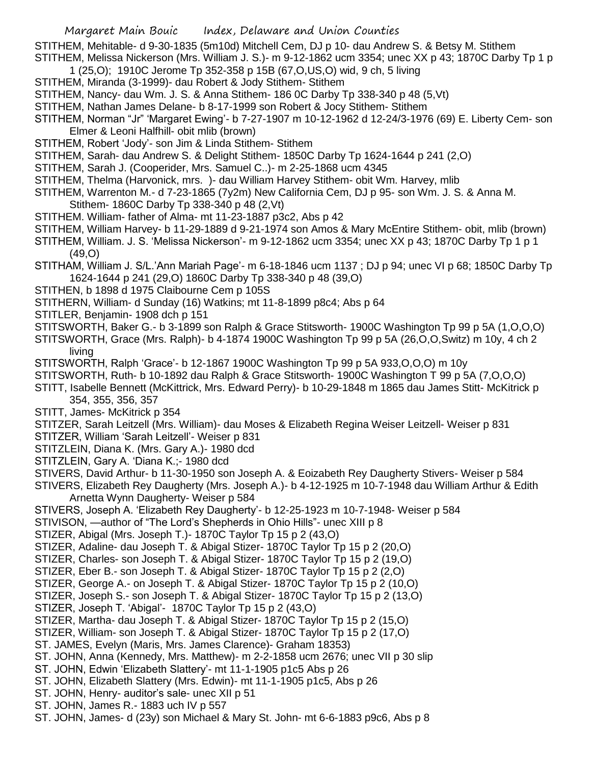STITHEM, Mehitable- d 9-30-1835 (5m10d) Mitchell Cem, DJ p 10- dau Andrew S. & Betsy M. Stithem

STITHEM, Melissa Nickerson (Mrs. William J. S.)- m 9-12-1862 ucm 3354; unec XX p 43; 1870C Darby Tp 1 p 1 (25,O); 1910C Jerome Tp 352-358 p 15B (67,O,US,O) wid, 9 ch, 5 living

STITHEM, Miranda (3-1999)- dau Robert & Jody Stithem- Stithem

STITHEM, Nancy- dau Wm. J. S. & Anna Stithem- 186 0C Darby Tp 338-340 p 48 (5,Vt)

STITHEM, Nathan James Delane- b 8-17-1999 son Robert & Jocy Stithem- Stithem

STITHEM, Norman "Jr" 'Margaret Ewing'- b 7-27-1907 m 10-12-1962 d 12-24/3-1976 (69) E. Liberty Cem- son Elmer & Leoni Halfhill- obit mlib (brown)

STITHEM, Robert 'Jody'- son Jim & Linda Stithem- Stithem

STITHEM, Sarah- dau Andrew S. & Delight Stithem- 1850C Darby Tp 1624-1644 p 241 (2,O)

STITHEM, Sarah J. (Cooperider, Mrs. Samuel C..)- m 2-25-1868 ucm 4345

STITHEM, Thelma (Harvonick, mrs. )- dau William Harvey Stithem- obit Wm. Harvey, mlib

STITHEM, Warrenton M.- d 7-23-1865 (7y2m) New California Cem, DJ p 95- son Wm. J. S. & Anna M. Stithem- 1860C Darby Tp 338-340 p 48 (2,Vt)

STITHEM. William- father of Alma- mt 11-23-1887 p3c2, Abs p 42

STITHEM, William Harvey- b 11-29-1889 d 9-21-1974 son Amos & Mary McEntire Stithem- obit, mlib (brown)

STITHEM, William. J. S. 'Melissa Nickerson'- m 9-12-1862 ucm 3354; unec XX p 43; 1870C Darby Tp 1 p 1 (49,O)

STITHAM, William J. S/L.'Ann Mariah Page'- m 6-18-1846 ucm 1137 ; DJ p 94; unec VI p 68; 1850C Darby Tp 1624-1644 p 241 (29,O) 1860C Darby Tp 338-340 p 48 (39,O)

STITHEN, b 1898 d 1975 Claibourne Cem p 105S

STITHERN, William- d Sunday (16) Watkins; mt 11-8-1899 p8c4; Abs p 64

STITLER, Benjamin- 1908 dch p 151

STITSWORTH, Baker G.- b 3-1899 son Ralph & Grace Stitsworth- 1900C Washington Tp 99 p 5A (1,O,O,O)

STITSWORTH, Grace (Mrs. Ralph)- b 4-1874 1900C Washington Tp 99 p 5A (26,O,O,Switz) m 10y, 4 ch 2 living

STITSWORTH, Ralph 'Grace'- b 12-1867 1900C Washington Tp 99 p 5A 933,O,O,O) m 10y

STITSWORTH, Ruth- b 10-1892 dau Ralph & Grace Stitsworth- 1900C Washington T 99 p 5A (7,O,O,O)

STITT, Isabelle Bennett (McKittrick, Mrs. Edward Perry)- b 10-29-1848 m 1865 dau James Stitt- McKitrick p 354, 355, 356, 357

STITT, James- McKitrick p 354

STITZER, Sarah Leitzell (Mrs. William)- dau Moses & Elizabeth Regina Weiser Leitzell- Weiser p 831

STITZER, William 'Sarah Leitzell'- Weiser p 831

STITZLEIN, Diana K. (Mrs. Gary A.)- 1980 dcd

STITZLEIN, Gary A. 'Diana K.;- 1980 dcd

STIVERS, David Arthur- b 11-30-1950 son Joseph A. & Eoizabeth Rey Daugherty Stivers- Weiser p 584

STIVERS, Elizabeth Rey Daugherty (Mrs. Joseph A.)- b 4-12-1925 m 10-7-1948 dau William Arthur & Edith Arnetta Wynn Daugherty- Weiser p 584

STIVERS, Joseph A. 'Elizabeth Rey Daugherty'- b 12-25-1923 m 10-7-1948- Weiser p 584

STIVISON, —author of "The Lord's Shepherds in Ohio Hills"- unec XIII p 8

STIZER, Abigal (Mrs. Joseph T.)- 1870C Taylor Tp 15 p 2 (43,O)

STIZER, Adaline- dau Joseph T. & Abigal Stizer- 1870C Taylor Tp 15 p 2 (20,O)

STIZER, Charles- son Joseph T. & Abigal Stizer- 1870C Taylor Tp 15 p 2 (19,O)

STIZER, Eber B.- son Joseph T. & Abigal Stizer- 1870C Taylor Tp 15 p 2 (2,O)

STIZER, George A.- on Joseph T. & Abigal Stizer- 1870C Taylor Tp 15 p 2 (10,O)

STIZER, Joseph S.- son Joseph T. & Abigal Stizer- 1870C Taylor Tp 15 p 2 (13,O)

STIZER, Joseph T. 'Abigal'- 1870C Taylor Tp 15 p 2 (43,O)

STIZER, Martha- dau Joseph T. & Abigal Stizer- 1870C Taylor Tp 15 p 2 (15,O)

STIZER, William- son Joseph T. & Abigal Stizer- 1870C Taylor Tp 15 p 2 (17,O)

ST. JAMES, Evelyn (Maris, Mrs. James Clarence)- Graham 18353)

ST. JOHN, Anna (Kennedy, Mrs. Matthew)- m 2-2-1858 ucm 2676; unec VII p 30 slip

ST. JOHN, Edwin 'Elizabeth Slattery'- mt 11-1-1905 p1c5 Abs p 26

ST. JOHN, Elizabeth Slattery (Mrs. Edwin)- mt 11-1-1905 p1c5, Abs p 26

ST. JOHN, Henry- auditor's sale- unec XII p 51

ST. JOHN, James R.- 1883 uch IV p 557

ST. JOHN, James- d (23y) son Michael & Mary St. John- mt 6-6-1883 p9c6, Abs p 8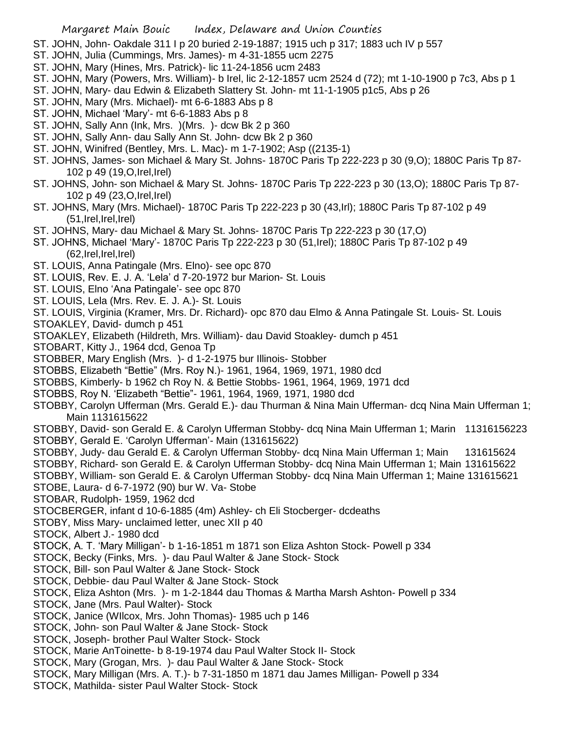ST. JOHN, John- Oakdale 311 I p 20 buried 2-19-1887; 1915 uch p 317; 1883 uch IV p 557

ST. JOHN, Julia (Cummings, Mrs. James)- m 4-31-1855 ucm 2275

ST. JOHN, Mary (Hines, Mrs. Patrick)- lic 11-24-1856 ucm 2483

ST. JOHN, Mary (Powers, Mrs. William)- b Irel, lic 2-12-1857 ucm 2524 d (72); mt 1-10-1900 p 7c3, Abs p 1

ST. JOHN, Mary- dau Edwin & Elizabeth Slattery St. John- mt 11-1-1905 p1c5, Abs p 26

ST. JOHN, Mary (Mrs. Michael)- mt 6-6-1883 Abs p 8

ST. JOHN, Michael 'Mary'- mt 6-6-1883 Abs p 8

ST. JOHN, Sally Ann (Ink, Mrs. )(Mrs. )- dcw Bk 2 p 360

ST. JOHN, Sally Ann- dau Sally Ann St. John- dcw Bk 2 p 360

ST. JOHN, Winifred (Bentley, Mrs. L. Mac)- m 1-7-1902; Asp ((2135-1)

ST. JOHNS, James- son Michael & Mary St. Johns- 1870C Paris Tp 222-223 p 30 (9,O); 1880C Paris Tp 87-102 p 49 (19,O,Irel,Irel)

ST. JOHNS, John- son Michael & Mary St. Johns- 1870C Paris Tp 222-223 p 30 (13,O); 1880C Paris Tp 87-102 p 49 (23,O,Irel,Irel)

ST. JOHNS, Mary (Mrs. Michael)- 1870C Paris Tp 222-223 p 30 (43,Irl); 1880C Paris Tp 87-102 p 49 (51,Irel,Irel,Irel)

ST. JOHNS, Mary- dau Michael & Mary St. Johns- 1870C Paris Tp 222-223 p 30 (17,O)

ST. JOHNS, Michael 'Mary'- 1870C Paris Tp 222-223 p 30 (51,Irel); 1880C Paris Tp 87-102 p 49 (62,Irel,Irel,Irel)

ST. LOUIS, Anna Patingale (Mrs. Elno)- see opc 870

ST. LOUIS, Rev. E. J. A. 'Lela' d 7-20-1972 bur Marion- St. Louis

ST. LOUIS, Elno 'Ana Patingale'- see opc 870

ST. LOUIS, Lela (Mrs. Rev. E. J. A.)- St. Louis

ST. LOUIS, Virginia (Kramer, Mrs. Dr. Richard)- opc 870 dau Elmo & Anna Patingale St. Louis- St. Louis

STOAKLEY, David- dumch p 451

STOAKLEY, Elizabeth (Hildreth, Mrs. William)- dau David Stoakley- dumch p 451

STOBART, Kitty J., 1964 dcd, Genoa Tp

STOBBER, Mary English (Mrs. )- d 1-2-1975 bur Illinois- Stobber

STOBBS, Elizabeth "Bettie" (Mrs. Roy N.)- 1961, 1964, 1969, 1971, 1980 dcd

STOBBS, Kimberly- b 1962 ch Roy N. & Bettie Stobbs- 1961, 1964, 1969, 1971 dcd

STOBBS, Roy N. 'Elizabeth "Bettie"- 1961, 1964, 1969, 1971, 1980 dcd

STOBBY, Carolyn Ufferman (Mrs. Gerald E.)- dau Thurman & Nina Main Ufferman- dcq Nina Main Ufferman 1; Main 1131615622

STOBBY, David- son Gerald E. & Carolyn Ufferman Stobby- dcq Nina Main Ufferman 1; Marin 11316156223

STOBBY, Gerald E. 'Carolyn Ufferman'- Main (131615622)

STOBBY, Judy- dau Gerald E. & Carolyn Ufferman Stobby- dcq Nina Main Ufferman 1; Main 131615624

STOBBY, Richard- son Gerald E. & Carolyn Ufferman Stobby- dcq Nina Main Ufferman 1; Main 131615622

STOBBY, William- son Gerald E. & Carolyn Ufferman Stobby- dcq Nina Main Ufferman 1; Maine 131615621

STOBE, Laura- d 6-7-1972 (90) bur W. Va- Stobe

STOBAR, Rudolph- 1959, 1962 dcd

STOCBERGER, infant d 10-6-1885 (4m) Ashley- ch Eli Stocberger- dcdeaths

STOBY, Miss Mary- unclaimed letter, unec XII p 40

STOCK, Albert J.- 1980 dcd

STOCK, A. T. 'Mary Milligan'- b 1-16-1851 m 1871 son Eliza Ashton Stock- Powell p 334

STOCK, Becky (Finks, Mrs. )- dau Paul Walter & Jane Stock- Stock

STOCK, Bill- son Paul Walter & Jane Stock- Stock

STOCK, Debbie- dau Paul Walter & Jane Stock- Stock

STOCK, Eliza Ashton (Mrs. )- m 1-2-1844 dau Thomas & Martha Marsh Ashton- Powell p 334

STOCK, Jane (Mrs. Paul Walter)- Stock

STOCK, Janice (WIlcox, Mrs. John Thomas)- 1985 uch p 146

STOCK, John- son Paul Walter & Jane Stock- Stock

STOCK, Joseph- brother Paul Walter Stock- Stock

STOCK, Marie AnToinette- b 8-19-1974 dau Paul Walter Stock II- Stock

STOCK, Mary (Grogan, Mrs. )- dau Paul Walter & Jane Stock- Stock

STOCK, Mary Milligan (Mrs. A. T.)- b 7-31-1850 m 1871 dau James Milligan- Powell p 334

STOCK, Mathilda- sister Paul Walter Stock- Stock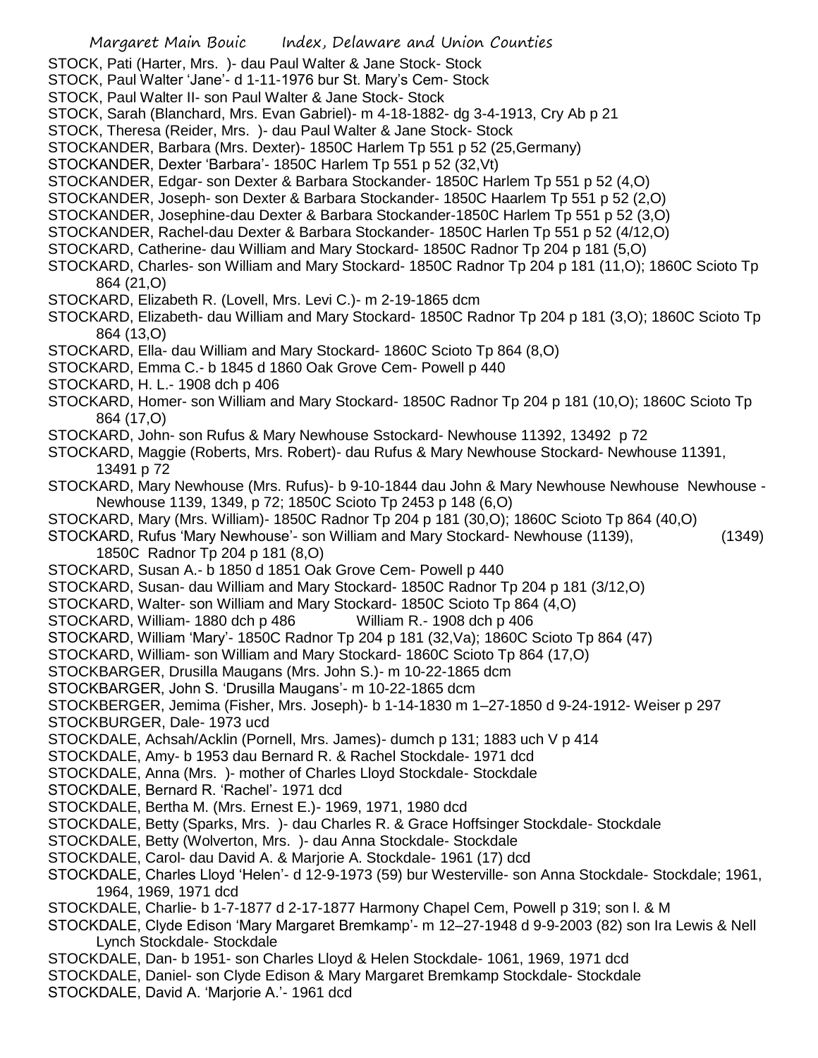STOCK, Pati (Harter, Mrs. )- dau Paul Walter & Jane Stock- Stock
STOCK, Paul Walter 'Jane'- d 1-11-1976 bur St. Mary's Cem- Stock
STOCK, Paul Walter II- son Paul Walter & Jane Stock- Stock
STOCK, Sarah (Blanchard, Mrs. Evan Gabriel)- m 4-18-1882- dg 3-4-1913, Cry Ab p 21
STOCK, Theresa (Reider, Mrs. )- dau Paul Walter & Jane Stock- Stock
STOCKANDER, Barbara (Mrs. Dexter)- 1850C Harlem Tp 551 p 52 (25,Germany)
STOCKANDER, Dexter 'Barbara'- 1850C Harlem Tp 551 p 52 (32,Vt)
STOCKANDER, Edgar- son Dexter & Barbara Stockander- 1850C Harlem Tp 551 p 52 (4,O)
STOCKANDER, Joseph- son Dexter & Barbara Stockander- 1850C Haarlem Tp 551 p 52 (2,O)
STOCKANDER, Josephine-dau Dexter & Barbara Stockander-1850C Harlem Tp 551 p 52 (3,O)
STOCKANDER, Rachel-dau Dexter & Barbara Stockander- 1850C Harlen Tp 551 p 52 (4/12,O)
STOCKARD, Catherine- dau William and Mary Stockard- 1850C Radnor Tp 204 p 181 (5,O)
STOCKARD, Charles- son William and Mary Stockard- 1850C Radnor Tp 204 p 181 (11,O); 1860C Scioto Tp 864 (21,O)
STOCKARD, Elizabeth R. (Lovell, Mrs. Levi C.)- m 2-19-1865 dcm
STOCKARD, Elizabeth- dau William and Mary Stockard- 1850C Radnor Tp 204 p 181 (3,O); 1860C Scioto Tp 864 (13,O)
STOCKARD, Ella- dau William and Mary Stockard- 1860C Scioto Tp 864 (8,O)
STOCKARD, Emma C.- b 1845 d 1860 Oak Grove Cem- Powell p 440
STOCKARD, H. L.- 1908 dch p 406
STOCKARD, Homer- son William and Mary Stockard- 1850C Radnor Tp 204 p 181 (10,O); 1860C Scioto Tp 864 (17,O)
STOCKARD, John- son Rufus & Mary Newhouse Sstockard- Newhouse 11392, 13492 p 72
STOCKARD, Maggie (Roberts, Mrs. Robert)- dau Rufus & Mary Newhouse Stockard- Newhouse 11391, 13491 p 72
STOCKARD, Mary Newhouse (Mrs. Rufus)- b 9-10-1844 dau John & Mary Newhouse Newhouse Newhouse - Newhouse 1139, 1349, p 72; 1850C Scioto Tp 2453 p 148 (6,O)
STOCKARD, Mary (Mrs. William)- 1850C Radnor Tp 204 p 181 (30,O); 1860C Scioto Tp 864 (40,O)
STOCKARD, Rufus 'Mary Newhouse'- son William and Mary Stockard- Newhouse (1139), (1349) 1850C Radnor Tp 204 p 181 (8,O)
STOCKARD, Susan A.- b 1850 d 1851 Oak Grove Cem- Powell p 440
STOCKARD, Susan- dau William and Mary Stockard- 1850C Radnor Tp 204 p 181 (3/12,O)
STOCKARD, Walter- son William and Mary Stockard- 1850C Scioto Tp 864 (4,O)
STOCKARD, William- 1880 dch p 486 William R.- 1908 dch p 406
STOCKARD, William 'Mary'- 1850C Radnor Tp 204 p 181 (32,Va); 1860C Scioto Tp 864 (47)
STOCKARD, William- son William and Mary Stockard- 1860C Scioto Tp 864 (17,O)
STOCKBARGER, Drusilla Maugans (Mrs. John S.)- m 10-22-1865 dcm
STOCKBARGER, John S. 'Drusilla Maugans'- m 10-22-1865 dcm
STOCKBERGER, Jemima (Fisher, Mrs. Joseph)- b 1-14-1830 m 1–27-1850 d 9-24-1912- Weiser p 297
STOCKBURGER, Dale- 1973 ucd
STOCKDALE, Achsah/Acklin (Pornell, Mrs. James)- dumch p 131; 1883 uch V p 414
STOCKDALE, Amy- b 1953 dau Bernard R. & Rachel Stockdale- 1971 dcd
STOCKDALE, Anna (Mrs. )- mother of Charles Lloyd Stockdale- Stockdale
STOCKDALE, Bernard R. 'Rachel'- 1971 dcd
STOCKDALE, Bertha M. (Mrs. Ernest E.)- 1969, 1971, 1980 dcd
STOCKDALE, Betty (Sparks, Mrs. )- dau Charles R. & Grace Hoffsinger Stockdale- Stockdale
STOCKDALE, Betty (Wolverton, Mrs. )- dau Anna Stockdale- Stockdale
STOCKDALE, Carol- dau David A. & Marjorie A. Stockdale- 1961 (17) dcd
STOCKDALE, Charles Lloyd 'Helen'- d 12-9-1973 (59) bur Westerville- son Anna Stockdale- Stockdale; 1961, 1964, 1969, 1971 dcd
STOCKDALE, Charlie- b 1-7-1877 d 2-17-1877 Harmony Chapel Cem, Powell p 319; son l. & M
STOCKDALE, Clyde Edison 'Mary Margaret Bremkamp'- m 12–27-1948 d 9-9-2003 (82) son Ira Lewis & Nell Lynch Stockdale- Stockdale
STOCKDALE, Dan- b 1951- son Charles Lloyd & Helen Stockdale- 1061, 1969, 1971 dcd
STOCKDALE, Daniel- son Clyde Edison & Mary Margaret Bremkamp Stockdale- Stockdale
STOCKDALE, David A. 'Marjorie A.'- 1961 dcd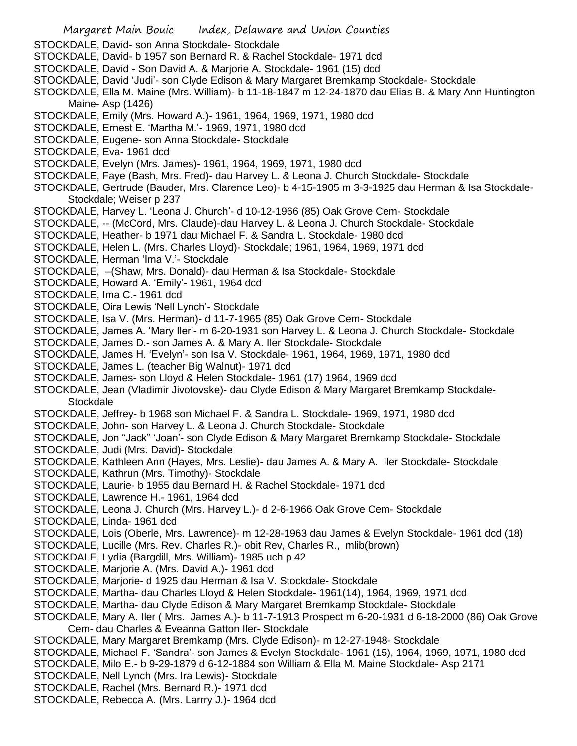STOCKDALE, David- son Anna Stockdale- Stockdale
STOCKDALE, David- b 1957 son Bernard R. & Rachel Stockdale- 1971 dcd
STOCKDALE, David - Son David A. & Marjorie A. Stockdale- 1961 (15) dcd
STOCKDALE, David 'Judi'- son Clyde Edison & Mary Margaret Bremkamp Stockdale- Stockdale
STOCKDALE, Ella M. Maine (Mrs. William)- b 11-18-1847 m 12-24-1870 dau Elias B. & Mary Ann Huntington Maine- Asp (1426)
STOCKDALE, Emily (Mrs. Howard A.)- 1961, 1964, 1969, 1971, 1980 dcd
STOCKDALE, Ernest E. 'Martha M.'- 1969, 1971, 1980 dcd
STOCKDALE, Eugene- son Anna Stockdale- Stockdale
STOCKDALE, Eva- 1961 dcd
STOCKDALE, Evelyn (Mrs. James)- 1961, 1964, 1969, 1971, 1980 dcd
STOCKDALE, Faye (Bash, Mrs. Fred)- dau Harvey L. & Leona J. Church Stockdale- Stockdale
STOCKDALE, Gertrude (Bauder, Mrs. Clarence Leo)- b 4-15-1905 m 3-3-1925 dau Herman & Isa Stockdale- Stockdale; Weiser p 237
STOCKDALE, Harvey L. 'Leona J. Church'- d 10-12-1966 (85) Oak Grove Cem- Stockdale
STOCKDALE, -- (McCord, Mrs. Claude)-dau Harvey L. & Leona J. Church Stockdale- Stockdale
STOCKDALE, Heather- b 1971 dau Michael F. & Sandra L. Stockdale- 1980 dcd
STOCKDALE, Helen L. (Mrs. Charles Lloyd)- Stockdale; 1961, 1964, 1969, 1971 dcd
STOCKDALE, Herman 'Ima V.'- Stockdale
STOCKDALE, –(Shaw, Mrs. Donald)- dau Herman & Isa Stockdale- Stockdale
STOCKDALE, Howard A. 'Emily'- 1961, 1964 dcd
STOCKDALE, Ima C.- 1961 dcd
STOCKDALE, Oira Lewis 'Nell Lynch'- Stockdale
STOCKDALE, Isa V. (Mrs. Herman)- d 11-7-1965 (85) Oak Grove Cem- Stockdale
STOCKDALE, James A. 'Mary Iler'- m 6-20-1931 son Harvey L. & Leona J. Church Stockdale- Stockdale
STOCKDALE, James D.- son James A. & Mary A. Iler Stockdale- Stockdale
STOCKDALE, James H. 'Evelyn'- son Isa V. Stockdale- 1961, 1964, 1969, 1971, 1980 dcd
STOCKDALE, James L. (teacher Big Walnut)- 1971 dcd
STOCKDALE, James- son Lloyd & Helen Stockdale- 1961 (17) 1964, 1969 dcd
STOCKDALE, Jean (Vladimir Jivotovske)- dau Clyde Edison & Mary Margaret Bremkamp Stockdale- Stockdale
STOCKDALE, Jeffrey- b 1968 son Michael F. & Sandra L. Stockdale- 1969, 1971, 1980 dcd
STOCKDALE, John- son Harvey L. & Leona J. Church Stockdale- Stockdale
STOCKDALE, Jon "Jack" 'Joan'- son Clyde Edison & Mary Margaret Bremkamp Stockdale- Stockdale
STOCKDALE, Judi (Mrs. David)- Stockdale
STOCKDALE, Kathleen Ann (Hayes, Mrs. Leslie)- dau James A. & Mary A. Iler Stockdale- Stockdale
STOCKDALE, Kathrun (Mrs. Timothy)- Stockdale
STOCKDALE, Laurie- b 1955 dau Bernard H. & Rachel Stockdale- 1971 dcd
STOCKDALE, Lawrence H.- 1961, 1964 dcd
STOCKDALE, Leona J. Church (Mrs. Harvey L.)- d 2-6-1966 Oak Grove Cem- Stockdale
STOCKDALE, Linda- 1961 dcd
STOCKDALE, Lois (Oberle, Mrs. Lawrence)- m 12-28-1963 dau James & Evelyn Stockdale- 1961 dcd (18)
STOCKDALE, Lucille (Mrs. Rev. Charles R.)- obit Rev, Charles R., mlib(brown)
STOCKDALE, Lydia (Bargdill, Mrs. William)- 1985 uch p 42
STOCKDALE, Marjorie A. (Mrs. David A.)- 1961 dcd
STOCKDALE, Marjorie- d 1925 dau Herman & Isa V. Stockdale- Stockdale
STOCKDALE, Martha- dau Charles Lloyd & Helen Stockdale- 1961(14), 1964, 1969, 1971 dcd
STOCKDALE, Martha- dau Clyde Edison & Mary Margaret Bremkamp Stockdale- Stockdale
STOCKDALE, Mary A. Iler ( Mrs. James A.)- b 11-7-1913 Prospect m 6-20-1931 d 6-18-2000 (86) Oak Grove Cem- dau Charles & Eveanna Gatton Iler- Stockdale
STOCKDALE, Mary Margaret Bremkamp (Mrs. Clyde Edison)- m 12-27-1948- Stockdale
STOCKDALE, Michael F. 'Sandra'- son James & Evelyn Stockdale- 1961 (15), 1964, 1969, 1971, 1980 dcd
STOCKDALE, Milo E.- b 9-29-1879 d 6-12-1884 son William & Ella M. Maine Stockdale- Asp 2171
STOCKDALE, Nell Lynch (Mrs. Ira Lewis)- Stockdale
STOCKDALE, Rachel (Mrs. Bernard R.)- 1971 dcd
STOCKDALE, Rebecca A. (Mrs. Larrry J.)- 1964 dcd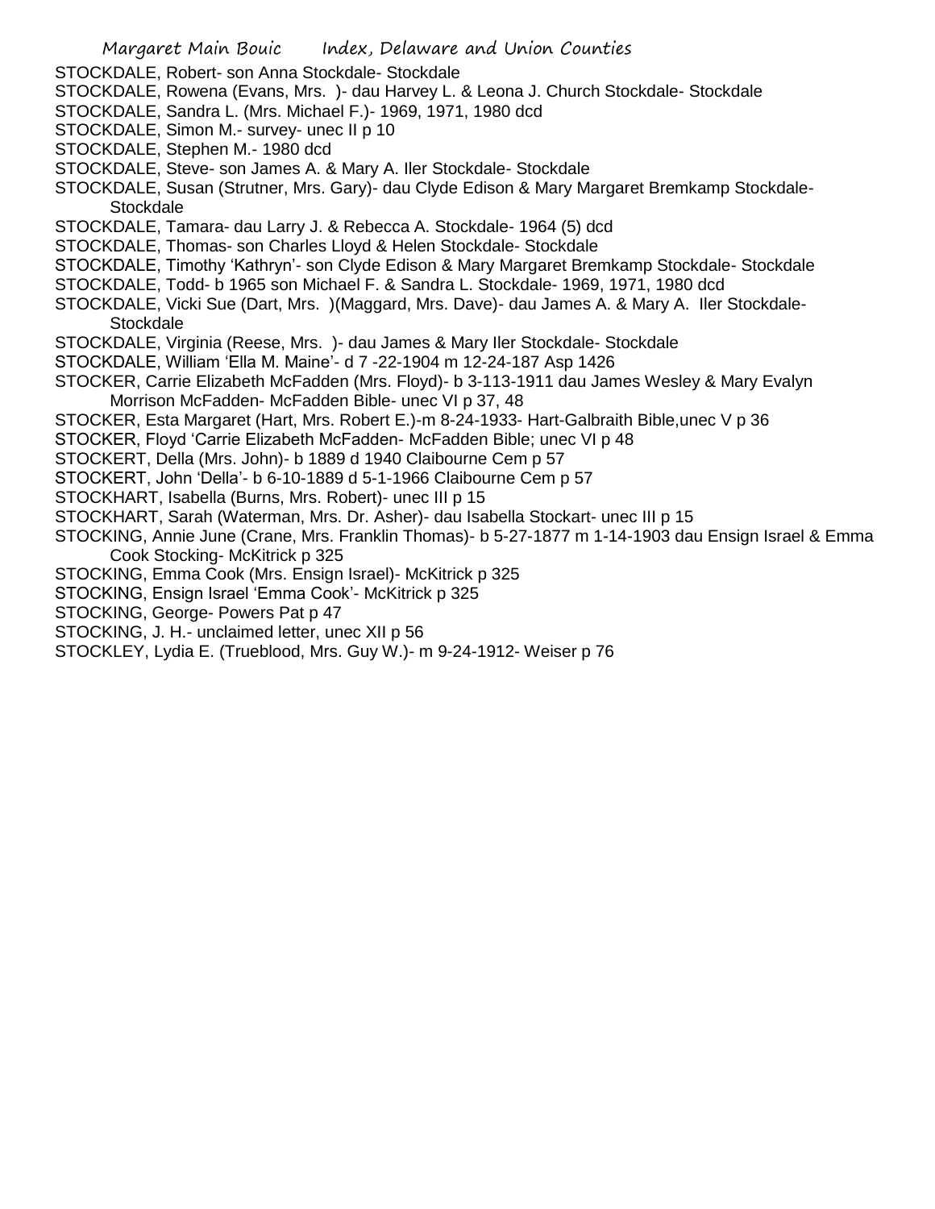STOCKDALE, Robert- son Anna Stockdale- Stockdale

STOCKDALE, Rowena (Evans, Mrs. )- dau Harvey L. & Leona J. Church Stockdale- Stockdale

STOCKDALE, Sandra L. (Mrs. Michael F.)- 1969, 1971, 1980 dcd

STOCKDALE, Simon M.- survey- unec II p 10

STOCKDALE, Stephen M.- 1980 dcd

STOCKDALE, Steve- son James A. & Mary A. Iler Stockdale- Stockdale

STOCKDALE, Susan (Strutner, Mrs. Gary)- dau Clyde Edison & Mary Margaret Bremkamp Stockdale- Stockdale

STOCKDALE, Tamara- dau Larry J. & Rebecca A. Stockdale- 1964 (5) dcd

STOCKDALE, Thomas- son Charles Lloyd & Helen Stockdale- Stockdale

STOCKDALE, Timothy 'Kathryn'- son Clyde Edison & Mary Margaret Bremkamp Stockdale- Stockdale

STOCKDALE, Todd- b 1965 son Michael F. & Sandra L. Stockdale- 1969, 1971, 1980 dcd

STOCKDALE, Vicki Sue (Dart, Mrs. )(Maggard, Mrs. Dave)- dau James A. & Mary A. Iler Stockdale- Stockdale

STOCKDALE, Virginia (Reese, Mrs. )- dau James & Mary Iler Stockdale- Stockdale

STOCKDALE, William 'Ella M. Maine'- d 7 -22-1904 m 12-24-187 Asp 1426

STOCKER, Carrie Elizabeth McFadden (Mrs. Floyd)- b 3-113-1911 dau James Wesley & Mary Evalyn Morrison McFadden- McFadden Bible- unec VI p 37, 48

STOCKER, Esta Margaret (Hart, Mrs. Robert E.)-m 8-24-1933- Hart-Galbraith Bible,unec V p 36

STOCKER, Floyd 'Carrie Elizabeth McFadden- McFadden Bible; unec VI p 48

STOCKERT, Della (Mrs. John)- b 1889 d 1940 Claibourne Cem p 57

STOCKERT, John 'Della'- b 6-10-1889 d 5-1-1966 Claibourne Cem p 57

STOCKHART, Isabella (Burns, Mrs. Robert)- unec III p 15

STOCKHART, Sarah (Waterman, Mrs. Dr. Asher)- dau Isabella Stockart- unec III p 15

STOCKING, Annie June (Crane, Mrs. Franklin Thomas)- b 5-27-1877 m 1-14-1903 dau Ensign Israel & Emma Cook Stocking- McKitrick p 325

STOCKING, Emma Cook (Mrs. Ensign Israel)- McKitrick p 325

STOCKING, Ensign Israel 'Emma Cook'- McKitrick p 325

STOCKING, George- Powers Pat p 47

STOCKING, J. H.- unclaimed letter, unec XII p 56

STOCKLEY, Lydia E. (Trueblood, Mrs. Guy W.)- m 9-24-1912- Weiser p 76